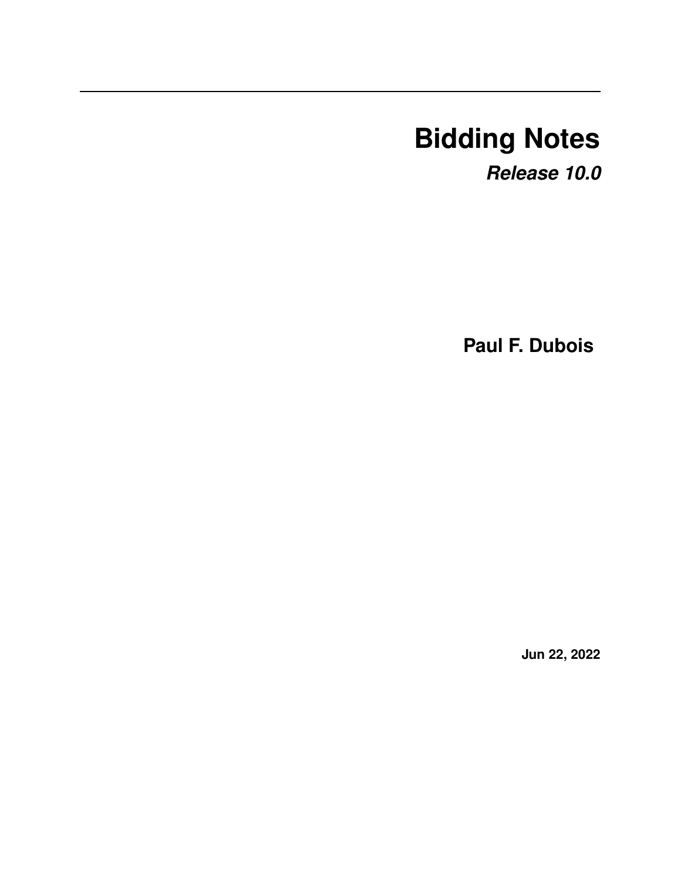# Bidding Notes

***Release 10.0***

**Paul F. Dubois**

**Jun 22, 2022**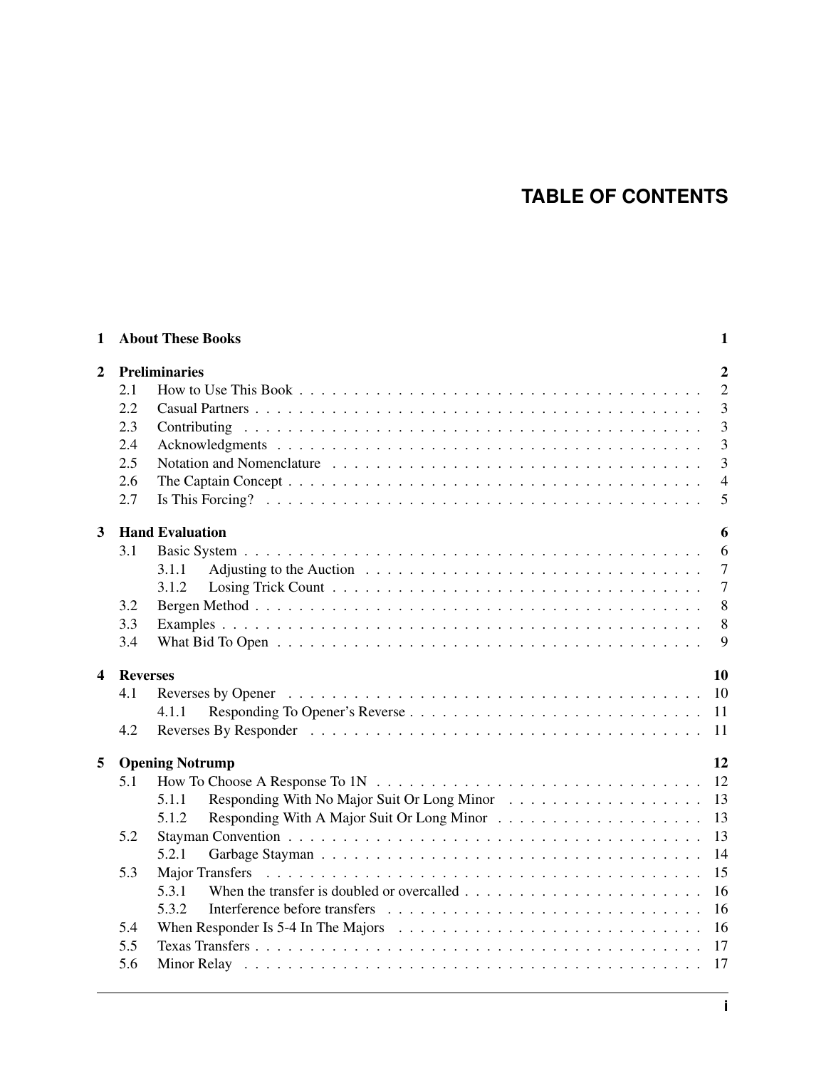# TABLE OF CONTENTS

**1 About These Books** **1**

**2 Preliminaries** **2**
- 2.1 How to Use This Book . . . . . . . . . . 2
- 2.2 Casual Partners . . . . . . . . . . 3
- 2.3 Contributing . . . . . . . . . . 3
- 2.4 Acknowledgments . . . . . . . . . . 3
- 2.5 Notation and Nomenclature . . . . . . . . . . 3
- 2.6 The Captain Concept . . . . . . . . . . 4
- 2.7 Is This Forcing? . . . . . . . . . . 5

**3 Hand Evaluation** **6**
- 3.1 Basic System . . . . . . . . . . 6
  - 3.1.1 Adjusting to the Auction . . . . . . . . . . 7
  - 3.1.2 Losing Trick Count . . . . . . . . . . 7
- 3.2 Bergen Method . . . . . . . . . . 8
- 3.3 Examples . . . . . . . . . . 8
- 3.4 What Bid To Open . . . . . . . . . . 9

**4 Reverses** **10**
- 4.1 Reverses by Opener . . . . . . . . . . 10
  - 4.1.1 Responding To Opener's Reverse . . . . . . . . . . 11
- 4.2 Reverses By Responder . . . . . . . . . . 11

**5 Opening Notrump** **12**
- 5.1 How To Choose A Response To 1N . . . . . . . . . . 12
  - 5.1.1 Responding With No Major Suit Or Long Minor . . . . . . . . . . 13
  - 5.1.2 Responding With A Major Suit Or Long Minor . . . . . . . . . . 13
- 5.2 Stayman Convention . . . . . . . . . . 13
  - 5.2.1 Garbage Stayman . . . . . . . . . . 14
- 5.3 Major Transfers . . . . . . . . . . 15
  - 5.3.1 When the transfer is doubled or overcalled . . . . . . . . . . 16
  - 5.3.2 Interference before transfers . . . . . . . . . . 16
- 5.4 When Responder Is 5-4 In The Majors . . . . . . . . . . 16
- 5.5 Texas Transfers . . . . . . . . . . 17
- 5.6 Minor Relay . . . . . . . . . . 17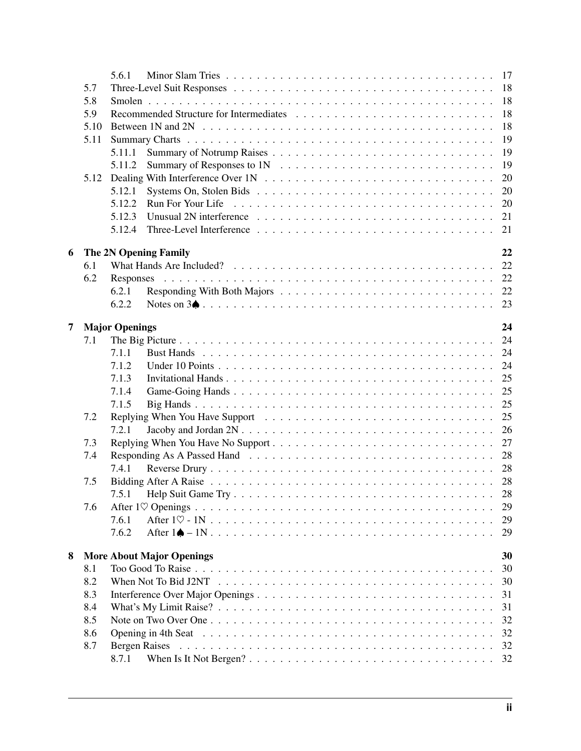- 5.6.1 Minor Slam Tries . . . 17
- 5.7 Three-Level Suit Responses . . . 18
- 5.8 Smolen . . . 18
- 5.9 Recommended Structure for Intermediates . . . 18
- 5.10 Between 1N and 2N . . . 18
- 5.11 Summary Charts . . . 19
  - 5.11.1 Summary of Notrump Raises . . . 19
  - 5.11.2 Summary of Responses to 1N . . . 19
- 5.12 Dealing With Interference Over 1N . . . 20
  - 5.12.1 Systems On, Stolen Bids . . . 20
  - 5.12.2 Run For Your Life . . . 20
  - 5.12.3 Unusual 2N interference . . . 21
  - 5.12.4 Three-Level Interference . . . 21

**6 The 2N Opening Family** **22**

- 6.1 What Hands Are Included? . . . 22
- 6.2 Responses . . . 22
  - 6.2.1 Responding With Both Majors . . . 22
  - 6.2.2 Notes on 3♠ . . . 23

**7 Major Openings** **24**

- 7.1 The Big Picture . . . 24
  - 7.1.1 Bust Hands . . . 24
  - 7.1.2 Under 10 Points . . . 24
  - 7.1.3 Invitational Hands . . . 25
  - 7.1.4 Game-Going Hands . . . 25
  - 7.1.5 Big Hands . . . 25
- 7.2 Replying When You Have Support . . . 25
  - 7.2.1 Jacoby and Jordan 2N . . . 26
- 7.3 Replying When You Have No Support . . . 27
- 7.4 Responding As A Passed Hand . . . 28
  - 7.4.1 Reverse Drury . . . 28
- 7.5 Bidding After A Raise . . . 28
  - 7.5.1 Help Suit Game Try . . . 28
- 7.6 After 1♡ Openings . . . 29
  - 7.6.1 After 1♡ - 1N . . . 29
  - 7.6.2 After 1♠ – 1N . . . 29

**8 More About Major Openings** **30**

- 8.1 Too Good To Raise . . . 30
- 8.2 When Not To Bid J2NT . . . 30
- 8.3 Interference Over Major Openings . . . 31
- 8.4 What's My Limit Raise? . . . 31
- 8.5 Note on Two Over One . . . 32
- 8.6 Opening in 4th Seat . . . 32
- 8.7 Bergen Raises . . . 32
  - 8.7.1 When Is It Not Bergen? . . . 32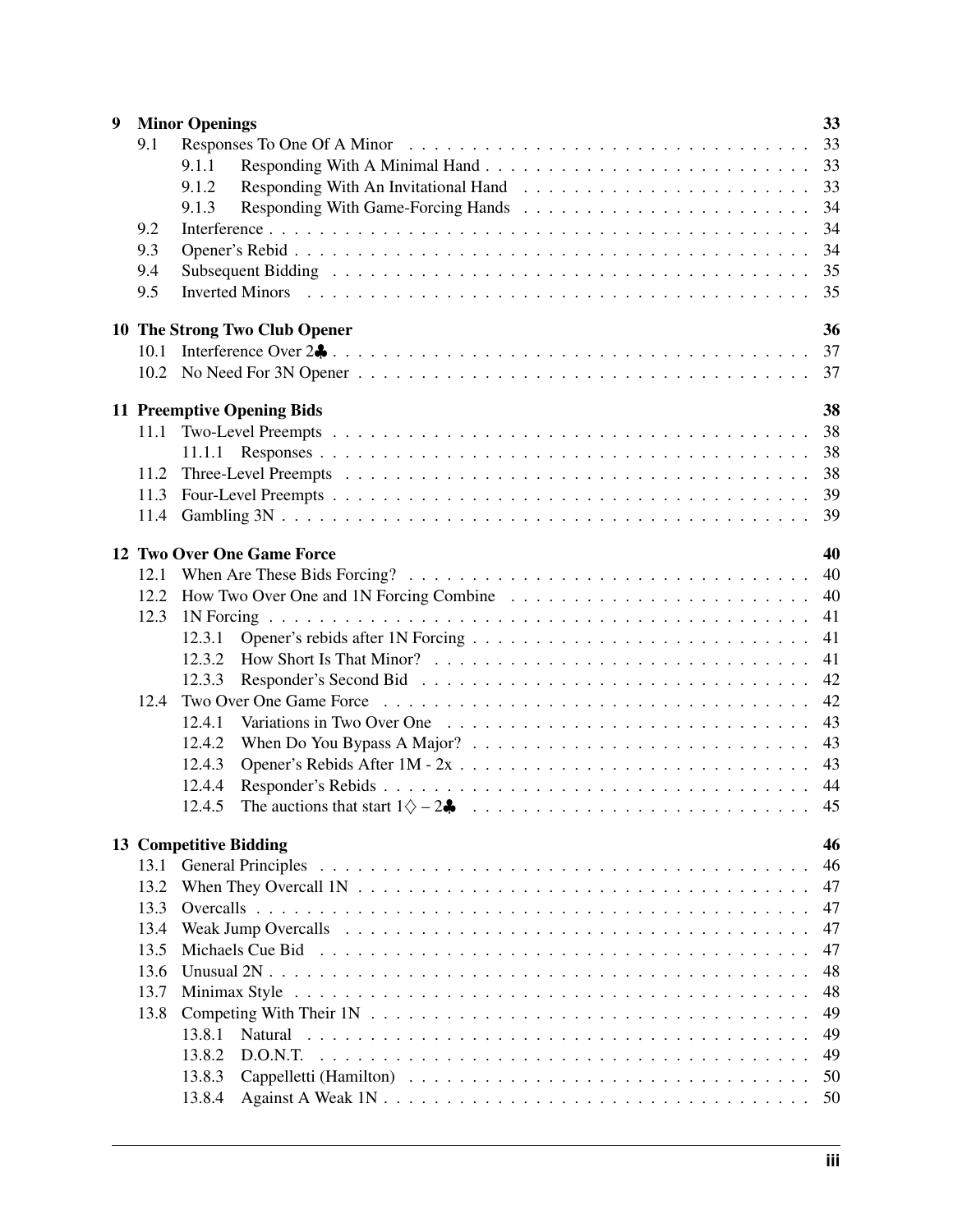- **9 Minor Openings** — 33
  - 9.1 Responses To One Of A Minor — 33
    - 9.1.1 Responding With A Minimal Hand — 33
    - 9.1.2 Responding With An Invitational Hand — 33
    - 9.1.3 Responding With Game-Forcing Hands — 34
  - 9.2 Interference — 34
  - 9.3 Opener's Rebid — 34
  - 9.4 Subsequent Bidding — 35
  - 9.5 Inverted Minors — 35
- **10 The Strong Two Club Opener** — 36
  - 10.1 Interference Over 2♣ — 37
  - 10.2 No Need For 3N Opener — 37
- **11 Preemptive Opening Bids** — 38
  - 11.1 Two-Level Preempts — 38
    - 11.1.1 Responses — 38
  - 11.2 Three-Level Preempts — 38
  - 11.3 Four-Level Preempts — 39
  - 11.4 Gambling 3N — 39
- **12 Two Over One Game Force** — 40
  - 12.1 When Are These Bids Forcing? — 40
  - 12.2 How Two Over One and 1N Forcing Combine — 40
  - 12.3 1N Forcing — 41
    - 12.3.1 Opener's rebids after 1N Forcing — 41
    - 12.3.2 How Short Is That Minor? — 41
    - 12.3.3 Responder's Second Bid — 42
  - 12.4 Two Over One Game Force — 42
    - 12.4.1 Variations in Two Over One — 43
    - 12.4.2 When Do You Bypass A Major? — 43
    - 12.4.3 Opener's Rebids After 1M - 2x — 43
    - 12.4.4 Responder's Rebids — 44
    - 12.4.5 The auctions that start 1♢ – 2♣ — 45
- **13 Competitive Bidding** — 46
  - 13.1 General Principles — 46
  - 13.2 When They Overcall 1N — 47
  - 13.3 Overcalls — 47
  - 13.4 Weak Jump Overcalls — 47
  - 13.5 Michaels Cue Bid — 47
  - 13.6 Unusual 2N — 48
  - 13.7 Minimax Style — 48
  - 13.8 Competing With Their 1N — 49
    - 13.8.1 Natural — 49
    - 13.8.2 D.O.N.T. — 49
    - 13.8.3 Cappelletti (Hamilton) — 50
    - 13.8.4 Against A Weak 1N — 50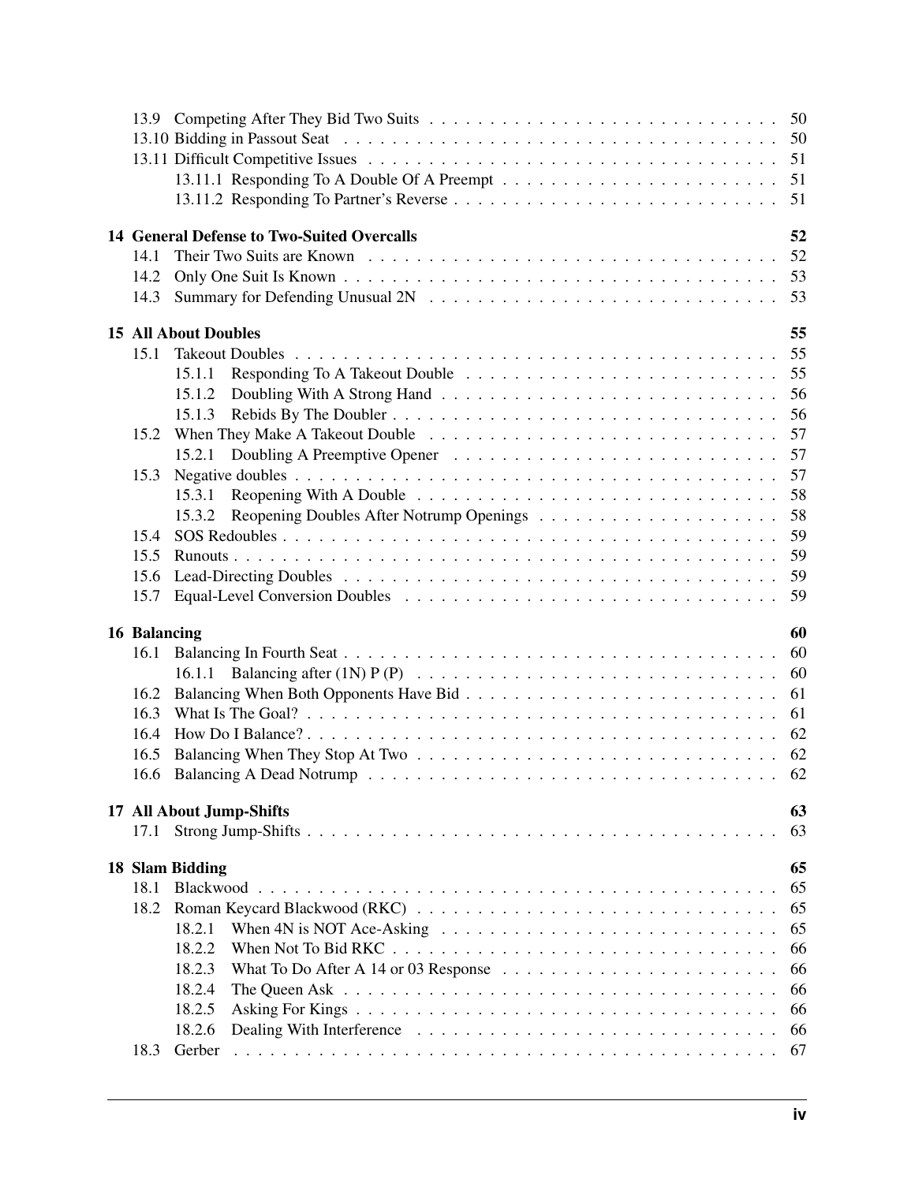- 13.9 Competing After They Bid Two Suits . . . 50
- 13.10 Bidding in Passout Seat . . . 50
- 13.11 Difficult Competitive Issues . . . 51
  - 13.11.1 Responding To A Double Of A Preempt . . . 51
  - 13.11.2 Responding To Partner's Reverse . . . 51

**14 General Defense to Two-Suited Overcalls** **52**

- 14.1 Their Two Suits are Known . . . 52
- 14.2 Only One Suit Is Known . . . 53
- 14.3 Summary for Defending Unusual 2N . . . 53

**15 All About Doubles** **55**

- 15.1 Takeout Doubles . . . 55
  - 15.1.1 Responding To A Takeout Double . . . 55
  - 15.1.2 Doubling With A Strong Hand . . . 56
  - 15.1.3 Rebids By The Doubler . . . 56
- 15.2 When They Make A Takeout Double . . . 57
  - 15.2.1 Doubling A Preemptive Opener . . . 57
- 15.3 Negative doubles . . . 57
  - 15.3.1 Reopening With A Double . . . 58
  - 15.3.2 Reopening Doubles After Notrump Openings . . . 58
- 15.4 SOS Redoubles . . . 59
- 15.5 Runouts . . . 59
- 15.6 Lead-Directing Doubles . . . 59
- 15.7 Equal-Level Conversion Doubles . . . 59

**16 Balancing** **60**

- 16.1 Balancing In Fourth Seat . . . 60
  - 16.1.1 Balancing after (1N) P (P) . . . 60
- 16.2 Balancing When Both Opponents Have Bid . . . 61
- 16.3 What Is The Goal? . . . 61
- 16.4 How Do I Balance? . . . 62
- 16.5 Balancing When They Stop At Two . . . 62
- 16.6 Balancing A Dead Notrump . . . 62

**17 All About Jump-Shifts** **63**

- 17.1 Strong Jump-Shifts . . . 63

**18 Slam Bidding** **65**

- 18.1 Blackwood . . . 65
- 18.2 Roman Keycard Blackwood (RKC) . . . 65
  - 18.2.1 When 4N is NOT Ace-Asking . . . 65
  - 18.2.2 When Not To Bid RKC . . . 66
  - 18.2.3 What To Do After A 14 or 03 Response . . . 66
  - 18.2.4 The Queen Ask . . . 66
  - 18.2.5 Asking For Kings . . . 66
  - 18.2.6 Dealing With Interference . . . 66
- 18.3 Gerber . . . 67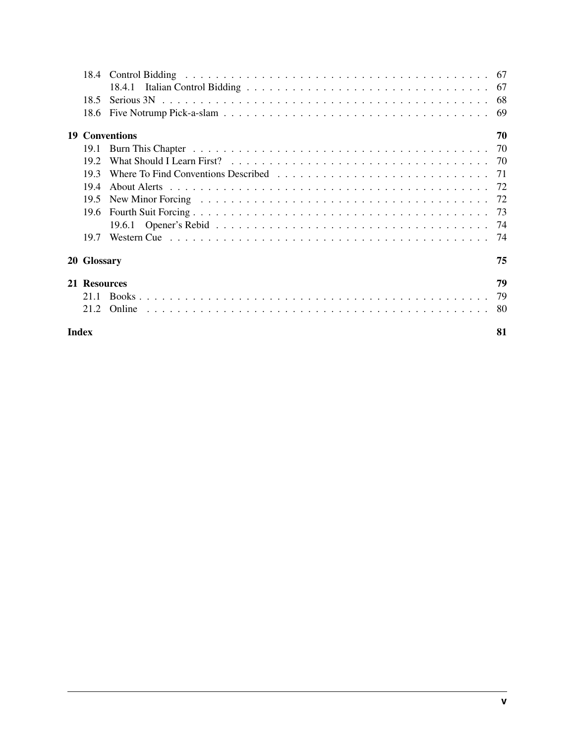- 18.4 Control Bidding . . . . . 67
  - 18.4.1 Italian Control Bidding . . . . . 67
- 18.5 Serious 3N . . . . . 68
- 18.6 Five Notrump Pick-a-slam . . . . . 69

**19 Conventions** **70**

- 19.1 Burn This Chapter . . . . . 70
- 19.2 What Should I Learn First? . . . . . 70
- 19.3 Where To Find Conventions Described . . . . . 71
- 19.4 About Alerts . . . . . 72
- 19.5 New Minor Forcing . . . . . 72
- 19.6 Fourth Suit Forcing . . . . . 73
  - 19.6.1 Opener's Rebid . . . . . 74
- 19.7 Western Cue . . . . . 74

**20 Glossary** **75**

**21 Resources** **79**

- 21.1 Books . . . . . 79
- 21.2 Online . . . . . 80

**Index** **81**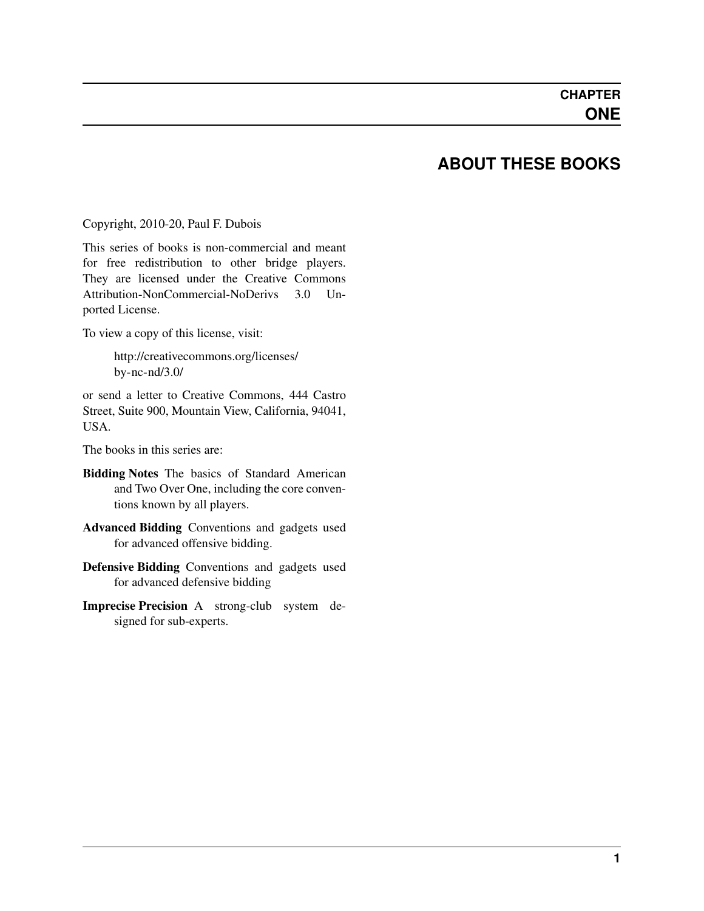# CHAPTER ONE

# ABOUT THESE BOOKS

Copyright, 2010-20, Paul F. Dubois

This series of books is non-commercial and meant for free redistribution to other bridge players. They are licensed under the Creative Commons Attribution-NonCommercial-NoDerivs 3.0 Unported License.

To view a copy of this license, visit:

> http://creativecommons.org/licenses/by-nc-nd/3.0/

or send a letter to Creative Commons, 444 Castro Street, Suite 900, Mountain View, California, 94041, USA.

The books in this series are:

**Bidding Notes** The basics of Standard American and Two Over One, including the core conventions known by all players.

**Advanced Bidding** Conventions and gadgets used for advanced offensive bidding.

**Defensive Bidding** Conventions and gadgets used for advanced defensive bidding

**Imprecise Precision** A strong-club system designed for sub-experts.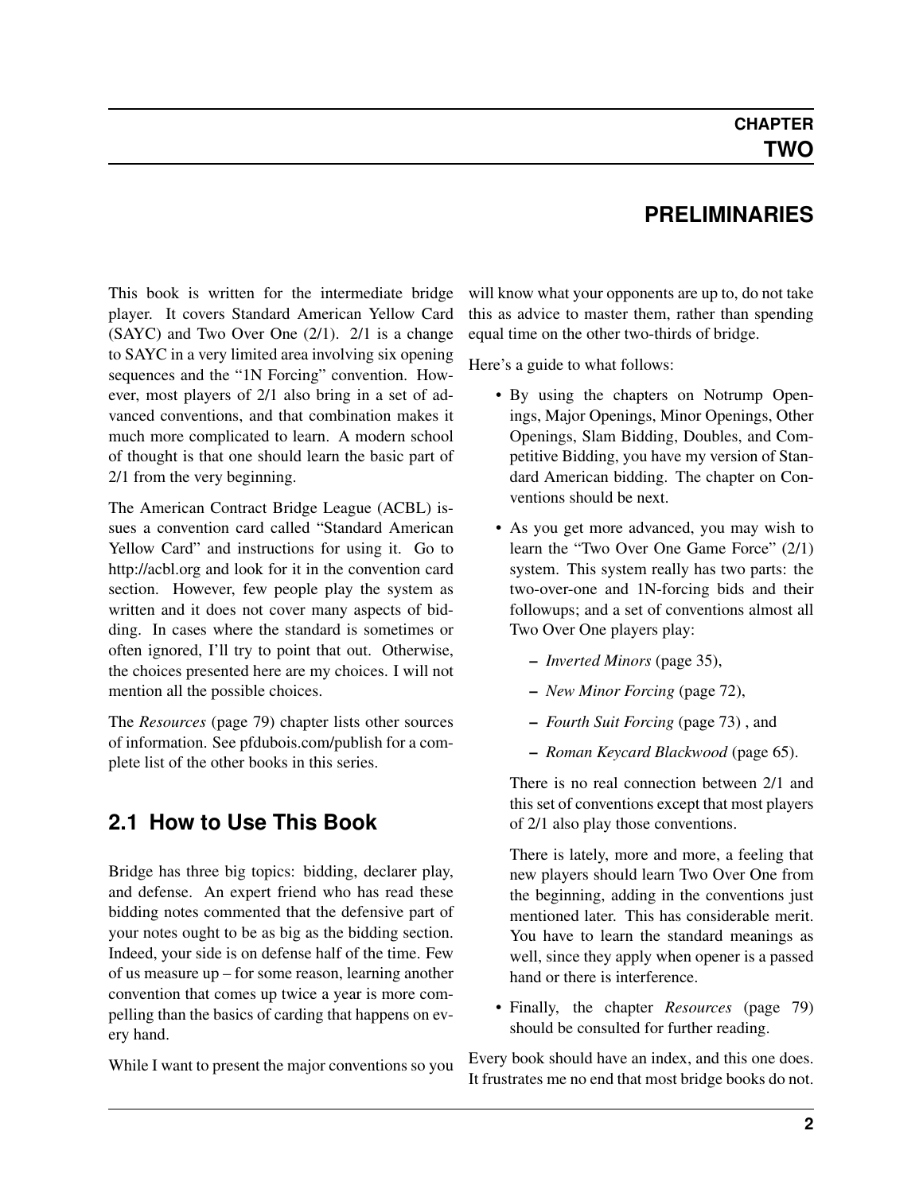# CHAPTER TWO

# PRELIMINARIES

This book is written for the intermediate bridge player. It covers Standard American Yellow Card (SAYC) and Two Over One (2/1). 2/1 is a change to SAYC in a very limited area involving six opening sequences and the "1N Forcing" convention. However, most players of 2/1 also bring in a set of advanced conventions, and that combination makes it much more complicated to learn. A modern school of thought is that one should learn the basic part of 2/1 from the very beginning.

The American Contract Bridge League (ACBL) issues a convention card called "Standard American Yellow Card" and instructions for using it. Go to http://acbl.org and look for it in the convention card section. However, few people play the system as written and it does not cover many aspects of bidding. In cases where the standard is sometimes or often ignored, I'll try to point that out. Otherwise, the choices presented here are my choices. I will not mention all the possible choices.

The *Resources* (page 79) chapter lists other sources of information. See pfdubois.com/publish for a complete list of the other books in this series.

## 2.1 How to Use This Book

Bridge has three big topics: bidding, declarer play, and defense. An expert friend who has read these bidding notes commented that the defensive part of your notes ought to be as big as the bidding section. Indeed, your side is on defense half of the time. Few of us measure up – for some reason, learning another convention that comes up twice a year is more compelling than the basics of carding that happens on every hand.

While I want to present the major conventions so you will know what your opponents are up to, do not take this as advice to master them, rather than spending equal time on the other two-thirds of bridge.

Here's a guide to what follows:

- By using the chapters on Notrump Openings, Major Openings, Minor Openings, Other Openings, Slam Bidding, Doubles, and Competitive Bidding, you have my version of Standard American bidding. The chapter on Conventions should be next.
- As you get more advanced, you may wish to learn the "Two Over One Game Force" (2/1) system. This system really has two parts: the two-over-one and 1N-forcing bids and their followups; and a set of conventions almost all Two Over One players play:
  - *Inverted Minors* (page 35),
  - *New Minor Forcing* (page 72),
  - *Fourth Suit Forcing* (page 73) , and
  - *Roman Keycard Blackwood* (page 65).

  There is no real connection between 2/1 and this set of conventions except that most players of 2/1 also play those conventions.

  There is lately, more and more, a feeling that new players should learn Two Over One from the beginning, adding in the conventions just mentioned later. This has considerable merit. You have to learn the standard meanings as well, since they apply when opener is a passed hand or there is interference.

- Finally, the chapter *Resources* (page 79) should be consulted for further reading.

Every book should have an index, and this one does. It frustrates me no end that most bridge books do not.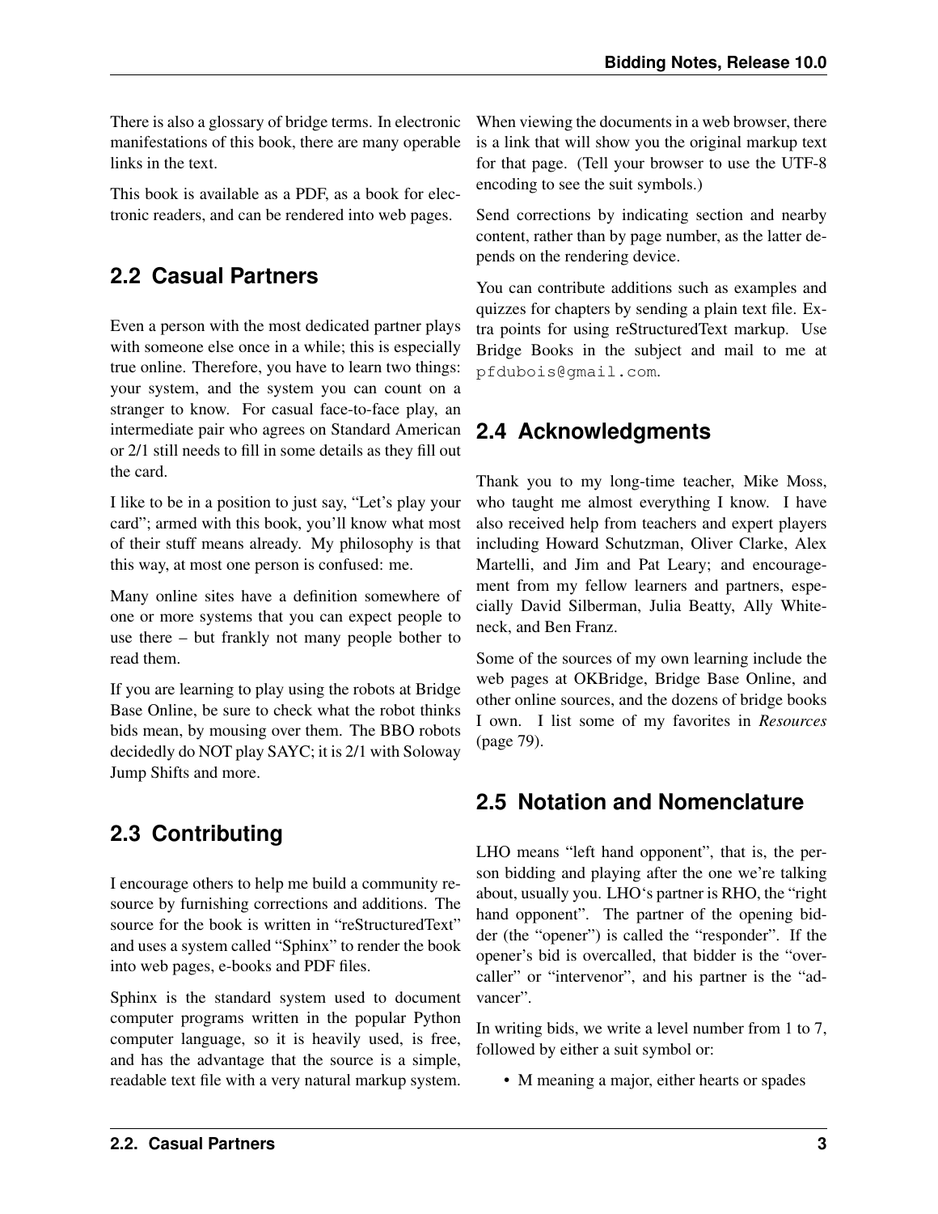There is also a glossary of bridge terms. In electronic manifestations of this book, there are many operable links in the text.

This book is available as a PDF, as a book for electronic readers, and can be rendered into web pages.

## 2.2 Casual Partners

Even a person with the most dedicated partner plays with someone else once in a while; this is especially true online. Therefore, you have to learn two things: your system, and the system you can count on a stranger to know. For casual face-to-face play, an intermediate pair who agrees on Standard American or 2/1 still needs to fill in some details as they fill out the card.

I like to be in a position to just say, "Let's play your card"; armed with this book, you'll know what most of their stuff means already. My philosophy is that this way, at most one person is confused: me.

Many online sites have a definition somewhere of one or more systems that you can expect people to use there – but frankly not many people bother to read them.

If you are learning to play using the robots at Bridge Base Online, be sure to check what the robot thinks bids mean, by mousing over them. The BBO robots decidedly do NOT play SAYC; it is 2/1 with Soloway Jump Shifts and more.

## 2.3 Contributing

I encourage others to help me build a community resource by furnishing corrections and additions. The source for the book is written in "reStructuredText" and uses a system called "Sphinx" to render the book into web pages, e-books and PDF files.

Sphinx is the standard system used to document computer programs written in the popular Python computer language, so it is heavily used, is free, and has the advantage that the source is a simple, readable text file with a very natural markup system.

When viewing the documents in a web browser, there is a link that will show you the original markup text for that page. (Tell your browser to use the UTF-8 encoding to see the suit symbols.)

Send corrections by indicating section and nearby content, rather than by page number, as the latter depends on the rendering device.

You can contribute additions such as examples and quizzes for chapters by sending a plain text file. Extra points for using reStructuredText markup. Use Bridge Books in the subject and mail to me at `pfdubois@gmail.com`.

## 2.4 Acknowledgments

Thank you to my long-time teacher, Mike Moss, who taught me almost everything I know. I have also received help from teachers and expert players including Howard Schutzman, Oliver Clarke, Alex Martelli, and Jim and Pat Leary; and encouragement from my fellow learners and partners, especially David Silberman, Julia Beatty, Ally Whiteneck, and Ben Franz.

Some of the sources of my own learning include the web pages at OKBridge, Bridge Base Online, and other online sources, and the dozens of bridge books I own. I list some of my favorites in *Resources* (page 79).

## 2.5 Notation and Nomenclature

LHO means "left hand opponent", that is, the person bidding and playing after the one we're talking about, usually you. LHO's partner is RHO, the "right hand opponent". The partner of the opening bidder (the "opener") is called the "responder". If the opener's bid is overcalled, that bidder is the "overcaller" or "intervenor", and his partner is the "advancer".

In writing bids, we write a level number from 1 to 7, followed by either a suit symbol or:

- M meaning a major, either hearts or spades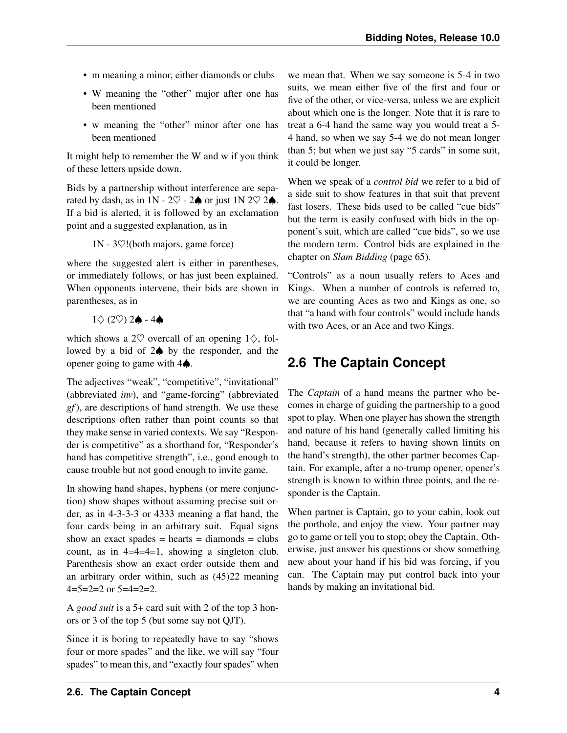- m meaning a minor, either diamonds or clubs
- W meaning the "other" major after one has been mentioned
- w meaning the "other" minor after one has been mentioned

It might help to remember the W and w if you think of these letters upside down.

Bids by a partnership without interference are separated by dash, as in 1N - 2♡ - 2♠ or just 1N 2♡ 2♠. If a bid is alerted, it is followed by an exclamation point and a suggested explanation, as in

> 1N - 3♡!(both majors, game force)

where the suggested alert is either in parentheses, or immediately follows, or has just been explained. When opponents intervene, their bids are shown in parentheses, as in

> 1♢ (2♡) 2♠ - 4♠

which shows a 2♡ overcall of an opening 1♢, followed by a bid of 2♠ by the responder, and the opener going to game with 4♠.

The adjectives "weak", "competitive", "invitational" (abbreviated *inv*), and "game-forcing" (abbreviated *gf*), are descriptions of hand strength. We use these descriptions often rather than point counts so that they make sense in varied contexts. We say "Responder is competitive" as a shorthand for, "Responder's hand has competitive strength", i.e., good enough to cause trouble but not good enough to invite game.

In showing hand shapes, hyphens (or mere conjunction) show shapes without assuming precise suit order, as in 4-3-3-3 or 4333 meaning a flat hand, the four cards being in an arbitrary suit. Equal signs show an exact spades = hearts = diamonds = clubs count, as in 4=4=4=1, showing a singleton club. Parenthesis show an exact order outside them and an arbitrary order within, such as (45)22 meaning 4=5=2=2 or 5=4=2=2.

A *good suit* is a 5+ card suit with 2 of the top 3 honors or 3 of the top 5 (but some say not QJT).

Since it is boring to repeatedly have to say "shows four or more spades" and the like, we will say "four spades" to mean this, and "exactly four spades" when we mean that. When we say someone is 5-4 in two suits, we mean either five of the first and four or five of the other, or vice-versa, unless we are explicit about which one is the longer. Note that it is rare to treat a 6-4 hand the same way you would treat a 5-4 hand, so when we say 5-4 we do not mean longer than 5; but when we just say "5 cards" in some suit, it could be longer.

When we speak of a *control bid* we refer to a bid of a side suit to show features in that suit that prevent fast losers. These bids used to be called "cue bids" but the term is easily confused with bids in the opponent's suit, which are called "cue bids", so we use the modern term. Control bids are explained in the chapter on *Slam Bidding* (page 65).

"Controls" as a noun usually refers to Aces and Kings. When a number of controls is referred to, we are counting Aces as two and Kings as one, so that "a hand with four controls" would include hands with two Aces, or an Ace and two Kings.

## 2.6 The Captain Concept

The *Captain* of a hand means the partner who becomes in charge of guiding the partnership to a good spot to play. When one player has shown the strength and nature of his hand (generally called limiting his hand, because it refers to having shown limits on the hand's strength), the other partner becomes Captain. For example, after a no-trump opener, opener's strength is known to within three points, and the responder is the Captain.

When partner is Captain, go to your cabin, look out the porthole, and enjoy the view. Your partner may go to game or tell you to stop; obey the Captain. Otherwise, just answer his questions or show something new about your hand if his bid was forcing, if you can. The Captain may put control back into your hands by making an invitational bid.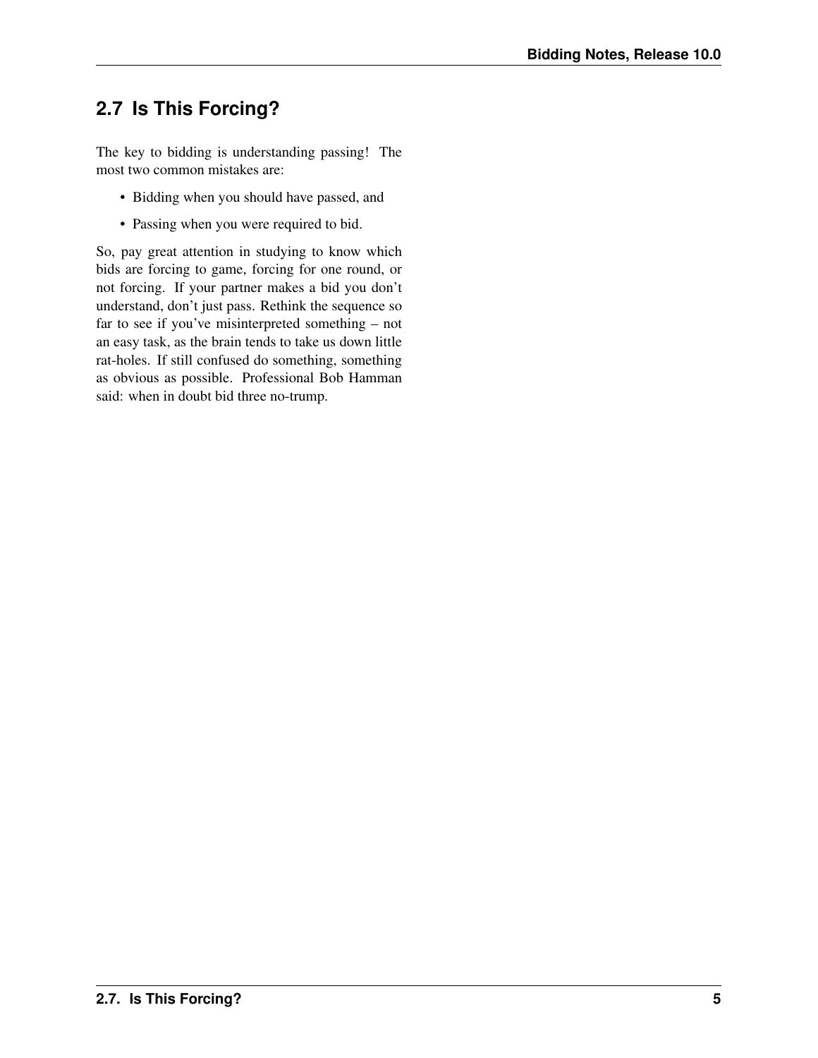## 2.7 Is This Forcing?

The key to bidding is understanding passing! The most two common mistakes are:

- Bidding when you should have passed, and
- Passing when you were required to bid.

So, pay great attention in studying to know which bids are forcing to game, forcing for one round, or not forcing. If your partner makes a bid you don't understand, don't just pass. Rethink the sequence so far to see if you've misinterpreted something – not an easy task, as the brain tends to take us down little rat-holes. If still confused do something, something as obvious as possible. Professional Bob Hamman said: when in doubt bid three no-trump.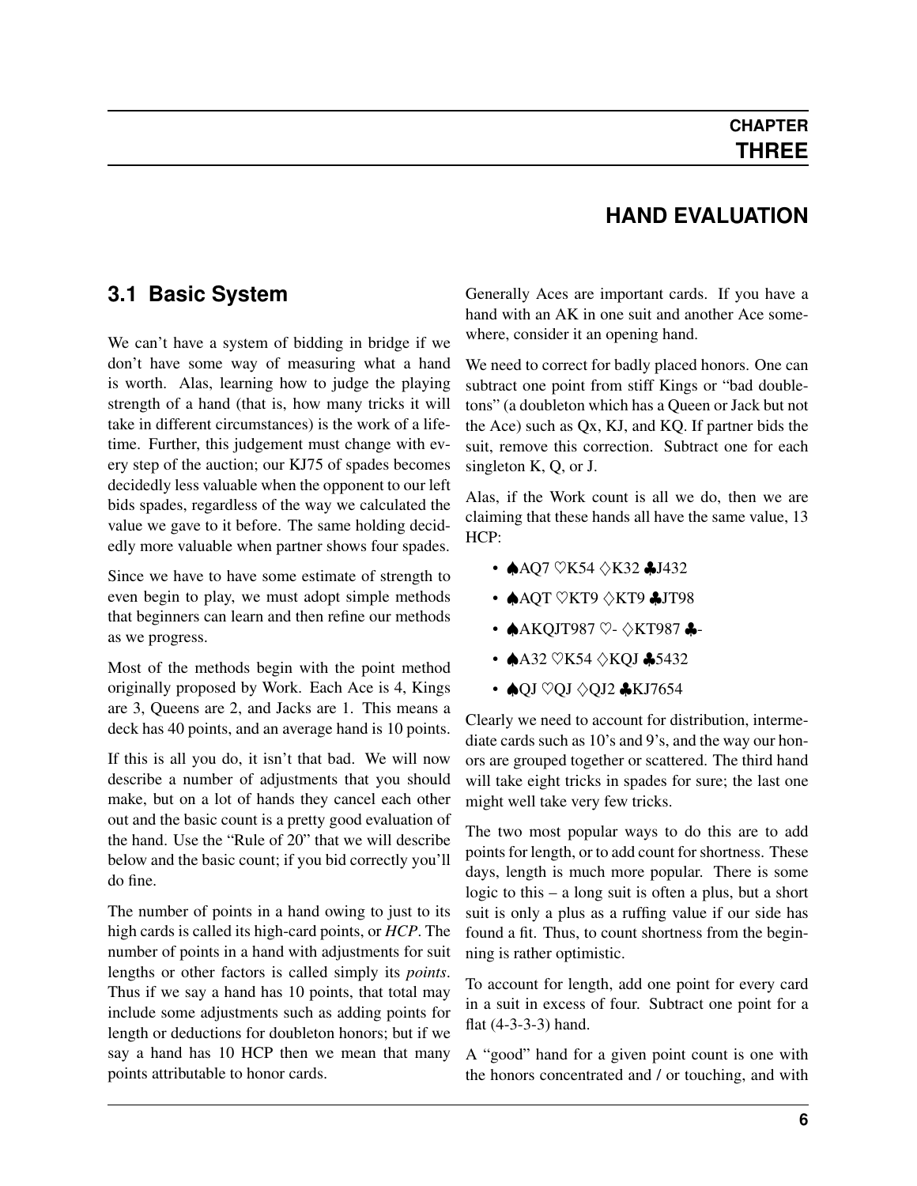# CHAPTER THREE

# HAND EVALUATION

## 3.1 Basic System

We can't have a system of bidding in bridge if we don't have some way of measuring what a hand is worth. Alas, learning how to judge the playing strength of a hand (that is, how many tricks it will take in different circumstances) is the work of a lifetime. Further, this judgement must change with every step of the auction; our KJ75 of spades becomes decidedly less valuable when the opponent to our left bids spades, regardless of the way we calculated the value we gave to it before. The same holding decidedly more valuable when partner shows four spades.

Since we have to have some estimate of strength to even begin to play, we must adopt simple methods that beginners can learn and then refine our methods as we progress.

Most of the methods begin with the point method originally proposed by Work. Each Ace is 4, Kings are 3, Queens are 2, and Jacks are 1. This means a deck has 40 points, and an average hand is 10 points.

If this is all you do, it isn't that bad. We will now describe a number of adjustments that you should make, but on a lot of hands they cancel each other out and the basic count is a pretty good evaluation of the hand. Use the "Rule of 20" that we will describe below and the basic count; if you bid correctly you'll do fine.

The number of points in a hand owing to just to its high cards is called its high-card points, or *HCP*. The number of points in a hand with adjustments for suit lengths or other factors is called simply its *points*. Thus if we say a hand has 10 points, that total may include some adjustments such as adding points for length or deductions for doubleton honors; but if we say a hand has 10 HCP then we mean that many points attributable to honor cards.

Generally Aces are important cards. If you have a hand with an AK in one suit and another Ace somewhere, consider it an opening hand.

We need to correct for badly placed honors. One can subtract one point from stiff Kings or "bad doubletons" (a doubleton which has a Queen or Jack but not the Ace) such as Qx, KJ, and KQ. If partner bids the suit, remove this correction. Subtract one for each singleton K, Q, or J.

Alas, if the Work count is all we do, then we are claiming that these hands all have the same value, 13 HCP:

- ♠AQ7 ♡K54 ♢K32 ♣J432
- ♠AQT ♡KT9 ♢KT9 ♣JT98
- ♠AKQJT987 ♡- ♢KT987 ♣-
- ♠A32 ♡K54 ♢KQJ ♣5432
- ♠QJ ♡QJ ♢QJ2 ♣KJ7654

Clearly we need to account for distribution, intermediate cards such as 10's and 9's, and the way our honors are grouped together or scattered. The third hand will take eight tricks in spades for sure; the last one might well take very few tricks.

The two most popular ways to do this are to add points for length, or to add count for shortness. These days, length is much more popular. There is some logic to this – a long suit is often a plus, but a short suit is only a plus as a ruffing value if our side has found a fit. Thus, to count shortness from the beginning is rather optimistic.

To account for length, add one point for every card in a suit in excess of four. Subtract one point for a flat (4-3-3-3) hand.

A "good" hand for a given point count is one with the honors concentrated and / or touching, and with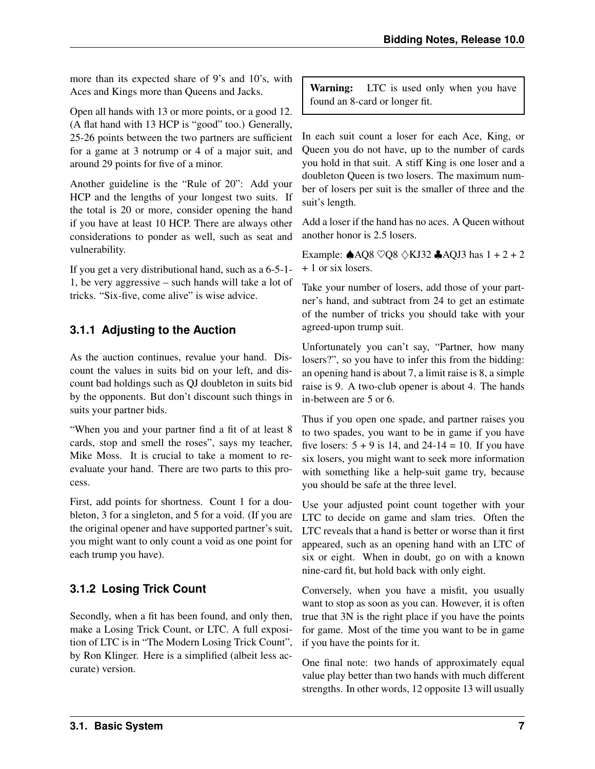more than its expected share of 9's and 10's, with Aces and Kings more than Queens and Jacks.

Open all hands with 13 or more points, or a good 12. (A flat hand with 13 HCP is "good" too.) Generally, 25-26 points between the two partners are sufficient for a game at 3 notrump or 4 of a major suit, and around 29 points for five of a minor.

Another guideline is the "Rule of 20": Add your HCP and the lengths of your longest two suits. If the total is 20 or more, consider opening the hand if you have at least 10 HCP. There are always other considerations to ponder as well, such as seat and vulnerability.

If you get a very distributional hand, such as a 6-5-1-1, be very aggressive – such hands will take a lot of tricks. "Six-five, come alive" is wise advice.

### 3.1.1 Adjusting to the Auction

As the auction continues, revalue your hand. Discount the values in suits bid on your left, and discount bad holdings such as QJ doubleton in suits bid by the opponents. But don't discount such things in suits your partner bids.

"When you and your partner find a fit of at least 8 cards, stop and smell the roses", says my teacher, Mike Moss. It is crucial to take a moment to re-evaluate your hand. There are two parts to this process.

First, add points for shortness. Count 1 for a doubleton, 3 for a singleton, and 5 for a void. (If you are the original opener and have supported partner's suit, you might want to only count a void as one point for each trump you have).

### 3.1.2 Losing Trick Count

Secondly, when a fit has been found, and only then, make a Losing Trick Count, or LTC. A full exposition of LTC is in "The Modern Losing Trick Count", by Ron Klinger. Here is a simplified (albeit less accurate) version.

> **Warning:** LTC is used only when you have found an 8-card or longer fit.

In each suit count a loser for each Ace, King, or Queen you do not have, up to the number of cards you hold in that suit. A stiff King is one loser and a doubleton Queen is two losers. The maximum number of losers per suit is the smaller of three and the suit's length.

Add a loser if the hand has no aces. A Queen without another honor is 2.5 losers.

Example: ♠AQ8 ♡Q8 ♢KJ32 ♣AQJ3 has 1 + 2 + 2 + 1 or six losers.

Take your number of losers, add those of your partner's hand, and subtract from 24 to get an estimate of the number of tricks you should take with your agreed-upon trump suit.

Unfortunately you can't say, "Partner, how many losers?", so you have to infer this from the bidding: an opening hand is about 7, a limit raise is 8, a simple raise is 9. A two-club opener is about 4. The hands in-between are 5 or 6.

Thus if you open one spade, and partner raises you to two spades, you want to be in game if you have five losers: 5 + 9 is 14, and 24-14 = 10. If you have six losers, you might want to seek more information with something like a help-suit game try, because you should be safe at the three level.

Use your adjusted point count together with your LTC to decide on game and slam tries. Often the LTC reveals that a hand is better or worse than it first appeared, such as an opening hand with an LTC of six or eight. When in doubt, go on with a known nine-card fit, but hold back with only eight.

Conversely, when you have a misfit, you usually want to stop as soon as you can. However, it is often true that 3N is the right place if you have the points for game. Most of the time you want to be in game if you have the points for it.

One final note: two hands of approximately equal value play better than two hands with much different strengths. In other words, 12 opposite 13 will usually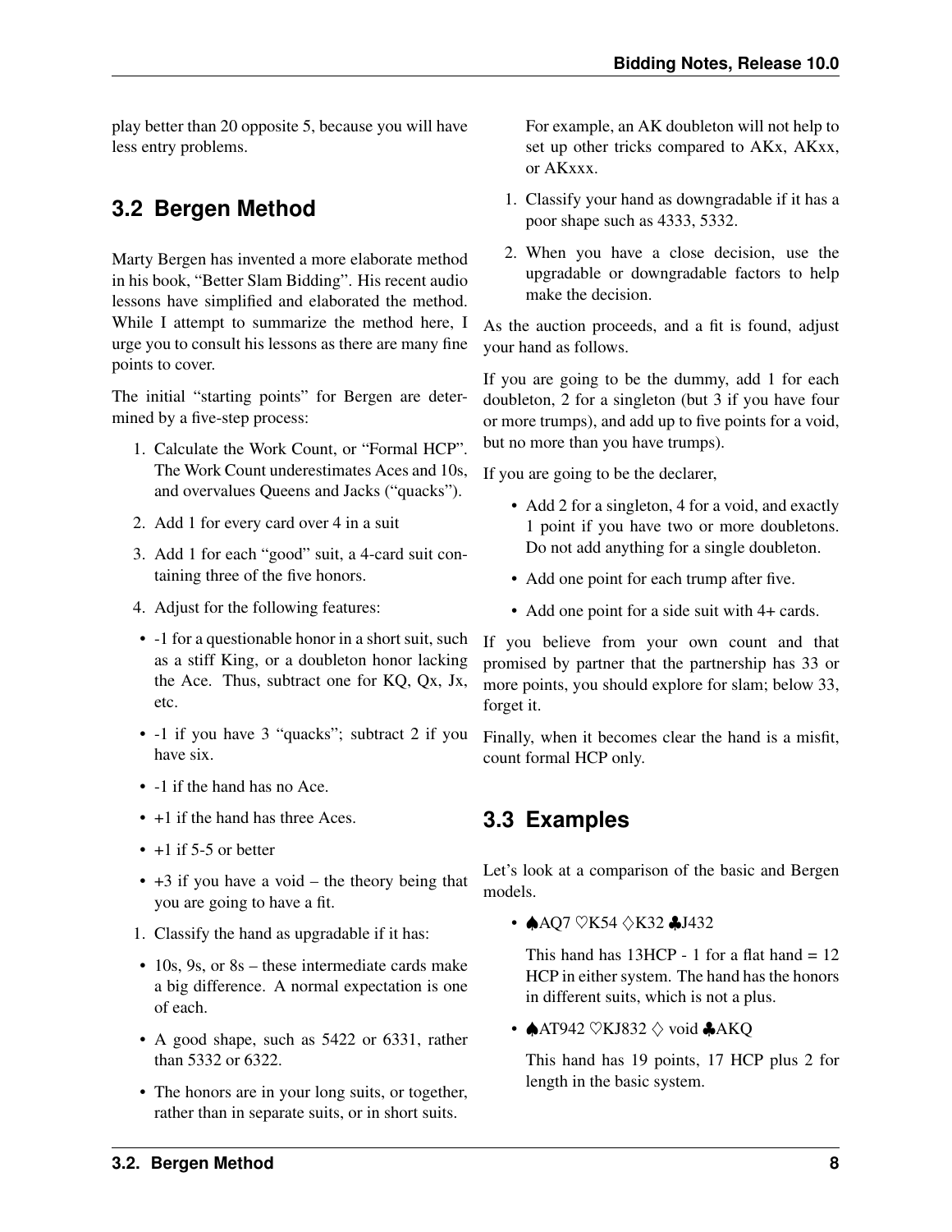play better than 20 opposite 5, because you will have less entry problems.

## 3.2 Bergen Method

Marty Bergen has invented a more elaborate method in his book, "Better Slam Bidding". His recent audio lessons have simplified and elaborated the method. While I attempt to summarize the method here, I urge you to consult his lessons as there are many fine points to cover.

The initial "starting points" for Bergen are determined by a five-step process:

1. Calculate the Work Count, or "Formal HCP". The Work Count underestimates Aces and 10s, and overvalues Queens and Jacks ("quacks").
2. Add 1 for every card over 4 in a suit
3. Add 1 for each "good" suit, a 4-card suit containing three of the five honors.
4. Adjust for the following features:

- -1 for a questionable honor in a short suit, such as a stiff King, or a doubleton honor lacking the Ace. Thus, subtract one for KQ, Qx, Jx, etc.
- -1 if you have 3 "quacks"; subtract 2 if you have six.
- -1 if the hand has no Ace.
- +1 if the hand has three Aces.
- +1 if 5-5 or better
- +3 if you have a void – the theory being that you are going to have a fit.

1. Classify the hand as upgradable if it has:

- 10s, 9s, or 8s – these intermediate cards make a big difference. A normal expectation is one of each.
- A good shape, such as 5422 or 6331, rather than 5332 or 6322.
- The honors are in your long suits, or together, rather than in separate suits, or in short suits.

  For example, an AK doubleton will not help to set up other tricks compared to AKx, AKxx, or AKxxx.

1. Classify your hand as downgradable if it has a poor shape such as 4333, 5332.
2. When you have a close decision, use the upgradable or downgradable factors to help make the decision.

As the auction proceeds, and a fit is found, adjust your hand as follows.

If you are going to be the dummy, add 1 for each doubleton, 2 for a singleton (but 3 if you have four or more trumps), and add up to five points for a void, but no more than you have trumps).

If you are going to be the declarer,

- Add 2 for a singleton, 4 for a void, and exactly 1 point if you have two or more doubletons. Do not add anything for a single doubleton.
- Add one point for each trump after five.
- Add one point for a side suit with 4+ cards.

If you believe from your own count and that promised by partner that the partnership has 33 or more points, you should explore for slam; below 33, forget it.

Finally, when it becomes clear the hand is a misfit, count formal HCP only.

## 3.3 Examples

Let's look at a comparison of the basic and Bergen models.

- ♠AQ7 ♡K54 ♢K32 ♣J432

  This hand has 13HCP - 1 for a flat hand = 12 HCP in either system. The hand has the honors in different suits, which is not a plus.

- ♠AT942 ♡KJ832 ♢ void ♣AKQ

  This hand has 19 points, 17 HCP plus 2 for length in the basic system.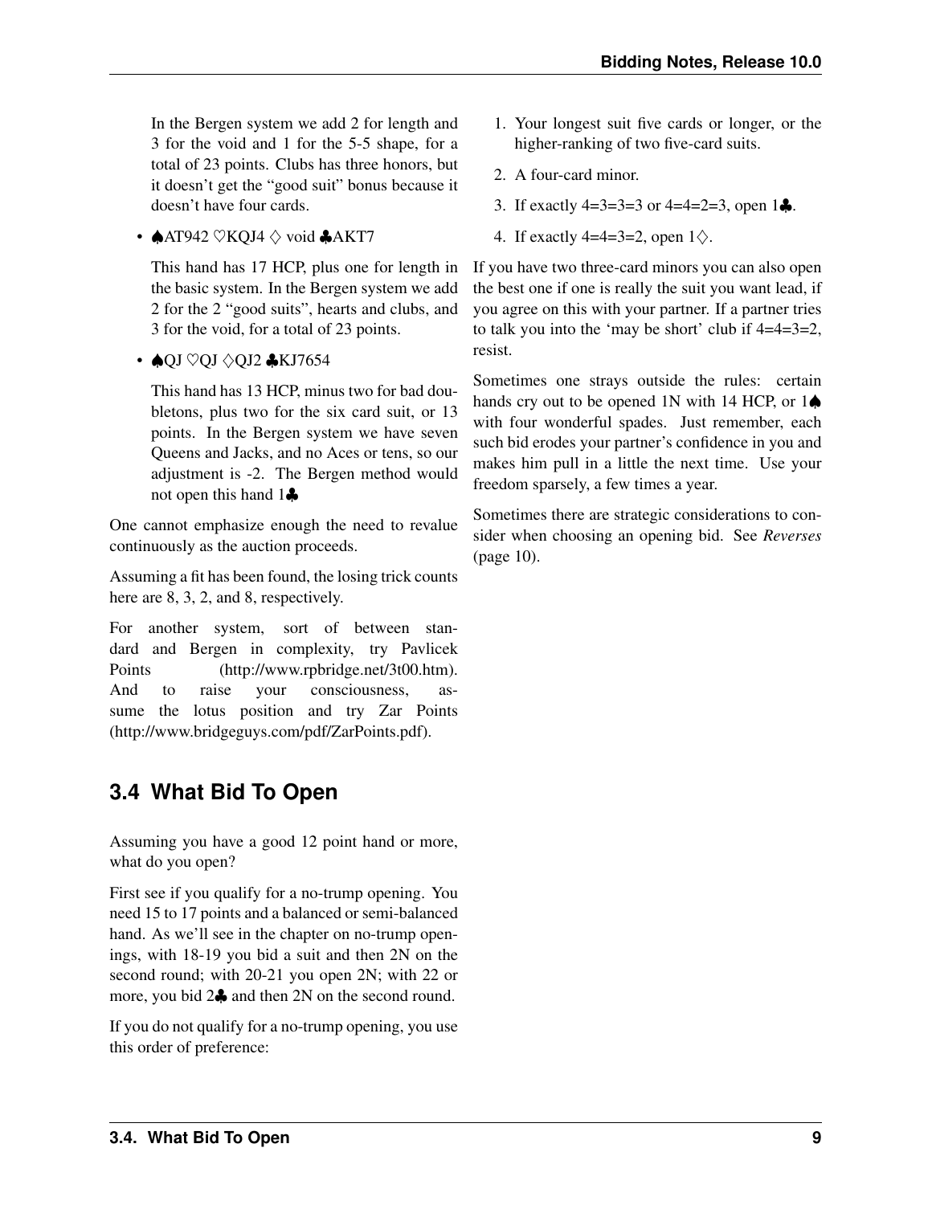In the Bergen system we add 2 for length and 3 for the void and 1 for the 5-5 shape, for a total of 23 points. Clubs has three honors, but it doesn't get the "good suit" bonus because it doesn't have four cards.

- ♠AT942 ♡KQJ4 ♢ void ♣AKT7

  This hand has 17 HCP, plus one for length in the basic system. In the Bergen system we add 2 for the 2 "good suits", hearts and clubs, and 3 for the void, for a total of 23 points.

- ♠QJ ♡QJ ♢QJ2 ♣KJ7654

  This hand has 13 HCP, minus two for bad doubletons, plus two for the six card suit, or 13 points. In the Bergen system we have seven Queens and Jacks, and no Aces or tens, so our adjustment is -2. The Bergen method would not open this hand 1♣

One cannot emphasize enough the need to revalue continuously as the auction proceeds.

Assuming a fit has been found, the losing trick counts here are 8, 3, 2, and 8, respectively.

For another system, sort of between standard and Bergen in complexity, try Pavlicek Points (http://www.rpbridge.net/3t00.htm). And to raise your consciousness, assume the lotus position and try Zar Points (http://www.bridgeguys.com/pdf/ZarPoints.pdf).

## 3.4 What Bid To Open

Assuming you have a good 12 point hand or more, what do you open?

First see if you qualify for a no-trump opening. You need 15 to 17 points and a balanced or semi-balanced hand. As we'll see in the chapter on no-trump openings, with 18-19 you bid a suit and then 2N on the second round; with 20-21 you open 2N; with 22 or more, you bid 2♣ and then 2N on the second round.

If you do not qualify for a no-trump opening, you use this order of preference:

1. Your longest suit five cards or longer, or the higher-ranking of two five-card suits.
2. A four-card minor.
3. If exactly 4=3=3=3 or 4=4=2=3, open 1♣.
4. If exactly 4=4=3=2, open 1♢.

If you have two three-card minors you can also open the best one if one is really the suit you want lead, if you agree on this with your partner. If a partner tries to talk you into the 'may be short' club if 4=4=3=2, resist.

Sometimes one strays outside the rules: certain hands cry out to be opened 1N with 14 HCP, or 1♠ with four wonderful spades. Just remember, each such bid erodes your partner's confidence in you and makes him pull in a little the next time. Use your freedom sparsely, a few times a year.

Sometimes there are strategic considerations to consider when choosing an opening bid. See *Reverses* (page 10).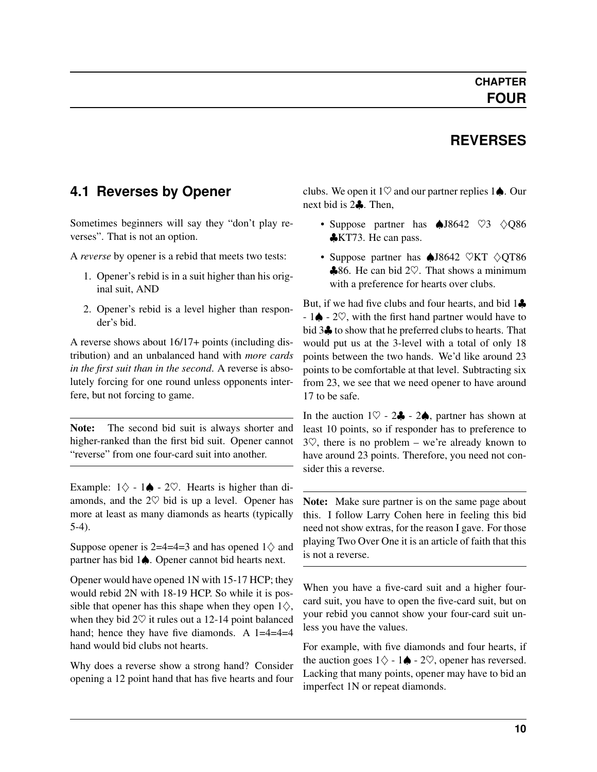# CHAPTER FOUR

# REVERSES

## 4.1 Reverses by Opener

Sometimes beginners will say they "don't play reverses". That is not an option.

A *reverse* by opener is a rebid that meets two tests:

1. Opener's rebid is in a suit higher than his original suit, AND
2. Opener's rebid is a level higher than responder's bid.

A reverse shows about 16/17+ points (including distribution) and an unbalanced hand with *more cards in the first suit than in the second*. A reverse is absolutely forcing for one round unless opponents interfere, but not forcing to game.

---

**Note:** The second bid suit is always shorter and higher-ranked than the first bid suit. Opener cannot "reverse" from one four-card suit into another.

---

Example: 1♢ - 1♠ - 2♡. Hearts is higher than diamonds, and the 2♡ bid is up a level. Opener has more at least as many diamonds as hearts (typically 5-4).

Suppose opener is 2=4=4=3 and has opened 1♢ and partner has bid 1♠. Opener cannot bid hearts next.

Opener would have opened 1N with 15-17 HCP; they would rebid 2N with 18-19 HCP. So while it is possible that opener has this shape when they open 1♢, when they bid 2♡ it rules out a 12-14 point balanced hand; hence they have five diamonds. A 1=4=4=4 hand would bid clubs not hearts.

Why does a reverse show a strong hand? Consider opening a 12 point hand that has five hearts and four clubs. We open it 1♡ and our partner replies 1♠. Our next bid is 2♣. Then,

- Suppose partner has ♠J8642 ♡3 ♢Q86 ♣KT73. He can pass.
- Suppose partner has ♠J8642 ♡KT ♢QT86 ♣86. He can bid 2♡. That shows a minimum with a preference for hearts over clubs.

But, if we had five clubs and four hearts, and bid 1♣ - 1♠ - 2♡, with the first hand partner would have to bid 3♣ to show that he preferred clubs to hearts. That would put us at the 3-level with a total of only 18 points between the two hands. We'd like around 23 points to be comfortable at that level. Subtracting six from 23, we see that we need opener to have around 17 to be safe.

In the auction 1♡ - 2♣ - 2♠, partner has shown at least 10 points, so if responder has to preference to 3♡, there is no problem – we're already known to have around 23 points. Therefore, you need not consider this a reverse.

---

**Note:** Make sure partner is on the same page about this. I follow Larry Cohen here in feeling this bid need not show extras, for the reason I gave. For those playing Two Over One it is an article of faith that this is not a reverse.

---

When you have a five-card suit and a higher four-card suit, you have to open the five-card suit, but on your rebid you cannot show your four-card suit unless you have the values.

For example, with five diamonds and four hearts, if the auction goes 1♢ - 1♠ - 2♡, opener has reversed. Lacking that many points, opener may have to bid an imperfect 1N or repeat diamonds.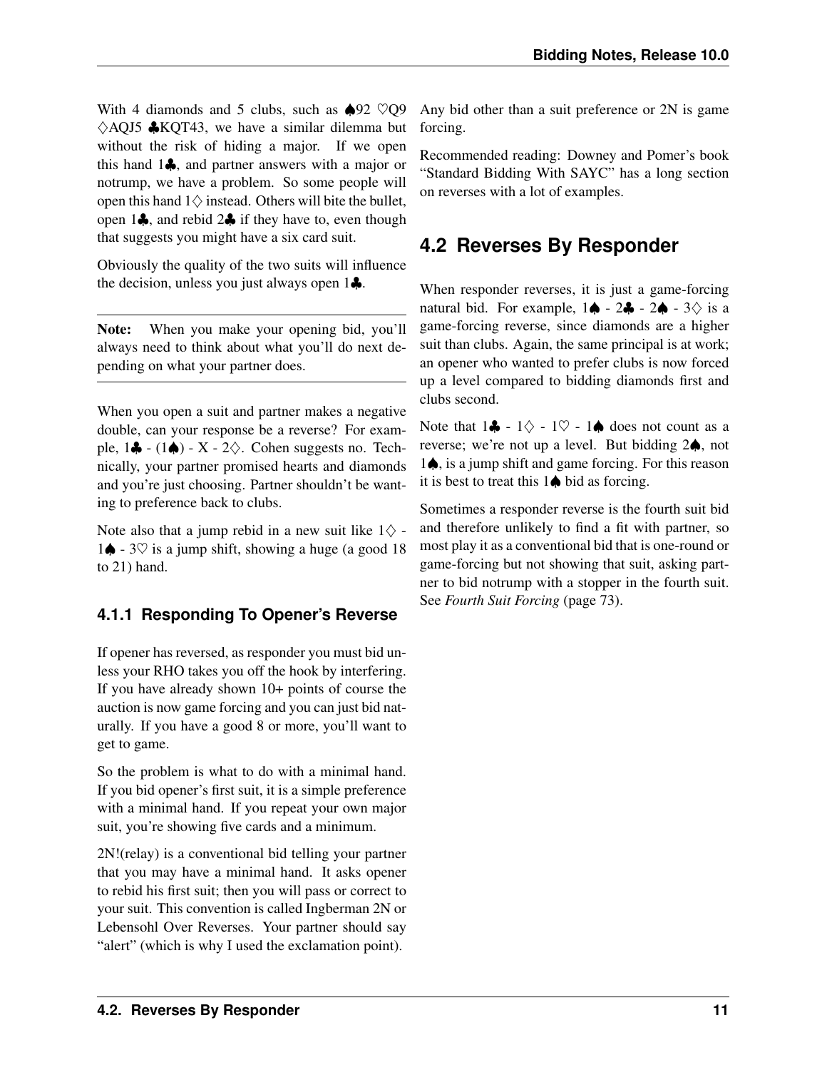With 4 diamonds and 5 clubs, such as ♠92 ♡Q9 ♢AQJ5 ♣KQT43, we have a similar dilemma but without the risk of hiding a major. If we open this hand 1♣, and partner answers with a major or notrump, we have a problem. So some people will open this hand 1♢ instead. Others will bite the bullet, open 1♣, and rebid 2♣ if they have to, even though that suggests you might have a six card suit.

Obviously the quality of the two suits will influence the decision, unless you just always open 1♣.

---

**Note:** When you make your opening bid, you'll always need to think about what you'll do next depending on what your partner does.

---

When you open a suit and partner makes a negative double, can your response be a reverse? For example, 1♣ - (1♠) - X - 2♢. Cohen suggests no. Technically, your partner promised hearts and diamonds and you're just choosing. Partner shouldn't be wanting to preference back to clubs.

Note also that a jump rebid in a new suit like 1♢ - 1♠ - 3♡ is a jump shift, showing a huge (a good 18 to 21) hand.

### 4.1.1 Responding To Opener's Reverse

If opener has reversed, as responder you must bid unless your RHO takes you off the hook by interfering. If you have already shown 10+ points of course the auction is now game forcing and you can just bid naturally. If you have a good 8 or more, you'll want to get to game.

So the problem is what to do with a minimal hand. If you bid opener's first suit, it is a simple preference with a minimal hand. If you repeat your own major suit, you're showing five cards and a minimum.

2N!(relay) is a conventional bid telling your partner that you may have a minimal hand. It asks opener to rebid his first suit; then you will pass or correct to your suit. This convention is called Ingberman 2N or Lebensohl Over Reverses. Your partner should say "alert" (which is why I used the exclamation point).

Any bid other than a suit preference or 2N is game forcing.

Recommended reading: Downey and Pomer's book "Standard Bidding With SAYC" has a long section on reverses with a lot of examples.

## 4.2 Reverses By Responder

When responder reverses, it is just a game-forcing natural bid. For example, 1♠ - 2♣ - 2♠ - 3♢ is a game-forcing reverse, since diamonds are a higher suit than clubs. Again, the same principal is at work; an opener who wanted to prefer clubs is now forced up a level compared to bidding diamonds first and clubs second.

Note that 1♣ - 1♢ - 1♡ - 1♠ does not count as a reverse; we're not up a level. But bidding 2♠, not 1♠, is a jump shift and game forcing. For this reason it is best to treat this 1♠ bid as forcing.

Sometimes a responder reverse is the fourth suit bid and therefore unlikely to find a fit with partner, so most play it as a conventional bid that is one-round or game-forcing but not showing that suit, asking partner to bid notrump with a stopper in the fourth suit. See *Fourth Suit Forcing* (page 73).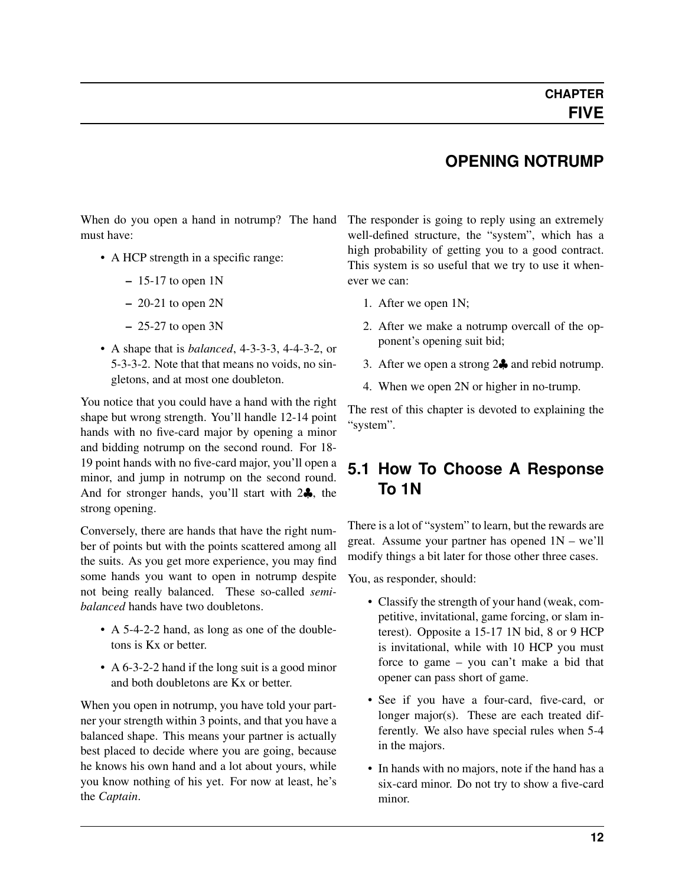# CHAPTER FIVE

## OPENING NOTRUMP

When do you open a hand in notrump? The hand must have:

- A HCP strength in a specific range:
  - 15-17 to open 1N
  - 20-21 to open 2N
  - 25-27 to open 3N
- A shape that is *balanced*, 4-3-3-3, 4-4-3-2, or 5-3-3-2. Note that that means no voids, no singletons, and at most one doubleton.

You notice that you could have a hand with the right shape but wrong strength. You'll handle 12-14 point hands with no five-card major by opening a minor and bidding notrump on the second round. For 18-19 point hands with no five-card major, you'll open a minor, and jump in notrump on the second round. And for stronger hands, you'll start with 2♣, the strong opening.

Conversely, there are hands that have the right number of points but with the points scattered among all the suits. As you get more experience, you may find some hands you want to open in notrump despite not being really balanced. These so-called *semi-balanced* hands have two doubletons.

- A 5-4-2-2 hand, as long as one of the doubletons is Kx or better.
- A 6-3-2-2 hand if the long suit is a good minor and both doubletons are Kx or better.

When you open in notrump, you have told your partner your strength within 3 points, and that you have a balanced shape. This means your partner is actually best placed to decide where you are going, because he knows his own hand and a lot about yours, while you know nothing of his yet. For now at least, he's the *Captain*.

The responder is going to reply using an extremely well-defined structure, the "system", which has a high probability of getting you to a good contract. This system is so useful that we try to use it whenever we can:

1. After we open 1N;
2. After we make a notrump overcall of the opponent's opening suit bid;
3. After we open a strong 2♣ and rebid notrump.
4. When we open 2N or higher in no-trump.

The rest of this chapter is devoted to explaining the "system".

### 5.1 How To Choose A Response To 1N

There is a lot of "system" to learn, but the rewards are great. Assume your partner has opened 1N – we'll modify things a bit later for those other three cases.

You, as responder, should:

- Classify the strength of your hand (weak, competitive, invitational, game forcing, or slam interest). Opposite a 15-17 1N bid, 8 or 9 HCP is invitational, while with 10 HCP you must force to game – you can't make a bid that opener can pass short of game.
- See if you have a four-card, five-card, or longer major(s). These are each treated differently. We also have special rules when 5-4 in the majors.
- In hands with no majors, note if the hand has a six-card minor. Do not try to show a five-card minor.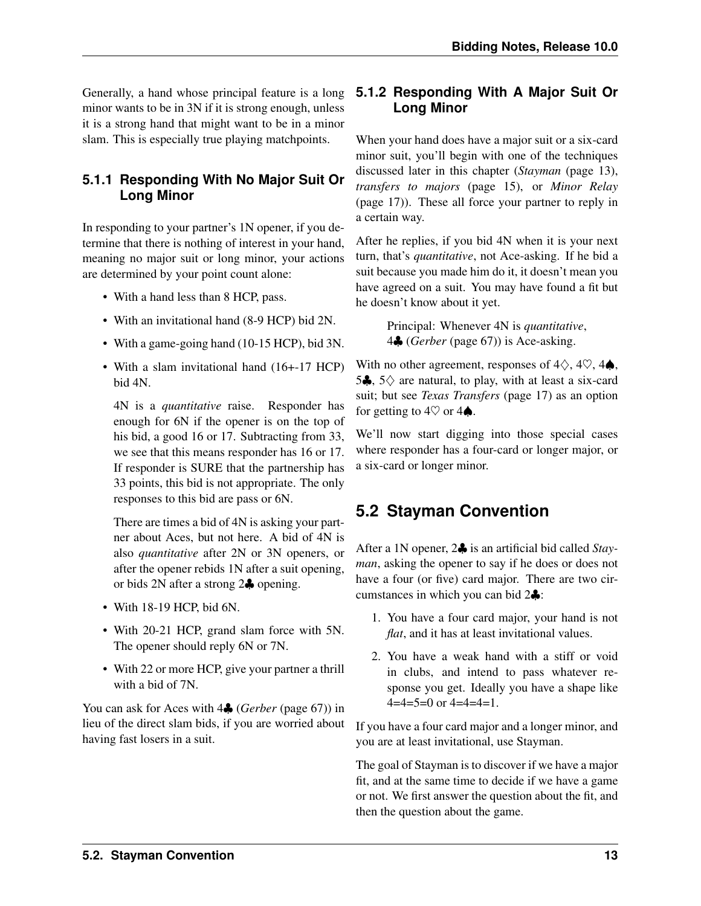Generally, a hand whose principal feature is a long minor wants to be in 3N if it is strong enough, unless it is a strong hand that might want to be in a minor slam. This is especially true playing matchpoints.

### 5.1.1 Responding With No Major Suit Or Long Minor

In responding to your partner's 1N opener, if you determine that there is nothing of interest in your hand, meaning no major suit or long minor, your actions are determined by your point count alone:

- With a hand less than 8 HCP, pass.
- With an invitational hand (8-9 HCP) bid 2N.
- With a game-going hand (10-15 HCP), bid 3N.
- With a slam invitational hand (16+-17 HCP) bid 4N.

  4N is a *quantitative* raise. Responder has enough for 6N if the opener is on the top of his bid, a good 16 or 17. Subtracting from 33, we see that this means responder has 16 or 17. If responder is SURE that the partnership has 33 points, this bid is not appropriate. The only responses to this bid are pass or 6N.

  There are times a bid of 4N is asking your partner about Aces, but not here. A bid of 4N is also *quantitative* after 2N or 3N openers, or after the opener rebids 1N after a suit opening, or bids 2N after a strong 2♣ opening.

- With 18-19 HCP, bid 6N.
- With 20-21 HCP, grand slam force with 5N. The opener should reply 6N or 7N.
- With 22 or more HCP, give your partner a thrill with a bid of 7N.

You can ask for Aces with 4♣ (*Gerber* (page 67)) in lieu of the direct slam bids, if you are worried about having fast losers in a suit.

### 5.1.2 Responding With A Major Suit Or Long Minor

When your hand does have a major suit or a six-card minor suit, you'll begin with one of the techniques discussed later in this chapter (*Stayman* (page 13), *transfers to majors* (page 15), or *Minor Relay* (page 17)). These all force your partner to reply in a certain way.

After he replies, if you bid 4N when it is your next turn, that's *quantitative*, not Ace-asking. If he bid a suit because you made him do it, it doesn't mean you have agreed on a suit. You may have found a fit but he doesn't know about it yet.

> Principal: Whenever 4N is *quantitative*, 4♣ (*Gerber* (page 67)) is Ace-asking.

With no other agreement, responses of 4♢, 4♡, 4♠, 5♣, 5♢ are natural, to play, with at least a six-card suit; but see *Texas Transfers* (page 17) as an option for getting to 4♡ or 4♠.

We'll now start digging into those special cases where responder has a four-card or longer major, or a six-card or longer minor.

## 5.2 Stayman Convention

After a 1N opener, 2♣ is an artificial bid called *Stayman*, asking the opener to say if he does or does not have a four (or five) card major. There are two circumstances in which you can bid 2♣:

1. You have a four card major, your hand is not *flat*, and it has at least invitational values.
2. You have a weak hand with a stiff or void in clubs, and intend to pass whatever response you get. Ideally you have a shape like 4=4=5=0 or 4=4=4=1.

If you have a four card major and a longer minor, and you are at least invitational, use Stayman.

The goal of Stayman is to discover if we have a major fit, and at the same time to decide if we have a game or not. We first answer the question about the fit, and then the question about the game.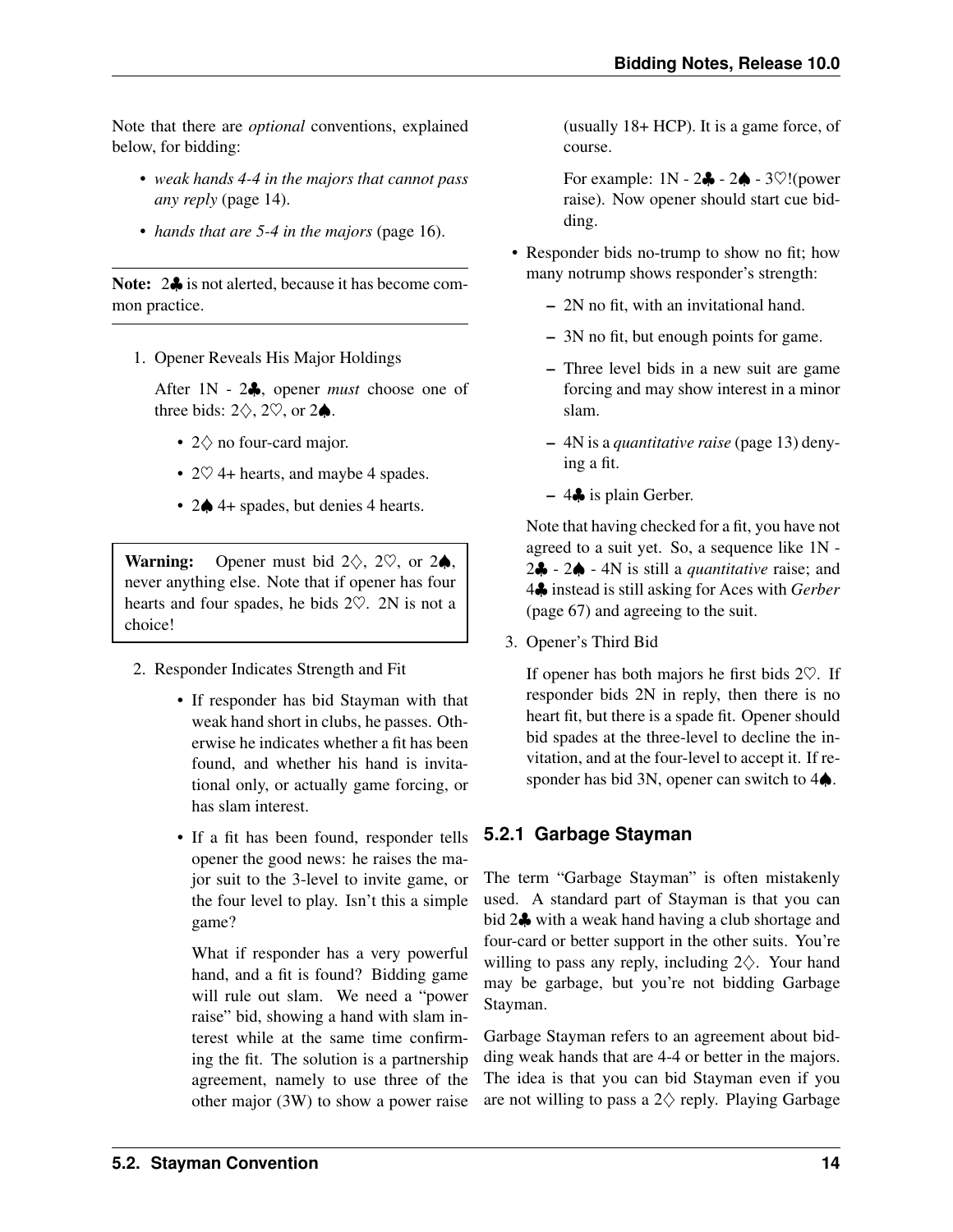Note that there are *optional* conventions, explained below, for bidding:

- *weak hands 4-4 in the majors that cannot pass any reply* (page 14).
- *hands that are 5-4 in the majors* (page 16).

---

**Note:** 2♣ is not alerted, because it has become common practice.

---

1. Opener Reveals His Major Holdings

   After 1N - 2♣, opener *must* choose one of three bids: 2♢, 2♡, or 2♠.

   - 2♢ no four-card major.
   - 2♡ 4+ hearts, and maybe 4 spades.
   - 2♠ 4+ spades, but denies 4 hearts.

> **Warning:** Opener must bid 2♢, 2♡, or 2♠, never anything else. Note that if opener has four hearts and four spades, he bids 2♡. 2N is not a choice!

2. Responder Indicates Strength and Fit

   - If responder has bid Stayman with that weak hand short in clubs, he passes. Otherwise he indicates whether a fit has been found, and whether his hand is invitational only, or actually game forcing, or has slam interest.
   - If a fit has been found, responder tells opener the good news: he raises the major suit to the 3-level to invite game, or the four level to play. Isn't this a simple game?

     What if responder has a very powerful hand, and a fit is found? Bidding game will rule out slam. We need a "power raise" bid, showing a hand with slam interest while at the same time confirming the fit. The solution is a partnership agreement, namely to use three of the other major (3W) to show a power raise (usually 18+ HCP). It is a game force, of course.

     For example: 1N - 2♣ - 2♠ - 3♡!(power raise). Now opener should start cue bidding.

   - Responder bids no-trump to show no fit; how many notrump shows responder's strength:
     - 2N no fit, with an invitational hand.
     - 3N no fit, but enough points for game.
     - Three level bids in a new suit are game forcing and may show interest in a minor slam.
     - 4N is a *quantitative raise* (page 13) denying a fit.
     - 4♣ is plain Gerber.

   Note that having checked for a fit, you have not agreed to a suit yet. So, a sequence like 1N - 2♣ - 2♠ - 4N is still a *quantitative* raise; and 4♣ instead is still asking for Aces with *Gerber* (page 67) and agreeing to the suit.

3. Opener's Third Bid

   If opener has both majors he first bids 2♡. If responder bids 2N in reply, then there is no heart fit, but there is a spade fit. Opener should bid spades at the three-level to decline the invitation, and at the four-level to accept it. If responder has bid 3N, opener can switch to 4♠.

### 5.2.1 Garbage Stayman

The term "Garbage Stayman" is often mistakenly used. A standard part of Stayman is that you can bid 2♣ with a weak hand having a club shortage and four-card or better support in the other suits. You're willing to pass any reply, including 2♢. Your hand may be garbage, but you're not bidding Garbage Stayman.

Garbage Stayman refers to an agreement about bidding weak hands that are 4-4 or better in the majors. The idea is that you can bid Stayman even if you are not willing to pass a 2♢ reply. Playing Garbage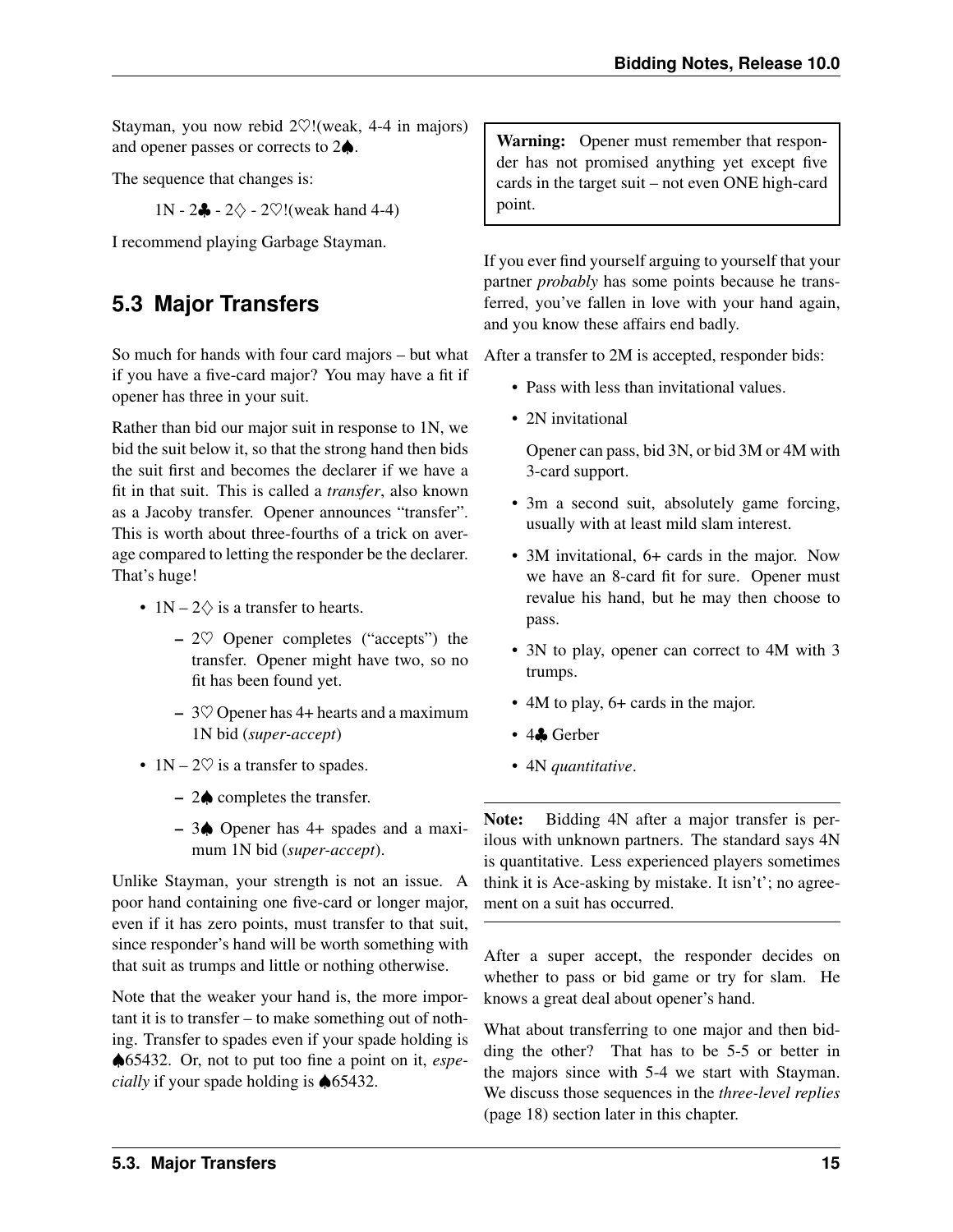Stayman, you now rebid 2♡!(weak, 4-4 in majors) and opener passes or corrects to 2♠.

The sequence that changes is:

> 1N - 2♣ - 2♢ - 2♡!(weak hand 4-4)

I recommend playing Garbage Stayman.

## 5.3 Major Transfers

So much for hands with four card majors – but what if you have a five-card major? You may have a fit if opener has three in your suit.

Rather than bid our major suit in response to 1N, we bid the suit below it, so that the strong hand then bids the suit first and becomes the declarer if we have a fit in that suit. This is called a *transfer*, also known as a Jacoby transfer. Opener announces "transfer". This is worth about three-fourths of a trick on average compared to letting the responder be the declarer. That's huge!

- 1N – 2♢ is a transfer to hearts.
  - 2♡ Opener completes ("accepts") the transfer. Opener might have two, so no fit has been found yet.
  - 3♡ Opener has 4+ hearts and a maximum 1N bid (*super-accept*)
- 1N – 2♡ is a transfer to spades.
  - 2♠ completes the transfer.
  - 3♠ Opener has 4+ spades and a maximum 1N bid (*super-accept*).

Unlike Stayman, your strength is not an issue. A poor hand containing one five-card or longer major, even if it has zero points, must transfer to that suit, since responder's hand will be worth something with that suit as trumps and little or nothing otherwise.

Note that the weaker your hand is, the more important it is to transfer – to make something out of nothing. Transfer to spades even if your spade holding is ♠65432. Or, not to put too fine a point on it, *especially* if your spade holding is ♠65432.

> **Warning:** Opener must remember that responder has not promised anything yet except five cards in the target suit – not even ONE high-card point.

If you ever find yourself arguing to yourself that your partner *probably* has some points because he transferred, you've fallen in love with your hand again, and you know these affairs end badly.

After a transfer to 2M is accepted, responder bids:

- Pass with less than invitational values.
- 2N invitational

  Opener can pass, bid 3N, or bid 3M or 4M with 3-card support.
- 3m a second suit, absolutely game forcing, usually with at least mild slam interest.
- 3M invitational, 6+ cards in the major. Now we have an 8-card fit for sure. Opener must revalue his hand, but he may then choose to pass.
- 3N to play, opener can correct to 4M with 3 trumps.
- 4M to play, 6+ cards in the major.
- 4♣ Gerber
- 4N *quantitative*.

> **Note:** Bidding 4N after a major transfer is perilous with unknown partners. The standard says 4N is quantitative. Less experienced players sometimes think it is Ace-asking by mistake. It isn't'; no agreement on a suit has occurred.

After a super accept, the responder decides on whether to pass or bid game or try for slam. He knows a great deal about opener's hand.

What about transferring to one major and then bidding the other? That has to be 5-5 or better in the majors since with 5-4 we start with Stayman. We discuss those sequences in the *three-level replies* (page 18) section later in this chapter.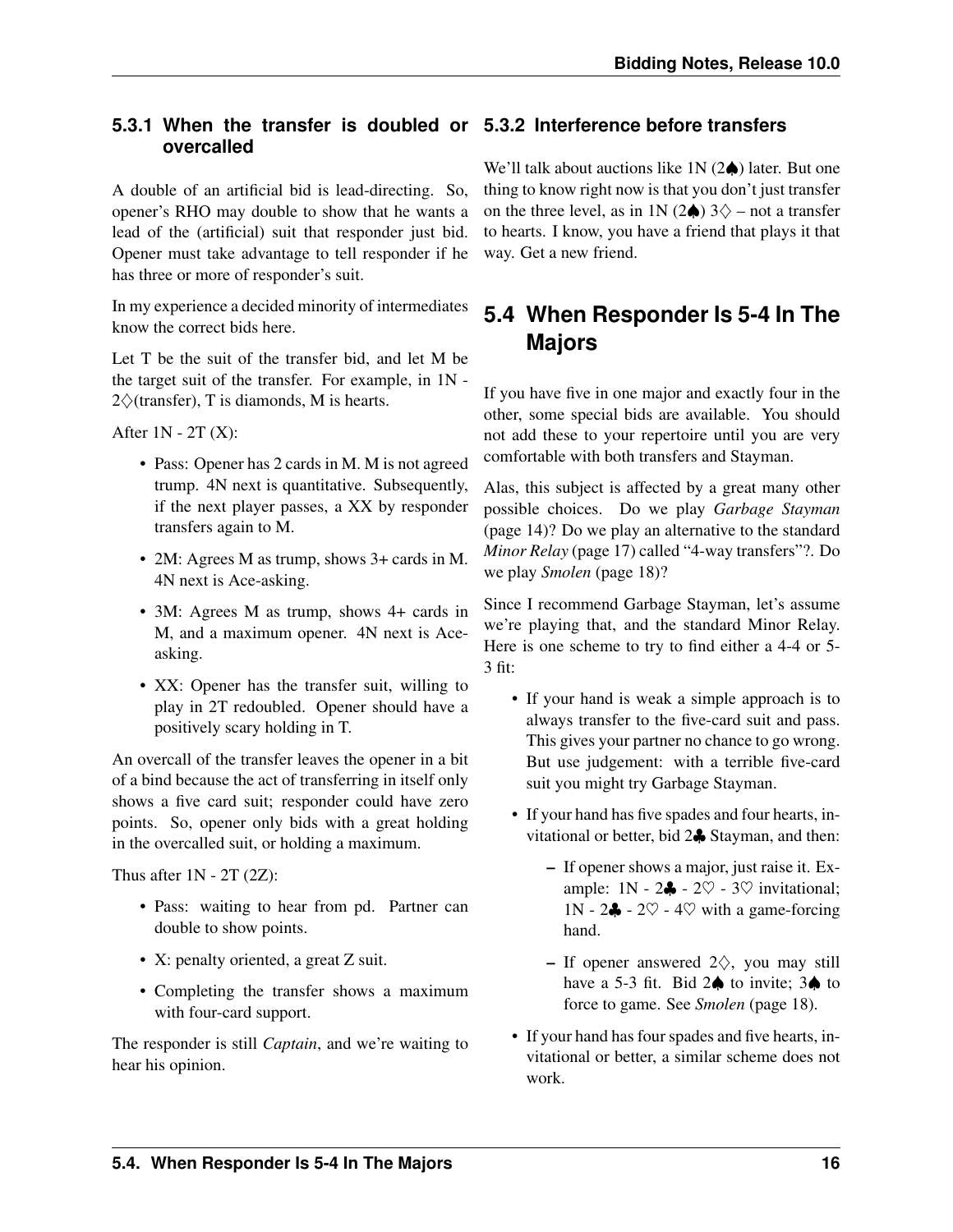### 5.3.1 When the transfer is doubled or overcalled

A double of an artificial bid is lead-directing. So, opener's RHO may double to show that he wants a lead of the (artificial) suit that responder just bid. Opener must take advantage to tell responder if he has three or more of responder's suit.

In my experience a decided minority of intermediates know the correct bids here.

Let T be the suit of the transfer bid, and let M be the target suit of the transfer. For example, in 1N - 2♢(transfer), T is diamonds, M is hearts.

After 1N - 2T (X):

- Pass: Opener has 2 cards in M. M is not agreed trump. 4N next is quantitative. Subsequently, if the next player passes, a XX by responder transfers again to M.
- 2M: Agrees M as trump, shows 3+ cards in M. 4N next is Ace-asking.
- 3M: Agrees M as trump, shows 4+ cards in M, and a maximum opener. 4N next is Ace-asking.
- XX: Opener has the transfer suit, willing to play in 2T redoubled. Opener should have a positively scary holding in T.

An overcall of the transfer leaves the opener in a bit of a bind because the act of transferring in itself only shows a five card suit; responder could have zero points. So, opener only bids with a great holding in the overcalled suit, or holding a maximum.

Thus after 1N - 2T (2Z):

- Pass: waiting to hear from pd. Partner can double to show points.
- X: penalty oriented, a great Z suit.
- Completing the transfer shows a maximum with four-card support.

The responder is still *Captain*, and we're waiting to hear his opinion.

### 5.3.2 Interference before transfers

We'll talk about auctions like 1N (2♠) later. But one thing to know right now is that you don't just transfer on the three level, as in 1N (2♠) 3♢ – not a transfer to hearts. I know, you have a friend that plays it that way. Get a new friend.

## 5.4 When Responder Is 5-4 In The Majors

If you have five in one major and exactly four in the other, some special bids are available. You should not add these to your repertoire until you are very comfortable with both transfers and Stayman.

Alas, this subject is affected by a great many other possible choices. Do we play *Garbage Stayman* (page 14)? Do we play an alternative to the standard *Minor Relay* (page 17) called "4-way transfers"?. Do we play *Smolen* (page 18)?

Since I recommend Garbage Stayman, let's assume we're playing that, and the standard Minor Relay. Here is one scheme to try to find either a 4-4 or 5-3 fit:

- If your hand is weak a simple approach is to always transfer to the five-card suit and pass. This gives your partner no chance to go wrong. But use judgement: with a terrible five-card suit you might try Garbage Stayman.
- If your hand has five spades and four hearts, invitational or better, bid 2♣ Stayman, and then:
  - If opener shows a major, just raise it. Example: 1N - 2♣ - 2♡ - 3♡ invitational; 1N - 2♣ - 2♡ - 4♡ with a game-forcing hand.
  - If opener answered 2♢, you may still have a 5-3 fit. Bid 2♠ to invite; 3♠ to force to game. See *Smolen* (page 18).
- If your hand has four spades and five hearts, invitational or better, a similar scheme does not work.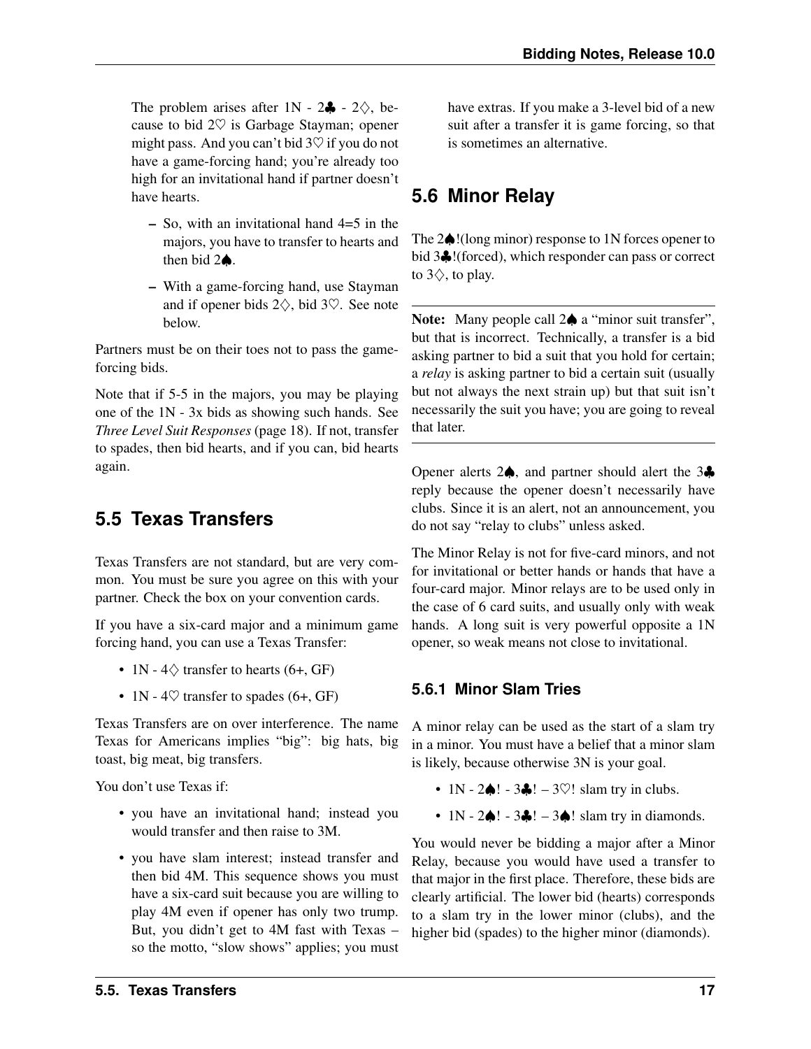The problem arises after 1N - 2♣ - 2♢, because to bid 2♡ is Garbage Stayman; opener might pass. And you can't bid 3♡ if you do not have a game-forcing hand; you're already too high for an invitational hand if partner doesn't have hearts.

- So, with an invitational hand 4=5 in the majors, you have to transfer to hearts and then bid 2♠.
- With a game-forcing hand, use Stayman and if opener bids 2♢, bid 3♡. See note below.

Partners must be on their toes not to pass the game-forcing bids.

Note that if 5-5 in the majors, you may be playing one of the 1N - 3x bids as showing such hands. See *Three Level Suit Responses* (page 18). If not, transfer to spades, then bid hearts, and if you can, bid hearts again.

## 5.5 Texas Transfers

Texas Transfers are not standard, but are very common. You must be sure you agree on this with your partner. Check the box on your convention cards.

If you have a six-card major and a minimum game forcing hand, you can use a Texas Transfer:

- 1N - 4♢ transfer to hearts (6+, GF)
- 1N - 4♡ transfer to spades (6+, GF)

Texas Transfers are on over interference. The name Texas for Americans implies "big": big hats, big toast, big meat, big transfers.

You don't use Texas if:

- you have an invitational hand; instead you would transfer and then raise to 3M.
- you have slam interest; instead transfer and then bid 4M. This sequence shows you must have a six-card suit because you are willing to play 4M even if opener has only two trump. But, you didn't get to 4M fast with Texas – so the motto, "slow shows" applies; you must have extras. If you make a 3-level bid of a new suit after a transfer it is game forcing, so that is sometimes an alternative.

## 5.6 Minor Relay

The 2♠!(long minor) response to 1N forces opener to bid 3♣!(forced), which responder can pass or correct to 3♢, to play.

**Note:** Many people call 2♠ a "minor suit transfer", but that is incorrect. Technically, a transfer is a bid asking partner to bid a suit that you hold for certain; a *relay* is asking partner to bid a certain suit (usually but not always the next strain up) but that suit isn't necessarily the suit you have; you are going to reveal that later.

Opener alerts 2♠, and partner should alert the 3♣ reply because the opener doesn't necessarily have clubs. Since it is an alert, not an announcement, you do not say "relay to clubs" unless asked.

The Minor Relay is not for five-card minors, and not for invitational or better hands or hands that have a four-card major. Minor relays are to be used only in the case of 6 card suits, and usually only with weak hands. A long suit is very powerful opposite a 1N opener, so weak means not close to invitational.

### 5.6.1 Minor Slam Tries

A minor relay can be used as the start of a slam try in a minor. You must have a belief that a minor slam is likely, because otherwise 3N is your goal.

- 1N - 2♠! - 3♣! – 3♡! slam try in clubs.
- 1N - 2♠! - 3♣! – 3♠! slam try in diamonds.

You would never be bidding a major after a Minor Relay, because you would have used a transfer to that major in the first place. Therefore, these bids are clearly artificial. The lower bid (hearts) corresponds to a slam try in the lower minor (clubs), and the higher bid (spades) to the higher minor (diamonds).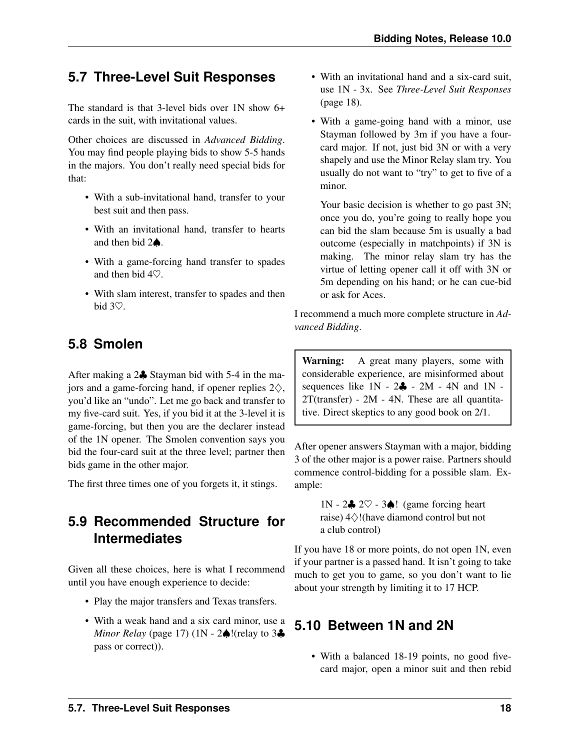## 5.7 Three-Level Suit Responses

The standard is that 3-level bids over 1N show 6+ cards in the suit, with invitational values.

Other choices are discussed in *Advanced Bidding*. You may find people playing bids to show 5-5 hands in the majors. You don't really need special bids for that:

- With a sub-invitational hand, transfer to your best suit and then pass.
- With an invitational hand, transfer to hearts and then bid 2♠.
- With a game-forcing hand transfer to spades and then bid 4♡.
- With slam interest, transfer to spades and then bid 3♡.

## 5.8 Smolen

After making a 2♣ Stayman bid with 5-4 in the majors and a game-forcing hand, if opener replies 2♢, you'd like an "undo". Let me go back and transfer to my five-card suit. Yes, if you bid it at the 3-level it is game-forcing, but then you are the declarer instead of the 1N opener. The Smolen convention says you bid the four-card suit at the three level; partner then bids game in the other major.

The first three times one of you forgets it, it stings.

## 5.9 Recommended Structure for Intermediates

Given all these choices, here is what I recommend until you have enough experience to decide:

- Play the major transfers and Texas transfers.
- With a weak hand and a six card minor, use a *Minor Relay* (page 17) (1N - 2♠!(relay to 3♣ pass or correct)).
- With an invitational hand and a six-card suit, use 1N - 3x. See *Three-Level Suit Responses* (page 18).
- With a game-going hand with a minor, use Stayman followed by 3m if you have a four-card major. If not, just bid 3N or with a very shapely and use the Minor Relay slam try. You usually do not want to "try" to get to five of a minor.

  Your basic decision is whether to go past 3N; once you do, you're going to really hope you can bid the slam because 5m is usually a bad outcome (especially in matchpoints) if 3N is making. The minor relay slam try has the virtue of letting opener call it off with 3N or 5m depending on his hand; or he can cue-bid or ask for Aces.

I recommend a much more complete structure in *Advanced Bidding*.

> **Warning:** A great many players, some with considerable experience, are misinformed about sequences like 1N - 2♣ - 2M - 4N and 1N - 2T(transfer) - 2M - 4N. These are all quantitative. Direct skeptics to any good book on 2/1.

After opener answers Stayman with a major, bidding 3 of the other major is a power raise. Partners should commence control-bidding for a possible slam. Example:

> 1N - 2♣ 2♡ - 3♠! (game forcing heart raise) 4♢!(have diamond control but not a club control)

If you have 18 or more points, do not open 1N, even if your partner is a passed hand. It isn't going to take much to get you to game, so you don't want to lie about your strength by limiting it to 17 HCP.

## 5.10 Between 1N and 2N

- With a balanced 18-19 points, no good five-card major, open a minor suit and then rebid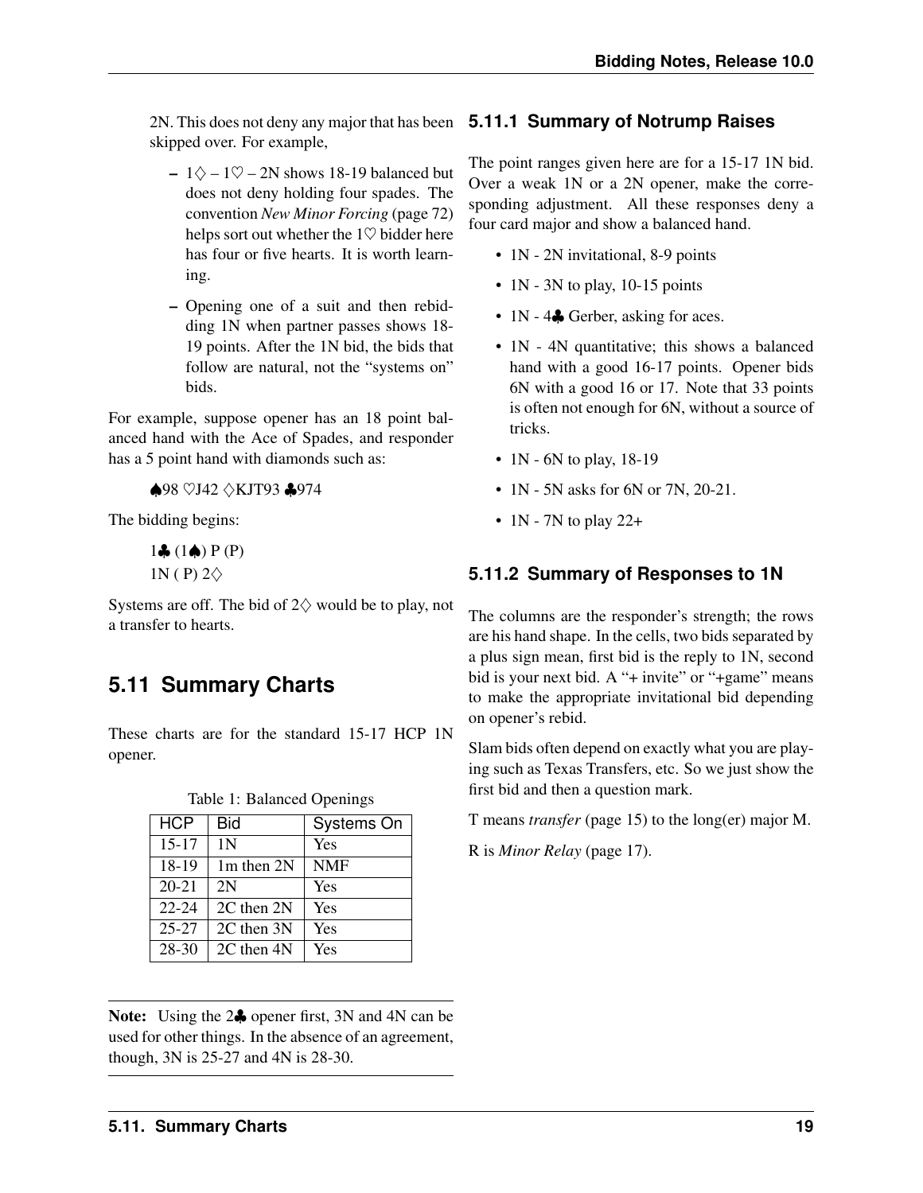2N. This does not deny any major that has been skipped over. For example,

- 1♢ – 1♡ – 2N shows 18-19 balanced but does not deny holding four spades. The convention *New Minor Forcing* (page 72) helps sort out whether the 1♡ bidder here has four or five hearts. It is worth learning.
- Opening one of a suit and then rebidding 1N when partner passes shows 18-19 points. After the 1N bid, the bids that follow are natural, not the "systems on" bids.

For example, suppose opener has an 18 point balanced hand with the Ace of Spades, and responder has a 5 point hand with diamonds such as:

♠98 ♡J42 ♢KJT93 ♣974

The bidding begins:

1♣ (1♠) P (P)
1N ( P) 2♢

Systems are off. The bid of 2♢ would be to play, not a transfer to hearts.

## 5.11 Summary Charts

These charts are for the standard 15-17 HCP 1N opener.

Table 1: Balanced Openings

| HCP | Bid | Systems On |
|---|---|---|
| 15-17 | 1N | Yes |
| 18-19 | 1m then 2N | NMF |
| 20-21 | 2N | Yes |
| 22-24 | 2C then 2N | Yes |
| 25-27 | 2C then 3N | Yes |
| 28-30 | 2C then 4N | Yes |

**Note:** Using the 2♣ opener first, 3N and 4N can be used for other things. In the absence of an agreement, though, 3N is 25-27 and 4N is 28-30.

### 5.11.1 Summary of Notrump Raises

The point ranges given here are for a 15-17 1N bid. Over a weak 1N or a 2N opener, make the corresponding adjustment. All these responses deny a four card major and show a balanced hand.

- 1N - 2N invitational, 8-9 points
- 1N - 3N to play, 10-15 points
- 1N - 4♣ Gerber, asking for aces.
- 1N - 4N quantitative; this shows a balanced hand with a good 16-17 points. Opener bids 6N with a good 16 or 17. Note that 33 points is often not enough for 6N, without a source of tricks.
- 1N - 6N to play, 18-19
- 1N - 5N asks for 6N or 7N, 20-21.
- 1N - 7N to play 22+

### 5.11.2 Summary of Responses to 1N

The columns are the responder's strength; the rows are his hand shape. In the cells, two bids separated by a plus sign mean, first bid is the reply to 1N, second bid is your next bid. A "+ invite" or "+game" means to make the appropriate invitational bid depending on opener's rebid.

Slam bids often depend on exactly what you are playing such as Texas Transfers, etc. So we just show the first bid and then a question mark.

T means *transfer* (page 15) to the long(er) major M.

R is *Minor Relay* (page 17).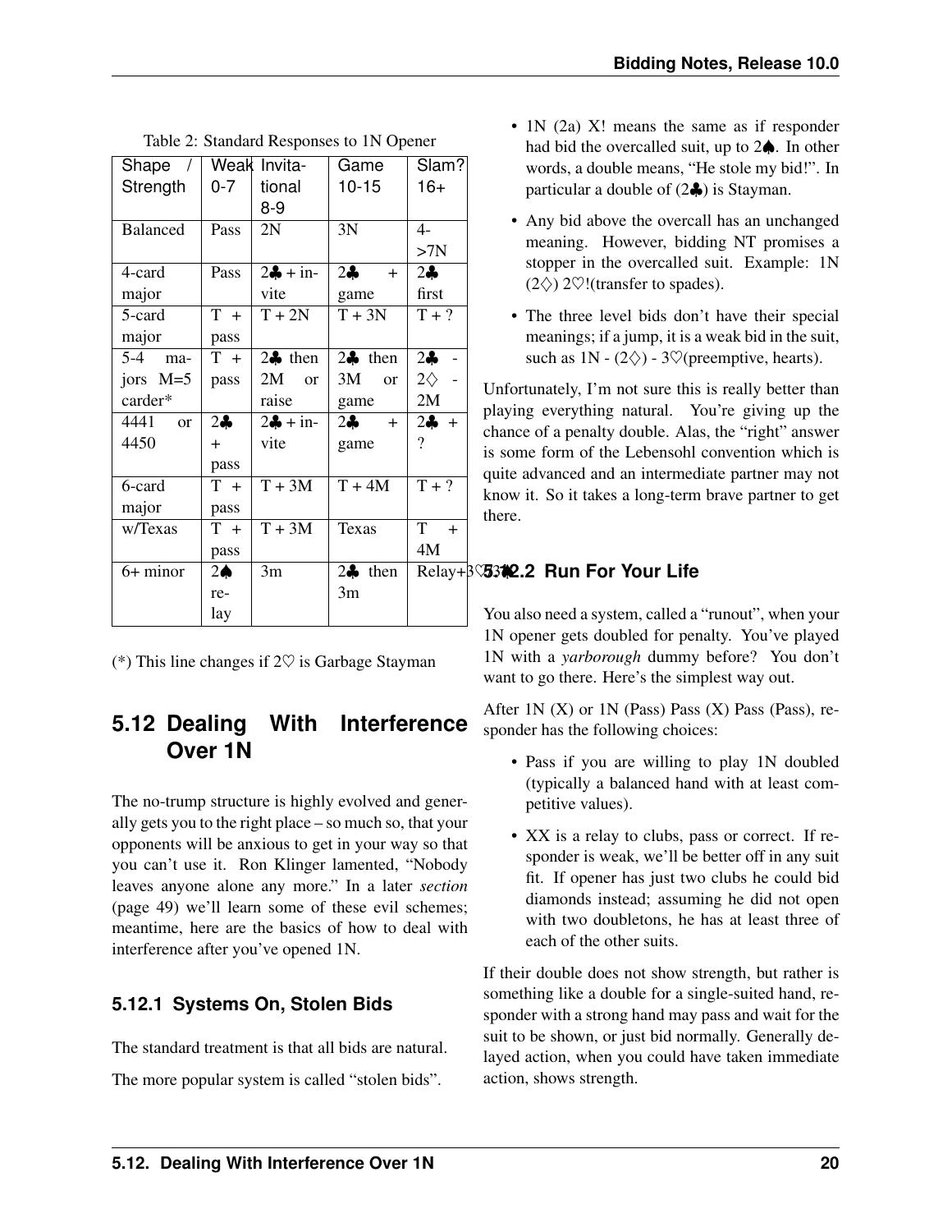Table 2: Standard Responses to 1N Opener

| Shape / Strength | Weak 0-7 | Invitational 8-9 | Game 10-15 | Slam? 16+ |
|---|---|---|---|---|
| Balanced | Pass | 2N | 3N | 4->7N |
| 4-card major | Pass | 2♣ + invite | 2♣ + game | 2♣ first |
| 5-card major | T + pass | T + 2N | T + 3N | T + ? |
| 5-4 majors M=5 carder* | T + pass | 2♣ then 2M or raise | 2♣ then 3M or game | 2♣ - 2♢ - 2M |
| 4441 or 4450 | 2♣ + pass | 2♣ + invite | 2♣ + game | 2♣ + ? |
| 6-card major | T + pass | T + 3M | T + 4M | T + ? |
| w/Texas | T + pass | T + 3M | Texas | T + 4M |
| 6+ minor | 2♠ relay | 3m | 2♣ then 3m | Relay+3♡3♠ |

(*) This line changes if 2♡ is Garbage Stayman

## 5.12 Dealing With Interference Over 1N

The no-trump structure is highly evolved and generally gets you to the right place – so much so, that your opponents will be anxious to get in your way so that you can't use it. Ron Klinger lamented, "Nobody leaves anyone alone any more." In a later *section* (page 49) we'll learn some of these evil schemes; meantime, here are the basics of how to deal with interference after you've opened 1N.

### 5.12.1 Systems On, Stolen Bids

The standard treatment is that all bids are natural.

The more popular system is called "stolen bids".

- 1N (2a) X! means the same as if responder had bid the overcalled suit, up to 2♠. In other words, a double means, "He stole my bid!". In particular a double of (2♣) is Stayman.
- Any bid above the overcall has an unchanged meaning. However, bidding NT promises a stopper in the overcalled suit. Example: 1N (2♢) 2♡!(transfer to spades).
- The three level bids don't have their special meanings; if a jump, it is a weak bid in the suit, such as 1N - (2♢) - 3♡(preemptive, hearts).

Unfortunately, I'm not sure this is really better than playing everything natural. You're giving up the chance of a penalty double. Alas, the "right" answer is some form of the Lebensohl convention which is quite advanced and an intermediate partner may not know it. So it takes a long-term brave partner to get there.

### 5.12.2 Run For Your Life

You also need a system, called a "runout", when your 1N opener gets doubled for penalty. You've played 1N with a *yarborough* dummy before? You don't want to go there. Here's the simplest way out.

After 1N (X) or 1N (Pass) Pass (X) Pass (Pass), responder has the following choices:

- Pass if you are willing to play 1N doubled (typically a balanced hand with at least competitive values).
- XX is a relay to clubs, pass or correct. If responder is weak, we'll be better off in any suit fit. If opener has just two clubs he could bid diamonds instead; assuming he did not open with two doubletons, he has at least three of each of the other suits.

If their double does not show strength, but rather is something like a double for a single-suited hand, responder with a strong hand may pass and wait for the suit to be shown, or just bid normally. Generally delayed action, when you could have taken immediate action, shows strength.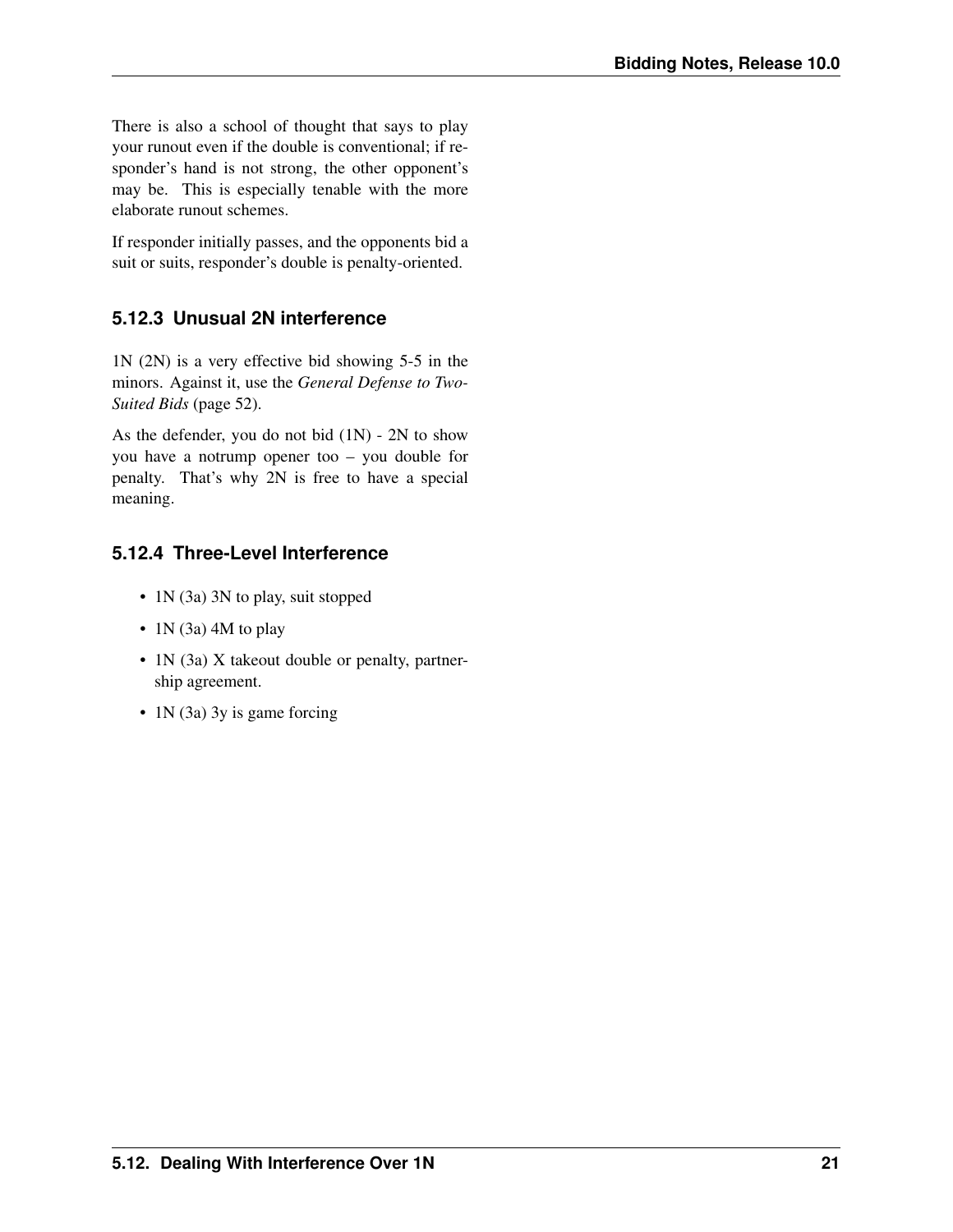There is also a school of thought that says to play your runout even if the double is conventional; if responder's hand is not strong, the other opponent's may be. This is especially tenable with the more elaborate runout schemes.

If responder initially passes, and the opponents bid a suit or suits, responder's double is penalty-oriented.

### 5.12.3 Unusual 2N interference

1N (2N) is a very effective bid showing 5-5 in the minors. Against it, use the *General Defense to Two-Suited Bids* (page 52).

As the defender, you do not bid (1N) - 2N to show you have a notrump opener too – you double for penalty. That's why 2N is free to have a special meaning.

### 5.12.4 Three-Level Interference

- 1N (3a) 3N to play, suit stopped
- 1N (3a) 4M to play
- 1N (3a) X takeout double or penalty, partnership agreement.
- 1N (3a) 3y is game forcing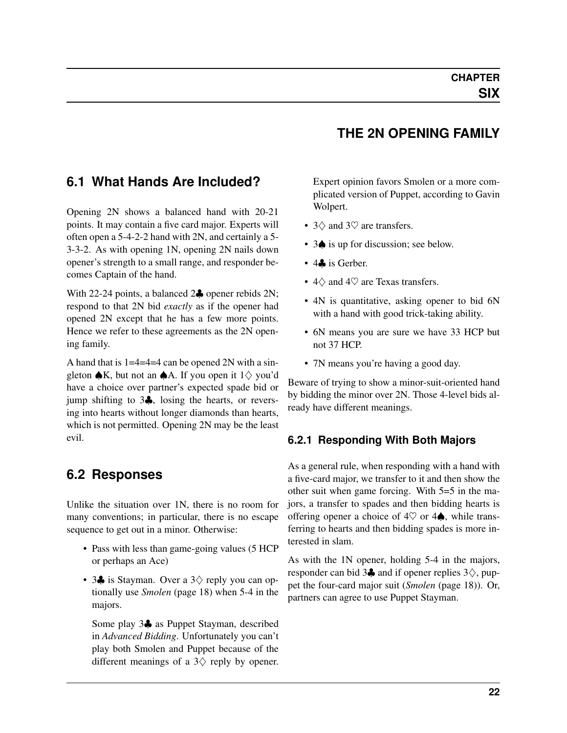# CHAPTER SIX

# THE 2N OPENING FAMILY

## 6.1 What Hands Are Included?

Opening 2N shows a balanced hand with 20-21 points. It may contain a five card major. Experts will often open a 5-4-2-2 hand with 2N, and certainly a 5-3-3-2. As with opening 1N, opening 2N nails down opener's strength to a small range, and responder becomes Captain of the hand.

With 22-24 points, a balanced 2♣ opener rebids 2N; respond to that 2N bid *exactly* as if the opener had opened 2N except that he has a few more points. Hence we refer to these agreements as the 2N opening family.

A hand that is 1=4=4=4 can be opened 2N with a singleton ♠K, but not an ♠A. If you open it 1♢ you'd have a choice over partner's expected spade bid or jump shifting to 3♣, losing the hearts, or reversing into hearts without longer diamonds than hearts, which is not permitted. Opening 2N may be the least evil.

## 6.2 Responses

Unlike the situation over 1N, there is no room for many conventions; in particular, there is no escape sequence to get out in a minor. Otherwise:

- Pass with less than game-going values (5 HCP or perhaps an Ace)
- 3♣ is Stayman. Over a 3♢ reply you can optionally use *Smolen* (page 18) when 5-4 in the majors.

  Some play 3♣ as Puppet Stayman, described in *Advanced Bidding*. Unfortunately you can't play both Smolen and Puppet because of the different meanings of a 3♢ reply by opener. Expert opinion favors Smolen or a more complicated version of Puppet, according to Gavin Wolpert.
- 3♢ and 3♡ are transfers.
- 3♠ is up for discussion; see below.
- 4♣ is Gerber.
- 4♢ and 4♡ are Texas transfers.
- 4N is quantitative, asking opener to bid 6N with a hand with good trick-taking ability.
- 6N means you are sure we have 33 HCP but not 37 HCP.
- 7N means you're having a good day.

Beware of trying to show a minor-suit-oriented hand by bidding the minor over 2N. Those 4-level bids already have different meanings.

### 6.2.1 Responding With Both Majors

As a general rule, when responding with a hand with a five-card major, we transfer to it and then show the other suit when game forcing. With 5=5 in the majors, a transfer to spades and then bidding hearts is offering opener a choice of 4♡ or 4♠, while transferring to hearts and then bidding spades is more interested in slam.

As with the 1N opener, holding 5-4 in the majors, responder can bid 3♣ and if opener replies 3♢, puppet the four-card major suit (*Smolen* (page 18)). Or, partners can agree to use Puppet Stayman.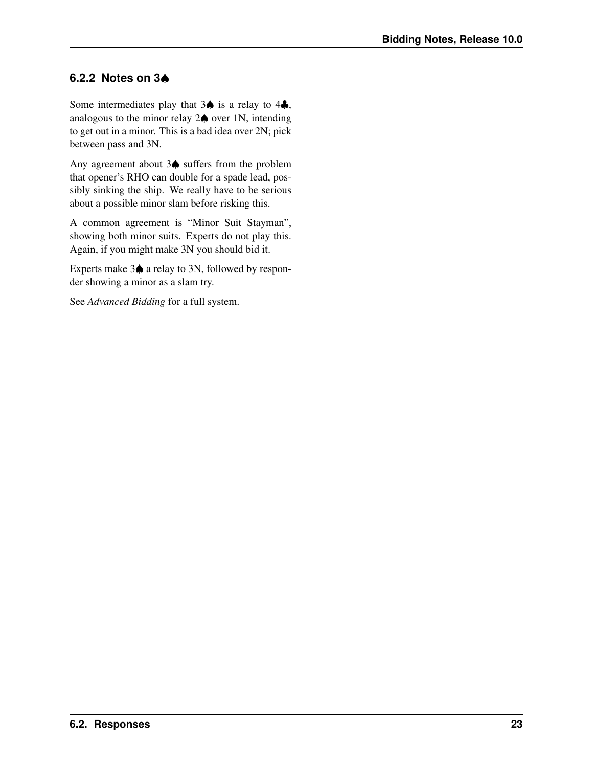### 6.2.2 Notes on 3♠

Some intermediates play that 3♠ is a relay to 4♣, analogous to the minor relay 2♠ over 1N, intending to get out in a minor. This is a bad idea over 2N; pick between pass and 3N.

Any agreement about 3♠ suffers from the problem that opener's RHO can double for a spade lead, possibly sinking the ship. We really have to be serious about a possible minor slam before risking this.

A common agreement is "Minor Suit Stayman", showing both minor suits. Experts do not play this. Again, if you might make 3N you should bid it.

Experts make 3♠ a relay to 3N, followed by responder showing a minor as a slam try.

See *Advanced Bidding* for a full system.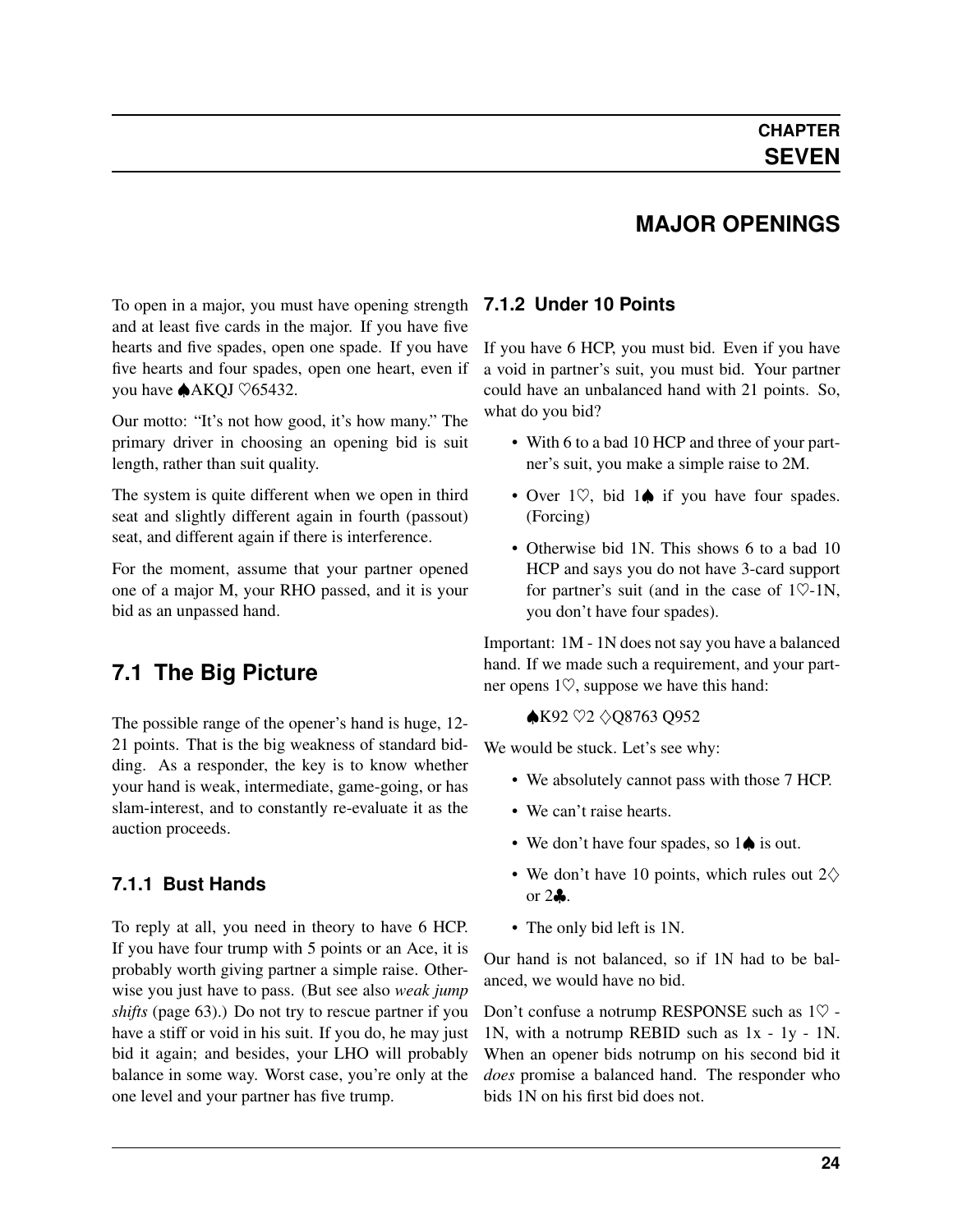# CHAPTER SEVEN

# MAJOR OPENINGS

To open in a major, you must have opening strength and at least five cards in the major. If you have five hearts and five spades, open one spade. If you have five hearts and four spades, open one heart, even if you have ♠AKQJ ♡65432.

Our motto: "It's not how good, it's how many." The primary driver in choosing an opening bid is suit length, rather than suit quality.

The system is quite different when we open in third seat and slightly different again in fourth (passout) seat, and different again if there is interference.

For the moment, assume that your partner opened one of a major M, your RHO passed, and it is your bid as an unpassed hand.

## 7.1 The Big Picture

The possible range of the opener's hand is huge, 12-21 points. That is the big weakness of standard bidding. As a responder, the key is to know whether your hand is weak, intermediate, game-going, or has slam-interest, and to constantly re-evaluate it as the auction proceeds.

### 7.1.1 Bust Hands

To reply at all, you need in theory to have 6 HCP. If you have four trump with 5 points or an Ace, it is probably worth giving partner a simple raise. Otherwise you just have to pass. (But see also *weak jump shifts* (page 63).) Do not try to rescue partner if you have a stiff or void in his suit. If you do, he may just bid it again; and besides, your LHO will probably balance in some way. Worst case, you're only at the one level and your partner has five trump.

### 7.1.2 Under 10 Points

If you have 6 HCP, you must bid. Even if you have a void in partner's suit, you must bid. Your partner could have an unbalanced hand with 21 points. So, what do you bid?

- With 6 to a bad 10 HCP and three of your partner's suit, you make a simple raise to 2M.
- Over 1♡, bid 1♠ if you have four spades. (Forcing)
- Otherwise bid 1N. This shows 6 to a bad 10 HCP and says you do not have 3-card support for partner's suit (and in the case of 1♡-1N, you don't have four spades).

Important: 1M - 1N does not say you have a balanced hand. If we made such a requirement, and your partner opens 1♡, suppose we have this hand:

♠K92 ♡2 ◇Q8763 Q952

We would be stuck. Let's see why:

- We absolutely cannot pass with those 7 HCP.
- We can't raise hearts.
- We don't have four spades, so 1♠ is out.
- We don't have 10 points, which rules out 2◇ or 2♣.
- The only bid left is 1N.

Our hand is not balanced, so if 1N had to be balanced, we would have no bid.

Don't confuse a notrump RESPONSE such as 1♡ - 1N, with a notrump REBID such as 1x - 1y - 1N. When an opener bids notrump on his second bid it *does* promise a balanced hand. The responder who bids 1N on his first bid does not.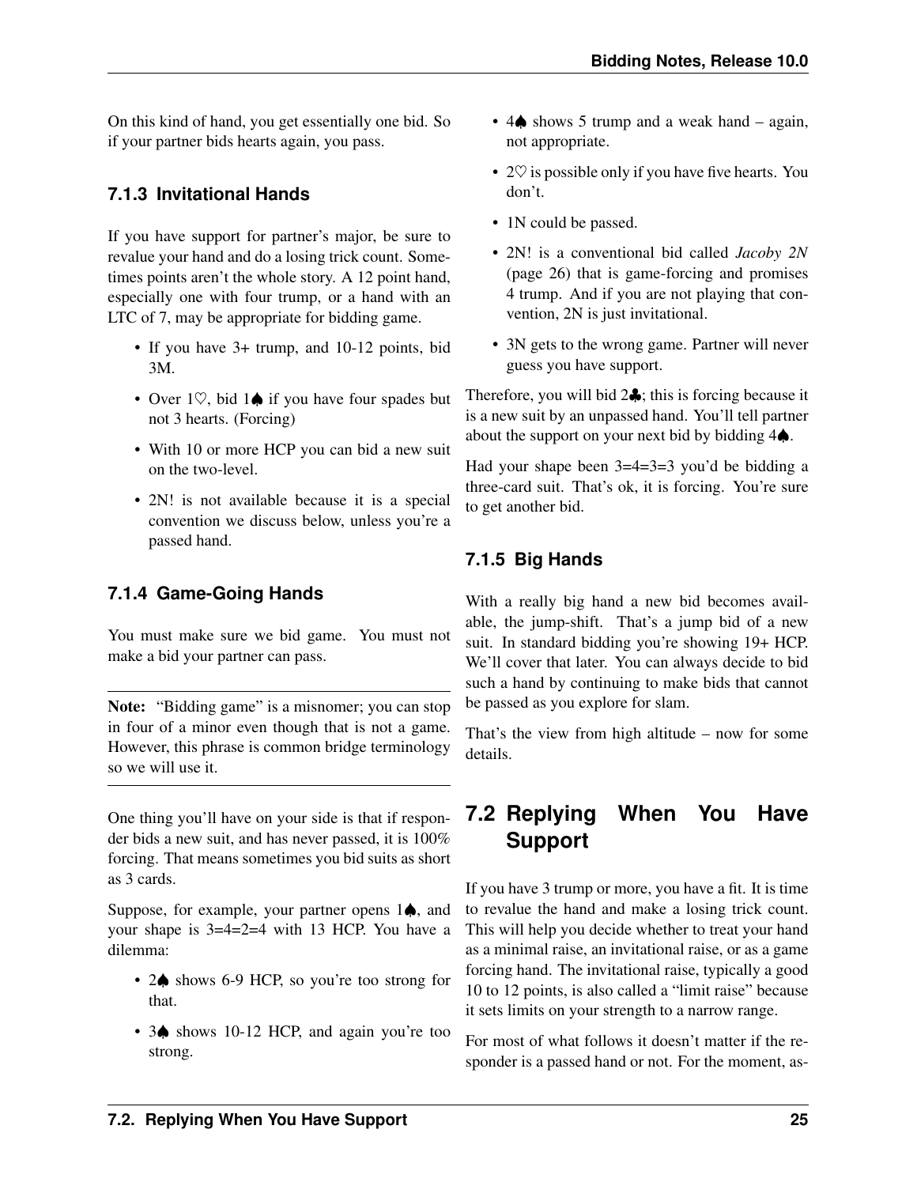On this kind of hand, you get essentially one bid. So if your partner bids hearts again, you pass.

### 7.1.3 Invitational Hands

If you have support for partner's major, be sure to revalue your hand and do a losing trick count. Sometimes points aren't the whole story. A 12 point hand, especially one with four trump, or a hand with an LTC of 7, may be appropriate for bidding game.

- If you have 3+ trump, and 10-12 points, bid 3M.
- Over 1♡, bid 1♠ if you have four spades but not 3 hearts. (Forcing)
- With 10 or more HCP you can bid a new suit on the two-level.
- 2N! is not available because it is a special convention we discuss below, unless you're a passed hand.

### 7.1.4 Game-Going Hands

You must make sure we bid game. You must not make a bid your partner can pass.

---

**Note:** "Bidding game" is a misnomer; you can stop in four of a minor even though that is not a game. However, this phrase is common bridge terminology so we will use it.

---

One thing you'll have on your side is that if responder bids a new suit, and has never passed, it is 100% forcing. That means sometimes you bid suits as short as 3 cards.

Suppose, for example, your partner opens 1♠, and your shape is 3=4=2=4 with 13 HCP. You have a dilemma:

- 2♠ shows 6-9 HCP, so you're too strong for that.
- 3♠ shows 10-12 HCP, and again you're too strong.
- 4♠ shows 5 trump and a weak hand – again, not appropriate.
- 2♡ is possible only if you have five hearts. You don't.
- 1N could be passed.
- 2N! is a conventional bid called *Jacoby 2N* (page 26) that is game-forcing and promises 4 trump. And if you are not playing that convention, 2N is just invitational.
- 3N gets to the wrong game. Partner will never guess you have support.

Therefore, you will bid 2♣; this is forcing because it is a new suit by an unpassed hand. You'll tell partner about the support on your next bid by bidding 4♠.

Had your shape been 3=4=3=3 you'd be bidding a three-card suit. That's ok, it is forcing. You're sure to get another bid.

### 7.1.5 Big Hands

With a really big hand a new bid becomes available, the jump-shift. That's a jump bid of a new suit. In standard bidding you're showing 19+ HCP. We'll cover that later. You can always decide to bid such a hand by continuing to make bids that cannot be passed as you explore for slam.

That's the view from high altitude – now for some details.

## 7.2 Replying When You Have Support

If you have 3 trump or more, you have a fit. It is time to revalue the hand and make a losing trick count. This will help you decide whether to treat your hand as a minimal raise, an invitational raise, or as a game forcing hand. The invitational raise, typically a good 10 to 12 points, is also called a "limit raise" because it sets limits on your strength to a narrow range.

For most of what follows it doesn't matter if the responder is a passed hand or not. For the moment, as-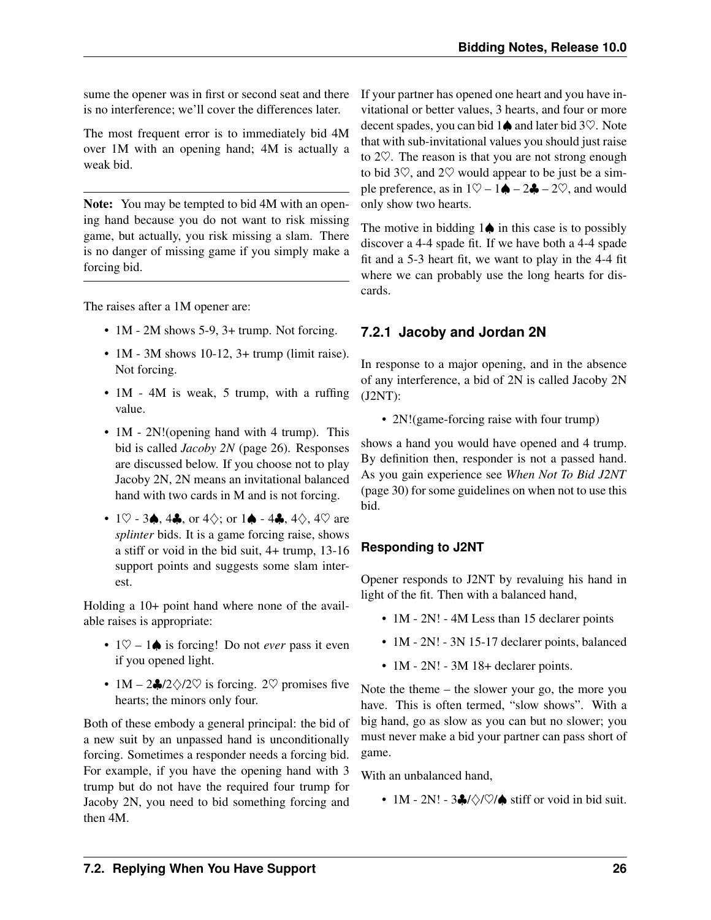sume the opener was in first or second seat and there is no interference; we'll cover the differences later.

The most frequent error is to immediately bid 4M over 1M with an opening hand; 4M is actually a weak bid.

---

**Note:** You may be tempted to bid 4M with an opening hand because you do not want to risk missing game, but actually, you risk missing a slam. There is no danger of missing game if you simply make a forcing bid.

---

The raises after a 1M opener are:

- 1M - 2M shows 5-9, 3+ trump. Not forcing.
- 1M - 3M shows 10-12, 3+ trump (limit raise). Not forcing.
- 1M - 4M is weak, 5 trump, with a ruffing value.
- 1M - 2N!(opening hand with 4 trump). This bid is called *Jacoby 2N* (page 26). Responses are discussed below. If you choose not to play Jacoby 2N, 2N means an invitational balanced hand with two cards in M and is not forcing.
- 1♡ - 3♠, 4♣, or 4♢; or 1♠ - 4♣, 4♢, 4♡ are *splinter* bids. It is a game forcing raise, shows a stiff or void in the bid suit, 4+ trump, 13-16 support points and suggests some slam interest.

Holding a 10+ point hand where none of the available raises is appropriate:

- 1♡ – 1♠ is forcing! Do not *ever* pass it even if you opened light.
- 1M – 2♣/2♢/2♡ is forcing. 2♡ promises five hearts; the minors only four.

Both of these embody a general principal: the bid of a new suit by an unpassed hand is unconditionally forcing. Sometimes a responder needs a forcing bid. For example, if you have the opening hand with 3 trump but do not have the required four trump for Jacoby 2N, you need to bid something forcing and then 4M.

If your partner has opened one heart and you have invitational or better values, 3 hearts, and four or more decent spades, you can bid 1♠ and later bid 3♡. Note that with sub-invitational values you should just raise to 2♡. The reason is that you are not strong enough to bid 3♡, and 2♡ would appear to be just be a simple preference, as in 1♡ – 1♠ – 2♣ – 2♡, and would only show two hearts.

The motive in bidding 1♠ in this case is to possibly discover a 4-4 spade fit. If we have both a 4-4 spade fit and a 5-3 heart fit, we want to play in the 4-4 fit where we can probably use the long hearts for discards.

## 7.2.1 Jacoby and Jordan 2N

In response to a major opening, and in the absence of any interference, a bid of 2N is called Jacoby 2N (J2NT):

- 2N!(game-forcing raise with four trump)

shows a hand you would have opened and 4 trump. By definition then, responder is not a passed hand. As you gain experience see *When Not To Bid J2NT* (page 30) for some guidelines on when not to use this bid.

### Responding to J2NT

Opener responds to J2NT by revaluing his hand in light of the fit. Then with a balanced hand,

- 1M - 2N! - 4M Less than 15 declarer points
- 1M - 2N! - 3N 15-17 declarer points, balanced
- 1M - 2N! - 3M 18+ declarer points.

Note the theme – the slower your go, the more you have. This is often termed, "slow shows". With a big hand, go as slow as you can but no slower; you must never make a bid your partner can pass short of game.

With an unbalanced hand,

- 1M - 2N! - 3♣/♢/♡/♠ stiff or void in bid suit.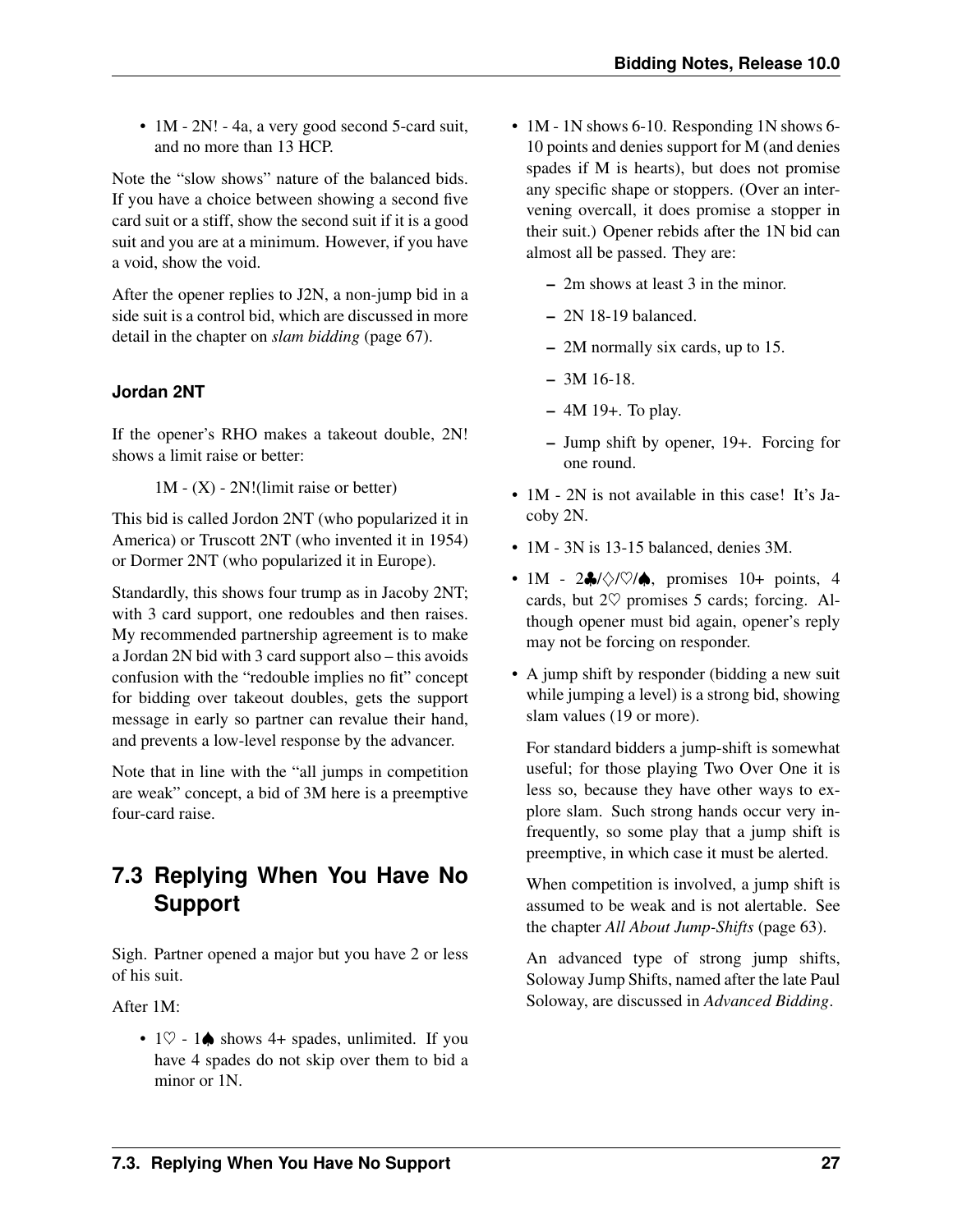- 1M - 2N! - 4a, a very good second 5-card suit, and no more than 13 HCP.

Note the "slow shows" nature of the balanced bids. If you have a choice between showing a second five card suit or a stiff, show the second suit if it is a good suit and you are at a minimum. However, if you have a void, show the void.

After the opener replies to J2N, a non-jump bid in a side suit is a control bid, which are discussed in more detail in the chapter on *slam bidding* (page 67).

### Jordan 2NT

If the opener's RHO makes a takeout double, 2N! shows a limit raise or better:

> 1M - (X) - 2N!(limit raise or better)

This bid is called Jordon 2NT (who popularized it in America) or Truscott 2NT (who invented it in 1954) or Dormer 2NT (who popularized it in Europe).

Standardly, this shows four trump as in Jacoby 2NT; with 3 card support, one redoubles and then raises. My recommended partnership agreement is to make a Jordan 2N bid with 3 card support also – this avoids confusion with the "redouble implies no fit" concept for bidding over takeout doubles, gets the support message in early so partner can revalue their hand, and prevents a low-level response by the advancer.

Note that in line with the "all jumps in competition are weak" concept, a bid of 3M here is a preemptive four-card raise.

## 7.3 Replying When You Have No Support

Sigh. Partner opened a major but you have 2 or less of his suit.

After 1M:

- 1♡ - 1♠ shows 4+ spades, unlimited. If you have 4 spades do not skip over them to bid a minor or 1N.
- 1M - 1N shows 6-10. Responding 1N shows 6-10 points and denies support for M (and denies spades if M is hearts), but does not promise any specific shape or stoppers. (Over an intervening overcall, it does promise a stopper in their suit.) Opener rebids after the 1N bid can almost all be passed. They are:
  - 2m shows at least 3 in the minor.
  - 2N 18-19 balanced.
  - 2M normally six cards, up to 15.
  - 3M 16-18.
  - 4M 19+. To play.
  - Jump shift by opener, 19+. Forcing for one round.
- 1M - 2N is not available in this case! It's Jacoby 2N.
- 1M - 3N is 13-15 balanced, denies 3M.
- 1M - 2♣/♢/♡/♠, promises 10+ points, 4 cards, but 2♡ promises 5 cards; forcing. Although opener must bid again, opener's reply may not be forcing on responder.
- A jump shift by responder (bidding a new suit while jumping a level) is a strong bid, showing slam values (19 or more).

  For standard bidders a jump-shift is somewhat useful; for those playing Two Over One it is less so, because they have other ways to explore slam. Such strong hands occur very infrequently, so some play that a jump shift is preemptive, in which case it must be alerted.

  When competition is involved, a jump shift is assumed to be weak and is not alertable. See the chapter *All About Jump-Shifts* (page 63).

  An advanced type of strong jump shifts, Soloway Jump Shifts, named after the late Paul Soloway, are discussed in *Advanced Bidding*.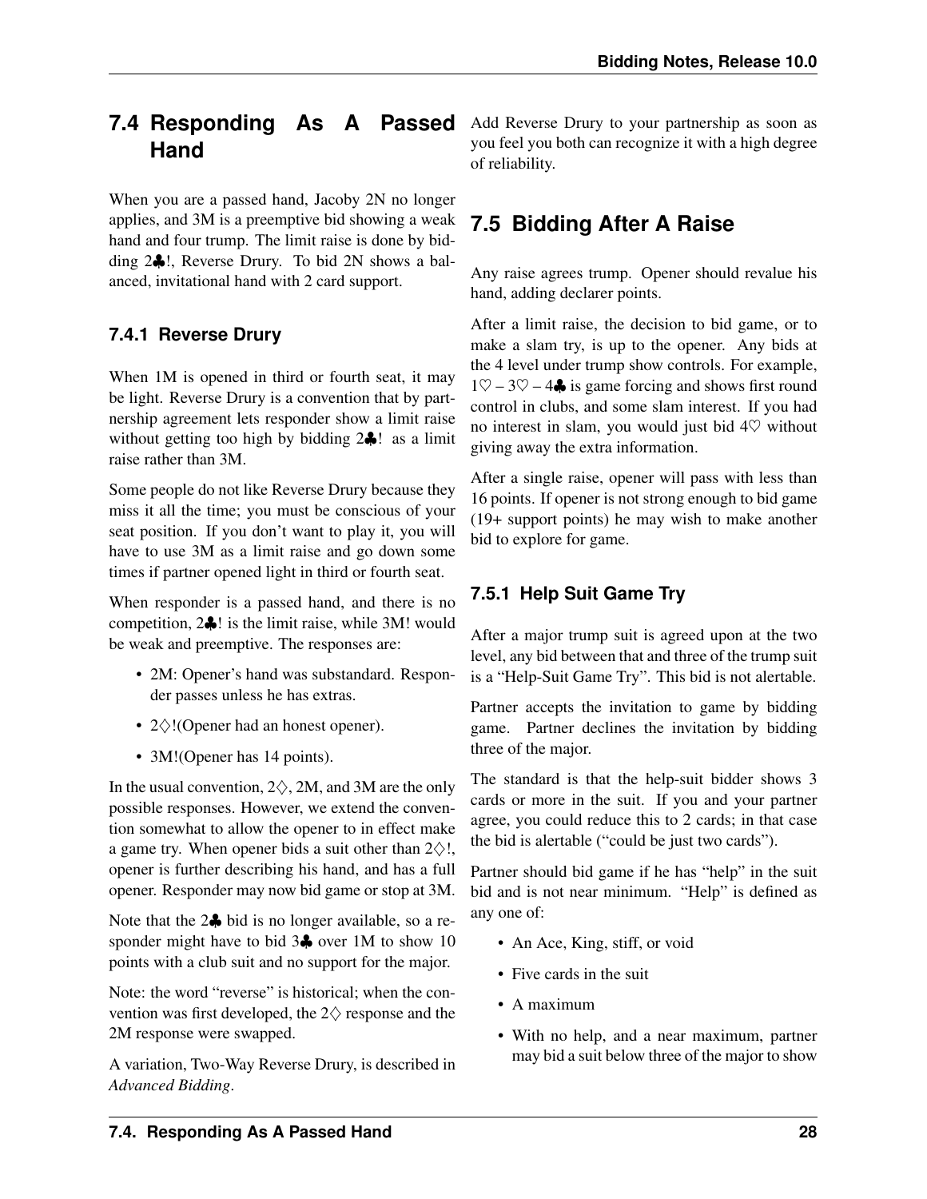## 7.4 Responding As A Passed Hand

When you are a passed hand, Jacoby 2N no longer applies, and 3M is a preemptive bid showing a weak hand and four trump. The limit raise is done by bidding 2♣!, Reverse Drury. To bid 2N shows a balanced, invitational hand with 2 card support.

### 7.4.1 Reverse Drury

When 1M is opened in third or fourth seat, it may be light. Reverse Drury is a convention that by partnership agreement lets responder show a limit raise without getting too high by bidding 2♣! as a limit raise rather than 3M.

Some people do not like Reverse Drury because they miss it all the time; you must be conscious of your seat position. If you don't want to play it, you will have to use 3M as a limit raise and go down some times if partner opened light in third or fourth seat.

When responder is a passed hand, and there is no competition, 2♣! is the limit raise, while 3M! would be weak and preemptive. The responses are:

- 2M: Opener's hand was substandard. Responder passes unless he has extras.
- 2♢!(Opener had an honest opener).
- 3M!(Opener has 14 points).

In the usual convention, 2♢, 2M, and 3M are the only possible responses. However, we extend the convention somewhat to allow the opener to in effect make a game try. When opener bids a suit other than 2♢!, opener is further describing his hand, and has a full opener. Responder may now bid game or stop at 3M.

Note that the 2♣ bid is no longer available, so a responder might have to bid 3♣ over 1M to show 10 points with a club suit and no support for the major.

Note: the word "reverse" is historical; when the convention was first developed, the 2♢ response and the 2M response were swapped.

A variation, Two-Way Reverse Drury, is described in *Advanced Bidding*.

Add Reverse Drury to your partnership as soon as you feel you both can recognize it with a high degree of reliability.

## 7.5 Bidding After A Raise

Any raise agrees trump. Opener should revalue his hand, adding declarer points.

After a limit raise, the decision to bid game, or to make a slam try, is up to the opener. Any bids at the 4 level under trump show controls. For example, 1♡ – 3♡ – 4♣ is game forcing and shows first round control in clubs, and some slam interest. If you had no interest in slam, you would just bid 4♡ without giving away the extra information.

After a single raise, opener will pass with less than 16 points. If opener is not strong enough to bid game (19+ support points) he may wish to make another bid to explore for game.

### 7.5.1 Help Suit Game Try

After a major trump suit is agreed upon at the two level, any bid between that and three of the trump suit is a "Help-Suit Game Try". This bid is not alertable.

Partner accepts the invitation to game by bidding game. Partner declines the invitation by bidding three of the major.

The standard is that the help-suit bidder shows 3 cards or more in the suit. If you and your partner agree, you could reduce this to 2 cards; in that case the bid is alertable ("could be just two cards").

Partner should bid game if he has "help" in the suit bid and is not near minimum. "Help" is defined as any one of:

- An Ace, King, stiff, or void
- Five cards in the suit
- A maximum
- With no help, and a near maximum, partner may bid a suit below three of the major to show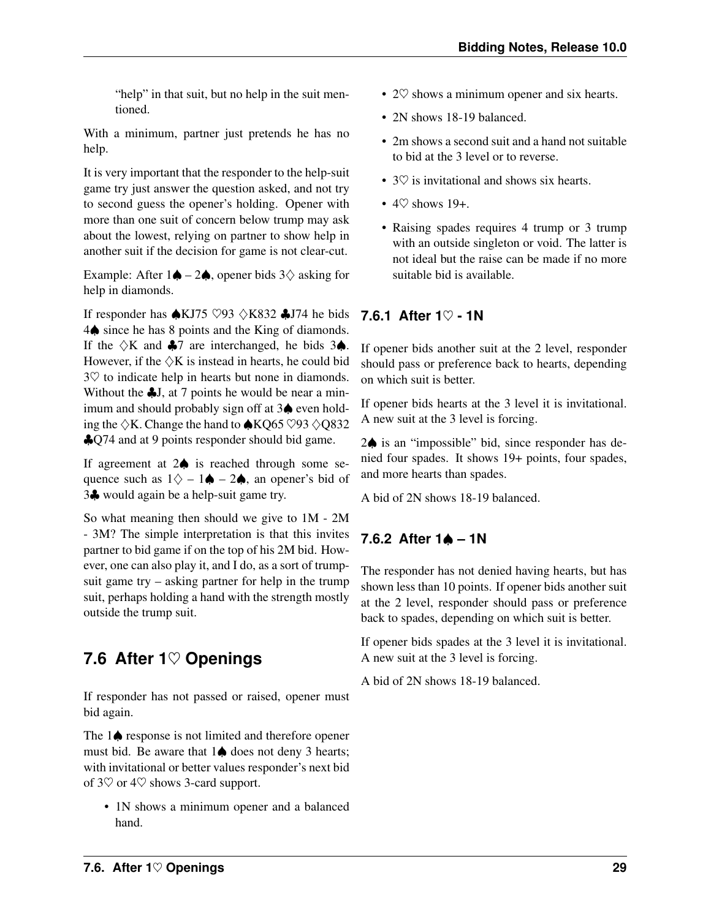"help" in that suit, but no help in the suit mentioned.

With a minimum, partner just pretends he has no help.

It is very important that the responder to the help-suit game try just answer the question asked, and not try to second guess the opener's holding. Opener with more than one suit of concern below trump may ask about the lowest, relying on partner to show help in another suit if the decision for game is not clear-cut.

Example: After 1♠ – 2♠, opener bids 3♢ asking for help in diamonds.

If responder has ♠KJ75 ♡93 ♢K832 ♣J74 he bids 4♠ since he has 8 points and the King of diamonds. If the ♢K and ♣7 are interchanged, he bids 3♠. However, if the ♢K is instead in hearts, he could bid 3♡ to indicate help in hearts but none in diamonds. Without the ♣J, at 7 points he would be near a minimum and should probably sign off at 3♠ even holding the ♢K. Change the hand to ♠KQ65 ♡93 ♢Q832 ♣Q74 and at 9 points responder should bid game.

If agreement at 2♠ is reached through some sequence such as 1♢ – 1♠ – 2♠, an opener's bid of 3♣ would again be a help-suit game try.

So what meaning then should we give to 1M - 2M - 3M? The simple interpretation is that this invites partner to bid game if on the top of his 2M bid. However, one can also play it, and I do, as a sort of trump-suit game try – asking partner for help in the trump suit, perhaps holding a hand with the strength mostly outside the trump suit.

## 7.6 After 1♡ Openings

If responder has not passed or raised, opener must bid again.

The 1♠ response is not limited and therefore opener must bid. Be aware that 1♠ does not deny 3 hearts; with invitational or better values responder's next bid of 3♡ or 4♡ shows 3-card support.

- 1N shows a minimum opener and a balanced hand.
- 2♡ shows a minimum opener and six hearts.
- 2N shows 18-19 balanced.
- 2m shows a second suit and a hand not suitable to bid at the 3 level or to reverse.
- 3♡ is invitational and shows six hearts.
- 4♡ shows 19+.
- Raising spades requires 4 trump or 3 trump with an outside singleton or void. The latter is not ideal but the raise can be made if no more suitable bid is available.

### 7.6.1 After 1♡ - 1N

If opener bids another suit at the 2 level, responder should pass or preference back to hearts, depending on which suit is better.

If opener bids hearts at the 3 level it is invitational. A new suit at the 3 level is forcing.

2♠ is an "impossible" bid, since responder has denied four spades. It shows 19+ points, four spades, and more hearts than spades.

A bid of 2N shows 18-19 balanced.

### 7.6.2 After 1♠ – 1N

The responder has not denied having hearts, but has shown less than 10 points. If opener bids another suit at the 2 level, responder should pass or preference back to spades, depending on which suit is better.

If opener bids spades at the 3 level it is invitational. A new suit at the 3 level is forcing.

A bid of 2N shows 18-19 balanced.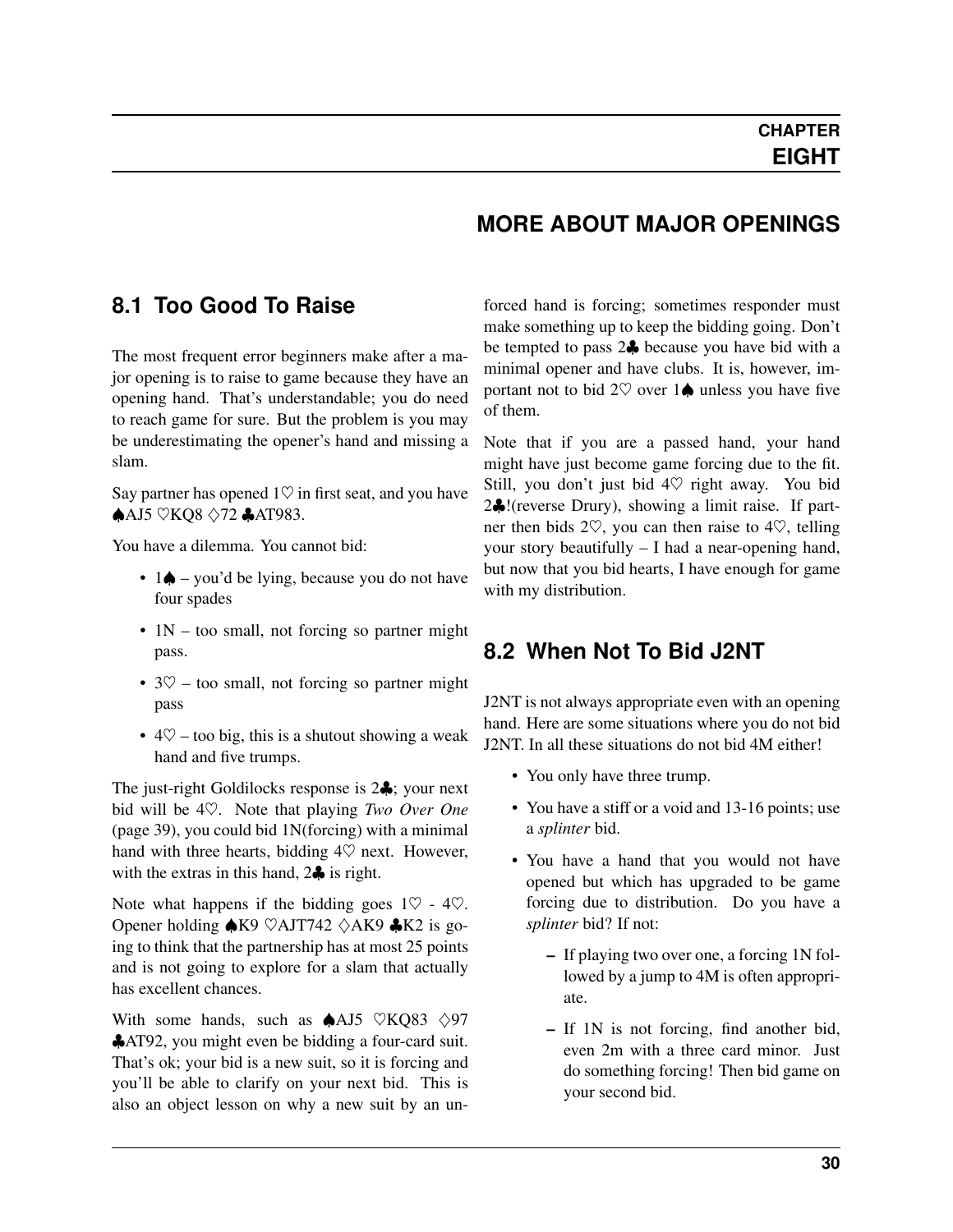# CHAPTER EIGHT

# MORE ABOUT MAJOR OPENINGS

## 8.1 Too Good To Raise

The most frequent error beginners make after a major opening is to raise to game because they have an opening hand. That's understandable; you do need to reach game for sure. But the problem is you may be underestimating the opener's hand and missing a slam.

Say partner has opened 1♡ in first seat, and you have ♠AJ5 ♡KQ8 ♢72 ♣AT983.

You have a dilemma. You cannot bid:

- 1♠ – you'd be lying, because you do not have four spades
- 1N – too small, not forcing so partner might pass.
- 3♡ – too small, not forcing so partner might pass
- 4♡ – too big, this is a shutout showing a weak hand and five trumps.

The just-right Goldilocks response is 2♣; your next bid will be 4♡. Note that playing *Two Over One* (page 39), you could bid 1N(forcing) with a minimal hand with three hearts, bidding 4♡ next. However, with the extras in this hand, 2♣ is right.

Note what happens if the bidding goes 1♡ - 4♡. Opener holding ♠K9 ♡AJT742 ♢AK9 ♣K2 is going to think that the partnership has at most 25 points and is not going to explore for a slam that actually has excellent chances.

With some hands, such as ♠AJ5 ♡KQ83 ♢97 ♣AT92, you might even be bidding a four-card suit. That's ok; your bid is a new suit, so it is forcing and you'll be able to clarify on your next bid. This is also an object lesson on why a new suit by an unforced hand is forcing; sometimes responder must make something up to keep the bidding going. Don't be tempted to pass 2♣ because you have bid with a minimal opener and have clubs. It is, however, important not to bid 2♡ over 1♠ unless you have five of them.

Note that if you are a passed hand, your hand might have just become game forcing due to the fit. Still, you don't just bid 4♡ right away. You bid 2♣!(reverse Drury), showing a limit raise. If partner then bids 2♡, you can then raise to 4♡, telling your story beautifully – I had a near-opening hand, but now that you bid hearts, I have enough for game with my distribution.

## 8.2 When Not To Bid J2NT

J2NT is not always appropriate even with an opening hand. Here are some situations where you do not bid J2NT. In all these situations do not bid 4M either!

- You only have three trump.
- You have a stiff or a void and 13-16 points; use a *splinter* bid.
- You have a hand that you would not have opened but which has upgraded to be game forcing due to distribution. Do you have a *splinter* bid? If not:
  - If playing two over one, a forcing 1N followed by a jump to 4M is often appropriate.
  - If 1N is not forcing, find another bid, even 2m with a three card minor. Just do something forcing! Then bid game on your second bid.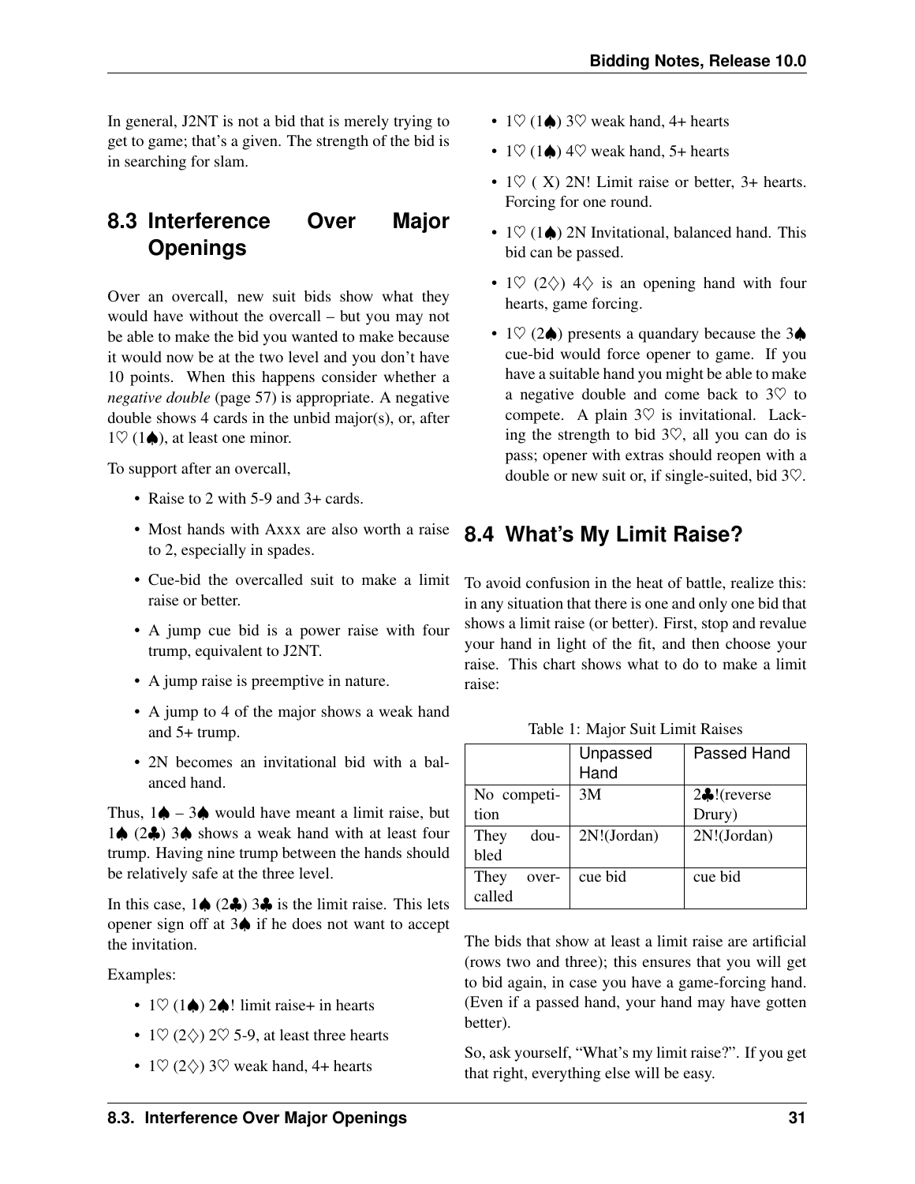In general, J2NT is not a bid that is merely trying to get to game; that's a given. The strength of the bid is in searching for slam.

## 8.3 Interference Over Major Openings

Over an overcall, new suit bids show what they would have without the overcall – but you may not be able to make the bid you wanted to make because it would now be at the two level and you don't have 10 points. When this happens consider whether a *negative double* (page 57) is appropriate. A negative double shows 4 cards in the unbid major(s), or, after 1♡ (1♠), at least one minor.

To support after an overcall,

- Raise to 2 with 5-9 and 3+ cards.
- Most hands with Axxx are also worth a raise to 2, especially in spades.
- Cue-bid the overcalled suit to make a limit raise or better.
- A jump cue bid is a power raise with four trump, equivalent to J2NT.
- A jump raise is preemptive in nature.
- A jump to 4 of the major shows a weak hand and 5+ trump.
- 2N becomes an invitational bid with a balanced hand.

Thus, 1♠ – 3♠ would have meant a limit raise, but 1♠ (2♣) 3♠ shows a weak hand with at least four trump. Having nine trump between the hands should be relatively safe at the three level.

In this case, 1♠ (2♣) 3♣ is the limit raise. This lets opener sign off at 3♠ if he does not want to accept the invitation.

Examples:

- 1♡ (1♠) 2♠! limit raise+ in hearts
- 1♡ (2♢) 2♡ 5-9, at least three hearts
- 1♡ (2♢) 3♡ weak hand, 4+ hearts
- 1♡ (1♠) 3♡ weak hand, 4+ hearts
- 1♡ (1♠) 4♡ weak hand, 5+ hearts
- 1♡ ( X) 2N! Limit raise or better, 3+ hearts. Forcing for one round.
- 1♡ (1♠) 2N Invitational, balanced hand. This bid can be passed.
- 1♡ (2♢) 4♢ is an opening hand with four hearts, game forcing.
- 1♡ (2♠) presents a quandary because the 3♠ cue-bid would force opener to game. If you have a suitable hand you might be able to make a negative double and come back to 3♡ to compete. A plain 3♡ is invitational. Lacking the strength to bid 3♡, all you can do is pass; opener with extras should reopen with a double or new suit or, if single-suited, bid 3♡.

## 8.4 What's My Limit Raise?

To avoid confusion in the heat of battle, realize this: in any situation that there is one and only one bid that shows a limit raise (or better). First, stop and revalue your hand in light of the fit, and then choose your raise. This chart shows what to do to make a limit raise:

Table 1: Major Suit Limit Raises

| | Unpassed Hand | Passed Hand |
|---|---|---|
| No competition | 3M | 2♣!(reverse Drury) |
| They doubled | 2N!(Jordan) | 2N!(Jordan) |
| They overcalled | cue bid | cue bid |

The bids that show at least a limit raise are artificial (rows two and three); this ensures that you will get to bid again, in case you have a game-forcing hand. (Even if a passed hand, your hand may have gotten better).

So, ask yourself, "What's my limit raise?". If you get that right, everything else will be easy.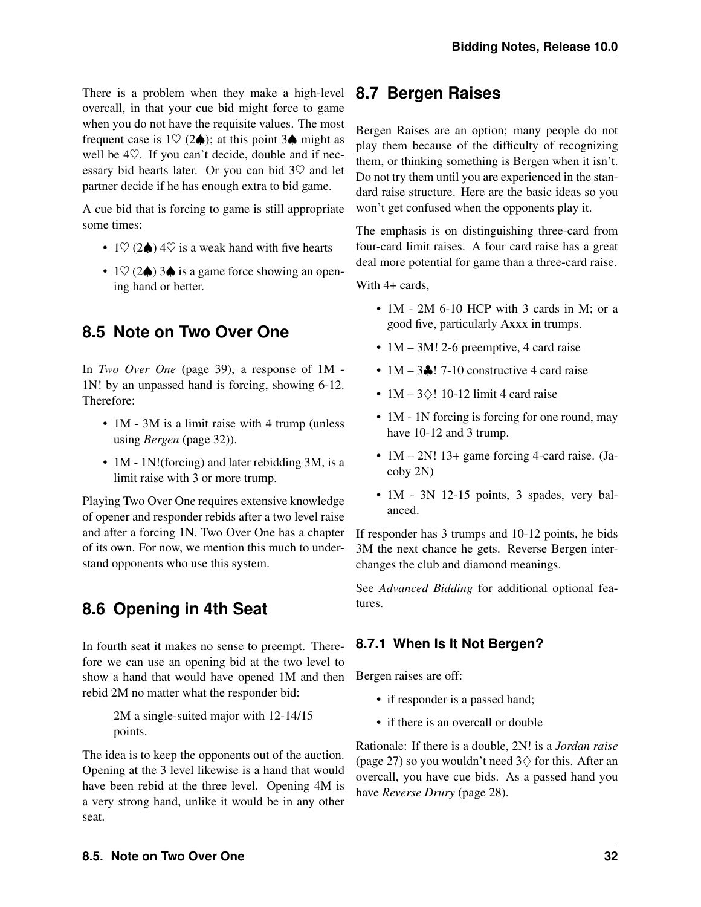There is a problem when they make a high-level overcall, in that your cue bid might force to game when you do not have the requisite values. The most frequent case is 1♡ (2♠); at this point 3♠ might as well be 4♡. If you can't decide, double and if necessary bid hearts later. Or you can bid 3♡ and let partner decide if he has enough extra to bid game.

A cue bid that is forcing to game is still appropriate some times:

- 1♡ (2♠) 4♡ is a weak hand with five hearts
- 1♡ (2♠) 3♠ is a game force showing an opening hand or better.

## 8.5 Note on Two Over One

In *Two Over One* (page 39), a response of 1M - 1N! by an unpassed hand is forcing, showing 6-12. Therefore:

- 1M - 3M is a limit raise with 4 trump (unless using *Bergen* (page 32)).
- 1M - 1N!(forcing) and later rebidding 3M, is a limit raise with 3 or more trump.

Playing Two Over One requires extensive knowledge of opener and responder rebids after a two level raise and after a forcing 1N. Two Over One has a chapter of its own. For now, we mention this much to understand opponents who use this system.

## 8.6 Opening in 4th Seat

In fourth seat it makes no sense to preempt. Therefore we can use an opening bid at the two level to show a hand that would have opened 1M and then rebid 2M no matter what the responder bid:

> 2M a single-suited major with 12-14/15 points.

The idea is to keep the opponents out of the auction. Opening at the 3 level likewise is a hand that would have been rebid at the three level. Opening 4M is a very strong hand, unlike it would be in any other seat.

## 8.7 Bergen Raises

Bergen Raises are an option; many people do not play them because of the difficulty of recognizing them, or thinking something is Bergen when it isn't. Do not try them until you are experienced in the standard raise structure. Here are the basic ideas so you won't get confused when the opponents play it.

The emphasis is on distinguishing three-card from four-card limit raises. A four card raise has a great deal more potential for game than a three-card raise.

With 4+ cards,

- 1M - 2M 6-10 HCP with 3 cards in M; or a good five, particularly Axxx in trumps.
- 1M – 3M! 2-6 preemptive, 4 card raise
- 1M – 3♣! 7-10 constructive 4 card raise
- 1M – 3♢! 10-12 limit 4 card raise
- 1M - 1N forcing is forcing for one round, may have 10-12 and 3 trump.
- 1M – 2N! 13+ game forcing 4-card raise. (Jacoby 2N)
- 1M - 3N 12-15 points, 3 spades, very balanced.

If responder has 3 trumps and 10-12 points, he bids 3M the next chance he gets. Reverse Bergen interchanges the club and diamond meanings.

See *Advanced Bidding* for additional optional features.

### 8.7.1 When Is It Not Bergen?

Bergen raises are off:

- if responder is a passed hand;
- if there is an overcall or double

Rationale: If there is a double, 2N! is a *Jordan raise* (page 27) so you wouldn't need 3♢ for this. After an overcall, you have cue bids. As a passed hand you have *Reverse Drury* (page 28).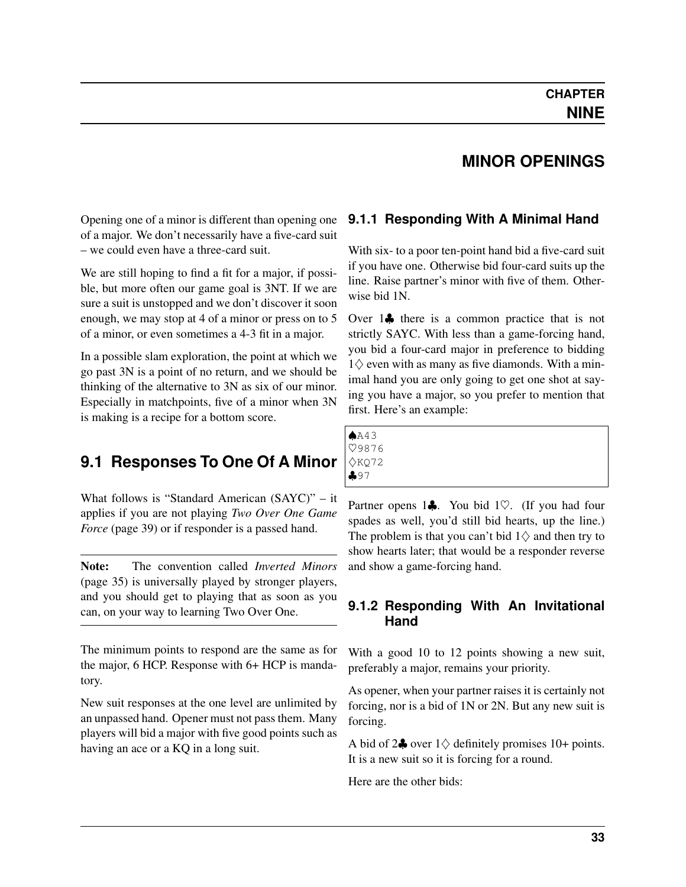# CHAPTER NINE

# MINOR OPENINGS

Opening one of a minor is different than opening one of a major. We don't necessarily have a five-card suit – we could even have a three-card suit.

We are still hoping to find a fit for a major, if possible, but more often our game goal is 3NT. If we are sure a suit is unstopped and we don't discover it soon enough, we may stop at 4 of a minor or press on to 5 of a minor, or even sometimes a 4-3 fit in a major.

In a possible slam exploration, the point at which we go past 3N is a point of no return, and we should be thinking of the alternative to 3N as six of our minor. Especially in matchpoints, five of a minor when 3N is making is a recipe for a bottom score.

## 9.1 Responses To One Of A Minor

What follows is "Standard American (SAYC)" – it applies if you are not playing *Two Over One Game Force* (page 39) or if responder is a passed hand.

---

**Note:** The convention called *Inverted Minors* (page 35) is universally played by stronger players, and you should get to playing that as soon as you can, on your way to learning Two Over One.

---

The minimum points to respond are the same as for the major, 6 HCP. Response with 6+ HCP is mandatory.

New suit responses at the one level are unlimited by an unpassed hand. Opener must not pass them. Many players will bid a major with five good points such as having an ace or a KQ in a long suit.

### 9.1.1 Responding With A Minimal Hand

With six- to a poor ten-point hand bid a five-card suit if you have one. Otherwise bid four-card suits up the line. Raise partner's minor with five of them. Otherwise bid 1N.

Over 1♣ there is a common practice that is not strictly SAYC. With less than a game-forcing hand, you bid a four-card major in preference to bidding 1♢ even with as many as five diamonds. With a minimal hand you are only going to get one shot at saying you have a major, so you prefer to mention that first. Here's an example:

```
♠A43
♡9876
♢KQ72
♣97
```

Partner opens 1♣. You bid 1♡. (If you had four spades as well, you'd still bid hearts, up the line.) The problem is that you can't bid 1♢ and then try to show hearts later; that would be a responder reverse and show a game-forcing hand.

### 9.1.2 Responding With An Invitational Hand

With a good 10 to 12 points showing a new suit, preferably a major, remains your priority.

As opener, when your partner raises it is certainly not forcing, nor is a bid of 1N or 2N. But any new suit is forcing.

A bid of 2♣ over 1♢ definitely promises 10+ points. It is a new suit so it is forcing for a round.

Here are the other bids: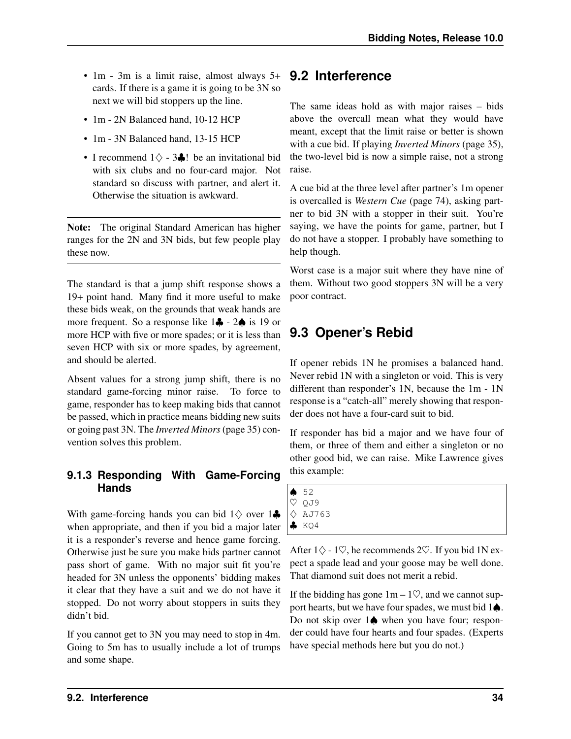- 1m - 3m is a limit raise, almost always 5+ cards. If there is a game it is going to be 3N so next we will bid stoppers up the line.
- 1m - 2N Balanced hand, 10-12 HCP
- 1m - 3N Balanced hand, 13-15 HCP
- I recommend 1♢ - 3♣! be an invitational bid with six clubs and no four-card major. Not standard so discuss with partner, and alert it. Otherwise the situation is awkward.

---

**Note:** The original Standard American has higher ranges for the 2N and 3N bids, but few people play these now.

---

The standard is that a jump shift response shows a 19+ point hand. Many find it more useful to make these bids weak, on the grounds that weak hands are more frequent. So a response like 1♣ - 2♠ is 19 or more HCP with five or more spades; or it is less than seven HCP with six or more spades, by agreement, and should be alerted.

Absent values for a strong jump shift, there is no standard game-forcing minor raise. To force to game, responder has to keep making bids that cannot be passed, which in practice means bidding new suits or going past 3N. The *Inverted Minors* (page 35) convention solves this problem.

### 9.1.3 Responding With Game-Forcing Hands

With game-forcing hands you can bid 1♢ over 1♣ when appropriate, and then if you bid a major later it is a responder's reverse and hence game forcing. Otherwise just be sure you make bids partner cannot pass short of game. With no major suit fit you're headed for 3N unless the opponents' bidding makes it clear that they have a suit and we do not have it stopped. Do not worry about stoppers in suits they didn't bid.

If you cannot get to 3N you may need to stop in 4m. Going to 5m has to usually include a lot of trumps and some shape.

## 9.2 Interference

The same ideas hold as with major raises – bids above the overcall mean what they would have meant, except that the limit raise or better is shown with a cue bid. If playing *Inverted Minors* (page 35), the two-level bid is now a simple raise, not a strong raise.

A cue bid at the three level after partner's 1m opener is overcalled is *Western Cue* (page 74), asking partner to bid 3N with a stopper in their suit. You're saying, we have the points for game, partner, but I do not have a stopper. I probably have something to help though.

Worst case is a major suit where they have nine of them. Without two good stoppers 3N will be a very poor contract.

## 9.3 Opener's Rebid

If opener rebids 1N he promises a balanced hand. Never rebid 1N with a singleton or void. This is very different than responder's 1N, because the 1m - 1N response is a "catch-all" merely showing that responder does not have a four-card suit to bid.

If responder has bid a major and we have four of them, or three of them and either a singleton or no other good bid, we can raise. Mike Lawrence gives this example:

```
♠ 52
♡ QJ9
♢ AJ763
♣ KQ4
```

After 1♢ - 1♡, he recommends 2♡. If you bid 1N expect a spade lead and your goose may be well done. That diamond suit does not merit a rebid.

If the bidding has gone 1m – 1♡, and we cannot support hearts, but we have four spades, we must bid 1♠. Do not skip over 1♠ when you have four; responder could have four hearts and four spades. (Experts have special methods here but you do not.)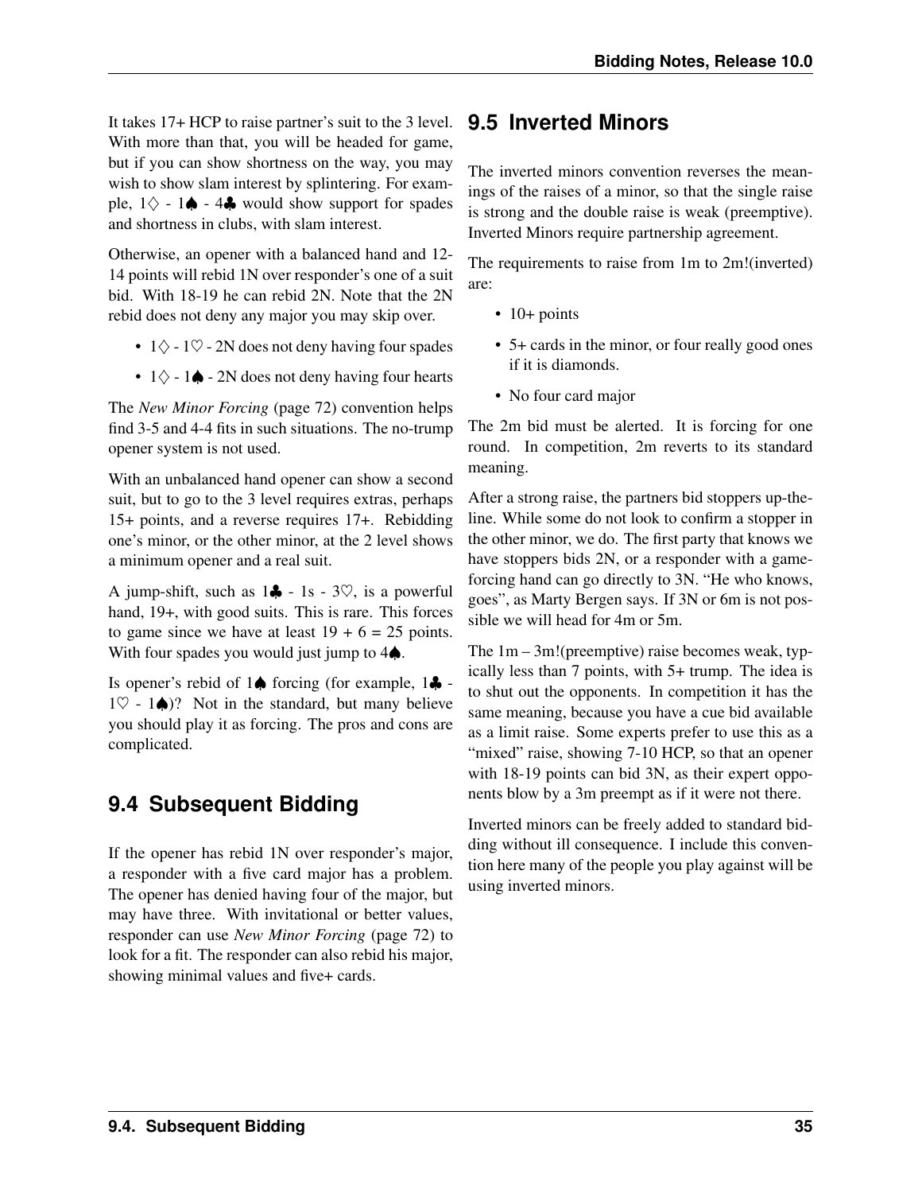It takes 17+ HCP to raise partner's suit to the 3 level. With more than that, you will be headed for game, but if you can show shortness on the way, you may wish to show slam interest by splintering. For example, 1♢ - 1♠ - 4♣ would show support for spades and shortness in clubs, with slam interest.

Otherwise, an opener with a balanced hand and 12-14 points will rebid 1N over responder's one of a suit bid. With 18-19 he can rebid 2N. Note that the 2N rebid does not deny any major you may skip over.

- 1♢ - 1♡ - 2N does not deny having four spades
- 1♢ - 1♠ - 2N does not deny having four hearts

The *New Minor Forcing* (page 72) convention helps find 3-5 and 4-4 fits in such situations. The no-trump opener system is not used.

With an unbalanced hand opener can show a second suit, but to go to the 3 level requires extras, perhaps 15+ points, and a reverse requires 17+. Rebidding one's minor, or the other minor, at the 2 level shows a minimum opener and a real suit.

A jump-shift, such as 1♣ - 1s - 3♡, is a powerful hand, 19+, with good suits. This is rare. This forces to game since we have at least 19 + 6 = 25 points. With four spades you would just jump to 4♠.

Is opener's rebid of 1♠ forcing (for example, 1♣ - 1♡ - 1♠)? Not in the standard, but many believe you should play it as forcing. The pros and cons are complicated.

## 9.4 Subsequent Bidding

If the opener has rebid 1N over responder's major, a responder with a five card major has a problem. The opener has denied having four of the major, but may have three. With invitational or better values, responder can use *New Minor Forcing* (page 72) to look for a fit. The responder can also rebid his major, showing minimal values and five+ cards.

## 9.5 Inverted Minors

The inverted minors convention reverses the meanings of the raises of a minor, so that the single raise is strong and the double raise is weak (preemptive). Inverted Minors require partnership agreement.

The requirements to raise from 1m to 2m!(inverted) are:

- 10+ points
- 5+ cards in the minor, or four really good ones if it is diamonds.
- No four card major

The 2m bid must be alerted. It is forcing for one round. In competition, 2m reverts to its standard meaning.

After a strong raise, the partners bid stoppers up-the-line. While some do not look to confirm a stopper in the other minor, we do. The first party that knows we have stoppers bids 2N, or a responder with a game-forcing hand can go directly to 3N. "He who knows, goes", as Marty Bergen says. If 3N or 6m is not possible we will head for 4m or 5m.

The 1m – 3m!(preemptive) raise becomes weak, typically less than 7 points, with 5+ trump. The idea is to shut out the opponents. In competition it has the same meaning, because you have a cue bid available as a limit raise. Some experts prefer to use this as a "mixed" raise, showing 7-10 HCP, so that an opener with 18-19 points can bid 3N, as their expert opponents blow by a 3m preempt as if it were not there.

Inverted minors can be freely added to standard bidding without ill consequence. I include this convention here many of the people you play against will be using inverted minors.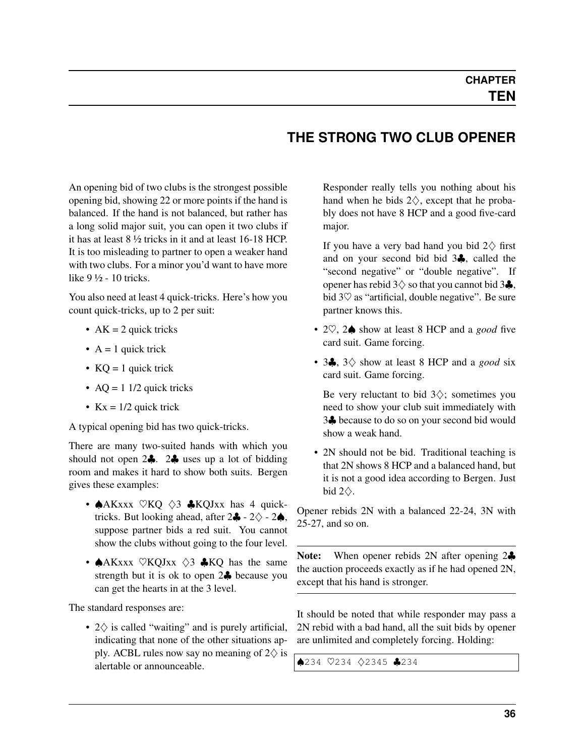# CHAPTER TEN

## THE STRONG TWO CLUB OPENER

An opening bid of two clubs is the strongest possible opening bid, showing 22 or more points if the hand is balanced. If the hand is not balanced, but rather has a long solid major suit, you can open it two clubs if it has at least 8 ½ tricks in it and at least 16-18 HCP. It is too misleading to partner to open a weaker hand with two clubs. For a minor you'd want to have more like 9 ½ - 10 tricks.

You also need at least 4 quick-tricks. Here's how you count quick-tricks, up to 2 per suit:

- AK = 2 quick tricks
- A = 1 quick trick
- KQ = 1 quick trick
- AQ = 1 1/2 quick tricks
- Kx = 1/2 quick trick

A typical opening bid has two quick-tricks.

There are many two-suited hands with which you should not open 2♣. 2♣ uses up a lot of bidding room and makes it hard to show both suits. Bergen gives these examples:

- ♠AKxxx ♡KQ ◇3 ♣KQJxx has 4 quick-tricks. But looking ahead, after 2♣ - 2◇ - 2♠, suppose partner bids a red suit. You cannot show the clubs without going to the four level.
- ♠AKxxx ♡KQJxx ◇3 ♣KQ has the same strength but it is ok to open 2♣ because you can get the hearts in at the 3 level.

The standard responses are:

- 2◇ is called "waiting" and is purely artificial, indicating that none of the other situations apply. ACBL rules now say no meaning of 2◇ is alertable or announceable.

  Responder really tells you nothing about his hand when he bids 2◇, except that he probably does not have 8 HCP and a good five-card major.

  If you have a very bad hand you bid 2◇ first and on your second bid bid 3♣, called the "second negative" or "double negative". If opener has rebid 3◇ so that you cannot bid 3♣, bid 3♡ as "artificial, double negative". Be sure partner knows this.

- 2♡, 2♠ show at least 8 HCP and a *good* five card suit. Game forcing.
- 3♣, 3◇ show at least 8 HCP and a *good* six card suit. Game forcing.

  Be very reluctant to bid 3◇; sometimes you need to show your club suit immediately with 3♣ because to do so on your second bid would show a weak hand.

- 2N should not be bid. Traditional teaching is that 2N shows 8 HCP and a balanced hand, but it is not a good idea according to Bergen. Just bid 2◇.

Opener rebids 2N with a balanced 22-24, 3N with 25-27, and so on.

---

**Note:** When opener rebids 2N after opening 2♣ the auction proceeds exactly as if he had opened 2N, except that his hand is stronger.

---

It should be noted that while responder may pass a 2N rebid with a bad hand, all the suit bids by opener are unlimited and completely forcing. Holding:

```
♠234 ♡234 ◇2345 ♣234
```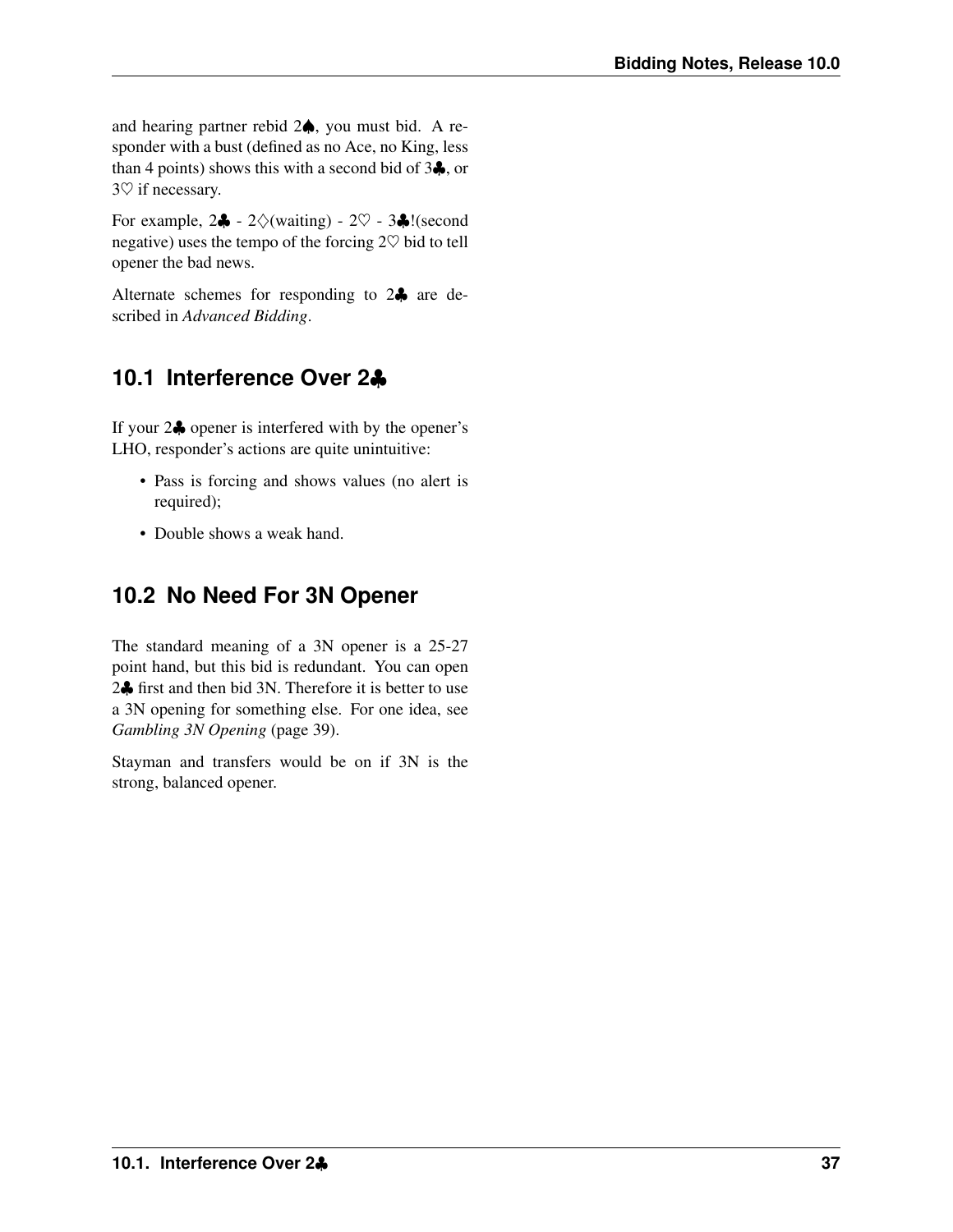and hearing partner rebid 2♠, you must bid. A responder with a bust (defined as no Ace, no King, less than 4 points) shows this with a second bid of 3♣, or 3♡ if necessary.

For example, 2♣ - 2♢(waiting) - 2♡ - 3♣!(second negative) uses the tempo of the forcing 2♡ bid to tell opener the bad news.

Alternate schemes for responding to 2♣ are described in *Advanced Bidding*.

## 10.1 Interference Over 2♣

If your 2♣ opener is interfered with by the opener's LHO, responder's actions are quite unintuitive:

- Pass is forcing and shows values (no alert is required);
- Double shows a weak hand.

## 10.2 No Need For 3N Opener

The standard meaning of a 3N opener is a 25-27 point hand, but this bid is redundant. You can open 2♣ first and then bid 3N. Therefore it is better to use a 3N opening for something else. For one idea, see *Gambling 3N Opening* (page 39).

Stayman and transfers would be on if 3N is the strong, balanced opener.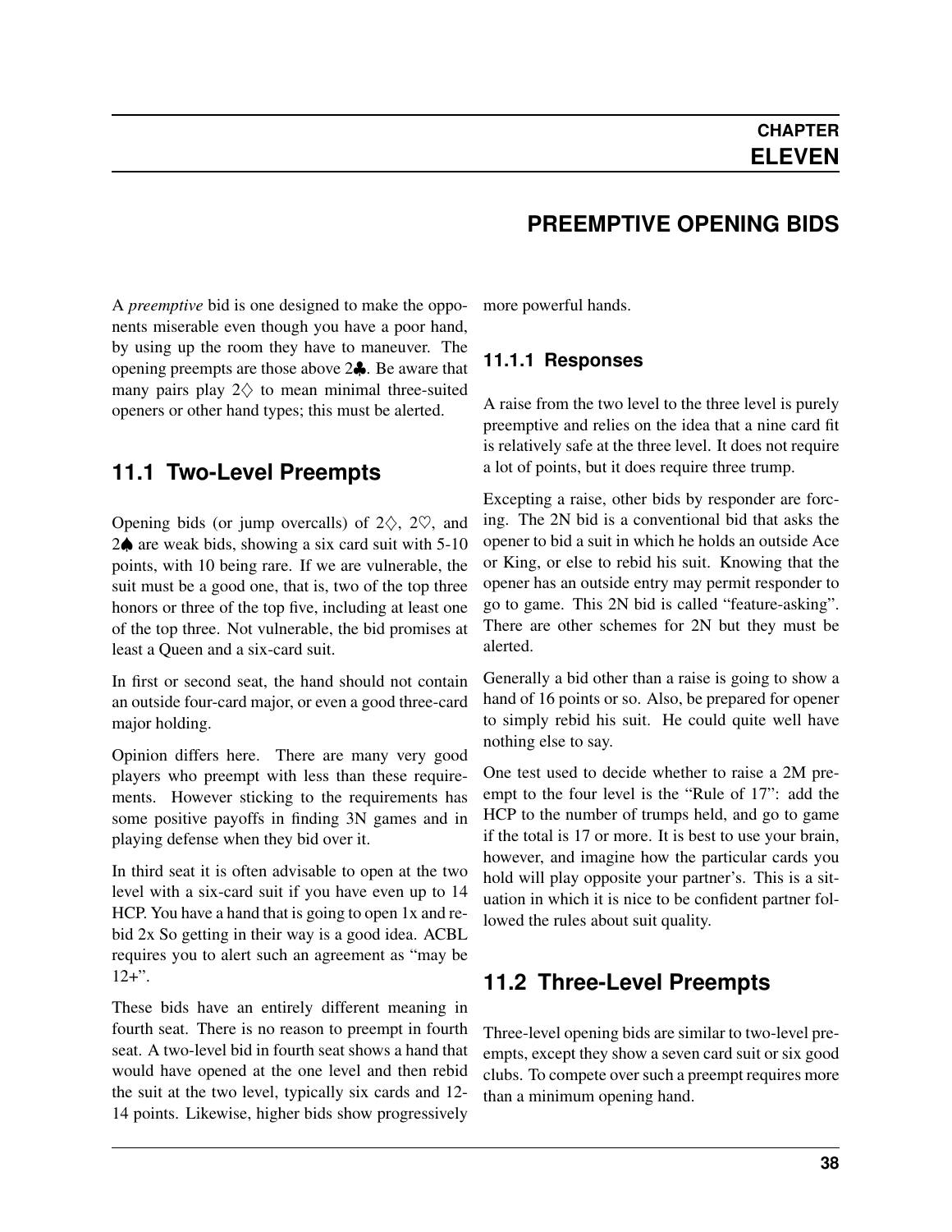# CHAPTER ELEVEN

## PREEMPTIVE OPENING BIDS

A *preemptive* bid is one designed to make the opponents miserable even though you have a poor hand, by using up the room they have to maneuver. The opening preempts are those above 2♣. Be aware that many pairs play 2♢ to mean minimal three-suited openers or other hand types; this must be alerted.

### 11.1 Two-Level Preempts

Opening bids (or jump overcalls) of 2♢, 2♡, and 2♠ are weak bids, showing a six card suit with 5-10 points, with 10 being rare. If we are vulnerable, the suit must be a good one, that is, two of the top three honors or three of the top five, including at least one of the top three. Not vulnerable, the bid promises at least a Queen and a six-card suit.

In first or second seat, the hand should not contain an outside four-card major, or even a good three-card major holding.

Opinion differs here. There are many very good players who preempt with less than these requirements. However sticking to the requirements has some positive payoffs in finding 3N games and in playing defense when they bid over it.

In third seat it is often advisable to open at the two level with a six-card suit if you have even up to 14 HCP. You have a hand that is going to open 1x and rebid 2x So getting in their way is a good idea. ACBL requires you to alert such an agreement as "may be 12+".

These bids have an entirely different meaning in fourth seat. There is no reason to preempt in fourth seat. A two-level bid in fourth seat shows a hand that would have opened at the one level and then rebid the suit at the two level, typically six cards and 12-14 points. Likewise, higher bids show progressively more powerful hands.

#### 11.1.1 Responses

A raise from the two level to the three level is purely preemptive and relies on the idea that a nine card fit is relatively safe at the three level. It does not require a lot of points, but it does require three trump.

Excepting a raise, other bids by responder are forcing. The 2N bid is a conventional bid that asks the opener to bid a suit in which he holds an outside Ace or King, or else to rebid his suit. Knowing that the opener has an outside entry may permit responder to go to game. This 2N bid is called "feature-asking". There are other schemes for 2N but they must be alerted.

Generally a bid other than a raise is going to show a hand of 16 points or so. Also, be prepared for opener to simply rebid his suit. He could quite well have nothing else to say.

One test used to decide whether to raise a 2M preempt to the four level is the "Rule of 17": add the HCP to the number of trumps held, and go to game if the total is 17 or more. It is best to use your brain, however, and imagine how the particular cards you hold will play opposite your partner's. This is a situation in which it is nice to be confident partner followed the rules about suit quality.

### 11.2 Three-Level Preempts

Three-level opening bids are similar to two-level preempts, except they show a seven card suit or six good clubs. To compete over such a preempt requires more than a minimum opening hand.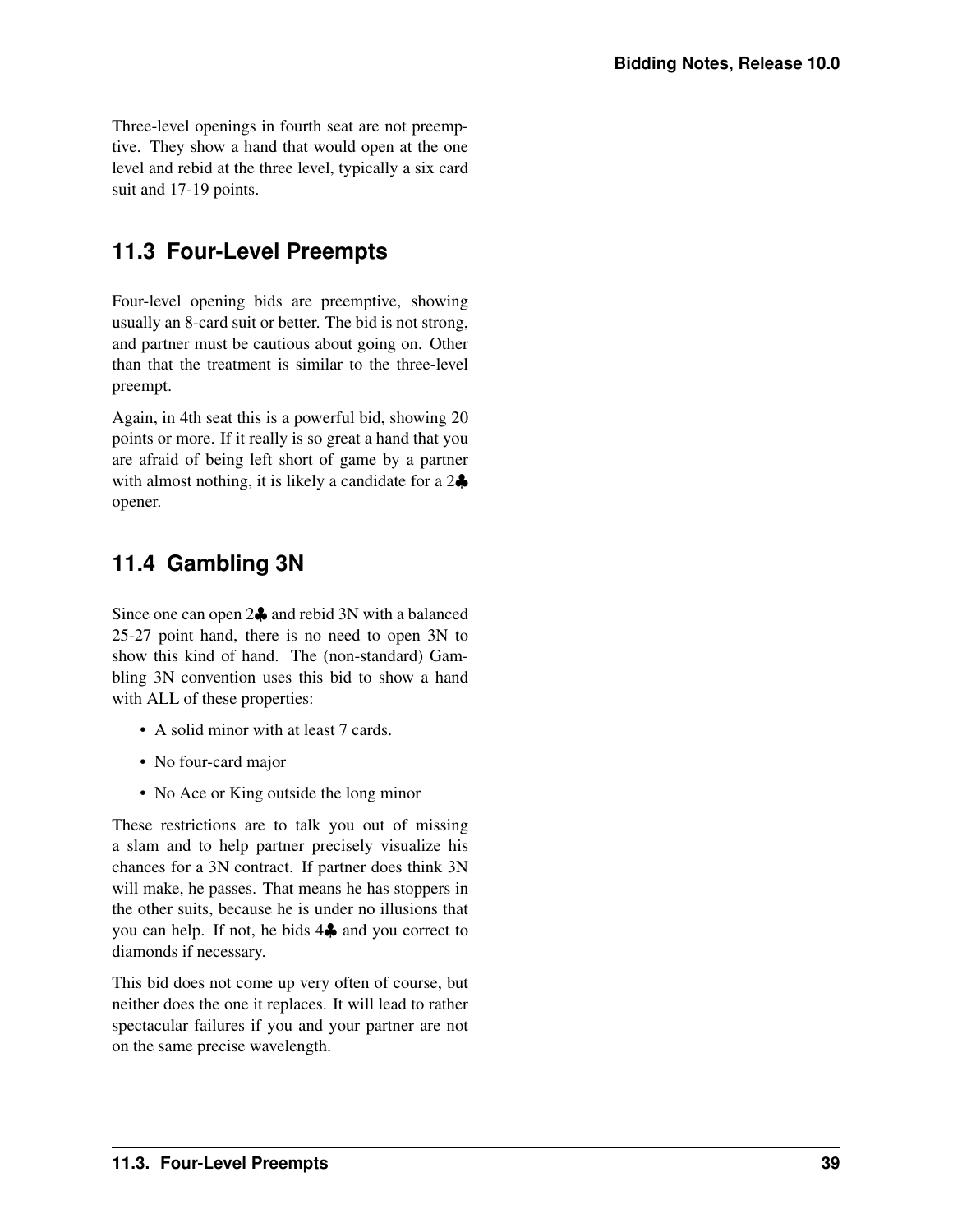Three-level openings in fourth seat are not preemptive. They show a hand that would open at the one level and rebid at the three level, typically a six card suit and 17-19 points.

## 11.3 Four-Level Preempts

Four-level opening bids are preemptive, showing usually an 8-card suit or better. The bid is not strong, and partner must be cautious about going on. Other than that the treatment is similar to the three-level preempt.

Again, in 4th seat this is a powerful bid, showing 20 points or more. If it really is so great a hand that you are afraid of being left short of game by a partner with almost nothing, it is likely a candidate for a 2♣ opener.

## 11.4 Gambling 3N

Since one can open 2♣ and rebid 3N with a balanced 25-27 point hand, there is no need to open 3N to show this kind of hand. The (non-standard) Gambling 3N convention uses this bid to show a hand with ALL of these properties:

- A solid minor with at least 7 cards.
- No four-card major
- No Ace or King outside the long minor

These restrictions are to talk you out of missing a slam and to help partner precisely visualize his chances for a 3N contract. If partner does think 3N will make, he passes. That means he has stoppers in the other suits, because he is under no illusions that you can help. If not, he bids 4♣ and you correct to diamonds if necessary.

This bid does not come up very often of course, but neither does the one it replaces. It will lead to rather spectacular failures if you and your partner are not on the same precise wavelength.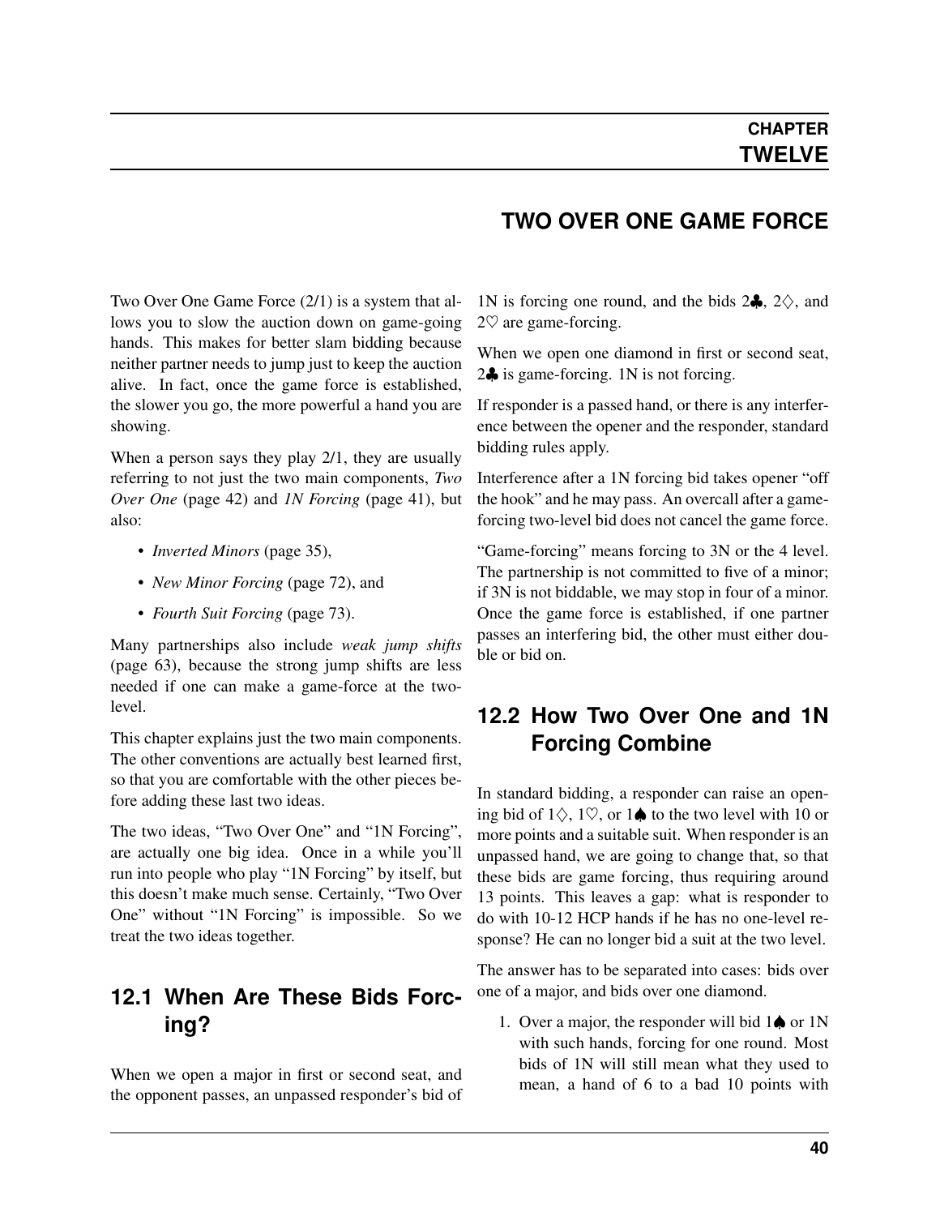# CHAPTER TWELVE

# TWO OVER ONE GAME FORCE

Two Over One Game Force (2/1) is a system that allows you to slow the auction down on game-going hands. This makes for better slam bidding because neither partner needs to jump just to keep the auction alive. In fact, once the game force is established, the slower you go, the more powerful a hand you are showing.

When a person says they play 2/1, they are usually referring to not just the two main components, *Two Over One* (page 42) and *1N Forcing* (page 41), but also:

- *Inverted Minors* (page 35),
- *New Minor Forcing* (page 72), and
- *Fourth Suit Forcing* (page 73).

Many partnerships also include *weak jump shifts* (page 63), because the strong jump shifts are less needed if one can make a game-force at the two-level.

This chapter explains just the two main components. The other conventions are actually best learned first, so that you are comfortable with the other pieces before adding these last two ideas.

The two ideas, "Two Over One" and "1N Forcing", are actually one big idea. Once in a while you'll run into people who play "1N Forcing" by itself, but this doesn't make much sense. Certainly, "Two Over One" without "1N Forcing" is impossible. So we treat the two ideas together.

## 12.1 When Are These Bids Forcing?

When we open a major in first or second seat, and the opponent passes, an unpassed responder's bid of 1N is forcing one round, and the bids 2♣, 2♢, and 2♡ are game-forcing.

When we open one diamond in first or second seat, 2♣ is game-forcing. 1N is not forcing.

If responder is a passed hand, or there is any interference between the opener and the responder, standard bidding rules apply.

Interference after a 1N forcing bid takes opener "off the hook" and he may pass. An overcall after a game-forcing two-level bid does not cancel the game force.

"Game-forcing" means forcing to 3N or the 4 level. The partnership is not committed to five of a minor; if 3N is not biddable, we may stop in four of a minor. Once the game force is established, if one partner passes an interfering bid, the other must either double or bid on.

## 12.2 How Two Over One and 1N Forcing Combine

In standard bidding, a responder can raise an opening bid of 1♢, 1♡, or 1♠ to the two level with 10 or more points and a suitable suit. When responder is an unpassed hand, we are going to change that, so that these bids are game forcing, thus requiring around 13 points. This leaves a gap: what is responder to do with 10-12 HCP hands if he has no one-level response? He can no longer bid a suit at the two level.

The answer has to be separated into cases: bids over one of a major, and bids over one diamond.

1. Over a major, the responder will bid 1♠ or 1N with such hands, forcing for one round. Most bids of 1N will still mean what they used to mean, a hand of 6 to a bad 10 points with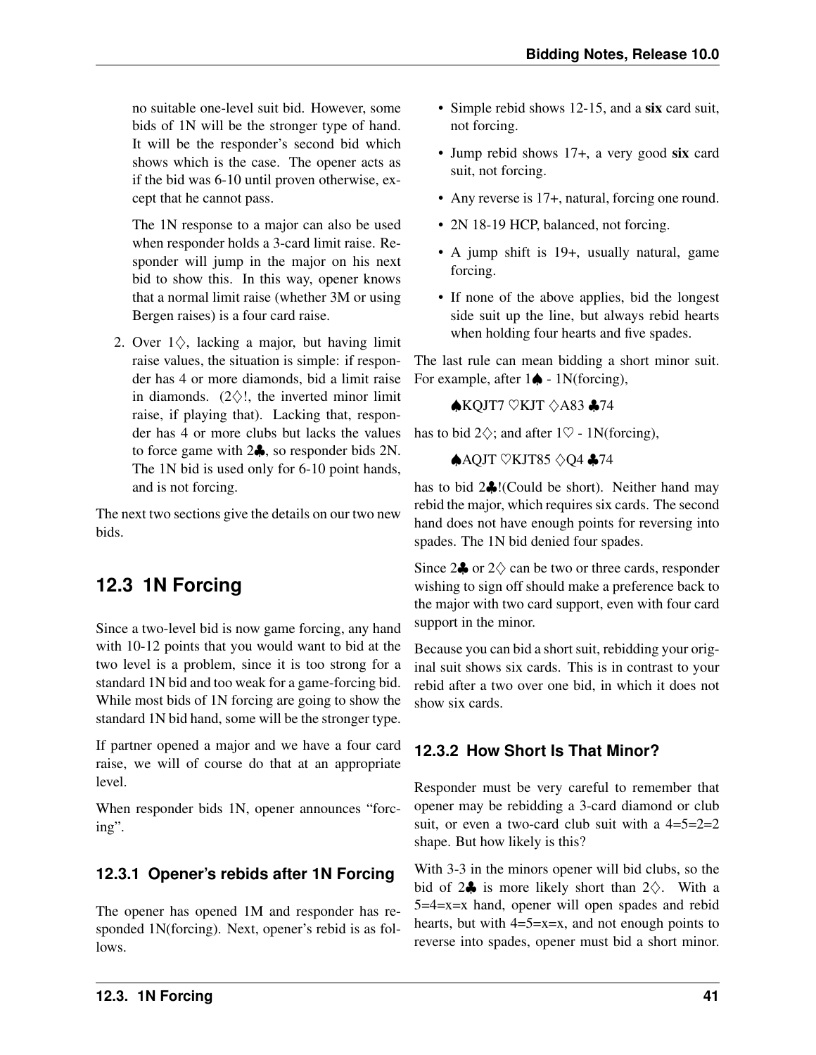no suitable one-level suit bid. However, some bids of 1N will be the stronger type of hand. It will be the responder's second bid which shows which is the case. The opener acts as if the bid was 6-10 until proven otherwise, except that he cannot pass.

The 1N response to a major can also be used when responder holds a 3-card limit raise. Responder will jump in the major on his next bid to show this. In this way, opener knows that a normal limit raise (whether 3M or using Bergen raises) is a four card raise.

2. Over 1♢, lacking a major, but having limit raise values, the situation is simple: if responder has 4 or more diamonds, bid a limit raise in diamonds. (2♢!, the inverted minor limit raise, if playing that). Lacking that, responder has 4 or more clubs but lacks the values to force game with 2♣, so responder bids 2N. The 1N bid is used only for 6-10 point hands, and is not forcing.

The next two sections give the details on our two new bids.

## 12.3 1N Forcing

Since a two-level bid is now game forcing, any hand with 10-12 points that you would want to bid at the two level is a problem, since it is too strong for a standard 1N bid and too weak for a game-forcing bid. While most bids of 1N forcing are going to show the standard 1N bid hand, some will be the stronger type.

If partner opened a major and we have a four card raise, we will of course do that at an appropriate level.

When responder bids 1N, opener announces "forcing".

### 12.3.1 Opener's rebids after 1N Forcing

The opener has opened 1M and responder has responded 1N(forcing). Next, opener's rebid is as follows.

- Simple rebid shows 12-15, and a **six** card suit, not forcing.
- Jump rebid shows 17+, a very good **six** card suit, not forcing.
- Any reverse is 17+, natural, forcing one round.
- 2N 18-19 HCP, balanced, not forcing.
- A jump shift is 19+, usually natural, game forcing.
- If none of the above applies, bid the longest side suit up the line, but always rebid hearts when holding four hearts and five spades.

The last rule can mean bidding a short minor suit. For example, after 1♠ - 1N(forcing),

♠KQJT7 ♡KJT ♢A83 ♣74

has to bid 2♢; and after 1♡ - 1N(forcing),

♠AQJT ♡KJT85 ♢Q4 ♣74

has to bid 2♣!(Could be short). Neither hand may rebid the major, which requires six cards. The second hand does not have enough points for reversing into spades. The 1N bid denied four spades.

Since 2♣ or 2♢ can be two or three cards, responder wishing to sign off should make a preference back to the major with two card support, even with four card support in the minor.

Because you can bid a short suit, rebidding your original suit shows six cards. This is in contrast to your rebid after a two over one bid, in which it does not show six cards.

### 12.3.2 How Short Is That Minor?

Responder must be very careful to remember that opener may be rebidding a 3-card diamond or club suit, or even a two-card club suit with a 4=5=2=2 shape. But how likely is this?

With 3-3 in the minors opener will bid clubs, so the bid of 2♣ is more likely short than 2♢. With a 5=4=x=x hand, opener will open spades and rebid hearts, but with 4=5=x=x, and not enough points to reverse into spades, opener must bid a short minor.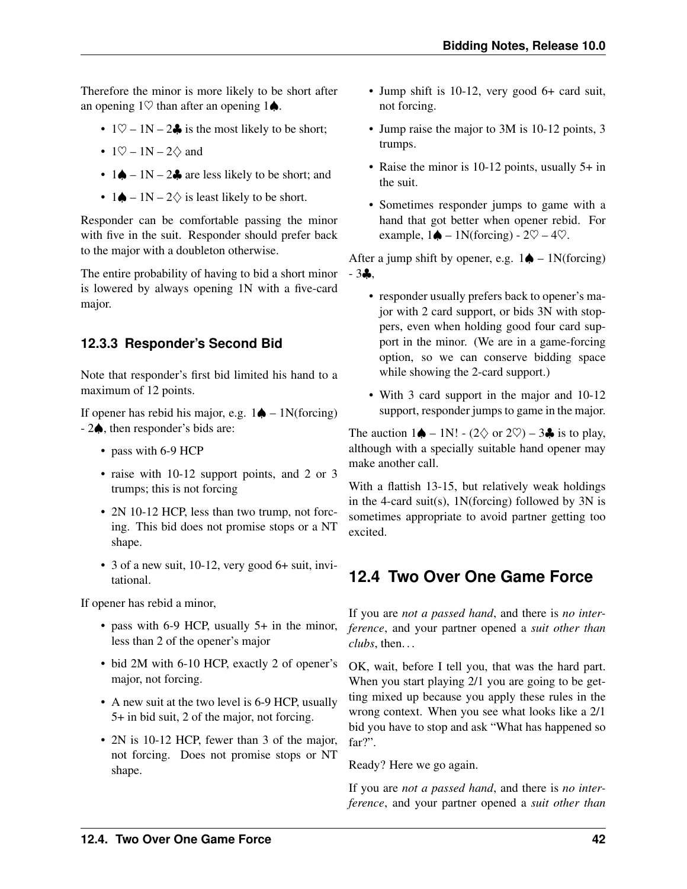Therefore the minor is more likely to be short after an opening 1♡ than after an opening 1♠.

- 1♡ – 1N – 2♣ is the most likely to be short;
- 1♡ – 1N – 2♢ and
- 1♠ – 1N – 2♣ are less likely to be short; and
- 1♠ – 1N – 2♢ is least likely to be short.

Responder can be comfortable passing the minor with five in the suit. Responder should prefer back to the major with a doubleton otherwise.

The entire probability of having to bid a short minor is lowered by always opening 1N with a five-card major.

### 12.3.3 Responder's Second Bid

Note that responder's first bid limited his hand to a maximum of 12 points.

If opener has rebid his major, e.g. 1♠ – 1N(forcing) - 2♠, then responder's bids are:

- pass with 6-9 HCP
- raise with 10-12 support points, and 2 or 3 trumps; this is not forcing
- 2N 10-12 HCP, less than two trump, not forcing. This bid does not promise stops or a NT shape.
- 3 of a new suit, 10-12, very good 6+ suit, invitational.

If opener has rebid a minor,

- pass with 6-9 HCP, usually 5+ in the minor, less than 2 of the opener's major
- bid 2M with 6-10 HCP, exactly 2 of opener's major, not forcing.
- A new suit at the two level is 6-9 HCP, usually 5+ in bid suit, 2 of the major, not forcing.
- 2N is 10-12 HCP, fewer than 3 of the major, not forcing. Does not promise stops or NT shape.
- Jump shift is 10-12, very good 6+ card suit, not forcing.
- Jump raise the major to 3M is 10-12 points, 3 trumps.
- Raise the minor is 10-12 points, usually 5+ in the suit.
- Sometimes responder jumps to game with a hand that got better when opener rebid. For example, 1♠ – 1N(forcing) - 2♡ – 4♡.

After a jump shift by opener, e.g. 1♠ – 1N(forcing) - 3♣,

- responder usually prefers back to opener's major with 2 card support, or bids 3N with stoppers, even when holding good four card support in the minor. (We are in a game-forcing option, so we can conserve bidding space while showing the 2-card support.)
- With 3 card support in the major and 10-12 support, responder jumps to game in the major.

The auction 1♠ – 1N! - (2♢ or 2♡) – 3♣ is to play, although with a specially suitable hand opener may make another call.

With a flattish 13-15, but relatively weak holdings in the 4-card suit(s), 1N(forcing) followed by 3N is sometimes appropriate to avoid partner getting too excited.

## 12.4 Two Over One Game Force

If you are *not a passed hand*, and there is *no interference*, and your partner opened a *suit other than clubs*, then…

OK, wait, before I tell you, that was the hard part. When you start playing 2/1 you are going to be getting mixed up because you apply these rules in the wrong context. When you see what looks like a 2/1 bid you have to stop and ask "What has happened so far?".

Ready? Here we go again.

If you are *not a passed hand*, and there is *no interference*, and your partner opened a *suit other than*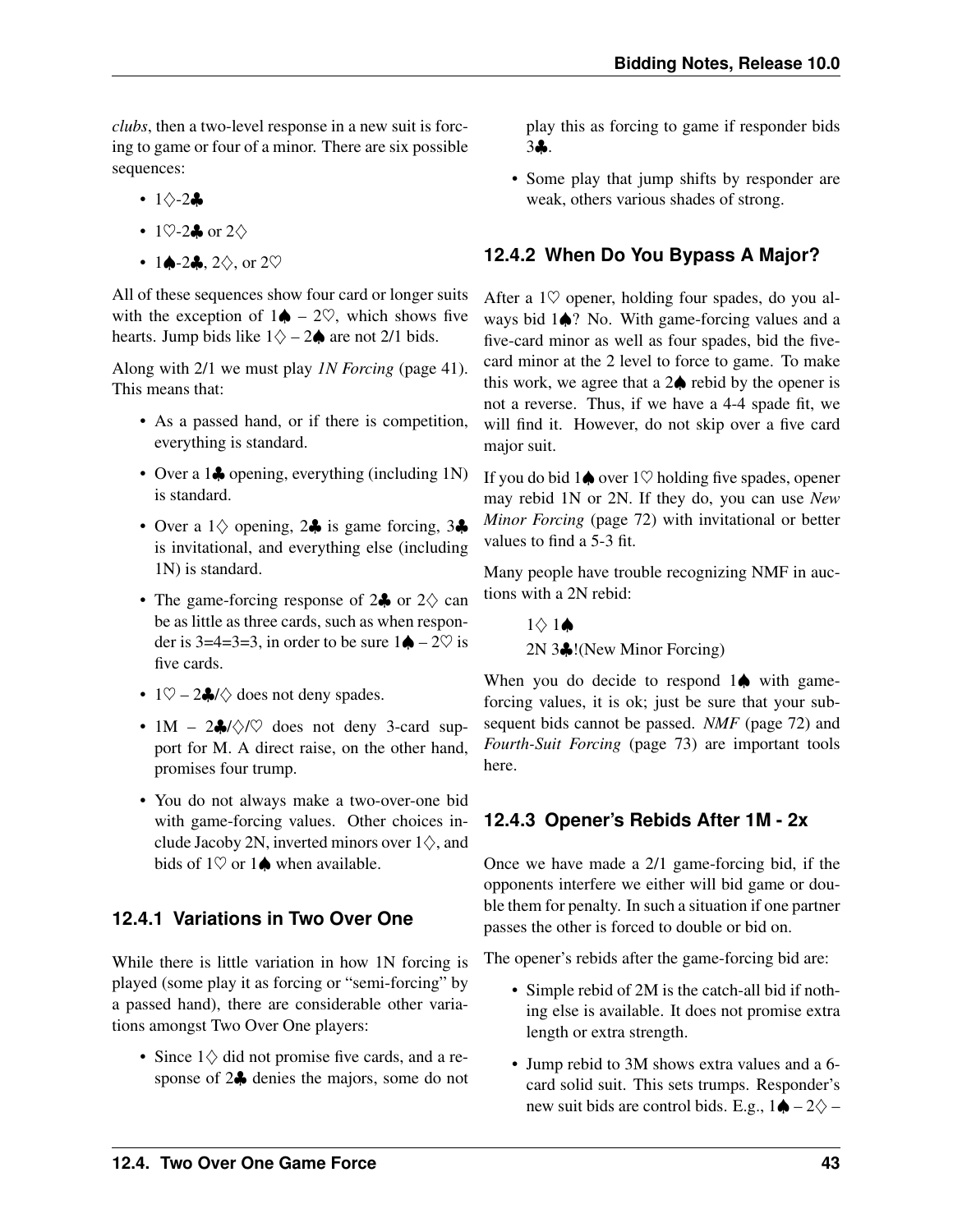*clubs*, then a two-level response in a new suit is forcing to game or four of a minor. There are six possible sequences:

- 1♢-2♣
- 1♡-2♣ or 2♢
- 1♠-2♣, 2♢, or 2♡

All of these sequences show four card or longer suits with the exception of 1♠ – 2♡, which shows five hearts. Jump bids like 1♢ – 2♠ are not 2/1 bids.

Along with 2/1 we must play *1N Forcing* (page 41). This means that:

- As a passed hand, or if there is competition, everything is standard.
- Over a 1♣ opening, everything (including 1N) is standard.
- Over a 1♢ opening, 2♣ is game forcing, 3♣ is invitational, and everything else (including 1N) is standard.
- The game-forcing response of 2♣ or 2♢ can be as little as three cards, such as when responder is 3=4=3=3, in order to be sure 1♠ – 2♡ is five cards.
- 1♡ – 2♣/♢ does not deny spades.
- 1M – 2♣/♢/♡ does not deny 3-card support for M. A direct raise, on the other hand, promises four trump.
- You do not always make a two-over-one bid with game-forcing values. Other choices include Jacoby 2N, inverted minors over 1♢, and bids of 1♡ or 1♠ when available.

### 12.4.1 Variations in Two Over One

While there is little variation in how 1N forcing is played (some play it as forcing or "semi-forcing" by a passed hand), there are considerable other variations amongst Two Over One players:

- Since 1♢ did not promise five cards, and a response of 2♣ denies the majors, some do not play this as forcing to game if responder bids 3♣.
- Some play that jump shifts by responder are weak, others various shades of strong.

### 12.4.2 When Do You Bypass A Major?

After a 1♡ opener, holding four spades, do you always bid 1♠? No. With game-forcing values and a five-card minor as well as four spades, bid the five-card minor at the 2 level to force to game. To make this work, we agree that a 2♠ rebid by the opener is not a reverse. Thus, if we have a 4-4 spade fit, we will find it. However, do not skip over a five card major suit.

If you do bid 1♠ over 1♡ holding five spades, opener may rebid 1N or 2N. If they do, you can use *New Minor Forcing* (page 72) with invitational or better values to find a 5-3 fit.

Many people have trouble recognizing NMF in auctions with a 2N rebid:

> 1♢ 1♠
> 2N 3♣!(New Minor Forcing)

When you do decide to respond 1♠ with game-forcing values, it is ok; just be sure that your subsequent bids cannot be passed. *NMF* (page 72) and *Fourth-Suit Forcing* (page 73) are important tools here.

### 12.4.3 Opener's Rebids After 1M - 2x

Once we have made a 2/1 game-forcing bid, if the opponents interfere we either will bid game or double them for penalty. In such a situation if one partner passes the other is forced to double or bid on.

The opener's rebids after the game-forcing bid are:

- Simple rebid of 2M is the catch-all bid if nothing else is available. It does not promise extra length or extra strength.
- Jump rebid to 3M shows extra values and a 6-card solid suit. This sets trumps. Responder's new suit bids are control bids. E.g., 1♠ – 2♢ –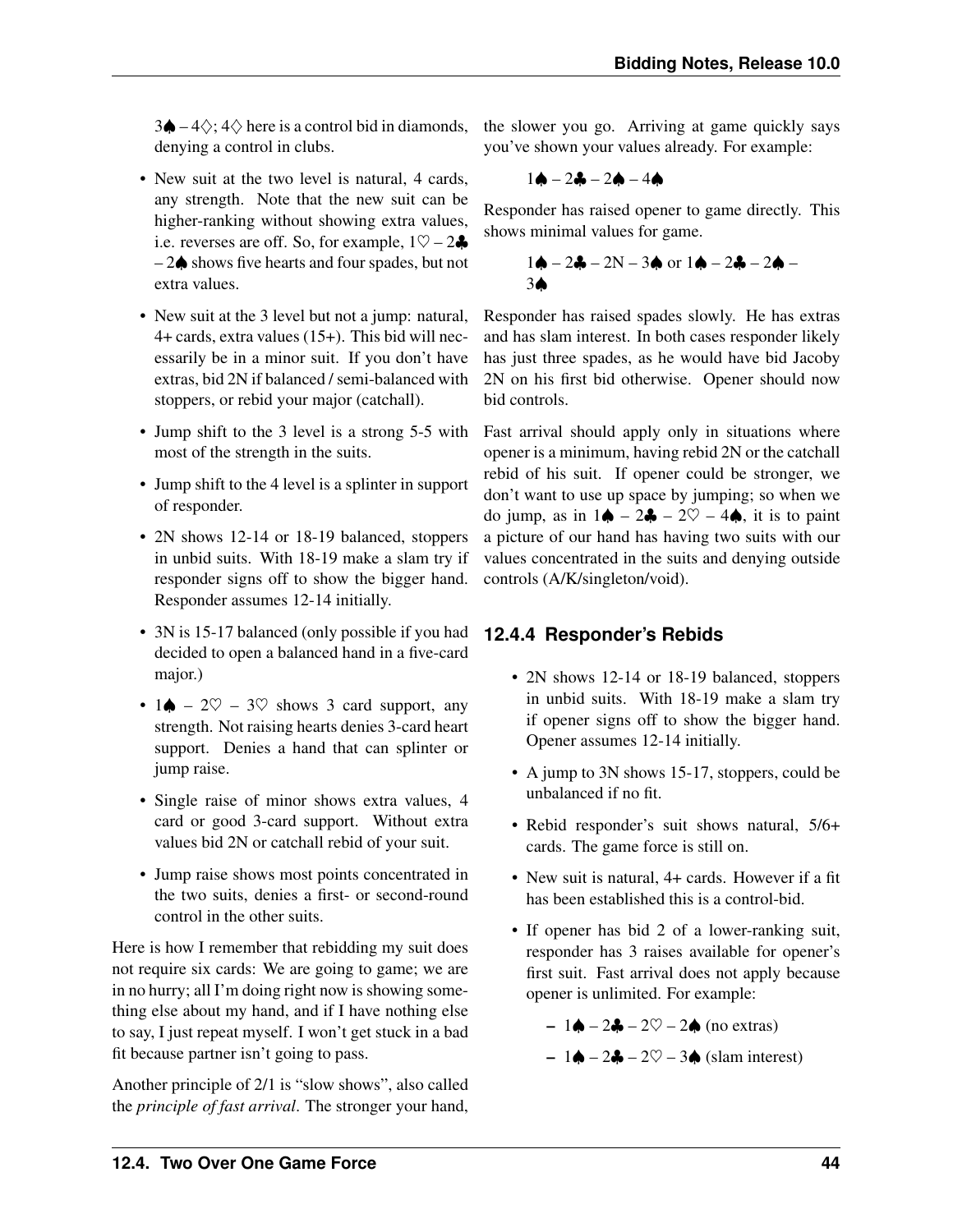3♠ – 4♢; 4♢ here is a control bid in diamonds, denying a control in clubs.

- New suit at the two level is natural, 4 cards, any strength. Note that the new suit can be higher-ranking without showing extra values, i.e. reverses are off. So, for example, 1♡ – 2♣ – 2♠ shows five hearts and four spades, but not extra values.
- New suit at the 3 level but not a jump: natural, 4+ cards, extra values (15+). This bid will necessarily be in a minor suit. If you don't have extras, bid 2N if balanced / semi-balanced with stoppers, or rebid your major (catchall).
- Jump shift to the 3 level is a strong 5-5 with most of the strength in the suits.
- Jump shift to the 4 level is a splinter in support of responder.
- 2N shows 12-14 or 18-19 balanced, stoppers in unbid suits. With 18-19 make a slam try if responder signs off to show the bigger hand. Responder assumes 12-14 initially.
- 3N is 15-17 balanced (only possible if you had decided to open a balanced hand in a five-card major.)
- 1♠ – 2♡ – 3♡ shows 3 card support, any strength. Not raising hearts denies 3-card heart support. Denies a hand that can splinter or jump raise.
- Single raise of minor shows extra values, 4 card or good 3-card support. Without extra values bid 2N or catchall rebid of your suit.
- Jump raise shows most points concentrated in the two suits, denies a first- or second-round control in the other suits.

Here is how I remember that rebidding my suit does not require six cards: We are going to game; we are in no hurry; all I'm doing right now is showing something else about my hand, and if I have nothing else to say, I just repeat myself. I won't get stuck in a bad fit because partner isn't going to pass.

Another principle of 2/1 is "slow shows", also called the *principle of fast arrival*. The stronger your hand, the slower you go. Arriving at game quickly says you've shown your values already. For example:

> 1♠ – 2♣ – 2♠ – 4♠

Responder has raised opener to game directly. This shows minimal values for game.

> 1♠ – 2♣ – 2N – 3♠ or 1♠ – 2♣ – 2♠ – 3♠

Responder has raised spades slowly. He has extras and has slam interest. In both cases responder likely has just three spades, as he would have bid Jacoby 2N on his first bid otherwise. Opener should now bid controls.

Fast arrival should apply only in situations where opener is a minimum, having rebid 2N or the catchall rebid of his suit. If opener could be stronger, we don't want to use up space by jumping; so when we do jump, as in 1♠ – 2♣ – 2♡ – 4♠, it is to paint a picture of our hand has having two suits with our values concentrated in the suits and denying outside controls (A/K/singleton/void).

### 12.4.4 Responder's Rebids

- 2N shows 12-14 or 18-19 balanced, stoppers in unbid suits. With 18-19 make a slam try if opener signs off to show the bigger hand. Opener assumes 12-14 initially.
- A jump to 3N shows 15-17, stoppers, could be unbalanced if no fit.
- Rebid responder's suit shows natural, 5/6+ cards. The game force is still on.
- New suit is natural, 4+ cards. However if a fit has been established this is a control-bid.
- If opener has bid 2 of a lower-ranking suit, responder has 3 raises available for opener's first suit. Fast arrival does not apply because opener is unlimited. For example:
  - 1♠ – 2♣ – 2♡ – 2♠ (no extras)
  - 1♠ – 2♣ – 2♡ – 3♠ (slam interest)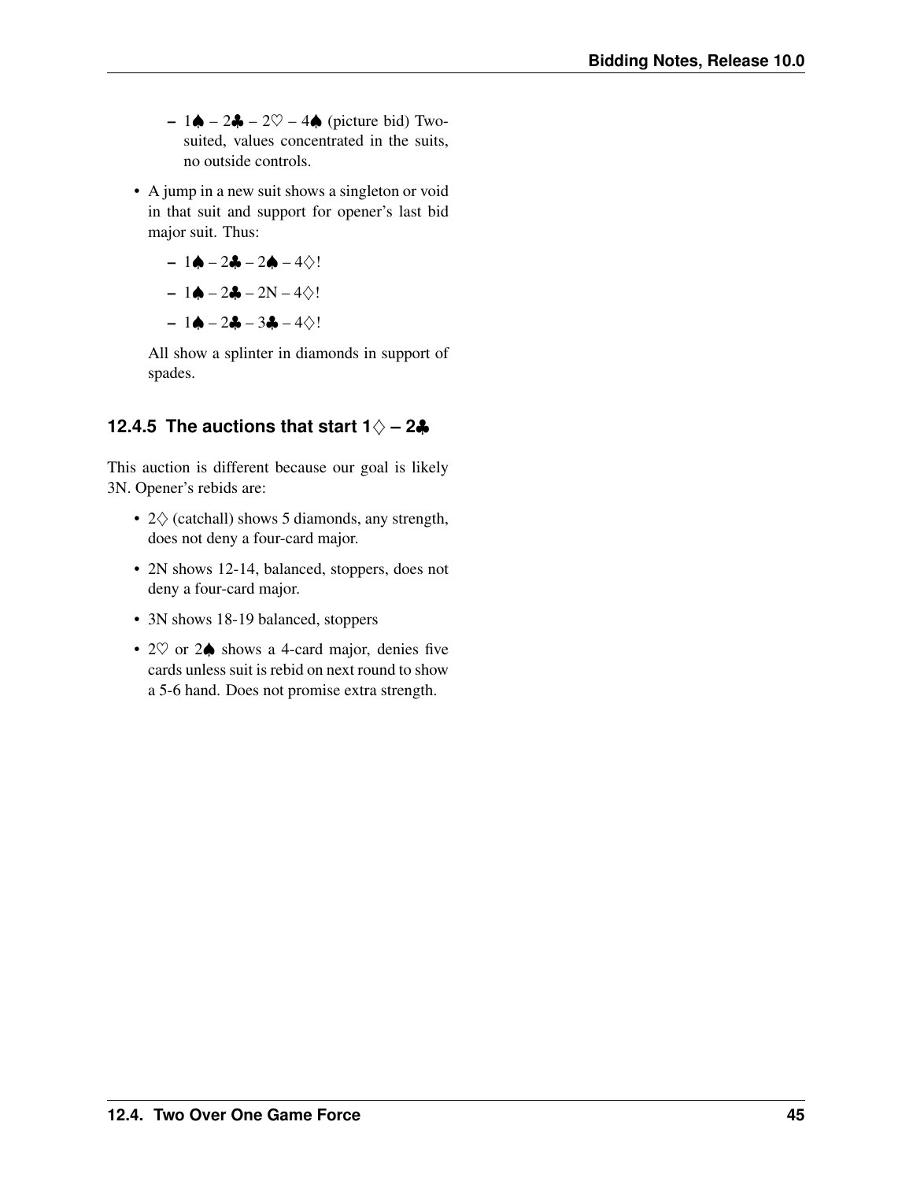- 1♠ – 2♣ – 2♡ – 4♠ (picture bid) Two-suited, values concentrated in the suits, no outside controls.

- A jump in a new suit shows a singleton or void in that suit and support for opener's last bid major suit. Thus:

  - 1♠ – 2♣ – 2♠ – 4♢!
  - 1♠ – 2♣ – 2N – 4♢!
  - 1♠ – 2♣ – 3♣ – 4♢!

  All show a splinter in diamonds in support of spades.

### 12.4.5 The auctions that start 1♢ – 2♣

This auction is different because our goal is likely 3N. Opener's rebids are:

- 2♢ (catchall) shows 5 diamonds, any strength, does not deny a four-card major.
- 2N shows 12-14, balanced, stoppers, does not deny a four-card major.
- 3N shows 18-19 balanced, stoppers
- 2♡ or 2♠ shows a 4-card major, denies five cards unless suit is rebid on next round to show a 5-6 hand. Does not promise extra strength.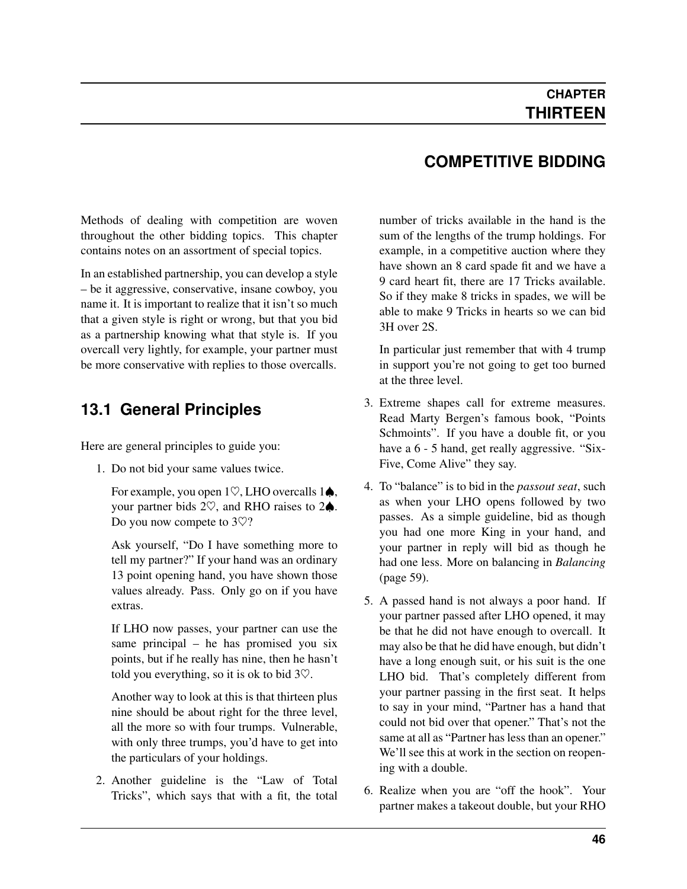# CHAPTER THIRTEEN

# COMPETITIVE BIDDING

Methods of dealing with competition are woven throughout the other bidding topics. This chapter contains notes on an assortment of special topics.

In an established partnership, you can develop a style – be it aggressive, conservative, insane cowboy, you name it. It is important to realize that it isn't so much that a given style is right or wrong, but that you bid as a partnership knowing what that style is. If you overcall very lightly, for example, your partner must be more conservative with replies to those overcalls.

## 13.1 General Principles

Here are general principles to guide you:

1. Do not bid your same values twice.

   For example, you open 1♡, LHO overcalls 1♠, your partner bids 2♡, and RHO raises to 2♠. Do you now compete to 3♡?

   Ask yourself, "Do I have something more to tell my partner?" If your hand was an ordinary 13 point opening hand, you have shown those values already. Pass. Only go on if you have extras.

   If LHO now passes, your partner can use the same principal – he has promised you six points, but if he really has nine, then he hasn't told you everything, so it is ok to bid 3♡.

   Another way to look at this is that thirteen plus nine should be about right for the three level, all the more so with four trumps. Vulnerable, with only three trumps, you'd have to get into the particulars of your holdings.

2. Another guideline is the "Law of Total Tricks", which says that with a fit, the total number of tricks available in the hand is the sum of the lengths of the trump holdings. For example, in a competitive auction where they have shown an 8 card spade fit and we have a 9 card heart fit, there are 17 Tricks available. So if they make 8 tricks in spades, we will be able to make 9 Tricks in hearts so we can bid 3H over 2S.

   In particular just remember that with 4 trump in support you're not going to get too burned at the three level.

3. Extreme shapes call for extreme measures. Read Marty Bergen's famous book, "Points Schmoints". If you have a double fit, or you have a 6 - 5 hand, get really aggressive. "Six-Five, Come Alive" they say.

4. To "balance" is to bid in the *passout seat*, such as when your LHO opens followed by two passes. As a simple guideline, bid as though you had one more King in your hand, and your partner in reply will bid as though he had one less. More on balancing in *Balancing* (page 59).

5. A passed hand is not always a poor hand. If your partner passed after LHO opened, it may be that he did not have enough to overcall. It may also be that he did have enough, but didn't have a long enough suit, or his suit is the one LHO bid. That's completely different from your partner passing in the first seat. It helps to say in your mind, "Partner has a hand that could not bid over that opener." That's not the same at all as "Partner has less than an opener." We'll see this at work in the section on reopening with a double.

6. Realize when you are "off the hook". Your partner makes a takeout double, but your RHO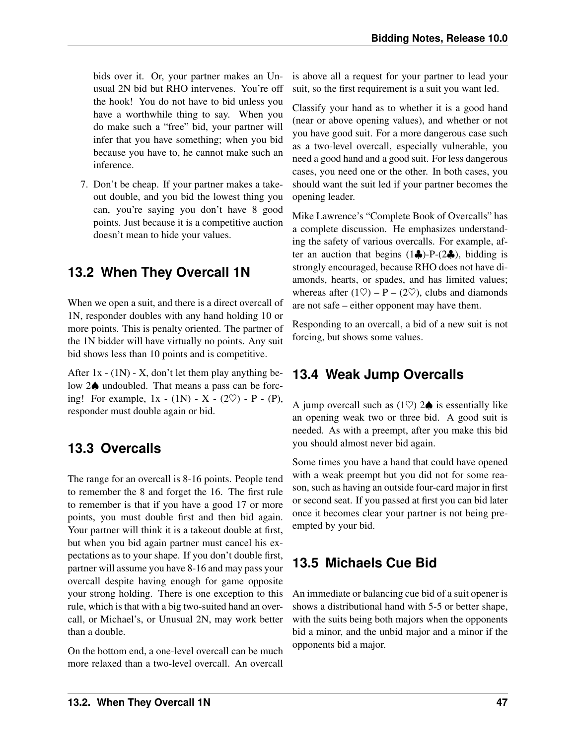bids over it. Or, your partner makes an Unusual 2N bid but RHO intervenes. You're off the hook! You do not have to bid unless you have a worthwhile thing to say. When you do make such a "free" bid, your partner will infer that you have something; when you bid because you have to, he cannot make such an inference.

7. Don't be cheap. If your partner makes a takeout double, and you bid the lowest thing you can, you're saying you don't have 8 good points. Just because it is a competitive auction doesn't mean to hide your values.

## 13.2 When They Overcall 1N

When we open a suit, and there is a direct overcall of 1N, responder doubles with any hand holding 10 or more points. This is penalty oriented. The partner of the 1N bidder will have virtually no points. Any suit bid shows less than 10 points and is competitive.

After 1x - (1N) - X, don't let them play anything below 2♠ undoubled. That means a pass can be forcing! For example, 1x - (1N) - X - (2♡) - P - (P), responder must double again or bid.

## 13.3 Overcalls

The range for an overcall is 8-16 points. People tend to remember the 8 and forget the 16. The first rule to remember is that if you have a good 17 or more points, you must double first and then bid again. Your partner will think it is a takeout double at first, but when you bid again partner must cancel his expectations as to your shape. If you don't double first, partner will assume you have 8-16 and may pass your overcall despite having enough for game opposite your strong holding. There is one exception to this rule, which is that with a big two-suited hand an overcall, or Michael's, or Unusual 2N, may work better than a double.

On the bottom end, a one-level overcall can be much more relaxed than a two-level overcall. An overcall is above all a request for your partner to lead your suit, so the first requirement is a suit you want led.

Classify your hand as to whether it is a good hand (near or above opening values), and whether or not you have good suit. For a more dangerous case such as a two-level overcall, especially vulnerable, you need a good hand and a good suit. For less dangerous cases, you need one or the other. In both cases, you should want the suit led if your partner becomes the opening leader.

Mike Lawrence's "Complete Book of Overcalls" has a complete discussion. He emphasizes understanding the safety of various overcalls. For example, after an auction that begins (1♣)-P-(2♣), bidding is strongly encouraged, because RHO does not have diamonds, hearts, or spades, and has limited values; whereas after (1♡) – P – (2♡), clubs and diamonds are not safe – either opponent may have them.

Responding to an overcall, a bid of a new suit is not forcing, but shows some values.

## 13.4 Weak Jump Overcalls

A jump overcall such as (1♡) 2♠ is essentially like an opening weak two or three bid. A good suit is needed. As with a preempt, after you make this bid you should almost never bid again.

Some times you have a hand that could have opened with a weak preempt but you did not for some reason, such as having an outside four-card major in first or second seat. If you passed at first you can bid later once it becomes clear your partner is not being preempted by your bid.

## 13.5 Michaels Cue Bid

An immediate or balancing cue bid of a suit opener is shows a distributional hand with 5-5 or better shape, with the suits being both majors when the opponents bid a minor, and the unbid major and a minor if the opponents bid a major.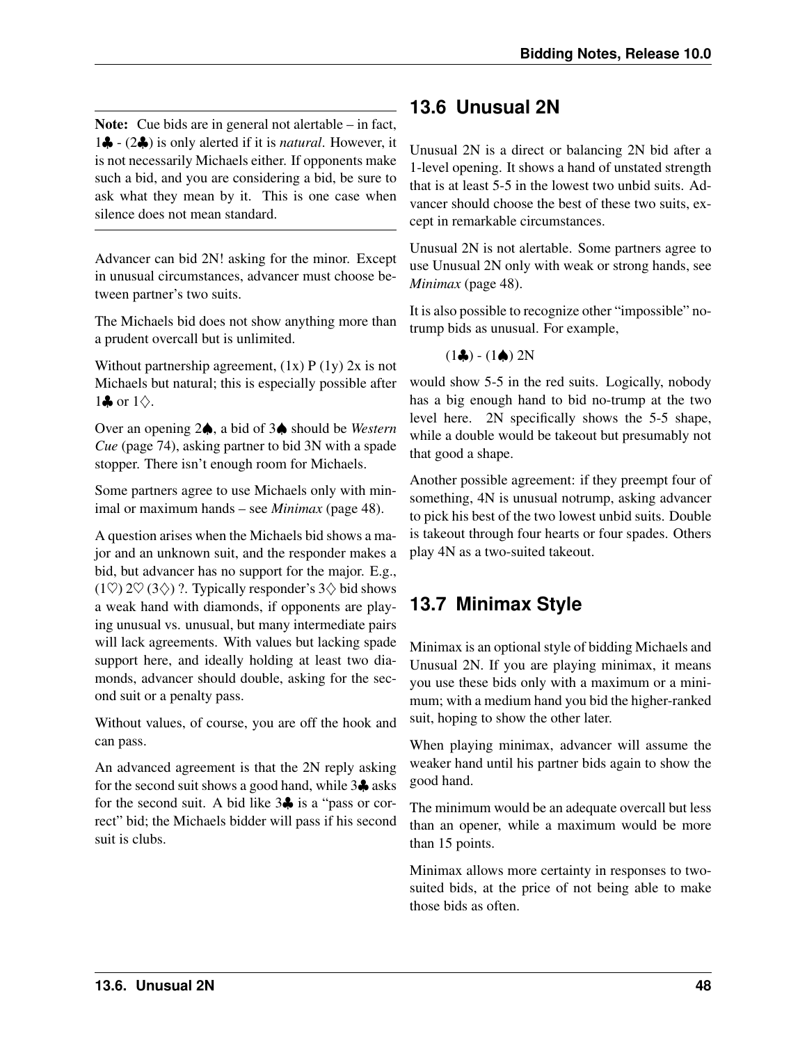**Note:** Cue bids are in general not alertable – in fact, 1♣ - (2♣) is only alerted if it is *natural*. However, it is not necessarily Michaels either. If opponents make such a bid, and you are considering a bid, be sure to ask what they mean by it. This is one case when silence does not mean standard.

Advancer can bid 2N! asking for the minor. Except in unusual circumstances, advancer must choose between partner's two suits.

The Michaels bid does not show anything more than a prudent overcall but is unlimited.

Without partnership agreement, (1x) P (1y) 2x is not Michaels but natural; this is especially possible after 1♣ or 1♢.

Over an opening 2♠, a bid of 3♠ should be *Western Cue* (page 74), asking partner to bid 3N with a spade stopper. There isn't enough room for Michaels.

Some partners agree to use Michaels only with minimal or maximum hands – see *Minimax* (page 48).

A question arises when the Michaels bid shows a major and an unknown suit, and the responder makes a bid, but advancer has no support for the major. E.g., (1♡) 2♡ (3♢) ?. Typically responder's 3♢ bid shows a weak hand with diamonds, if opponents are playing unusual vs. unusual, but many intermediate pairs will lack agreements. With values but lacking spade support here, and ideally holding at least two diamonds, advancer should double, asking for the second suit or a penalty pass.

Without values, of course, you are off the hook and can pass.

An advanced agreement is that the 2N reply asking for the second suit shows a good hand, while 3♣ asks for the second suit. A bid like 3♣ is a "pass or correct" bid; the Michaels bidder will pass if his second suit is clubs.

## 13.6 Unusual 2N

Unusual 2N is a direct or balancing 2N bid after a 1-level opening. It shows a hand of unstated strength that is at least 5-5 in the lowest two unbid suits. Advancer should choose the best of these two suits, except in remarkable circumstances.

Unusual 2N is not alertable. Some partners agree to use Unusual 2N only with weak or strong hands, see *Minimax* (page 48).

It is also possible to recognize other "impossible" no-trump bids as unusual. For example,

(1♣) - (1♠) 2N

would show 5-5 in the red suits. Logically, nobody has a big enough hand to bid no-trump at the two level here. 2N specifically shows the 5-5 shape, while a double would be takeout but presumably not that good a shape.

Another possible agreement: if they preempt four of something, 4N is unusual notrump, asking advancer to pick his best of the two lowest unbid suits. Double is takeout through four hearts or four spades. Others play 4N as a two-suited takeout.

## 13.7 Minimax Style

Minimax is an optional style of bidding Michaels and Unusual 2N. If you are playing minimax, it means you use these bids only with a maximum or a minimum; with a medium hand you bid the higher-ranked suit, hoping to show the other later.

When playing minimax, advancer will assume the weaker hand until his partner bids again to show the good hand.

The minimum would be an adequate overcall but less than an opener, while a maximum would be more than 15 points.

Minimax allows more certainty in responses to two-suited bids, at the price of not being able to make those bids as often.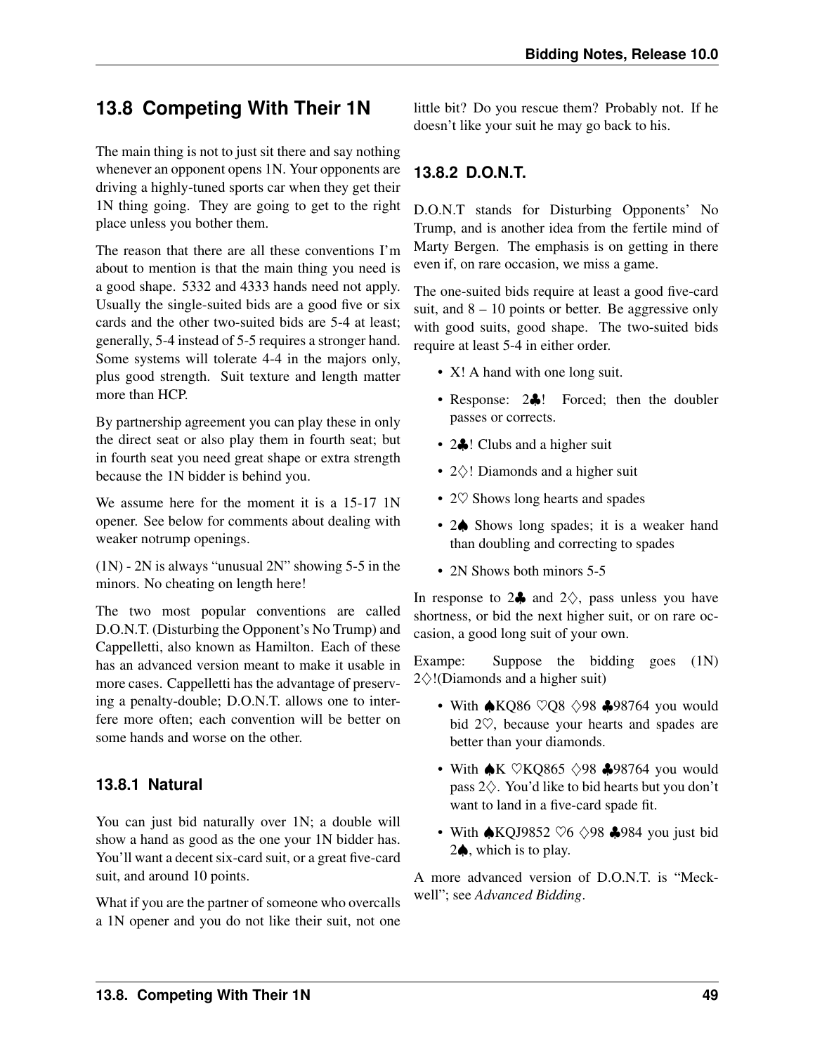## 13.8 Competing With Their 1N

The main thing is not to just sit there and say nothing whenever an opponent opens 1N. Your opponents are driving a highly-tuned sports car when they get their 1N thing going. They are going to get to the right place unless you bother them.

The reason that there are all these conventions I'm about to mention is that the main thing you need is a good shape. 5332 and 4333 hands need not apply. Usually the single-suited bids are a good five or six cards and the other two-suited bids are 5-4 at least; generally, 5-4 instead of 5-5 requires a stronger hand. Some systems will tolerate 4-4 in the majors only, plus good strength. Suit texture and length matter more than HCP.

By partnership agreement you can play these in only the direct seat or also play them in fourth seat; but in fourth seat you need great shape or extra strength because the 1N bidder is behind you.

We assume here for the moment it is a 15-17 1N opener. See below for comments about dealing with weaker notrump openings.

(1N) - 2N is always "unusual 2N" showing 5-5 in the minors. No cheating on length here!

The two most popular conventions are called D.O.N.T. (Disturbing the Opponent's No Trump) and Cappelletti, also known as Hamilton. Each of these has an advanced version meant to make it usable in more cases. Cappelletti has the advantage of preserving a penalty-double; D.O.N.T. allows one to interfere more often; each convention will be better on some hands and worse on the other.

### 13.8.1 Natural

You can just bid naturally over 1N; a double will show a hand as good as the one your 1N bidder has. You'll want a decent six-card suit, or a great five-card suit, and around 10 points.

What if you are the partner of someone who overcalls a 1N opener and you do not like their suit, not one little bit? Do you rescue them? Probably not. If he doesn't like your suit he may go back to his.

### 13.8.2 D.O.N.T.

D.O.N.T stands for Disturbing Opponents' No Trump, and is another idea from the fertile mind of Marty Bergen. The emphasis is on getting in there even if, on rare occasion, we miss a game.

The one-suited bids require at least a good five-card suit, and 8 – 10 points or better. Be aggressive only with good suits, good shape. The two-suited bids require at least 5-4 in either order.

- X! A hand with one long suit.
- Response: 2♣! Forced; then the doubler passes or corrects.
- 2♣! Clubs and a higher suit
- 2♢! Diamonds and a higher suit
- 2♡ Shows long hearts and spades
- 2♠ Shows long spades; it is a weaker hand than doubling and correcting to spades
- 2N Shows both minors 5-5

In response to 2♣ and 2♢, pass unless you have shortness, or bid the next higher suit, or on rare occasion, a good long suit of your own.

Exampe: Suppose the bidding goes (1N) 2♢!(Diamonds and a higher suit)

- With ♠KQ86 ♡Q8 ♢98 ♣98764 you would bid 2♡, because your hearts and spades are better than your diamonds.
- With ♠K ♡KQ865 ♢98 ♣98764 you would pass 2♢. You'd like to bid hearts but you don't want to land in a five-card spade fit.
- With ♠KQJ9852 ♡6 ♢98 ♣984 you just bid 2♠, which is to play.

A more advanced version of D.O.N.T. is "Meckwell"; see *Advanced Bidding*.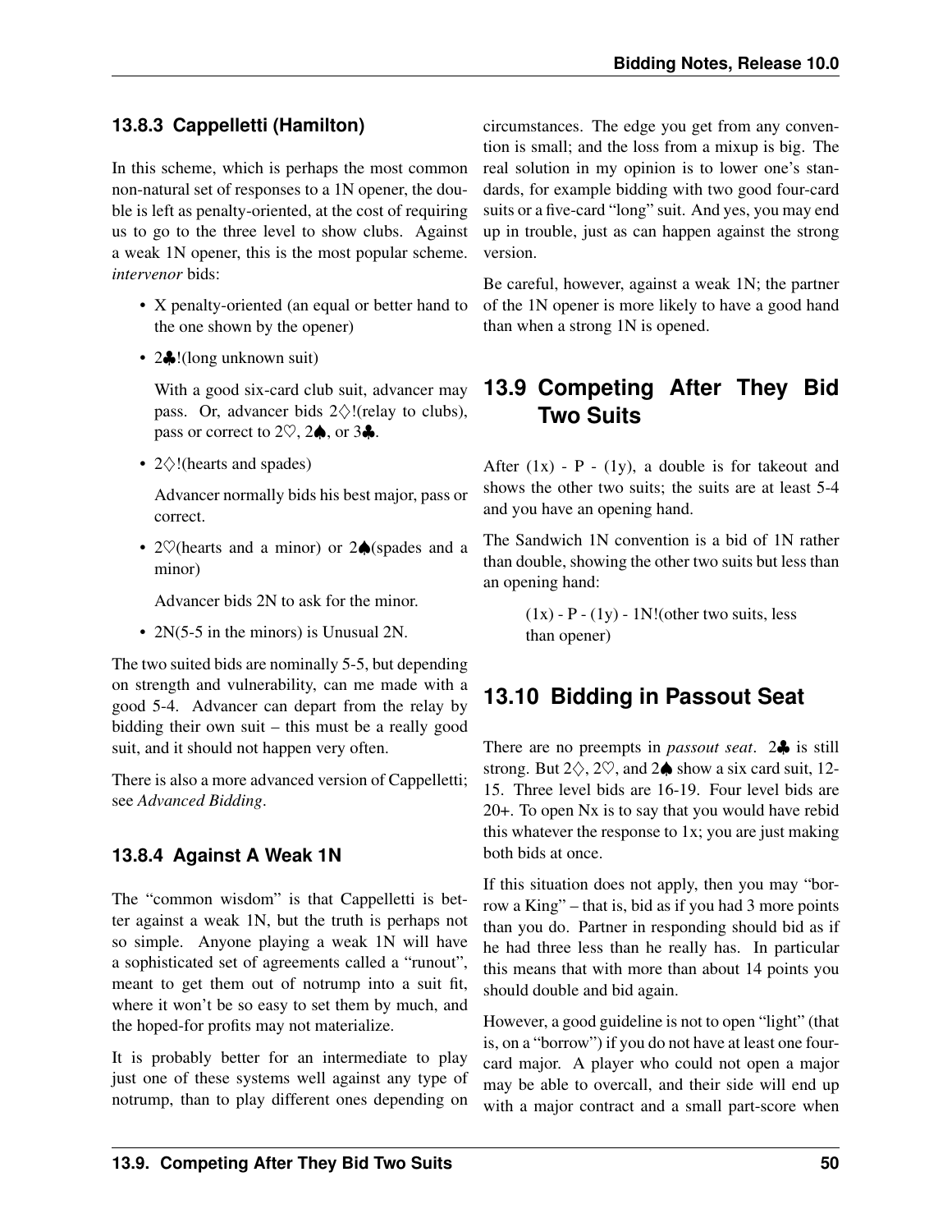### 13.8.3 Cappelletti (Hamilton)

In this scheme, which is perhaps the most common non-natural set of responses to a 1N opener, the double is left as penalty-oriented, at the cost of requiring us to go to the three level to show clubs. Against a weak 1N opener, this is the most popular scheme. *intervenor* bids:

- X penalty-oriented (an equal or better hand to the one shown by the opener)
- 2♣!(long unknown suit)

  With a good six-card club suit, advancer may pass. Or, advancer bids 2♢!(relay to clubs), pass or correct to 2♡, 2♠, or 3♣.

- 2♢!(hearts and spades)

  Advancer normally bids his best major, pass or correct.

- 2♡(hearts and a minor) or 2♠(spades and a minor)

  Advancer bids 2N to ask for the minor.

- 2N(5-5 in the minors) is Unusual 2N.

The two suited bids are nominally 5-5, but depending on strength and vulnerability, can me made with a good 5-4. Advancer can depart from the relay by bidding their own suit – this must be a really good suit, and it should not happen very often.

There is also a more advanced version of Cappelletti; see *Advanced Bidding*.

### 13.8.4 Against A Weak 1N

The "common wisdom" is that Cappelletti is better against a weak 1N, but the truth is perhaps not so simple. Anyone playing a weak 1N will have a sophisticated set of agreements called a "runout", meant to get them out of notrump into a suit fit, where it won't be so easy to set them by much, and the hoped-for profits may not materialize.

It is probably better for an intermediate to play just one of these systems well against any type of notrump, than to play different ones depending on circumstances. The edge you get from any convention is small; and the loss from a mixup is big. The real solution in my opinion is to lower one's standards, for example bidding with two good four-card suits or a five-card "long" suit. And yes, you may end up in trouble, just as can happen against the strong version.

Be careful, however, against a weak 1N; the partner of the 1N opener is more likely to have a good hand than when a strong 1N is opened.

## 13.9 Competing After They Bid Two Suits

After (1x) - P - (1y), a double is for takeout and shows the other two suits; the suits are at least 5-4 and you have an opening hand.

The Sandwich 1N convention is a bid of 1N rather than double, showing the other two suits but less than an opening hand:

> (1x) - P - (1y) - 1N!(other two suits, less than opener)

## 13.10 Bidding in Passout Seat

There are no preempts in *passout seat*. 2♣ is still strong. But 2♢, 2♡, and 2♠ show a six card suit, 12-15. Three level bids are 16-19. Four level bids are 20+. To open Nx is to say that you would have rebid this whatever the response to 1x; you are just making both bids at once.

If this situation does not apply, then you may "borrow a King" – that is, bid as if you had 3 more points than you do. Partner in responding should bid as if he had three less than he really has. In particular this means that with more than about 14 points you should double and bid again.

However, a good guideline is not to open "light" (that is, on a "borrow") if you do not have at least one four-card major. A player who could not open a major may be able to overcall, and their side will end up with a major contract and a small part-score when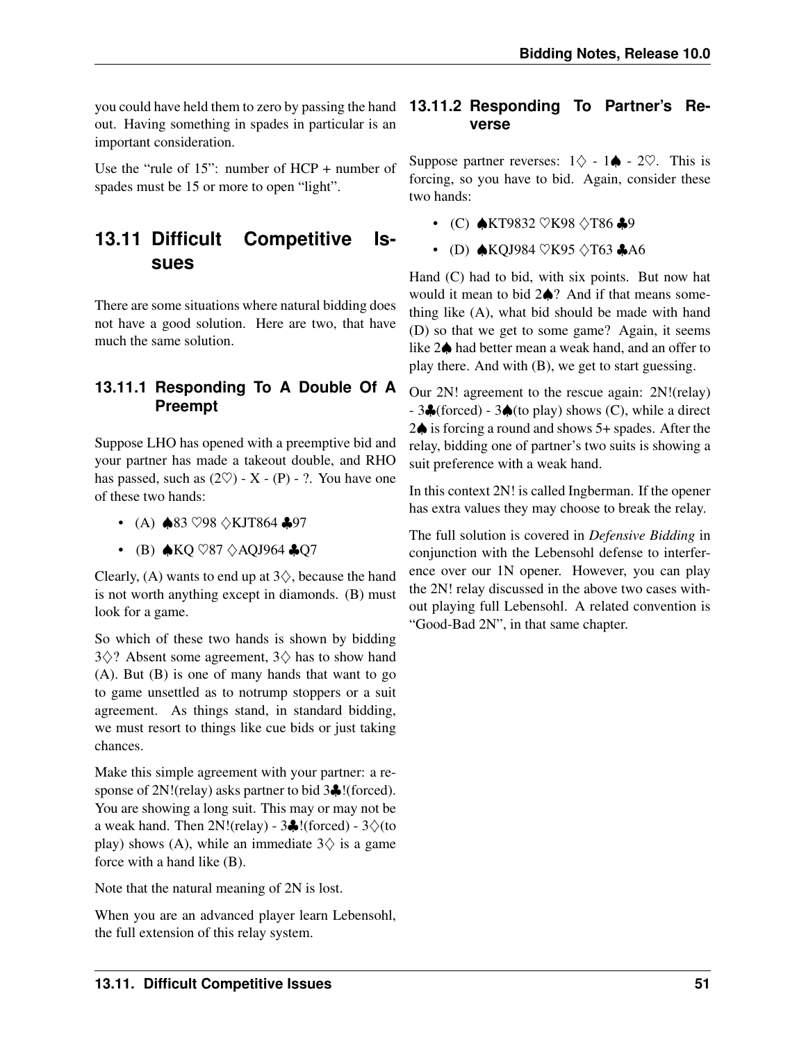you could have held them to zero by passing the hand out. Having something in spades in particular is an important consideration.

Use the "rule of 15": number of HCP + number of spades must be 15 or more to open "light".

## 13.11 Difficult Competitive Issues

There are some situations where natural bidding does not have a good solution. Here are two, that have much the same solution.

### 13.11.1 Responding To A Double Of A Preempt

Suppose LHO has opened with a preemptive bid and your partner has made a takeout double, and RHO has passed, such as (2♡) - X - (P) - ?. You have one of these two hands:

- (A) ♠83 ♡98 ♢KJT864 ♣97
- (B) ♠KQ ♡87 ♢AQJ964 ♣Q7

Clearly, (A) wants to end up at 3♢, because the hand is not worth anything except in diamonds. (B) must look for a game.

So which of these two hands is shown by bidding 3♢? Absent some agreement, 3♢ has to show hand (A). But (B) is one of many hands that want to go to game unsettled as to notrump stoppers or a suit agreement. As things stand, in standard bidding, we must resort to things like cue bids or just taking chances.

Make this simple agreement with your partner: a response of 2N!(relay) asks partner to bid 3♣!(forced). You are showing a long suit. This may or may not be a weak hand. Then 2N!(relay) - 3♣!(forced) - 3♢(to play) shows (A), while an immediate 3♢ is a game force with a hand like (B).

Note that the natural meaning of 2N is lost.

When you are an advanced player learn Lebensohl, the full extension of this relay system.

### 13.11.2 Responding To Partner's Reverse

Suppose partner reverses: 1♢ - 1♠ - 2♡. This is forcing, so you have to bid. Again, consider these two hands:

- (C) ♠KT9832 ♡K98 ♢T86 ♣9
- (D) ♠KQJ984 ♡K95 ♢T63 ♣A6

Hand (C) had to bid, with six points. But now hat would it mean to bid 2♠? And if that means something like (A), what bid should be made with hand (D) so that we get to some game? Again, it seems like 2♠ had better mean a weak hand, and an offer to play there. And with (B), we get to start guessing.

Our 2N! agreement to the rescue again: 2N!(relay) - 3♣(forced) - 3♠(to play) shows (C), while a direct 2♠ is forcing a round and shows 5+ spades. After the relay, bidding one of partner's two suits is showing a suit preference with a weak hand.

In this context 2N! is called Ingberman. If the opener has extra values they may choose to break the relay.

The full solution is covered in *Defensive Bidding* in conjunction with the Lebensohl defense to interference over our 1N opener. However, you can play the 2N! relay discussed in the above two cases without playing full Lebensohl. A related convention is "Good-Bad 2N", in that same chapter.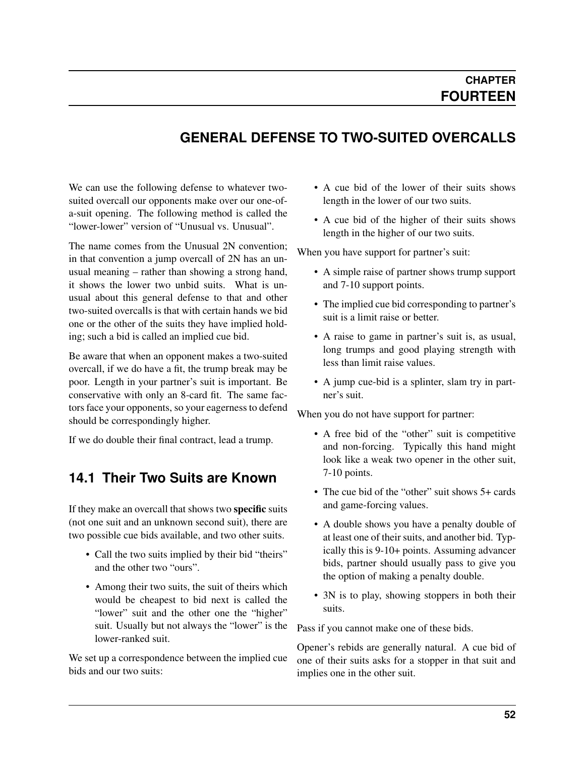# CHAPTER FOURTEEN

# GENERAL DEFENSE TO TWO-SUITED OVERCALLS

We can use the following defense to whatever two-suited overcall our opponents make over our one-of-a-suit opening. The following method is called the "lower-lower" version of "Unusual vs. Unusual".

The name comes from the Unusual 2N convention; in that convention a jump overcall of 2N has an unusual meaning – rather than showing a strong hand, it shows the lower two unbid suits. What is unusual about this general defense to that and other two-suited overcalls is that with certain hands we bid one or the other of the suits they have implied holding; such a bid is called an implied cue bid.

Be aware that when an opponent makes a two-suited overcall, if we do have a fit, the trump break may be poor. Length in your partner's suit is important. Be conservative with only an 8-card fit. The same factors face your opponents, so your eagerness to defend should be correspondingly higher.

If we do double their final contract, lead a trump.

## 14.1 Their Two Suits are Known

If they make an overcall that shows two **specific** suits (not one suit and an unknown second suit), there are two possible cue bids available, and two other suits.

- Call the two suits implied by their bid "theirs" and the other two "ours".
- Among their two suits, the suit of theirs which would be cheapest to bid next is called the "lower" suit and the other one the "higher" suit. Usually but not always the "lower" is the lower-ranked suit.

We set up a correspondence between the implied cue bids and our two suits:

- A cue bid of the lower of their suits shows length in the lower of our two suits.
- A cue bid of the higher of their suits shows length in the higher of our two suits.

When you have support for partner's suit:

- A simple raise of partner shows trump support and 7-10 support points.
- The implied cue bid corresponding to partner's suit is a limit raise or better.
- A raise to game in partner's suit is, as usual, long trumps and good playing strength with less than limit raise values.
- A jump cue-bid is a splinter, slam try in partner's suit.

When you do not have support for partner:

- A free bid of the "other" suit is competitive and non-forcing. Typically this hand might look like a weak two opener in the other suit, 7-10 points.
- The cue bid of the "other" suit shows 5+ cards and game-forcing values.
- A double shows you have a penalty double of at least one of their suits, and another bid. Typically this is 9-10+ points. Assuming advancer bids, partner should usually pass to give you the option of making a penalty double.
- 3N is to play, showing stoppers in both their suits.

Pass if you cannot make one of these bids.

Opener's rebids are generally natural. A cue bid of one of their suits asks for a stopper in that suit and implies one in the other suit.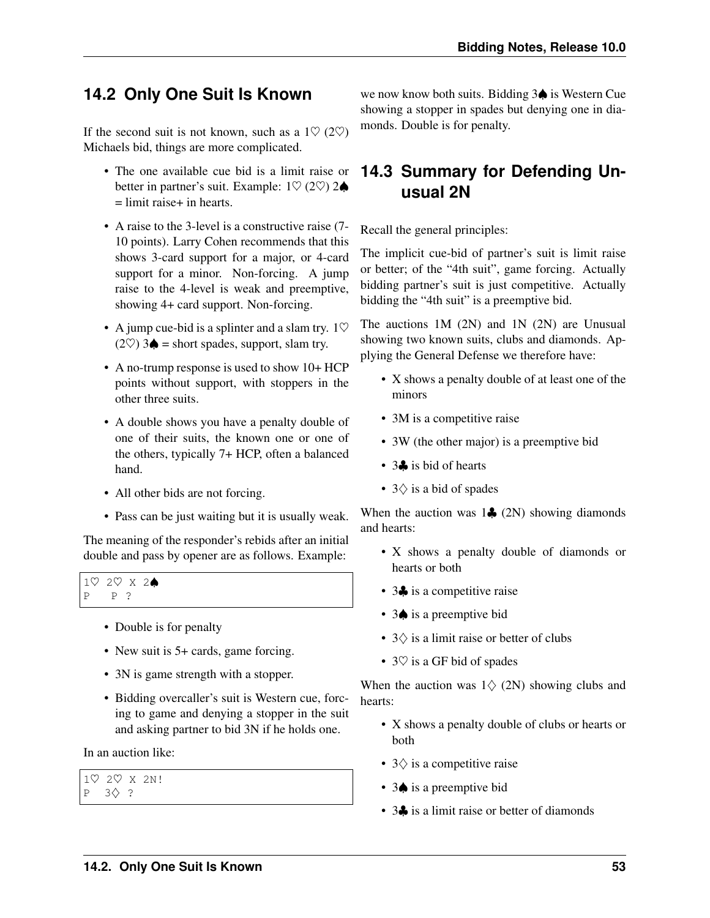## 14.2 Only One Suit Is Known

If the second suit is not known, such as a 1♡ (2♡) Michaels bid, things are more complicated.

- The one available cue bid is a limit raise or better in partner's suit. Example: 1♡ (2♡) 2♠ = limit raise+ in hearts.
- A raise to the 3-level is a constructive raise (7-10 points). Larry Cohen recommends that this shows 3-card support for a major, or 4-card support for a minor. Non-forcing. A jump raise to the 4-level is weak and preemptive, showing 4+ card support. Non-forcing.
- A jump cue-bid is a splinter and a slam try. 1♡ (2♡) 3♠ = short spades, support, slam try.
- A no-trump response is used to show 10+ HCP points without support, with stoppers in the other three suits.
- A double shows you have a penalty double of one of their suits, the known one or one of the others, typically 7+ HCP, often a balanced hand.
- All other bids are not forcing.
- Pass can be just waiting but it is usually weak.

The meaning of the responder's rebids after an initial double and pass by opener are as follows. Example:

```
1♡ 2♡ X 2♠
P   P ?
```

- Double is for penalty
- New suit is 5+ cards, game forcing.
- 3N is game strength with a stopper.
- Bidding overcaller's suit is Western cue, forcing to game and denying a stopper in the suit and asking partner to bid 3N if he holds one.

In an auction like:

```
1♡ 2♡ X 2N!
P  3♢ ?
```

we now know both suits. Bidding 3♠ is Western Cue showing a stopper in spades but denying one in diamonds. Double is for penalty.

## 14.3 Summary for Defending Unusual 2N

Recall the general principles:

The implicit cue-bid of partner's suit is limit raise or better; of the "4th suit", game forcing. Actually bidding partner's suit is just competitive. Actually bidding the "4th suit" is a preemptive bid.

The auctions 1M (2N) and 1N (2N) are Unusual showing two known suits, clubs and diamonds. Applying the General Defense we therefore have:

- X shows a penalty double of at least one of the minors
- 3M is a competitive raise
- 3W (the other major) is a preemptive bid
- 3♣ is bid of hearts
- 3♢ is a bid of spades

When the auction was 1♣ (2N) showing diamonds and hearts:

- X shows a penalty double of diamonds or hearts or both
- 3♣ is a competitive raise
- 3♠ is a preemptive bid
- 3♢ is a limit raise or better of clubs
- 3♡ is a GF bid of spades

When the auction was 1♢ (2N) showing clubs and hearts:

- X shows a penalty double of clubs or hearts or both
- 3♢ is a competitive raise
- 3♠ is a preemptive bid
- 3♣ is a limit raise or better of diamonds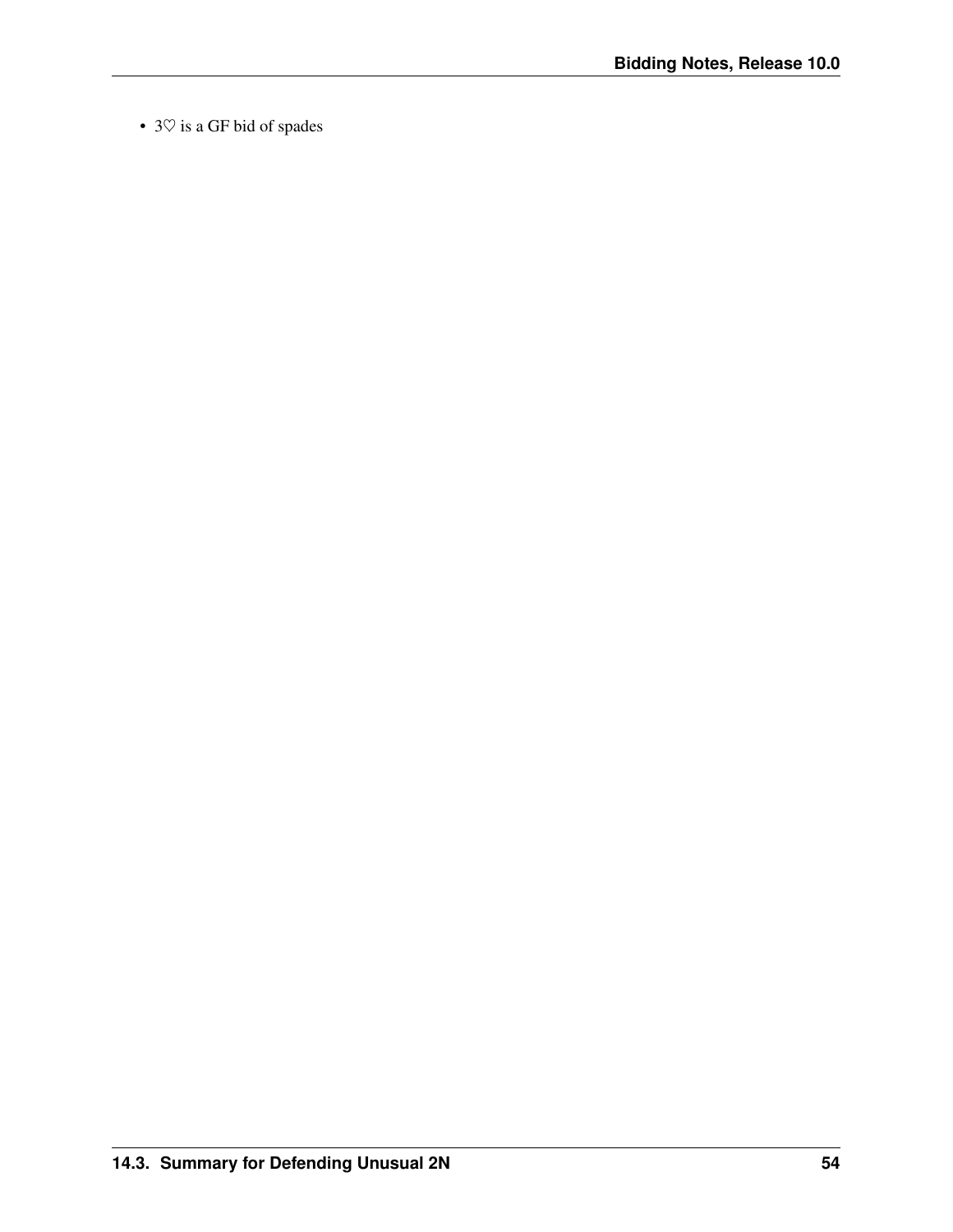- 3♡ is a GF bid of spades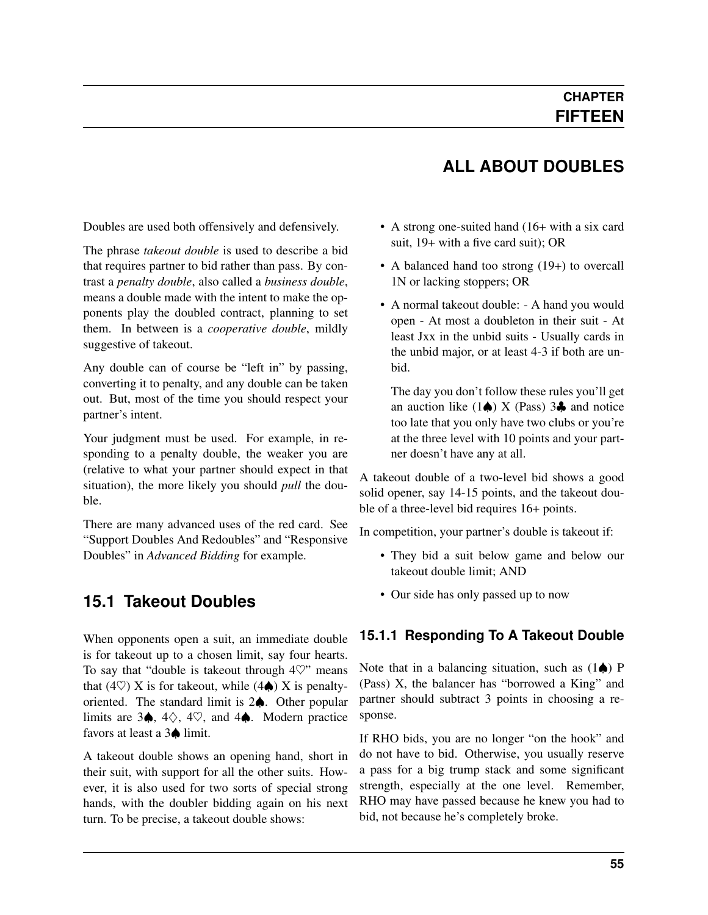# CHAPTER FIFTEEN

# ALL ABOUT DOUBLES

Doubles are used both offensively and defensively.

The phrase *takeout double* is used to describe a bid that requires partner to bid rather than pass. By contrast a *penalty double*, also called a *business double*, means a double made with the intent to make the opponents play the doubled contract, planning to set them. In between is a *cooperative double*, mildly suggestive of takeout.

Any double can of course be "left in" by passing, converting it to penalty, and any double can be taken out. But, most of the time you should respect your partner's intent.

Your judgment must be used. For example, in responding to a penalty double, the weaker you are (relative to what your partner should expect in that situation), the more likely you should *pull* the double.

There are many advanced uses of the red card. See "Support Doubles And Redoubles" and "Responsive Doubles" in *Advanced Bidding* for example.

## 15.1 Takeout Doubles

When opponents open a suit, an immediate double is for takeout up to a chosen limit, say four hearts. To say that "double is takeout through 4♡" means that (4♡) X is for takeout, while (4♠) X is penalty-oriented. The standard limit is 2♠. Other popular limits are 3♠, 4♢, 4♡, and 4♠. Modern practice favors at least a 3♠ limit.

A takeout double shows an opening hand, short in their suit, with support for all the other suits. However, it is also used for two sorts of special strong hands, with the doubler bidding again on his next turn. To be precise, a takeout double shows:

- A strong one-suited hand (16+ with a six card suit, 19+ with a five card suit); OR
- A balanced hand too strong (19+) to overcall 1N or lacking stoppers; OR
- A normal takeout double: - A hand you would open - At most a doubleton in their suit - At least Jxx in the unbid suits - Usually cards in the unbid major, or at least 4-3 if both are unbid.

  The day you don't follow these rules you'll get an auction like (1♠) X (Pass) 3♣ and notice too late that you only have two clubs or you're at the three level with 10 points and your partner doesn't have any at all.

A takeout double of a two-level bid shows a good solid opener, say 14-15 points, and the takeout double of a three-level bid requires 16+ points.

In competition, your partner's double is takeout if:

- They bid a suit below game and below our takeout double limit; AND
- Our side has only passed up to now

### 15.1.1 Responding To A Takeout Double

Note that in a balancing situation, such as (1♠) P (Pass) X, the balancer has "borrowed a King" and partner should subtract 3 points in choosing a response.

If RHO bids, you are no longer "on the hook" and do not have to bid. Otherwise, you usually reserve a pass for a big trump stack and some significant strength, especially at the one level. Remember, RHO may have passed because he knew you had to bid, not because he's completely broke.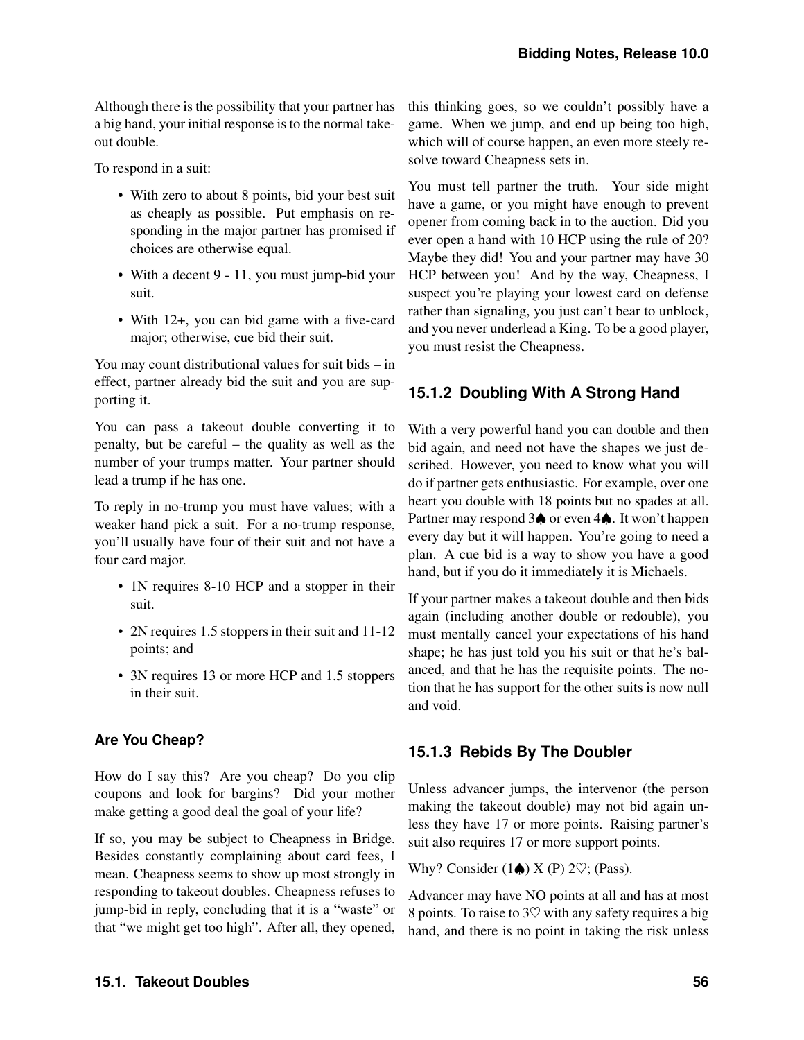Although there is the possibility that your partner has a big hand, your initial response is to the normal takeout double.

To respond in a suit:

- With zero to about 8 points, bid your best suit as cheaply as possible. Put emphasis on responding in the major partner has promised if choices are otherwise equal.
- With a decent 9 - 11, you must jump-bid your suit.
- With 12+, you can bid game with a five-card major; otherwise, cue bid their suit.

You may count distributional values for suit bids – in effect, partner already bid the suit and you are supporting it.

You can pass a takeout double converting it to penalty, but be careful – the quality as well as the number of your trumps matter. Your partner should lead a trump if he has one.

To reply in no-trump you must have values; with a weaker hand pick a suit. For a no-trump response, you'll usually have four of their suit and not have a four card major.

- 1N requires 8-10 HCP and a stopper in their suit.
- 2N requires 1.5 stoppers in their suit and 11-12 points; and
- 3N requires 13 or more HCP and 1.5 stoppers in their suit.

#### Are You Cheap?

How do I say this? Are you cheap? Do you clip coupons and look for bargins? Did your mother make getting a good deal the goal of your life?

If so, you may be subject to Cheapness in Bridge. Besides constantly complaining about card fees, I mean. Cheapness seems to show up most strongly in responding to takeout doubles. Cheapness refuses to jump-bid in reply, concluding that it is a "waste" or that "we might get too high". After all, they opened, this thinking goes, so we couldn't possibly have a game. When we jump, and end up being too high, which will of course happen, an even more steely resolve toward Cheapness sets in.

You must tell partner the truth. Your side might have a game, or you might have enough to prevent opener from coming back in to the auction. Did you ever open a hand with 10 HCP using the rule of 20? Maybe they did! You and your partner may have 30 HCP between you! And by the way, Cheapness, I suspect you're playing your lowest card on defense rather than signaling, you just can't bear to unblock, and you never underlead a King. To be a good player, you must resist the Cheapness.

### 15.1.2 Doubling With A Strong Hand

With a very powerful hand you can double and then bid again, and need not have the shapes we just described. However, you need to know what you will do if partner gets enthusiastic. For example, over one heart you double with 18 points but no spades at all. Partner may respond 3♠ or even 4♠. It won't happen every day but it will happen. You're going to need a plan. A cue bid is a way to show you have a good hand, but if you do it immediately it is Michaels.

If your partner makes a takeout double and then bids again (including another double or redouble), you must mentally cancel your expectations of his hand shape; he has just told you his suit or that he's balanced, and that he has the requisite points. The notion that he has support for the other suits is now null and void.

### 15.1.3 Rebids By The Doubler

Unless advancer jumps, the intervenor (the person making the takeout double) may not bid again unless they have 17 or more points. Raising partner's suit also requires 17 or more support points.

Why? Consider (1♠) X (P) 2♡; (Pass).

Advancer may have NO points at all and has at most 8 points. To raise to 3♡ with any safety requires a big hand, and there is no point in taking the risk unless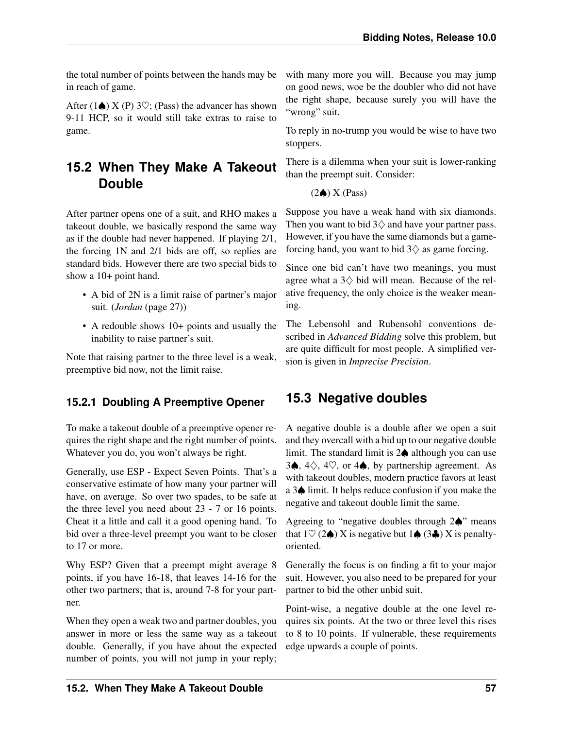the total number of points between the hands may be in reach of game.

After (1♠) X (P) 3♡; (Pass) the advancer has shown 9-11 HCP, so it would still take extras to raise to game.

## 15.2 When They Make A Takeout Double

After partner opens one of a suit, and RHO makes a takeout double, we basically respond the same way as if the double had never happened. If playing 2/1, the forcing 1N and 2/1 bids are off, so replies are standard bids. However there are two special bids to show a 10+ point hand.

- A bid of 2N is a limit raise of partner's major suit. (*Jordan* (page 27))
- A redouble shows 10+ points and usually the inability to raise partner's suit.

Note that raising partner to the three level is a weak, preemptive bid now, not the limit raise.

### 15.2.1 Doubling A Preemptive Opener

To make a takeout double of a preemptive opener requires the right shape and the right number of points. Whatever you do, you won't always be right.

Generally, use ESP - Expect Seven Points. That's a conservative estimate of how many your partner will have, on average. So over two spades, to be safe at the three level you need about 23 - 7 or 16 points. Cheat it a little and call it a good opening hand. To bid over a three-level preempt you want to be closer to 17 or more.

Why ESP? Given that a preempt might average 8 points, if you have 16-18, that leaves 14-16 for the other two partners; that is, around 7-8 for your partner.

When they open a weak two and partner doubles, you answer in more or less the same way as a takeout double. Generally, if you have about the expected number of points, you will not jump in your reply; with many more you will. Because you may jump on good news, woe be the doubler who did not have the right shape, because surely you will have the "wrong" suit.

To reply in no-trump you would be wise to have two stoppers.

There is a dilemma when your suit is lower-ranking than the preempt suit. Consider:

> (2♠) X (Pass)

Suppose you have a weak hand with six diamonds. Then you want to bid 3♢ and have your partner pass. However, if you have the same diamonds but a game-forcing hand, you want to bid 3♢ as game forcing.

Since one bid can't have two meanings, you must agree what a 3♢ bid will mean. Because of the relative frequency, the only choice is the weaker meaning.

The Lebensohl and Rubensohl conventions described in *Advanced Bidding* solve this problem, but are quite difficult for most people. A simplified version is given in *Imprecise Precision*.

## 15.3 Negative doubles

A negative double is a double after we open a suit and they overcall with a bid up to our negative double limit. The standard limit is 2♠ although you can use 3♠, 4♢, 4♡, or 4♠, by partnership agreement. As with takeout doubles, modern practice favors at least a 3♠ limit. It helps reduce confusion if you make the negative and takeout double limit the same.

Agreeing to "negative doubles through 2♠" means that 1♡ (2♠) X is negative but 1♠ (3♣) X is penalty-oriented.

Generally the focus is on finding a fit to your major suit. However, you also need to be prepared for your partner to bid the other unbid suit.

Point-wise, a negative double at the one level requires six points. At the two or three level this rises to 8 to 10 points. If vulnerable, these requirements edge upwards a couple of points.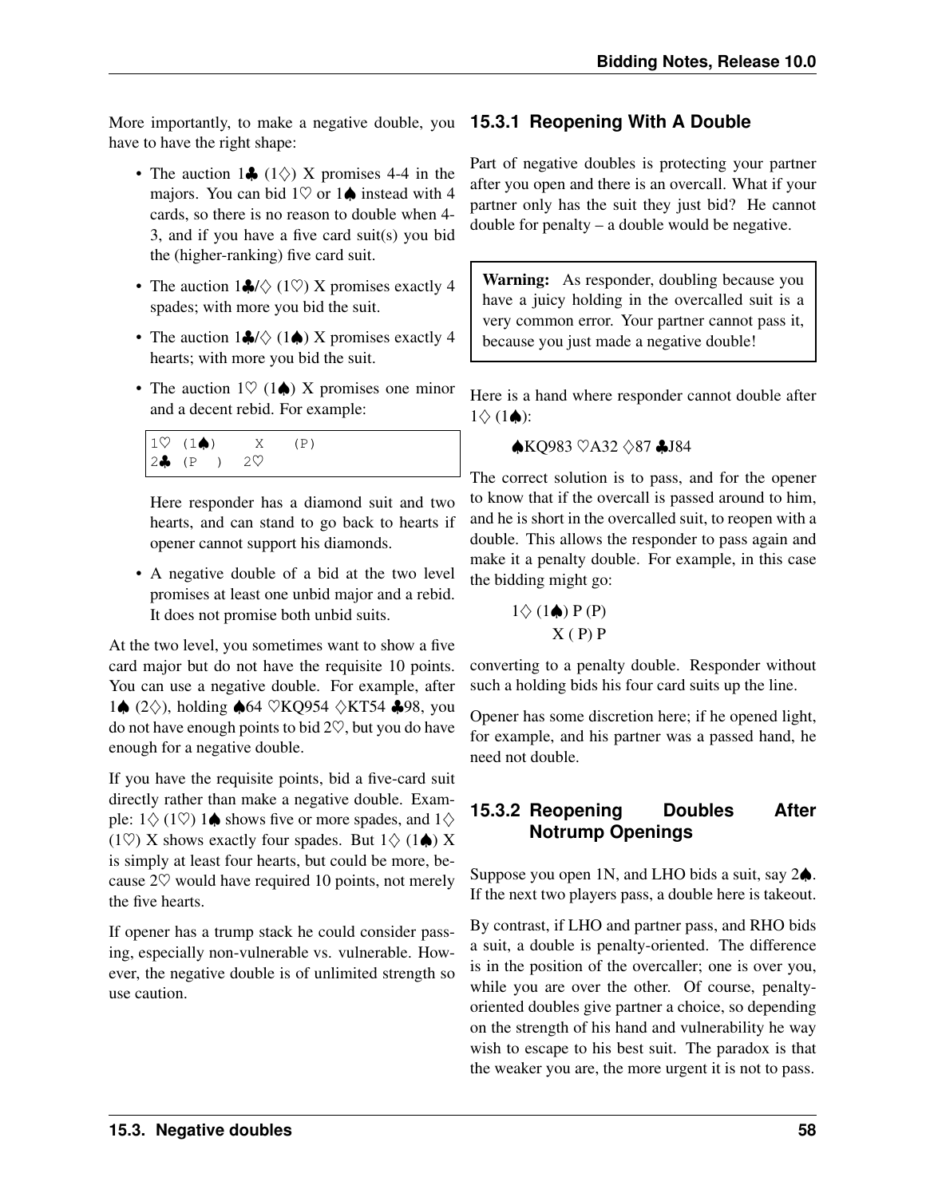More importantly, to make a negative double, you have to have the right shape:

- The auction 1♣ (1♢) X promises 4-4 in the majors. You can bid 1♡ or 1♠ instead with 4 cards, so there is no reason to double when 4-3, and if you have a five card suit(s) you bid the (higher-ranking) five card suit.
- The auction 1♣/♢ (1♡) X promises exactly 4 spades; with more you bid the suit.
- The auction 1♣/♢ (1♠) X promises exactly 4 hearts; with more you bid the suit.
- The auction 1♡ (1♠) X promises one minor and a decent rebid. For example:

  ```
  1♡ (1♠)    X    (P)
  2♣ (P )   2♡
  ```

  Here responder has a diamond suit and two hearts, and can stand to go back to hearts if opener cannot support his diamonds.

- A negative double of a bid at the two level promises at least one unbid major and a rebid. It does not promise both unbid suits.

At the two level, you sometimes want to show a five card major but do not have the requisite 10 points. You can use a negative double. For example, after 1♠ (2♢), holding ♠64 ♡KQ954 ♢KT54 ♣98, you do not have enough points to bid 2♡, but you do have enough for a negative double.

If you have the requisite points, bid a five-card suit directly rather than make a negative double. Example: 1♢ (1♡) 1♠ shows five or more spades, and 1♢ (1♡) X shows exactly four spades. But 1♢ (1♠) X is simply at least four hearts, but could be more, because 2♡ would have required 10 points, not merely the five hearts.

If opener has a trump stack he could consider passing, especially non-vulnerable vs. vulnerable. However, the negative double is of unlimited strength so use caution.

### 15.3.1 Reopening With A Double

Part of negative doubles is protecting your partner after you open and there is an overcall. What if your partner only has the suit they just bid? He cannot double for penalty – a double would be negative.

> **Warning:** As responder, doubling because you have a juicy holding in the overcalled suit is a very common error. Your partner cannot pass it, because you just made a negative double!

Here is a hand where responder cannot double after 1♢ (1♠):

♠KQ983 ♡A32 ♢87 ♣J84

The correct solution is to pass, and for the opener to know that if the overcall is passed around to him, and he is short in the overcalled suit, to reopen with a double. This allows the responder to pass again and make it a penalty double. For example, in this case the bidding might go:

1♢ (1♠) P (P)
X ( P) P

converting to a penalty double. Responder without such a holding bids his four card suits up the line.

Opener has some discretion here; if he opened light, for example, and his partner was a passed hand, he need not double.

### 15.3.2 Reopening Doubles After Notrump Openings

Suppose you open 1N, and LHO bids a suit, say 2♠. If the next two players pass, a double here is takeout.

By contrast, if LHO and partner pass, and RHO bids a suit, a double is penalty-oriented. The difference is in the position of the overcaller; one is over you, while you are over the other. Of course, penalty-oriented doubles give partner a choice, so depending on the strength of his hand and vulnerability he way wish to escape to his best suit. The paradox is that the weaker you are, the more urgent it is not to pass.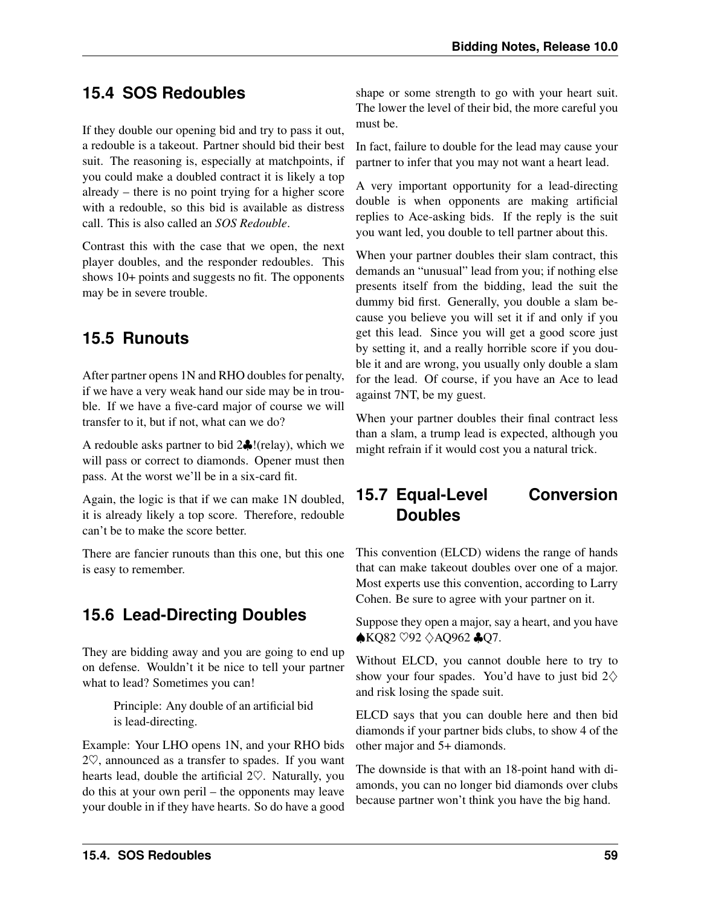## 15.4 SOS Redoubles

If they double our opening bid and try to pass it out, a redouble is a takeout. Partner should bid their best suit. The reasoning is, especially at matchpoints, if you could make a doubled contract it is likely a top already – there is no point trying for a higher score with a redouble, so this bid is available as distress call. This is also called an *SOS Redouble*.

Contrast this with the case that we open, the next player doubles, and the responder redoubles. This shows 10+ points and suggests no fit. The opponents may be in severe trouble.

## 15.5 Runouts

After partner opens 1N and RHO doubles for penalty, if we have a very weak hand our side may be in trouble. If we have a five-card major of course we will transfer to it, but if not, what can we do?

A redouble asks partner to bid 2♣!(relay), which we will pass or correct to diamonds. Opener must then pass. At the worst we'll be in a six-card fit.

Again, the logic is that if we can make 1N doubled, it is already likely a top score. Therefore, redouble can't be to make the score better.

There are fancier runouts than this one, but this one is easy to remember.

## 15.6 Lead-Directing Doubles

They are bidding away and you are going to end up on defense. Wouldn't it be nice to tell your partner what to lead? Sometimes you can!

> Principle: Any double of an artificial bid is lead-directing.

Example: Your LHO opens 1N, and your RHO bids 2♡, announced as a transfer to spades. If you want hearts lead, double the artificial 2♡. Naturally, you do this at your own peril – the opponents may leave your double in if they have hearts. So do have a good shape or some strength to go with your heart suit. The lower the level of their bid, the more careful you must be.

In fact, failure to double for the lead may cause your partner to infer that you may not want a heart lead.

A very important opportunity for a lead-directing double is when opponents are making artificial replies to Ace-asking bids. If the reply is the suit you want led, you double to tell partner about this.

When your partner doubles their slam contract, this demands an "unusual" lead from you; if nothing else presents itself from the bidding, lead the suit the dummy bid first. Generally, you double a slam because you believe you will set it if and only if you get this lead. Since you will get a good score just by setting it, and a really horrible score if you double it and are wrong, you usually only double a slam for the lead. Of course, if you have an Ace to lead against 7NT, be my guest.

When your partner doubles their final contract less than a slam, a trump lead is expected, although you might refrain if it would cost you a natural trick.

## 15.7 Equal-Level Conversion Doubles

This convention (ELCD) widens the range of hands that can make takeout doubles over one of a major. Most experts use this convention, according to Larry Cohen. Be sure to agree with your partner on it.

Suppose they open a major, say a heart, and you have ♠KQ82 ♡92 ♢AQ962 ♣Q7.

Without ELCD, you cannot double here to try to show your four spades. You'd have to just bid 2♢ and risk losing the spade suit.

ELCD says that you can double here and then bid diamonds if your partner bids clubs, to show 4 of the other major and 5+ diamonds.

The downside is that with an 18-point hand with diamonds, you can no longer bid diamonds over clubs because partner won't think you have the big hand.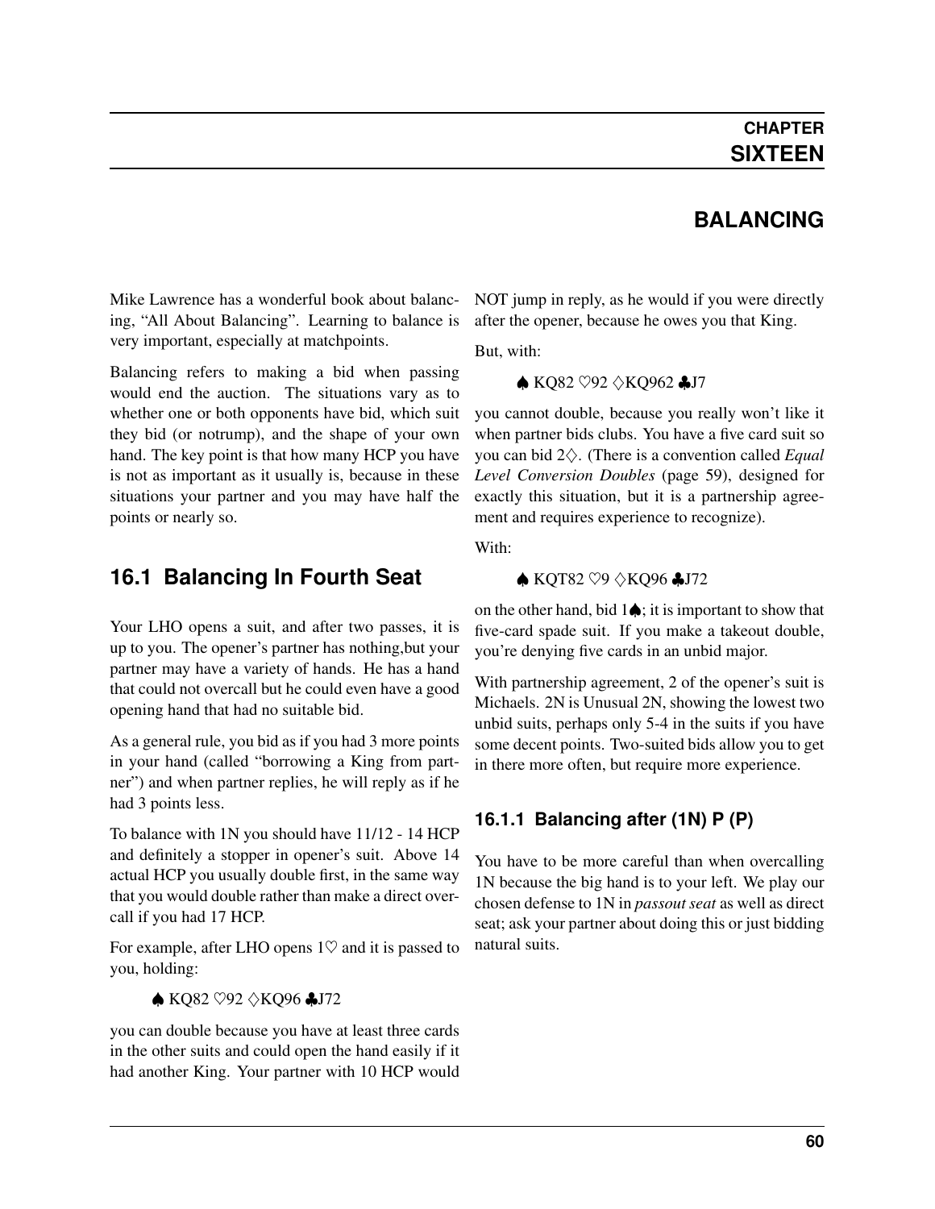# CHAPTER SIXTEEN

# BALANCING

Mike Lawrence has a wonderful book about balancing, "All About Balancing". Learning to balance is very important, especially at matchpoints.

Balancing refers to making a bid when passing would end the auction. The situations vary as to whether one or both opponents have bid, which suit they bid (or notrump), and the shape of your own hand. The key point is that how many HCP you have is not as important as it usually is, because in these situations your partner and you may have half the points or nearly so.

## 16.1 Balancing In Fourth Seat

Your LHO opens a suit, and after two passes, it is up to you. The opener's partner has nothing,but your partner may have a variety of hands. He has a hand that could not overcall but he could even have a good opening hand that had no suitable bid.

As a general rule, you bid as if you had 3 more points in your hand (called "borrowing a King from partner") and when partner replies, he will reply as if he had 3 points less.

To balance with 1N you should have 11/12 - 14 HCP and definitely a stopper in opener's suit. Above 14 actual HCP you usually double first, in the same way that you would double rather than make a direct overcall if you had 17 HCP.

For example, after LHO opens 1♡ and it is passed to you, holding:

> ♠ KQ82 ♡92 ♢KQ96 ♣J72

you can double because you have at least three cards in the other suits and could open the hand easily if it had another King. Your partner with 10 HCP would NOT jump in reply, as he would if you were directly after the opener, because he owes you that King.

But, with:

> ♠ KQ82 ♡92 ♢KQ962 ♣J7

you cannot double, because you really won't like it when partner bids clubs. You have a five card suit so you can bid 2♢. (There is a convention called *Equal Level Conversion Doubles* (page 59), designed for exactly this situation, but it is a partnership agreement and requires experience to recognize).

With:

> ♠ KQT82 ♡9 ♢KQ96 ♣J72

on the other hand, bid 1♠; it is important to show that five-card spade suit. If you make a takeout double, you're denying five cards in an unbid major.

With partnership agreement, 2 of the opener's suit is Michaels. 2N is Unusual 2N, showing the lowest two unbid suits, perhaps only 5-4 in the suits if you have some decent points. Two-suited bids allow you to get in there more often, but require more experience.

### 16.1.1 Balancing after (1N) P (P)

You have to be more careful than when overcalling 1N because the big hand is to your left. We play our chosen defense to 1N in *passout seat* as well as direct seat; ask your partner about doing this or just bidding natural suits.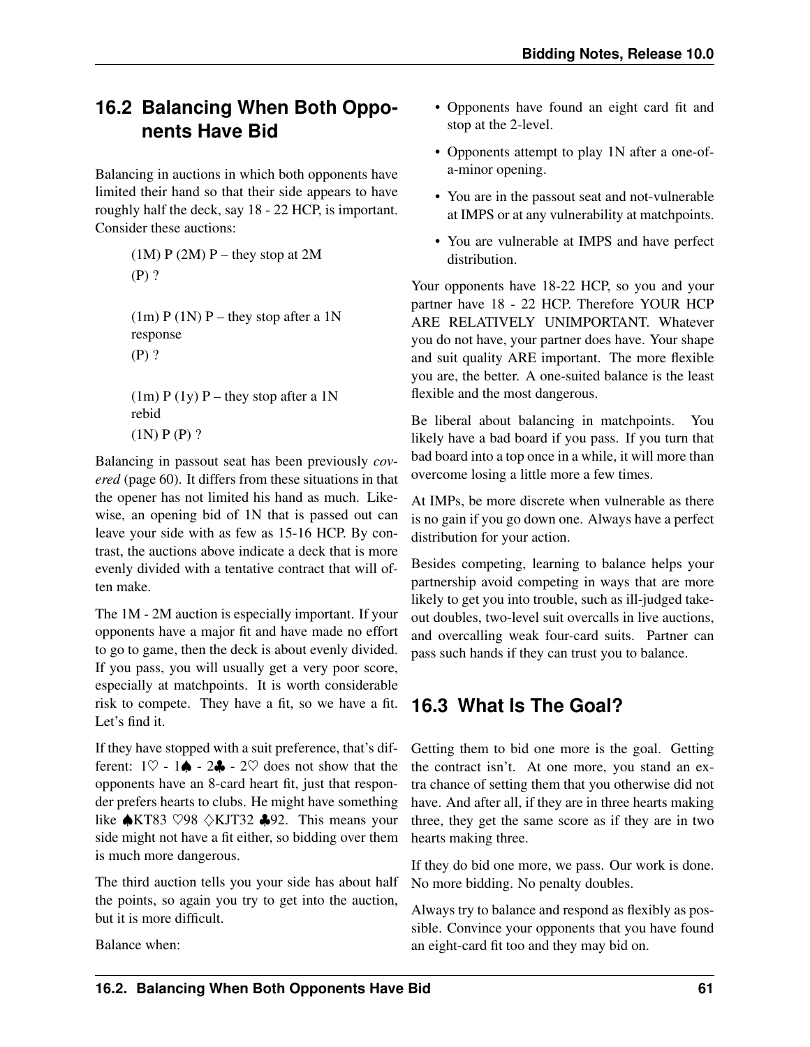## 16.2 Balancing When Both Opponents Have Bid

Balancing in auctions in which both opponents have limited their hand so that their side appears to have roughly half the deck, say 18 - 22 HCP, is important. Consider these auctions:

> (1M) P (2M) P – they stop at 2M
> (P) ?
>
> (1m) P (1N) P – they stop after a 1N response
> (P) ?
>
> (1m) P (1y) P – they stop after a 1N rebid
> (1N) P (P) ?

Balancing in passout seat has been previously *covered* (page 60). It differs from these situations in that the opener has not limited his hand as much. Likewise, an opening bid of 1N that is passed out can leave your side with as few as 15-16 HCP. By contrast, the auctions above indicate a deck that is more evenly divided with a tentative contract that will often make.

The 1M - 2M auction is especially important. If your opponents have a major fit and have made no effort to go to game, then the deck is about evenly divided. If you pass, you will usually get a very poor score, especially at matchpoints. It is worth considerable risk to compete. They have a fit, so we have a fit. Let's find it.

If they have stopped with a suit preference, that's different: 1♡ - 1♠ - 2♣ - 2♡ does not show that the opponents have an 8-card heart fit, just that responder prefers hearts to clubs. He might have something like ♠KT83 ♡98 ♢KJT32 ♣92. This means your side might not have a fit either, so bidding over them is much more dangerous.

The third auction tells you your side has about half the points, so again you try to get into the auction, but it is more difficult.

Balance when:

- Opponents have found an eight card fit and stop at the 2-level.
- Opponents attempt to play 1N after a one-of-a-minor opening.
- You are in the passout seat and not-vulnerable at IMPS or at any vulnerability at matchpoints.
- You are vulnerable at IMPS and have perfect distribution.

Your opponents have 18-22 HCP, so you and your partner have 18 - 22 HCP. Therefore YOUR HCP ARE RELATIVELY UNIMPORTANT. Whatever you do not have, your partner does have. Your shape and suit quality ARE important. The more flexible you are, the better. A one-suited balance is the least flexible and the most dangerous.

Be liberal about balancing in matchpoints. You likely have a bad board if you pass. If you turn that bad board into a top once in a while, it will more than overcome losing a little more a few times.

At IMPs, be more discrete when vulnerable as there is no gain if you go down one. Always have a perfect distribution for your action.

Besides competing, learning to balance helps your partnership avoid competing in ways that are more likely to get you into trouble, such as ill-judged takeout doubles, two-level suit overcalls in live auctions, and overcalling weak four-card suits. Partner can pass such hands if they can trust you to balance.

## 16.3 What Is The Goal?

Getting them to bid one more is the goal. Getting the contract isn't. At one more, you stand an extra chance of setting them that you otherwise did not have. And after all, if they are in three hearts making three, they get the same score as if they are in two hearts making three.

If they do bid one more, we pass. Our work is done. No more bidding. No penalty doubles.

Always try to balance and respond as flexibly as possible. Convince your opponents that you have found an eight-card fit too and they may bid on.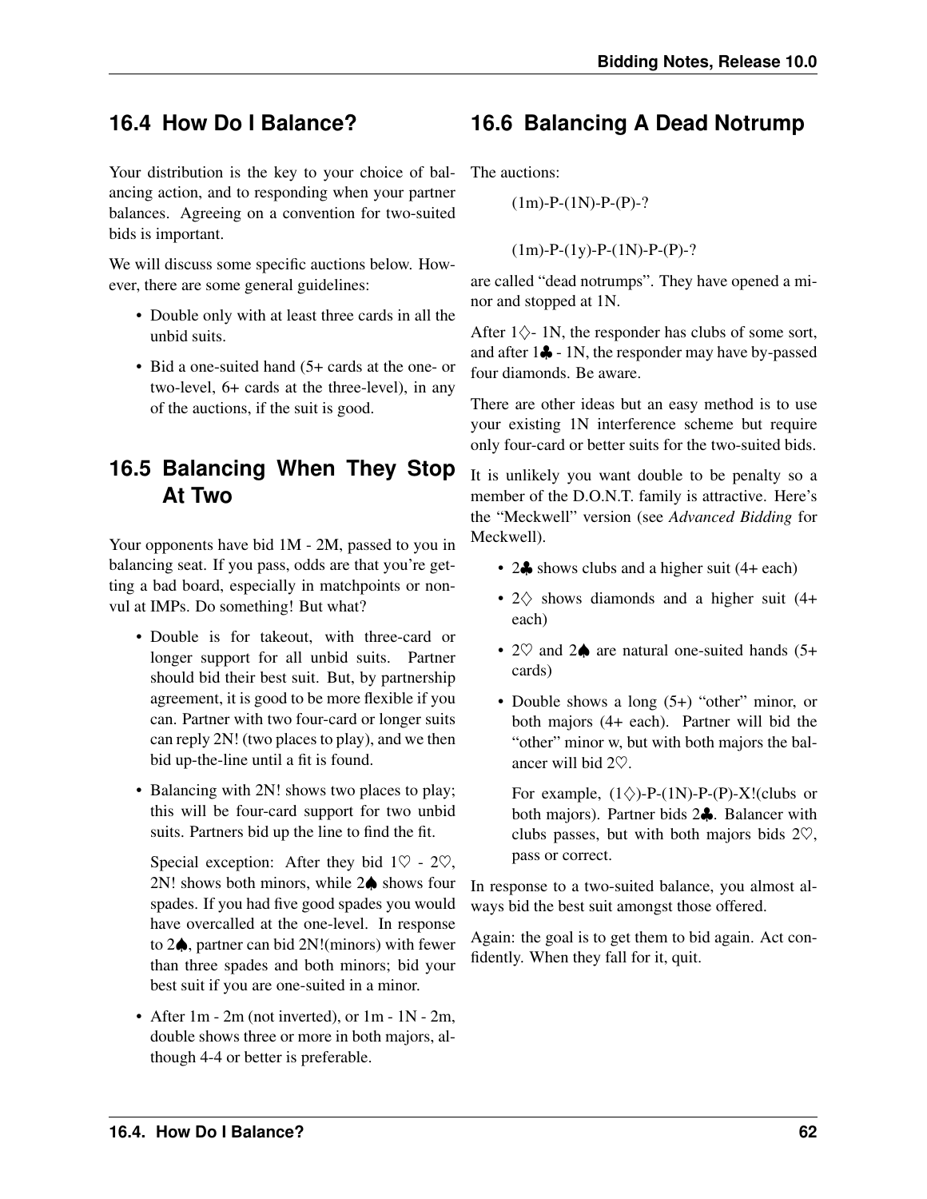## 16.4 How Do I Balance?

Your distribution is the key to your choice of balancing action, and to responding when your partner balances. Agreeing on a convention for two-suited bids is important.

We will discuss some specific auctions below. However, there are some general guidelines:

- Double only with at least three cards in all the unbid suits.
- Bid a one-suited hand (5+ cards at the one- or two-level, 6+ cards at the three-level), in any of the auctions, if the suit is good.

## 16.5 Balancing When They Stop At Two

Your opponents have bid 1M - 2M, passed to you in balancing seat. If you pass, odds are that you're getting a bad board, especially in matchpoints or non-vul at IMPs. Do something! But what?

- Double is for takeout, with three-card or longer support for all unbid suits. Partner should bid their best suit. But, by partnership agreement, it is good to be more flexible if you can. Partner with two four-card or longer suits can reply 2N! (two places to play), and we then bid up-the-line until a fit is found.
- Balancing with 2N! shows two places to play; this will be four-card support for two unbid suits. Partners bid up the line to find the fit.

  Special exception: After they bid 1♡ - 2♡, 2N! shows both minors, while 2♠ shows four spades. If you had five good spades you would have overcalled at the one-level. In response to 2♠, partner can bid 2N!(minors) with fewer than three spades and both minors; bid your best suit if you are one-suited in a minor.
- After 1m - 2m (not inverted), or 1m - 1N - 2m, double shows three or more in both majors, although 4-4 or better is preferable.

## 16.6 Balancing A Dead Notrump

The auctions:

(1m)-P-(1N)-P-(P)-?

(1m)-P-(1y)-P-(1N)-P-(P)-?

are called "dead notrumps". They have opened a minor and stopped at 1N.

After 1♢- 1N, the responder has clubs of some sort, and after 1♣ - 1N, the responder may have by-passed four diamonds. Be aware.

There are other ideas but an easy method is to use your existing 1N interference scheme but require only four-card or better suits for the two-suited bids.

It is unlikely you want double to be penalty so a member of the D.O.N.T. family is attractive. Here's the "Meckwell" version (see *Advanced Bidding* for Meckwell).

- 2♣ shows clubs and a higher suit (4+ each)
- 2♢ shows diamonds and a higher suit (4+ each)
- 2♡ and 2♠ are natural one-suited hands (5+ cards)
- Double shows a long (5+) "other" minor, or both majors (4+ each). Partner will bid the "other" minor w, but with both majors the balancer will bid 2♡.

  For example, (1♢)-P-(1N)-P-(P)-X!(clubs or both majors). Partner bids 2♣. Balancer with clubs passes, but with both majors bids 2♡, pass or correct.

In response to a two-suited balance, you almost always bid the best suit amongst those offered.

Again: the goal is to get them to bid again. Act confidently. When they fall for it, quit.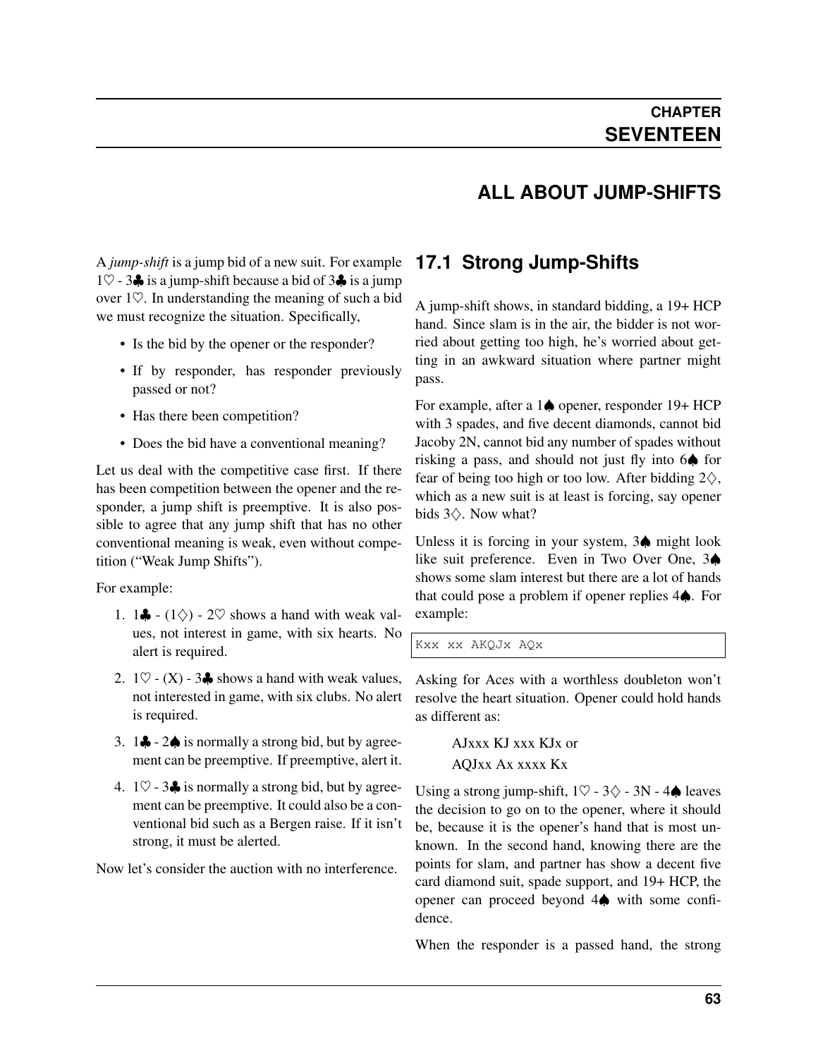# CHAPTER SEVENTEEN

# ALL ABOUT JUMP-SHIFTS

A *jump-shift* is a jump bid of a new suit. For example 1♡ - 3♣ is a jump-shift because a bid of 3♣ is a jump over 1♡. In understanding the meaning of such a bid we must recognize the situation. Specifically,

- Is the bid by the opener or the responder?
- If by responder, has responder previously passed or not?
- Has there been competition?
- Does the bid have a conventional meaning?

Let us deal with the competitive case first. If there has been competition between the opener and the responder, a jump shift is preemptive. It is also possible to agree that any jump shift that has no other conventional meaning is weak, even without competition ("Weak Jump Shifts").

For example:

1. 1♣ - (1♢) - 2♡ shows a hand with weak values, not interest in game, with six hearts. No alert is required.
2. 1♡ - (X) - 3♣ shows a hand with weak values, not interested in game, with six clubs. No alert is required.
3. 1♣ - 2♠ is normally a strong bid, but by agreement can be preemptive. If preemptive, alert it.
4. 1♡ - 3♣ is normally a strong bid, but by agreement can be preemptive. It could also be a conventional bid such as a Bergen raise. If it isn't strong, it must be alerted.

Now let's consider the auction with no interference.

## 17.1 Strong Jump-Shifts

A jump-shift shows, in standard bidding, a 19+ HCP hand. Since slam is in the air, the bidder is not worried about getting too high, he's worried about getting in an awkward situation where partner might pass.

For example, after a 1♠ opener, responder 19+ HCP with 3 spades, and five decent diamonds, cannot bid Jacoby 2N, cannot bid any number of spades without risking a pass, and should not just fly into 6♠ for fear of being too high or too low. After bidding 2♢, which as a new suit is at least is forcing, say opener bids 3♢. Now what?

Unless it is forcing in your system, 3♠ might look like suit preference. Even in Two Over One, 3♠ shows some slam interest but there are a lot of hands that could pose a problem if opener replies 4♠. For example:

```
Kxx xx AKQJx AQx
```

Asking for Aces with a worthless doubleton won't resolve the heart situation. Opener could hold hands as different as:

> AJxxx KJ xxx KJx or
>
> AQJxx Ax xxxx Kx

Using a strong jump-shift, 1♡ - 3♢ - 3N - 4♠ leaves the decision to go on to the opener, where it should be, because it is the opener's hand that is most unknown. In the second hand, knowing there are the points for slam, and partner has show a decent five card diamond suit, spade support, and 19+ HCP, the opener can proceed beyond 4♠ with some confidence.

When the responder is a passed hand, the strong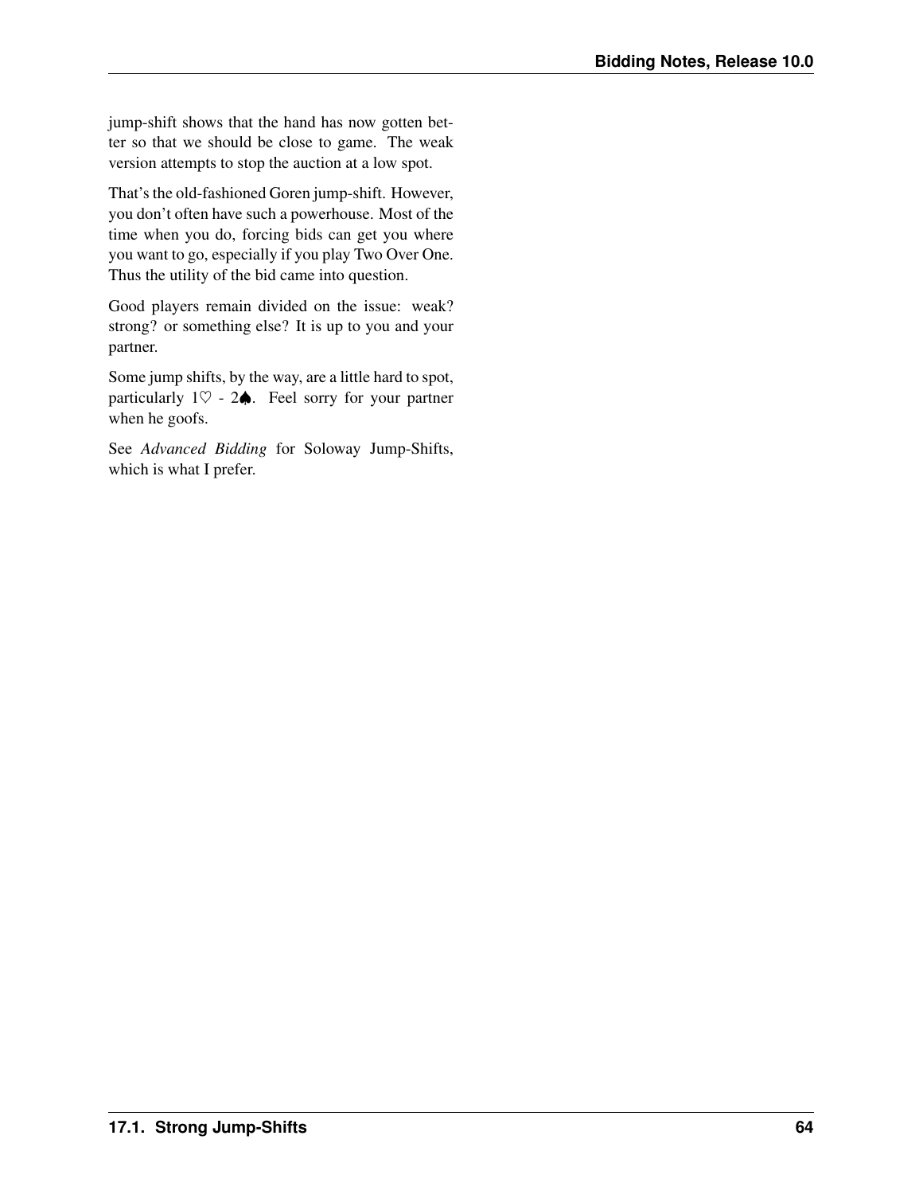jump-shift shows that the hand has now gotten better so that we should be close to game. The weak version attempts to stop the auction at a low spot.

That's the old-fashioned Goren jump-shift. However, you don't often have such a powerhouse. Most of the time when you do, forcing bids can get you where you want to go, especially if you play Two Over One. Thus the utility of the bid came into question.

Good players remain divided on the issue: weak? strong? or something else? It is up to you and your partner.

Some jump shifts, by the way, are a little hard to spot, particularly 1♡ - 2♠. Feel sorry for your partner when he goofs.

See *Advanced Bidding* for Soloway Jump-Shifts, which is what I prefer.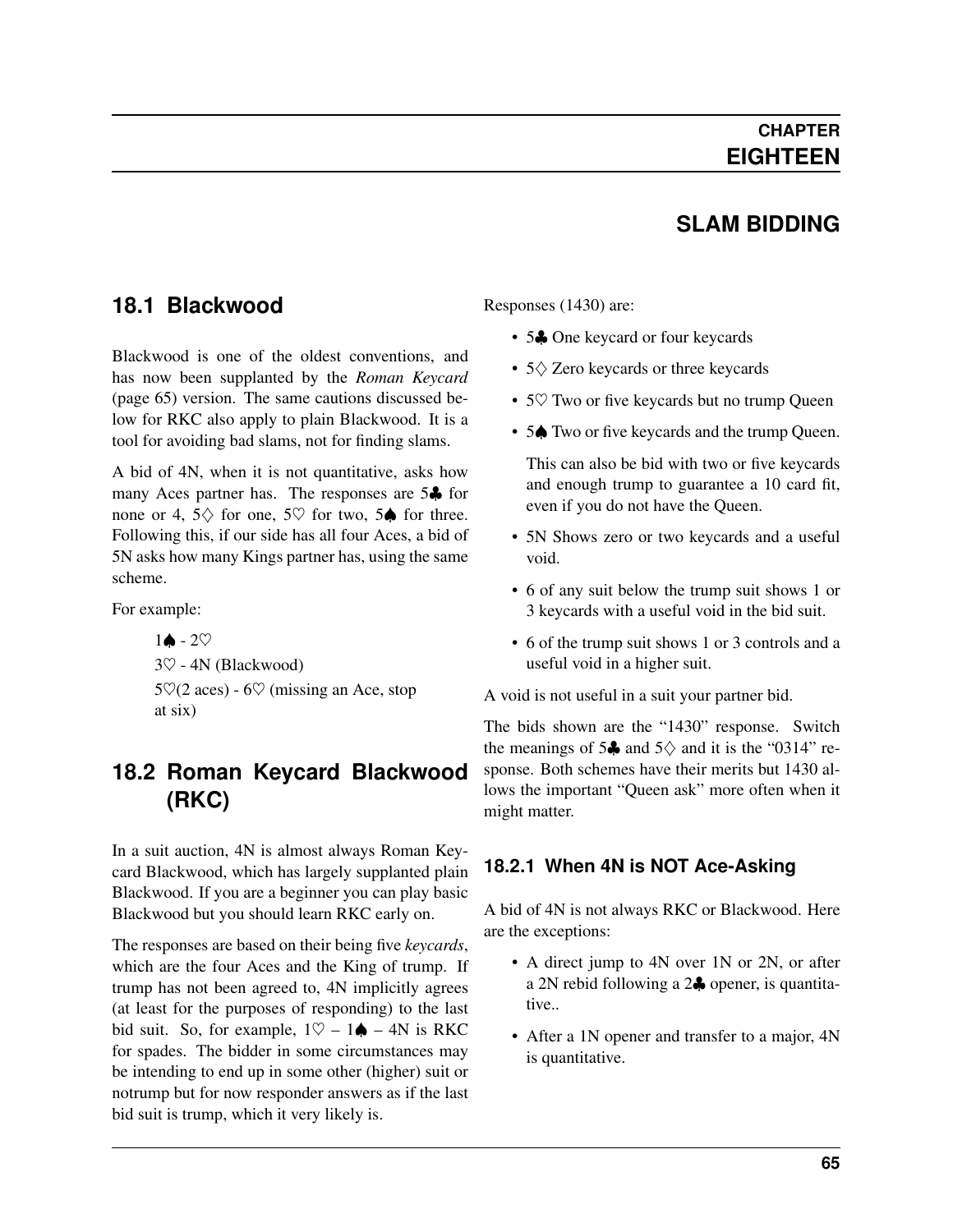# CHAPTER EIGHTEEN

# SLAM BIDDING

## 18.1 Blackwood

Blackwood is one of the oldest conventions, and has now been supplanted by the *Roman Keycard* (page 65) version. The same cautions discussed below for RKC also apply to plain Blackwood. It is a tool for avoiding bad slams, not for finding slams.

A bid of 4N, when it is not quantitative, asks how many Aces partner has. The responses are 5♣ for none or 4, 5♢ for one, 5♡ for two, 5♠ for three. Following this, if our side has all four Aces, a bid of 5N asks how many Kings partner has, using the same scheme.

For example:

> 1♠ - 2♡
> 3♡ - 4N (Blackwood)
> 5♡(2 aces) - 6♡ (missing an Ace, stop at six)

## 18.2 Roman Keycard Blackwood (RKC)

In a suit auction, 4N is almost always Roman Keycard Blackwood, which has largely supplanted plain Blackwood. If you are a beginner you can play basic Blackwood but you should learn RKC early on.

The responses are based on their being five *keycards*, which are the four Aces and the King of trump. If trump has not been agreed to, 4N implicitly agrees (at least for the purposes of responding) to the last bid suit. So, for example, 1♡ – 1♠ – 4N is RKC for spades. The bidder in some circumstances may be intending to end up in some other (higher) suit or notrump but for now responder answers as if the last bid suit is trump, which it very likely is.

Responses (1430) are:

- 5♣ One keycard or four keycards
- 5♢ Zero keycards or three keycards
- 5♡ Two or five keycards but no trump Queen
- 5♠ Two or five keycards and the trump Queen.

  This can also be bid with two or five keycards and enough trump to guarantee a 10 card fit, even if you do not have the Queen.
- 5N Shows zero or two keycards and a useful void.
- 6 of any suit below the trump suit shows 1 or 3 keycards with a useful void in the bid suit.
- 6 of the trump suit shows 1 or 3 controls and a useful void in a higher suit.

A void is not useful in a suit your partner bid.

The bids shown are the "1430" response. Switch the meanings of 5♣ and 5♢ and it is the "0314" response. Both schemes have their merits but 1430 allows the important "Queen ask" more often when it might matter.

### 18.2.1 When 4N is NOT Ace-Asking

A bid of 4N is not always RKC or Blackwood. Here are the exceptions:

- A direct jump to 4N over 1N or 2N, or after a 2N rebid following a 2♣ opener, is quantitative..
- After a 1N opener and transfer to a major, 4N is quantitative.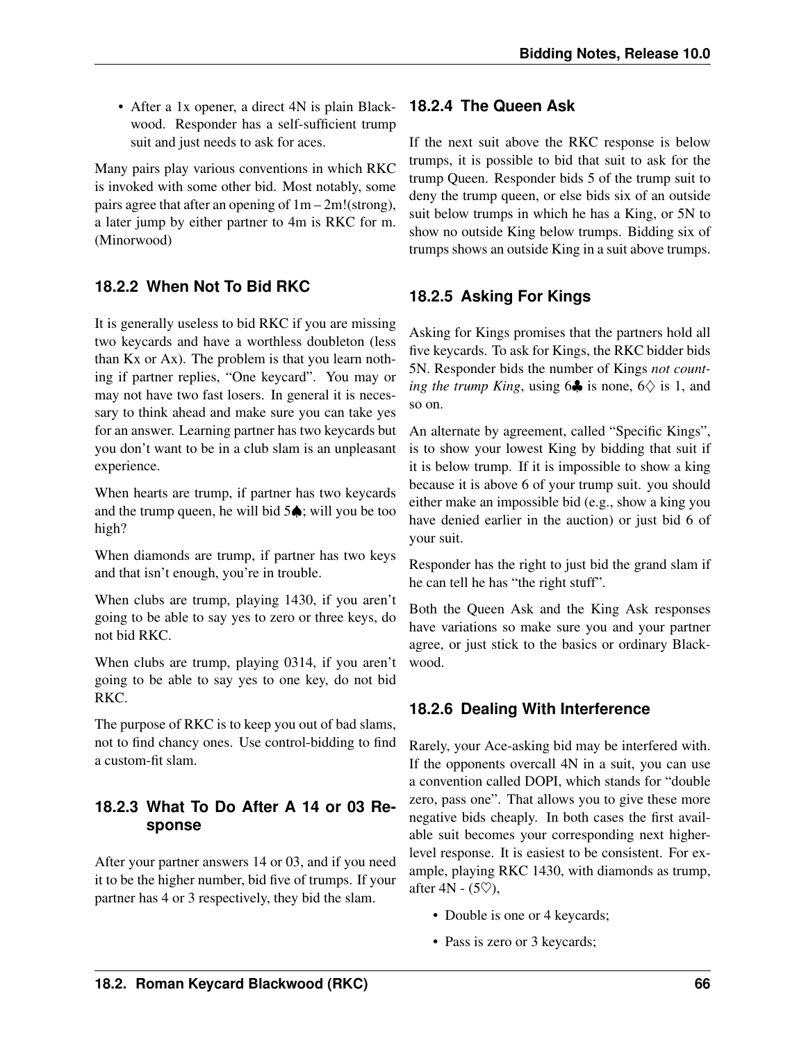- After a 1x opener, a direct 4N is plain Blackwood. Responder has a self-sufficient trump suit and just needs to ask for aces.

Many pairs play various conventions in which RKC is invoked with some other bid. Most notably, some pairs agree that after an opening of 1m – 2m!(strong), a later jump by either partner to 4m is RKC for m. (Minorwood)

### 18.2.2 When Not To Bid RKC

It is generally useless to bid RKC if you are missing two keycards and have a worthless doubleton (less than Kx or Ax). The problem is that you learn nothing if partner replies, "One keycard". You may or may not have two fast losers. In general it is necessary to think ahead and make sure you can take yes for an answer. Learning partner has two keycards but you don't want to be in a club slam is an unpleasant experience.

When hearts are trump, if partner has two keycards and the trump queen, he will bid 5♠; will you be too high?

When diamonds are trump, if partner has two keys and that isn't enough, you're in trouble.

When clubs are trump, playing 1430, if you aren't going to be able to say yes to zero or three keys, do not bid RKC.

When clubs are trump, playing 0314, if you aren't going to be able to say yes to one key, do not bid RKC.

The purpose of RKC is to keep you out of bad slams, not to find chancy ones. Use control-bidding to find a custom-fit slam.

### 18.2.3 What To Do After A 14 or 03 Response

After your partner answers 14 or 03, and if you need it to be the higher number, bid five of trumps. If your partner has 4 or 3 respectively, they bid the slam.

### 18.2.4 The Queen Ask

If the next suit above the RKC response is below trumps, it is possible to bid that suit to ask for the trump Queen. Responder bids 5 of the trump suit to deny the trump queen, or else bids six of an outside suit below trumps in which he has a King, or 5N to show no outside King below trumps. Bidding six of trumps shows an outside King in a suit above trumps.

### 18.2.5 Asking For Kings

Asking for Kings promises that the partners hold all five keycards. To ask for Kings, the RKC bidder bids 5N. Responder bids the number of Kings *not counting the trump King*, using 6♣ is none, 6♢ is 1, and so on.

An alternate by agreement, called "Specific Kings", is to show your lowest King by bidding that suit if it is below trump. If it is impossible to show a king because it is above 6 of your trump suit. you should either make an impossible bid (e.g., show a king you have denied earlier in the auction) or just bid 6 of your suit.

Responder has the right to just bid the grand slam if he can tell he has "the right stuff".

Both the Queen Ask and the King Ask responses have variations so make sure you and your partner agree, or just stick to the basics or ordinary Blackwood.

### 18.2.6 Dealing With Interference

Rarely, your Ace-asking bid may be interfered with. If the opponents overcall 4N in a suit, you can use a convention called DOPI, which stands for "double zero, pass one". That allows you to give these more negative bids cheaply. In both cases the first available suit becomes your corresponding next higher-level response. It is easiest to be consistent. For example, playing RKC 1430, with diamonds as trump, after 4N - (5♡),

- Double is one or 4 keycards;
- Pass is zero or 3 keycards;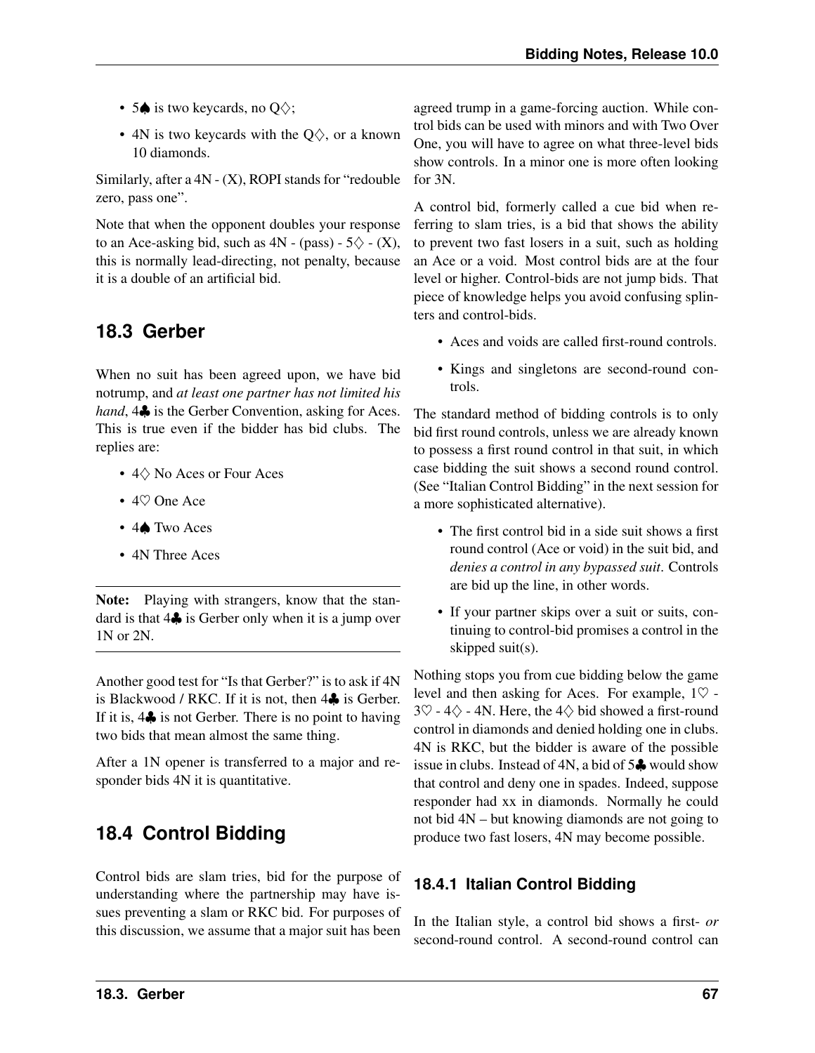- 5♠ is two keycards, no Q♢;
- 4N is two keycards with the Q♢, or a known 10 diamonds.

Similarly, after a 4N - (X), ROPI stands for "redouble zero, pass one".

Note that when the opponent doubles your response to an Ace-asking bid, such as 4N - (pass) - 5♢ - (X), this is normally lead-directing, not penalty, because it is a double of an artificial bid.

## 18.3 Gerber

When no suit has been agreed upon, we have bid notrump, and *at least one partner has not limited his hand*, 4♣ is the Gerber Convention, asking for Aces. This is true even if the bidder has bid clubs. The replies are:

- 4♢ No Aces or Four Aces
- 4♡ One Ace
- 4♠ Two Aces
- 4N Three Aces

**Note:** Playing with strangers, know that the standard is that 4♣ is Gerber only when it is a jump over 1N or 2N.

Another good test for "Is that Gerber?" is to ask if 4N is Blackwood / RKC. If it is not, then 4♣ is Gerber. If it is, 4♣ is not Gerber. There is no point to having two bids that mean almost the same thing.

After a 1N opener is transferred to a major and responder bids 4N it is quantitative.

## 18.4 Control Bidding

Control bids are slam tries, bid for the purpose of understanding where the partnership may have issues preventing a slam or RKC bid. For purposes of this discussion, we assume that a major suit has been agreed trump in a game-forcing auction. While control bids can be used with minors and with Two Over One, you will have to agree on what three-level bids show controls. In a minor one is more often looking for 3N.

A control bid, formerly called a cue bid when referring to slam tries, is a bid that shows the ability to prevent two fast losers in a suit, such as holding an Ace or a void. Most control bids are at the four level or higher. Control-bids are not jump bids. That piece of knowledge helps you avoid confusing splinters and control-bids.

- Aces and voids are called first-round controls.
- Kings and singletons are second-round controls.

The standard method of bidding controls is to only bid first round controls, unless we are already known to possess a first round control in that suit, in which case bidding the suit shows a second round control. (See "Italian Control Bidding" in the next session for a more sophisticated alternative).

- The first control bid in a side suit shows a first round control (Ace or void) in the suit bid, and *denies a control in any bypassed suit*. Controls are bid up the line, in other words.
- If your partner skips over a suit or suits, continuing to control-bid promises a control in the skipped suit(s).

Nothing stops you from cue bidding below the game level and then asking for Aces. For example, 1♡ - 3♡ - 4♢ - 4N. Here, the 4♢ bid showed a first-round control in diamonds and denied holding one in clubs. 4N is RKC, but the bidder is aware of the possible issue in clubs. Instead of 4N, a bid of 5♣ would show that control and deny one in spades. Indeed, suppose responder had xx in diamonds. Normally he could not bid 4N – but knowing diamonds are not going to produce two fast losers, 4N may become possible.

### 18.4.1 Italian Control Bidding

In the Italian style, a control bid shows a first- *or* second-round control. A second-round control can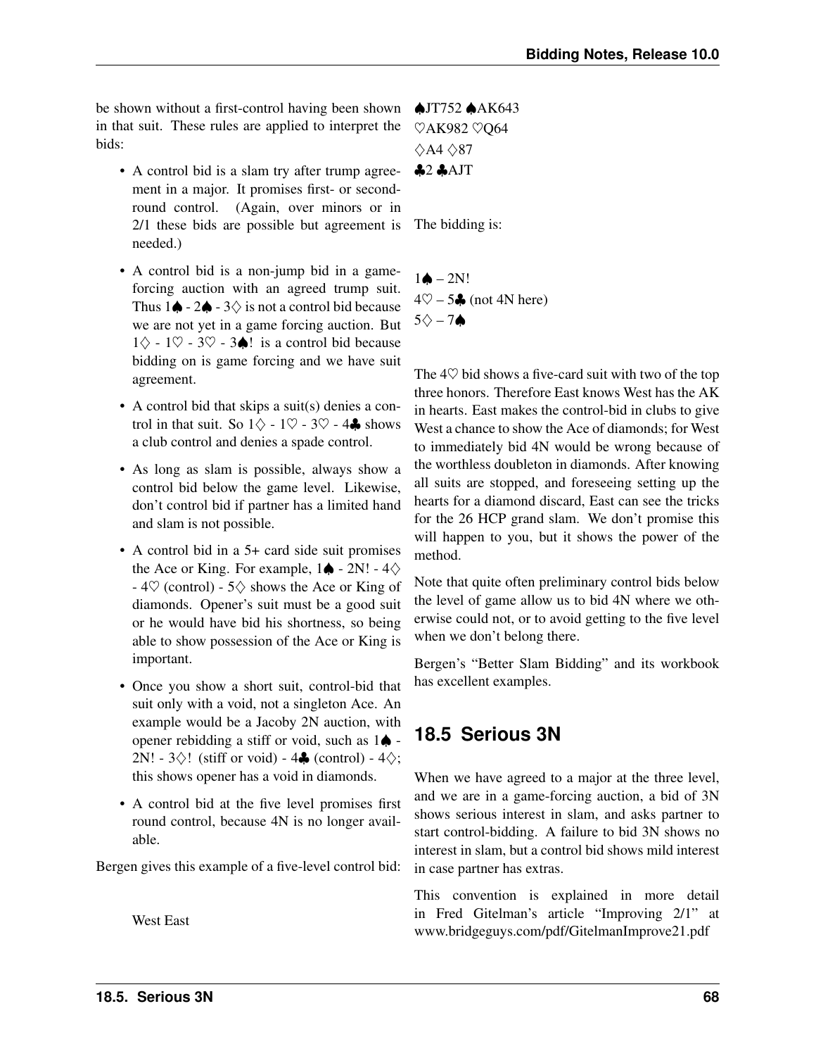be shown without a first-control having been shown in that suit. These rules are applied to interpret the bids:

- A control bid is a slam try after trump agreement in a major. It promises first- or second-round control. (Again, over minors or in 2/1 these bids are possible but agreement is needed.)
- A control bid is a non-jump bid in a game-forcing auction with an agreed trump suit. Thus 1♠ - 2♠ - 3♢ is not a control bid because we are not yet in a game forcing auction. But 1♢ - 1♡ - 3♡ - 3♠! is a control bid because bidding on is game forcing and we have suit agreement.
- A control bid that skips a suit(s) denies a control in that suit. So 1♢ - 1♡ - 3♡ - 4♣ shows a club control and denies a spade control.
- As long as slam is possible, always show a control bid below the game level. Likewise, don't control bid if partner has a limited hand and slam is not possible.
- A control bid in a 5+ card side suit promises the Ace or King. For example, 1♠ - 2N! - 4♢ - 4♡ (control) - 5♢ shows the Ace or King of diamonds. Opener's suit must be a good suit or he would have bid his shortness, so being able to show possession of the Ace or King is important.
- Once you show a short suit, control-bid that suit only with a void, not a singleton Ace. An example would be a Jacoby 2N auction, with opener rebidding a stiff or void, such as 1♠ - 2N! - 3♢! (stiff or void) - 4♣ (control) - 4♢; this shows opener has a void in diamonds.
- A control bid at the five level promises first round control, because 4N is no longer available.

Bergen gives this example of a five-level control bid:

| West | East |
|---|---|
| ♠JT752 | ♠AK643 |
| ♡AK982 | ♡Q64 |
| ♢A4 | ♢87 |
| ♣2 | ♣AJT |

The bidding is:

1♠ – 2N!
4♡ – 5♣ (not 4N here)
5♢ – 7♠

The 4♡ bid shows a five-card suit with two of the top three honors. Therefore East knows West has the AK in hearts. East makes the control-bid in clubs to give West a chance to show the Ace of diamonds; for West to immediately bid 4N would be wrong because of the worthless doubleton in diamonds. After knowing all suits are stopped, and foreseeing setting up the hearts for a diamond discard, East can see the tricks for the 26 HCP grand slam. We don't promise this will happen to you, but it shows the power of the method.

Note that quite often preliminary control bids below the level of game allow us to bid 4N where we otherwise could not, or to avoid getting to the five level when we don't belong there.

Bergen's "Better Slam Bidding" and its workbook has excellent examples.

## 18.5 Serious 3N

When we have agreed to a major at the three level, and we are in a game-forcing auction, a bid of 3N shows serious interest in slam, and asks partner to start control-bidding. A failure to bid 3N shows no interest in slam, but a control bid shows mild interest in case partner has extras.

This convention is explained in more detail in Fred Gitelman's article "Improving 2/1" at www.bridgeguys.com/pdf/GitelmanImprove21.pdf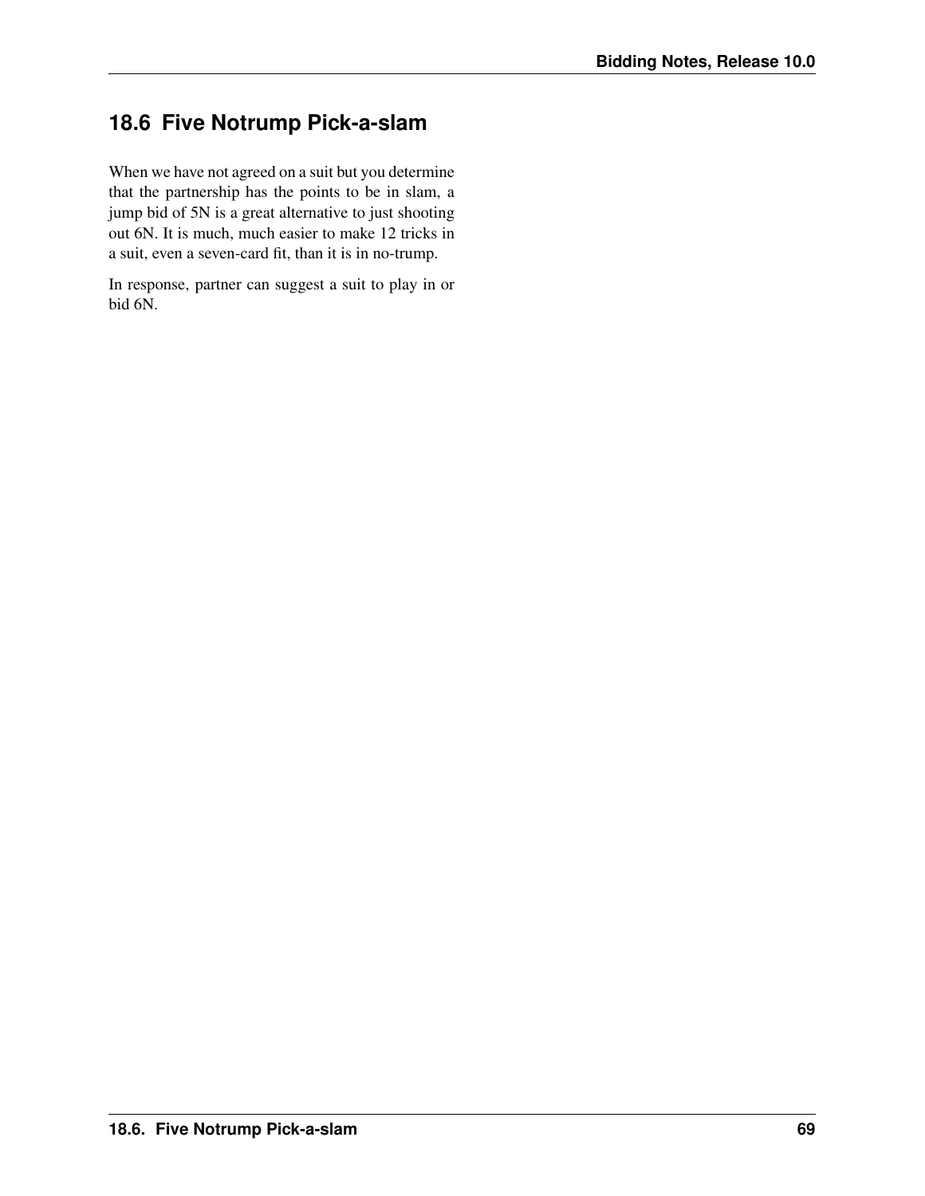## 18.6 Five Notrump Pick-a-slam

When we have not agreed on a suit but you determine that the partnership has the points to be in slam, a jump bid of 5N is a great alternative to just shooting out 6N. It is much, much easier to make 12 tricks in a suit, even a seven-card fit, than it is in no-trump.

In response, partner can suggest a suit to play in or bid 6N.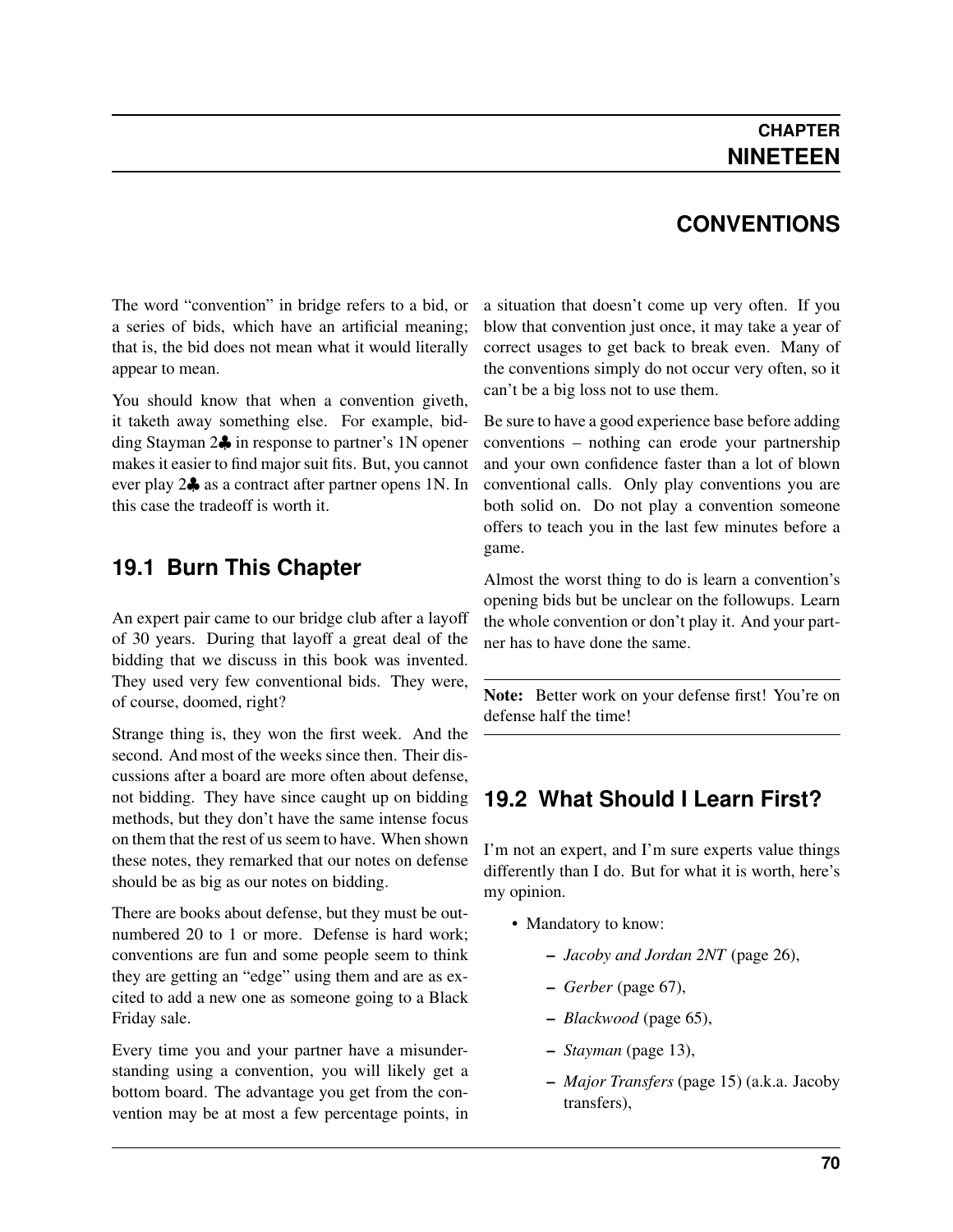# CHAPTER NINETEEN

# CONVENTIONS

The word "convention" in bridge refers to a bid, or a series of bids, which have an artificial meaning; that is, the bid does not mean what it would literally appear to mean.

You should know that when a convention giveth, it taketh away something else. For example, bidding Stayman 2♣ in response to partner's 1N opener makes it easier to find major suit fits. But, you cannot ever play 2♣ as a contract after partner opens 1N. In this case the tradeoff is worth it.

## 19.1 Burn This Chapter

An expert pair came to our bridge club after a layoff of 30 years. During that layoff a great deal of the bidding that we discuss in this book was invented. They used very few conventional bids. They were, of course, doomed, right?

Strange thing is, they won the first week. And the second. And most of the weeks since then. Their discussions after a board are more often about defense, not bidding. They have since caught up on bidding methods, but they don't have the same intense focus on them that the rest of us seem to have. When shown these notes, they remarked that our notes on defense should be as big as our notes on bidding.

There are books about defense, but they must be outnumbered 20 to 1 or more. Defense is hard work; conventions are fun and some people seem to think they are getting an "edge" using them and are as excited to add a new one as someone going to a Black Friday sale.

Every time you and your partner have a misunderstanding using a convention, you will likely get a bottom board. The advantage you get from the convention may be at most a few percentage points, in a situation that doesn't come up very often. If you blow that convention just once, it may take a year of correct usages to get back to break even. Many of the conventions simply do not occur very often, so it can't be a big loss not to use them.

Be sure to have a good experience base before adding conventions – nothing can erode your partnership and your own confidence faster than a lot of blown conventional calls. Only play conventions you are both solid on. Do not play a convention someone offers to teach you in the last few minutes before a game.

Almost the worst thing to do is learn a convention's opening bids but be unclear on the followups. Learn the whole convention or don't play it. And your partner has to have done the same.

**Note:** Better work on your defense first! You're on defense half the time!

## 19.2 What Should I Learn First?

I'm not an expert, and I'm sure experts value things differently than I do. But for what it is worth, here's my opinion.

- Mandatory to know:
  - *Jacoby and Jordan 2NT* (page 26),
  - *Gerber* (page 67),
  - *Blackwood* (page 65),
  - *Stayman* (page 13),
  - *Major Transfers* (page 15) (a.k.a. Jacoby transfers),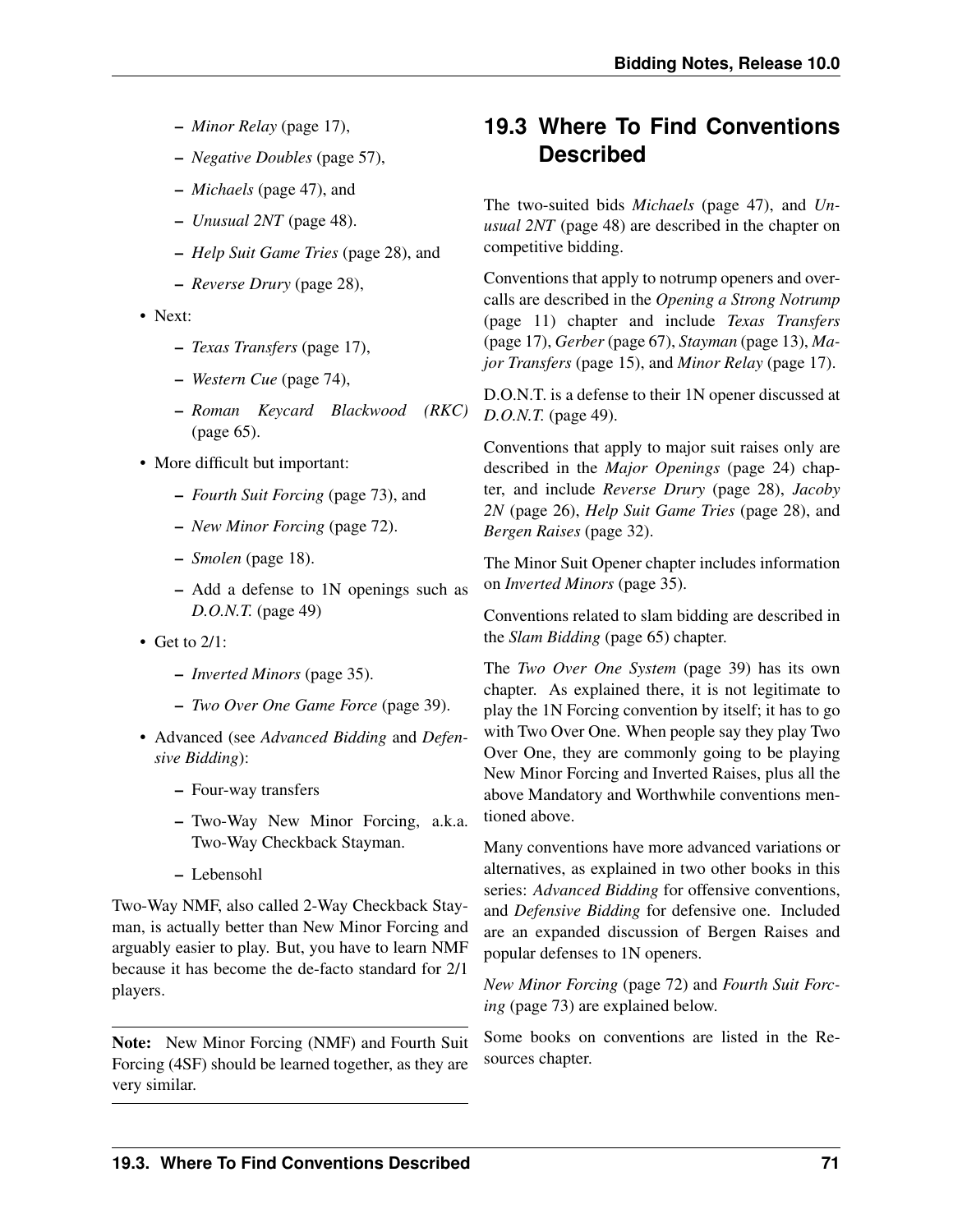- *Minor Relay* (page 17),
- *Negative Doubles* (page 57),
- *Michaels* (page 47), and
- *Unusual 2NT* (page 48).
- *Help Suit Game Tries* (page 28), and
- *Reverse Drury* (page 28),

- Next:
  - *Texas Transfers* (page 17),
  - *Western Cue* (page 74),
  - *Roman Keycard Blackwood (RKC)* (page 65).
- More difficult but important:
  - *Fourth Suit Forcing* (page 73), and
  - *New Minor Forcing* (page 72).
  - *Smolen* (page 18).
  - Add a defense to 1N openings such as *D.O.N.T.* (page 49)
- Get to 2/1:
  - *Inverted Minors* (page 35).
  - *Two Over One Game Force* (page 39).
- Advanced (see *Advanced Bidding* and *Defensive Bidding*):
  - Four-way transfers
  - Two-Way New Minor Forcing, a.k.a. Two-Way Checkback Stayman.
  - Lebensohl

Two-Way NMF, also called 2-Way Checkback Stayman, is actually better than New Minor Forcing and arguably easier to play. But, you have to learn NMF because it has become the de-facto standard for 2/1 players.

**Note:** New Minor Forcing (NMF) and Fourth Suit Forcing (4SF) should be learned together, as they are very similar.

## 19.3 Where To Find Conventions Described

The two-suited bids *Michaels* (page 47), and *Unusual 2NT* (page 48) are described in the chapter on competitive bidding.

Conventions that apply to notrump openers and overcalls are described in the *Opening a Strong Notrump* (page 11) chapter and include *Texas Transfers* (page 17), *Gerber* (page 67), *Stayman* (page 13), *Major Transfers* (page 15), and *Minor Relay* (page 17).

D.O.N.T. is a defense to their 1N opener discussed at *D.O.N.T.* (page 49).

Conventions that apply to major suit raises only are described in the *Major Openings* (page 24) chapter, and include *Reverse Drury* (page 28), *Jacoby 2N* (page 26), *Help Suit Game Tries* (page 28), and *Bergen Raises* (page 32).

The Minor Suit Opener chapter includes information on *Inverted Minors* (page 35).

Conventions related to slam bidding are described in the *Slam Bidding* (page 65) chapter.

The *Two Over One System* (page 39) has its own chapter. As explained there, it is not legitimate to play the 1N Forcing convention by itself; it has to go with Two Over One. When people say they play Two Over One, they are commonly going to be playing New Minor Forcing and Inverted Raises, plus all the above Mandatory and Worthwhile conventions mentioned above.

Many conventions have more advanced variations or alternatives, as explained in two other books in this series: *Advanced Bidding* for offensive conventions, and *Defensive Bidding* for defensive one. Included are an expanded discussion of Bergen Raises and popular defenses to 1N openers.

*New Minor Forcing* (page 72) and *Fourth Suit Forcing* (page 73) are explained below.

Some books on conventions are listed in the Resources chapter.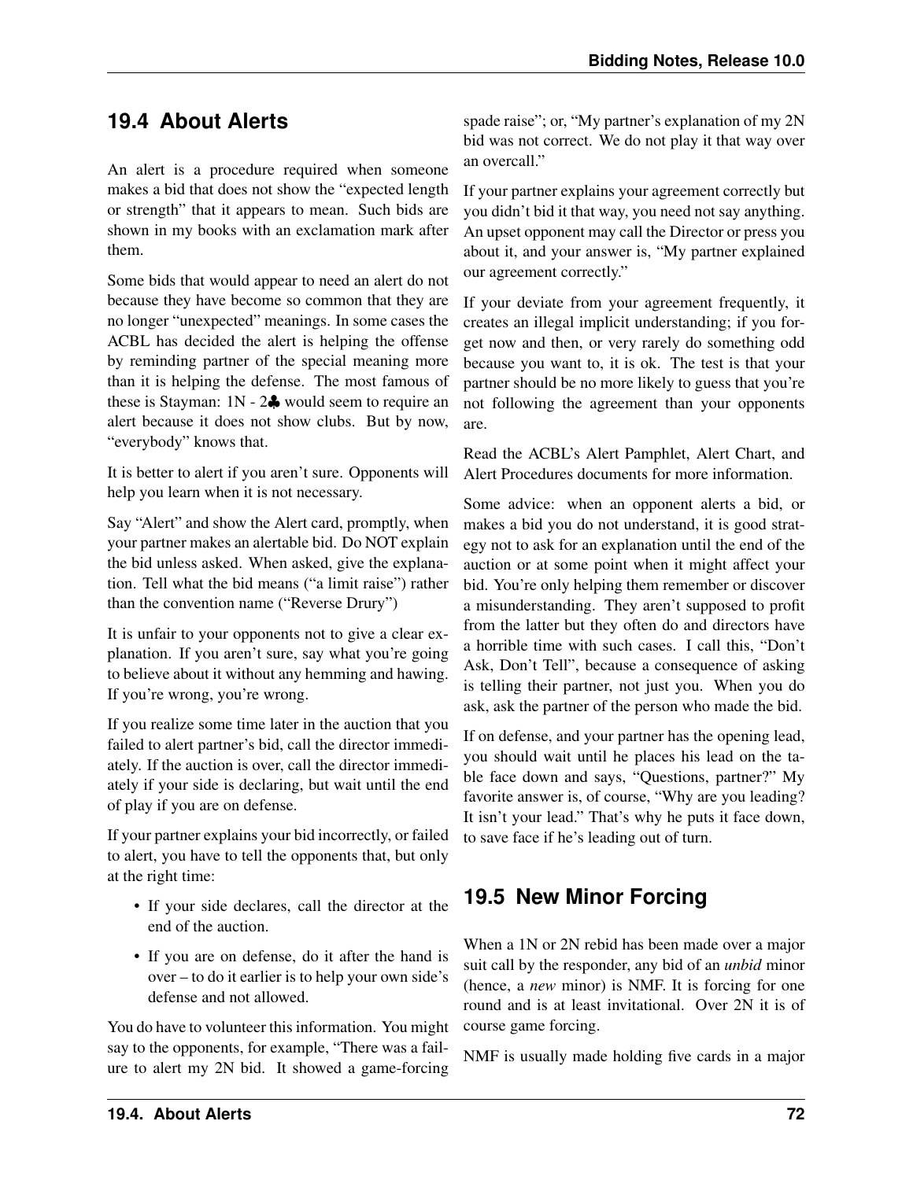## 19.4 About Alerts

An alert is a procedure required when someone makes a bid that does not show the "expected length or strength" that it appears to mean. Such bids are shown in my books with an exclamation mark after them.

Some bids that would appear to need an alert do not because they have become so common that they are no longer "unexpected" meanings. In some cases the ACBL has decided the alert is helping the offense by reminding partner of the special meaning more than it is helping the defense. The most famous of these is Stayman: 1N - 2♣ would seem to require an alert because it does not show clubs. But by now, "everybody" knows that.

It is better to alert if you aren't sure. Opponents will help you learn when it is not necessary.

Say "Alert" and show the Alert card, promptly, when your partner makes an alertable bid. Do NOT explain the bid unless asked. When asked, give the explanation. Tell what the bid means ("a limit raise") rather than the convention name ("Reverse Drury")

It is unfair to your opponents not to give a clear explanation. If you aren't sure, say what you're going to believe about it without any hemming and hawing. If you're wrong, you're wrong.

If you realize some time later in the auction that you failed to alert partner's bid, call the director immediately. If the auction is over, call the director immediately if your side is declaring, but wait until the end of play if you are on defense.

If your partner explains your bid incorrectly, or failed to alert, you have to tell the opponents that, but only at the right time:

- If your side declares, call the director at the end of the auction.
- If you are on defense, do it after the hand is over – to do it earlier is to help your own side's defense and not allowed.

You do have to volunteer this information. You might say to the opponents, for example, "There was a failure to alert my 2N bid. It showed a game-forcing spade raise"; or, "My partner's explanation of my 2N bid was not correct. We do not play it that way over an overcall."

If your partner explains your agreement correctly but you didn't bid it that way, you need not say anything. An upset opponent may call the Director or press you about it, and your answer is, "My partner explained our agreement correctly."

If your deviate from your agreement frequently, it creates an illegal implicit understanding; if you forget now and then, or very rarely do something odd because you want to, it is ok. The test is that your partner should be no more likely to guess that you're not following the agreement than your opponents are.

Read the ACBL's Alert Pamphlet, Alert Chart, and Alert Procedures documents for more information.

Some advice: when an opponent alerts a bid, or makes a bid you do not understand, it is good strategy not to ask for an explanation until the end of the auction or at some point when it might affect your bid. You're only helping them remember or discover a misunderstanding. They aren't supposed to profit from the latter but they often do and directors have a horrible time with such cases. I call this, "Don't Ask, Don't Tell", because a consequence of asking is telling their partner, not just you. When you do ask, ask the partner of the person who made the bid.

If on defense, and your partner has the opening lead, you should wait until he places his lead on the table face down and says, "Questions, partner?" My favorite answer is, of course, "Why are you leading? It isn't your lead." That's why he puts it face down, to save face if he's leading out of turn.

## 19.5 New Minor Forcing

When a 1N or 2N rebid has been made over a major suit call by the responder, any bid of an *unbid* minor (hence, a *new* minor) is NMF. It is forcing for one round and is at least invitational. Over 2N it is of course game forcing.

NMF is usually made holding five cards in a major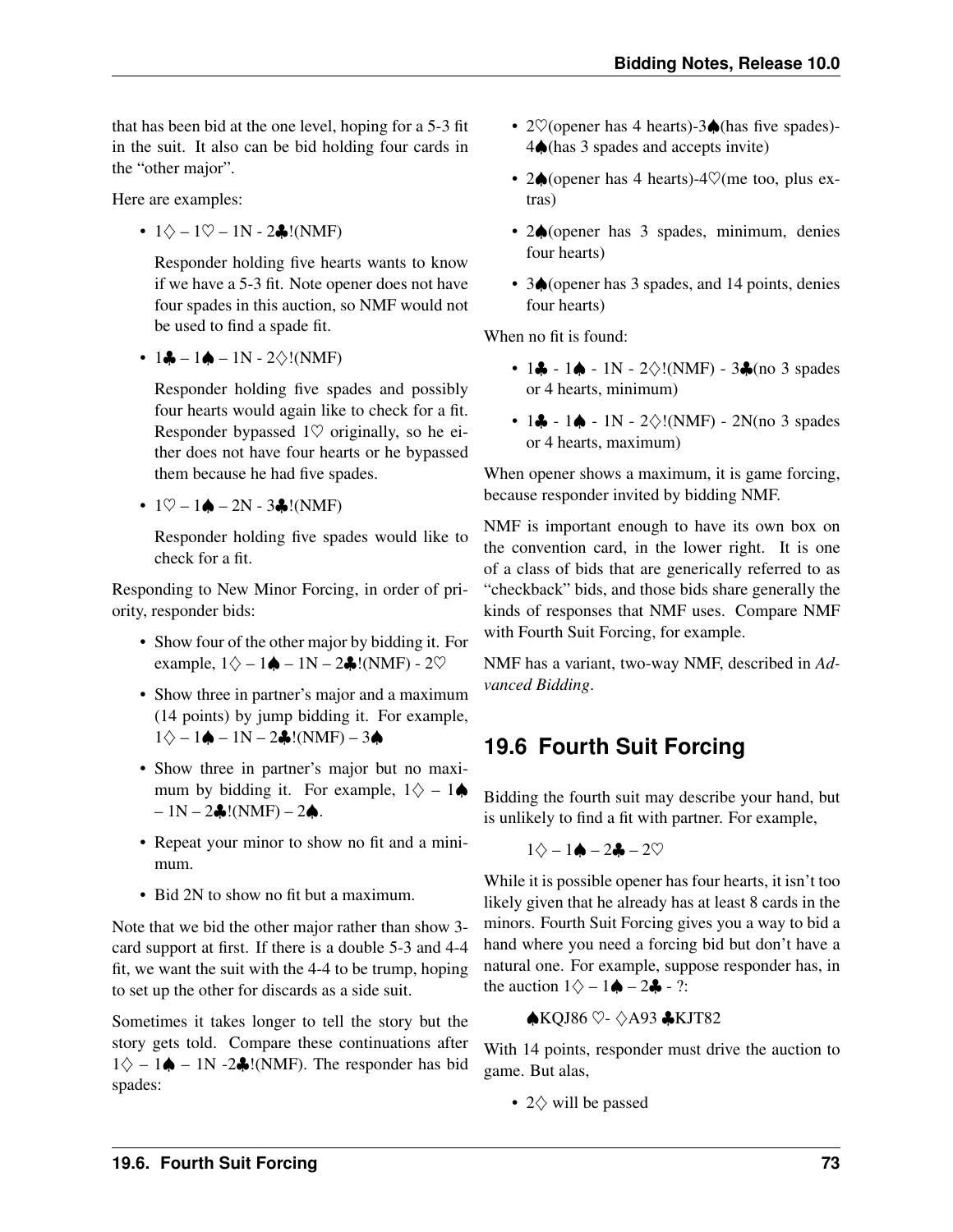that has been bid at the one level, hoping for a 5-3 fit in the suit. It also can be bid holding four cards in the "other major".

Here are examples:

- 1♢ – 1♡ – 1N - 2♣!(NMF)

  Responder holding five hearts wants to know if we have a 5-3 fit. Note opener does not have four spades in this auction, so NMF would not be used to find a spade fit.

- 1♣ – 1♠ – 1N - 2♢!(NMF)

  Responder holding five spades and possibly four hearts would again like to check for a fit. Responder bypassed 1♡ originally, so he either does not have four hearts or he bypassed them because he had five spades.

- 1♡ – 1♠ – 2N - 3♣!(NMF)

  Responder holding five spades would like to check for a fit.

Responding to New Minor Forcing, in order of priority, responder bids:

- Show four of the other major by bidding it. For example, 1♢ – 1♠ – 1N – 2♣!(NMF) - 2♡
- Show three in partner's major and a maximum (14 points) by jump bidding it. For example, 1♢ – 1♠ – 1N – 2♣!(NMF) – 3♠
- Show three in partner's major but no maximum by bidding it. For example, 1♢ – 1♠ – 1N – 2♣!(NMF) – 2♠.
- Repeat your minor to show no fit and a minimum.
- Bid 2N to show no fit but a maximum.

Note that we bid the other major rather than show 3-card support at first. If there is a double 5-3 and 4-4 fit, we want the suit with the 4-4 to be trump, hoping to set up the other for discards as a side suit.

Sometimes it takes longer to tell the story but the story gets told. Compare these continuations after 1♢ – 1♠ – 1N -2♣!(NMF). The responder has bid spades:

- 2♡(opener has 4 hearts)-3♠(has five spades)-4♠(has 3 spades and accepts invite)
- 2♠(opener has 4 hearts)-4♡(me too, plus extras)
- 2♠(opener has 3 spades, minimum, denies four hearts)
- 3♠(opener has 3 spades, and 14 points, denies four hearts)

When no fit is found:

- 1♣ - 1♠ - 1N - 2♢!(NMF) - 3♣(no 3 spades or 4 hearts, minimum)
- 1♣ - 1♠ - 1N - 2♢!(NMF) - 2N(no 3 spades or 4 hearts, maximum)

When opener shows a maximum, it is game forcing, because responder invited by bidding NMF.

NMF is important enough to have its own box on the convention card, in the lower right. It is one of a class of bids that are generically referred to as "checkback" bids, and those bids share generally the kinds of responses that NMF uses. Compare NMF with Fourth Suit Forcing, for example.

NMF has a variant, two-way NMF, described in *Advanced Bidding*.

## 19.6 Fourth Suit Forcing

Bidding the fourth suit may describe your hand, but is unlikely to find a fit with partner. For example,

1♢ – 1♠ – 2♣ – 2♡

While it is possible opener has four hearts, it isn't too likely given that he already has at least 8 cards in the minors. Fourth Suit Forcing gives you a way to bid a hand where you need a forcing bid but don't have a natural one. For example, suppose responder has, in the auction 1♢ – 1♠ – 2♣ - ?:

♠KQJ86 ♡- ♢A93 ♣KJT82

With 14 points, responder must drive the auction to game. But alas,

- 2♢ will be passed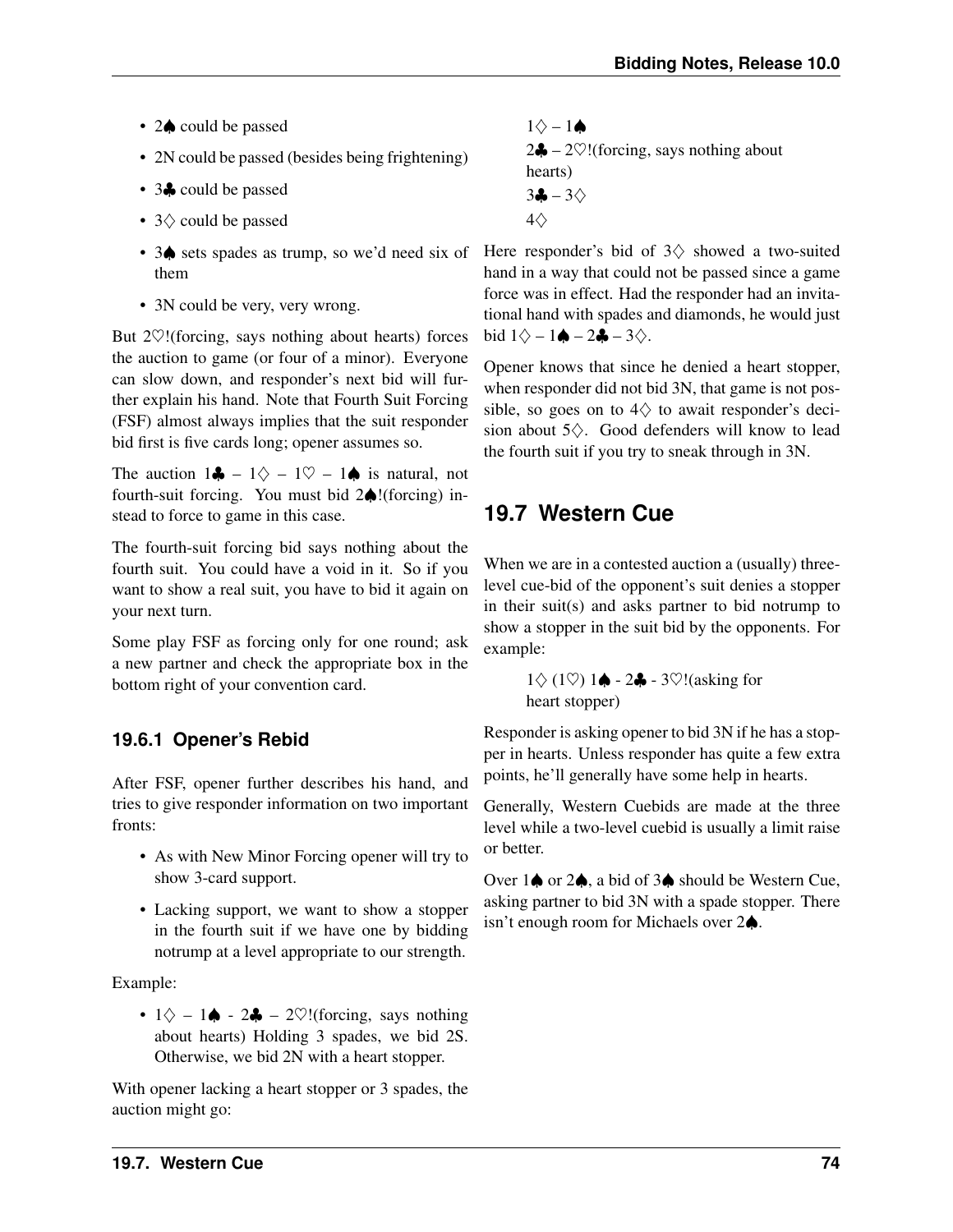- 2♠ could be passed
- 2N could be passed (besides being frightening)
- 3♣ could be passed
- 3♢ could be passed
- 3♠ sets spades as trump, so we'd need six of them
- 3N could be very, very wrong.

But 2♡!(forcing, says nothing about hearts) forces the auction to game (or four of a minor). Everyone can slow down, and responder's next bid will further explain his hand. Note that Fourth Suit Forcing (FSF) almost always implies that the suit responder bid first is five cards long; opener assumes so.

The auction 1♣ – 1♢ – 1♡ – 1♠ is natural, not fourth-suit forcing. You must bid 2♠!(forcing) instead to force to game in this case.

The fourth-suit forcing bid says nothing about the fourth suit. You could have a void in it. So if you want to show a real suit, you have to bid it again on your next turn.

Some play FSF as forcing only for one round; ask a new partner and check the appropriate box in the bottom right of your convention card.

### 19.6.1 Opener's Rebid

After FSF, opener further describes his hand, and tries to give responder information on two important fronts:

- As with New Minor Forcing opener will try to show 3-card support.
- Lacking support, we want to show a stopper in the fourth suit if we have one by bidding notrump at a level appropriate to our strength.

Example:

- 1♢ – 1♠ - 2♣ – 2♡!(forcing, says nothing about hearts) Holding 3 spades, we bid 2S. Otherwise, we bid 2N with a heart stopper.

With opener lacking a heart stopper or 3 spades, the auction might go:

> 1♢ – 1♠
> 2♣ – 2♡!(forcing, says nothing about hearts)
> 3♣ – 3♢
> 4♢

Here responder's bid of 3♢ showed a two-suited hand in a way that could not be passed since a game force was in effect. Had the responder had an invitational hand with spades and diamonds, he would just bid 1♢ – 1♠ – 2♣ – 3♢.

Opener knows that since he denied a heart stopper, when responder did not bid 3N, that game is not possible, so goes on to 4♢ to await responder's decision about 5♢. Good defenders will know to lead the fourth suit if you try to sneak through in 3N.

## 19.7 Western Cue

When we are in a contested auction a (usually) three-level cue-bid of the opponent's suit denies a stopper in their suit(s) and asks partner to bid notrump to show a stopper in the suit bid by the opponents. For example:

> 1♢ (1♡) 1♠ - 2♣ - 3♡!(asking for heart stopper)

Responder is asking opener to bid 3N if he has a stopper in hearts. Unless responder has quite a few extra points, he'll generally have some help in hearts.

Generally, Western Cuebids are made at the three level while a two-level cuebid is usually a limit raise or better.

Over 1♠ or 2♠, a bid of 3♠ should be Western Cue, asking partner to bid 3N with a spade stopper. There isn't enough room for Michaels over 2♠.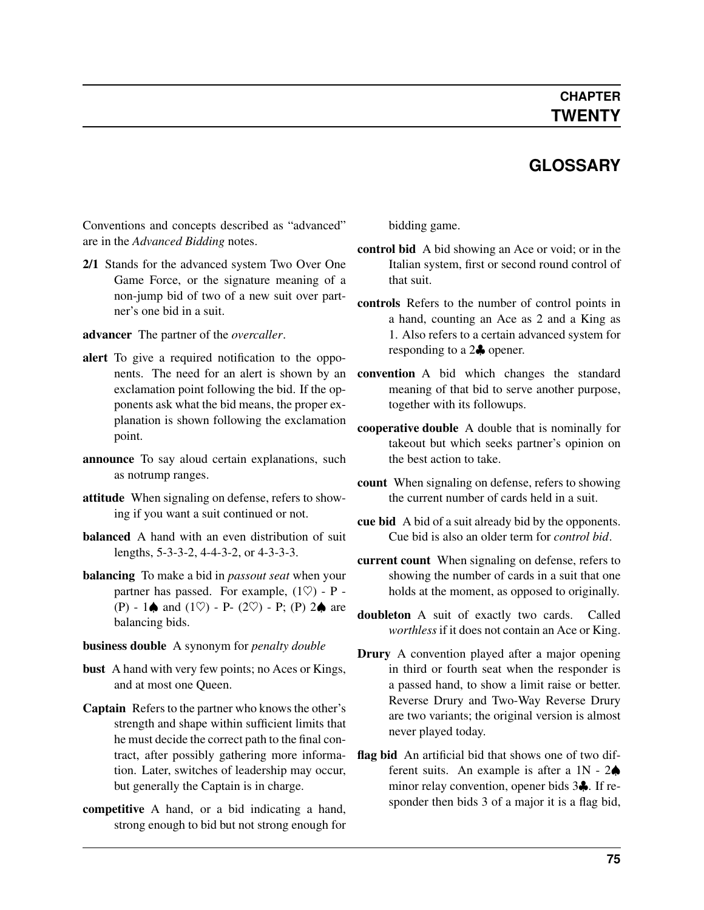# CHAPTER TWENTY

## GLOSSARY

Conventions and concepts described as "advanced" are in the *Advanced Bidding* notes.

**2/1** Stands for the advanced system Two Over One Game Force, or the signature meaning of a non-jump bid of two of a new suit over partner's one bid in a suit.

**advancer** The partner of the *overcaller*.

**alert** To give a required notification to the opponents. The need for an alert is shown by an exclamation point following the bid. If the opponents ask what the bid means, the proper explanation is shown following the exclamation point.

**announce** To say aloud certain explanations, such as notrump ranges.

**attitude** When signaling on defense, refers to showing if you want a suit continued or not.

**balanced** A hand with an even distribution of suit lengths, 5-3-3-2, 4-4-3-2, or 4-3-3-3.

**balancing** To make a bid in *passout seat* when your partner has passed. For example, (1♡) - P - (P) - 1♠ and (1♡) - P- (2♡) - P; (P) 2♠ are balancing bids.

**business double** A synonym for *penalty double*

**bust** A hand with very few points; no Aces or Kings, and at most one Queen.

**Captain** Refers to the partner who knows the other's strength and shape within sufficient limits that he must decide the correct path to the final contract, after possibly gathering more information. Later, switches of leadership may occur, but generally the Captain is in charge.

**competitive** A hand, or a bid indicating a hand, strong enough to bid but not strong enough for bidding game.

**control bid** A bid showing an Ace or void; or in the Italian system, first or second round control of that suit.

**controls** Refers to the number of control points in a hand, counting an Ace as 2 and a King as 1. Also refers to a certain advanced system for responding to a 2♣ opener.

**convention** A bid which changes the standard meaning of that bid to serve another purpose, together with its followups.

**cooperative double** A double that is nominally for takeout but which seeks partner's opinion on the best action to take.

**count** When signaling on defense, refers to showing the current number of cards held in a suit.

**cue bid** A bid of a suit already bid by the opponents. Cue bid is also an older term for *control bid*.

**current count** When signaling on defense, refers to showing the number of cards in a suit that one holds at the moment, as opposed to originally.

**doubleton** A suit of exactly two cards. Called *worthless* if it does not contain an Ace or King.

**Drury** A convention played after a major opening in third or fourth seat when the responder is a passed hand, to show a limit raise or better. Reverse Drury and Two-Way Reverse Drury are two variants; the original version is almost never played today.

**flag bid** An artificial bid that shows one of two different suits. An example is after a 1N - 2♠ minor relay convention, opener bids 3♣. If responder then bids 3 of a major it is a flag bid,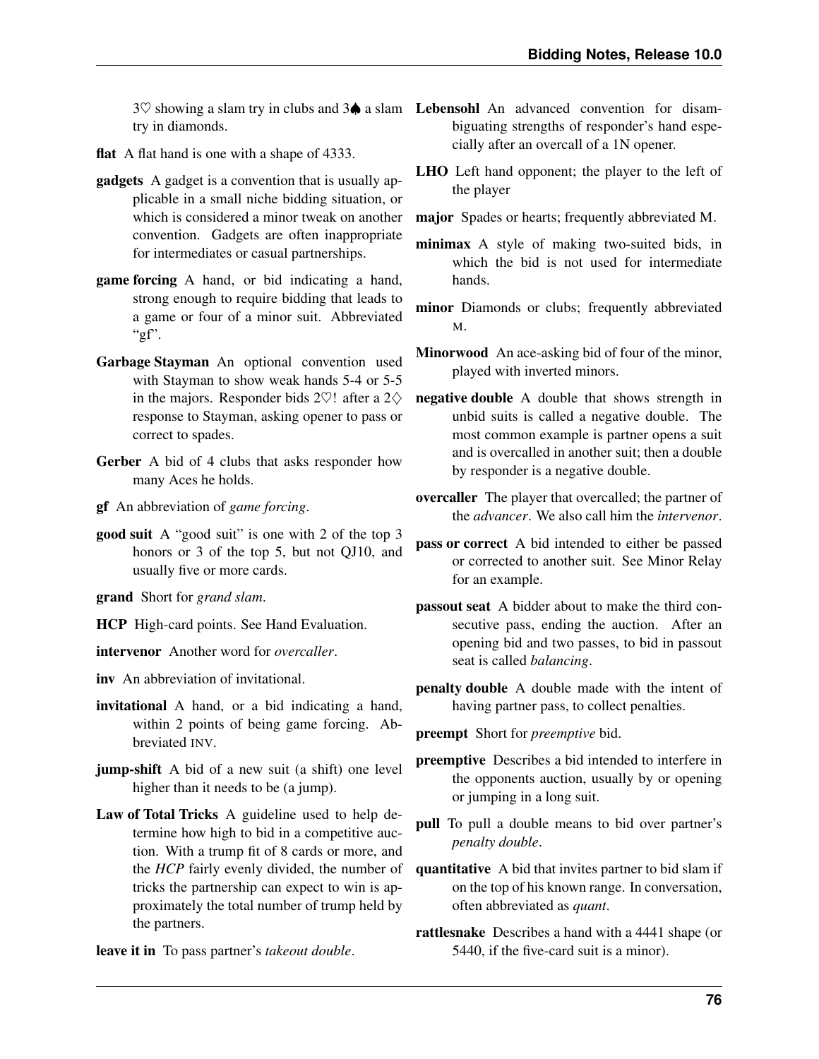3♡ showing a slam try in clubs and 3♠ a slam try in diamonds.

**flat** A flat hand is one with a shape of 4333.

**gadgets** A gadget is a convention that is usually applicable in a small niche bidding situation, or which is considered a minor tweak on another convention. Gadgets are often inappropriate for intermediates or casual partnerships.

**game forcing** A hand, or bid indicating a hand, strong enough to require bidding that leads to a game or four of a minor suit. Abbreviated "gf".

**Garbage Stayman** An optional convention used with Stayman to show weak hands 5-4 or 5-5 in the majors. Responder bids 2♡! after a 2♢ response to Stayman, asking opener to pass or correct to spades.

**Gerber** A bid of 4 clubs that asks responder how many Aces he holds.

**gf** An abbreviation of *game forcing*.

**good suit** A "good suit" is one with 2 of the top 3 honors or 3 of the top 5, but not QJ10, and usually five or more cards.

**grand** Short for *grand slam*.

**HCP** High-card points. See Hand Evaluation.

**intervenor** Another word for *overcaller*.

**inv** An abbreviation of invitational.

**invitational** A hand, or a bid indicating a hand, within 2 points of being game forcing. Abbreviated INV.

**jump-shift** A bid of a new suit (a shift) one level higher than it needs to be (a jump).

**Law of Total Tricks** A guideline used to help determine how high to bid in a competitive auction. With a trump fit of 8 cards or more, and the *HCP* fairly evenly divided, the number of tricks the partnership can expect to win is approximately the total number of trump held by the partners.

**leave it in** To pass partner's *takeout double*.

**Lebensohl** An advanced convention for disambiguating strengths of responder's hand especially after an overcall of a 1N opener.

**LHO** Left hand opponent; the player to the left of the player

**major** Spades or hearts; frequently abbreviated M.

**minimax** A style of making two-suited bids, in which the bid is not used for intermediate hands.

**minor** Diamonds or clubs; frequently abbreviated M.

**Minorwood** An ace-asking bid of four of the minor, played with inverted minors.

**negative double** A double that shows strength in unbid suits is called a negative double. The most common example is partner opens a suit and is overcalled in another suit; then a double by responder is a negative double.

**overcaller** The player that overcalled; the partner of the *advancer*. We also call him the *intervenor*.

**pass or correct** A bid intended to either be passed or corrected to another suit. See Minor Relay for an example.

**passout seat** A bidder about to make the third consecutive pass, ending the auction. After an opening bid and two passes, to bid in passout seat is called *balancing*.

**penalty double** A double made with the intent of having partner pass, to collect penalties.

**preempt** Short for *preemptive* bid.

**preemptive** Describes a bid intended to interfere in the opponents auction, usually by or opening or jumping in a long suit.

**pull** To pull a double means to bid over partner's *penalty double*.

**quantitative** A bid that invites partner to bid slam if on the top of his known range. In conversation, often abbreviated as *quant*.

**rattlesnake** Describes a hand with a 4441 shape (or 5440, if the five-card suit is a minor).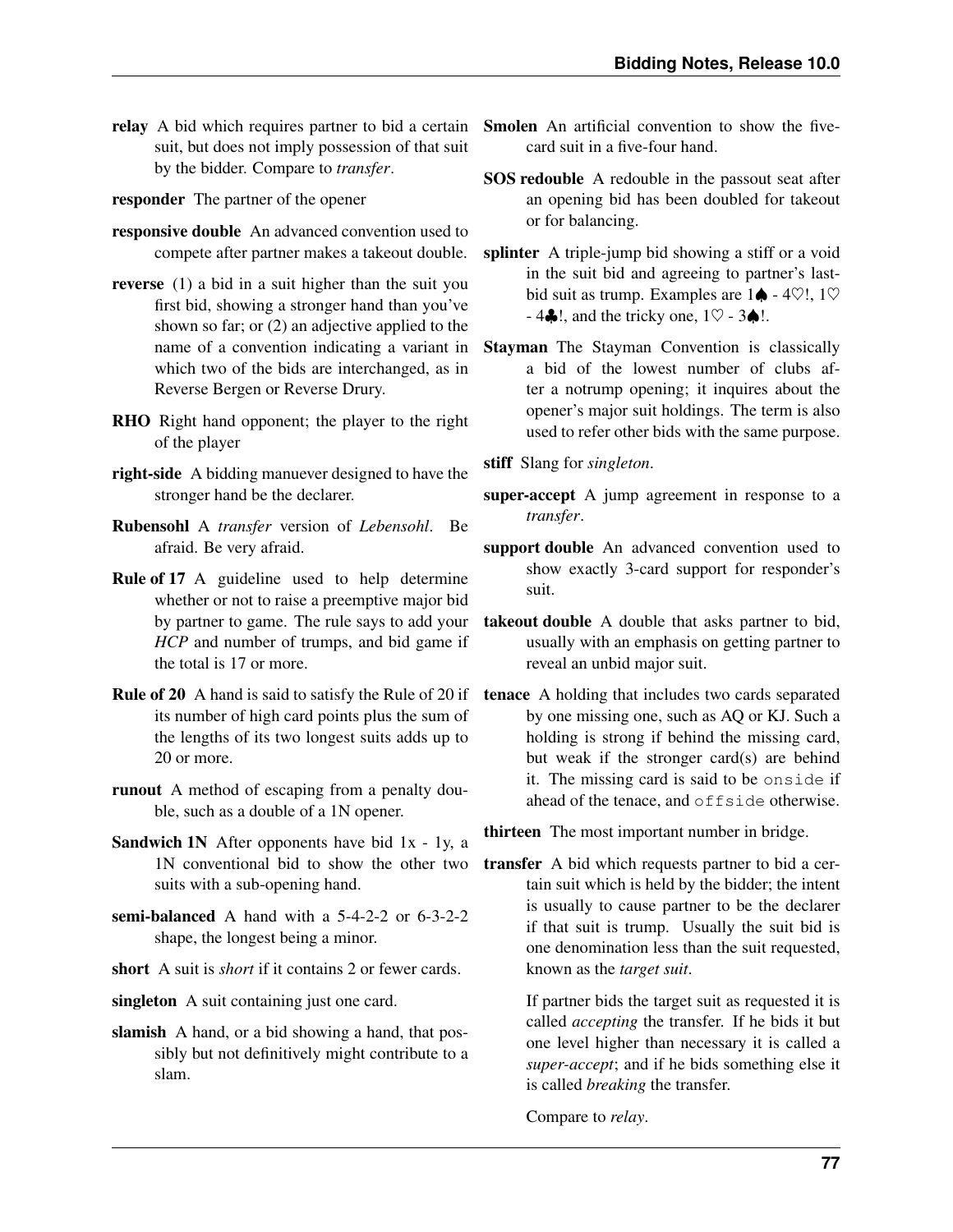**relay** A bid which requires partner to bid a certain suit, but does not imply possession of that suit by the bidder. Compare to *transfer*.

**responder** The partner of the opener

**responsive double** An advanced convention used to compete after partner makes a takeout double.

**reverse** (1) a bid in a suit higher than the suit you first bid, showing a stronger hand than you've shown so far; or (2) an adjective applied to the name of a convention indicating a variant in which two of the bids are interchanged, as in Reverse Bergen or Reverse Drury.

**RHO** Right hand opponent; the player to the right of the player

**right-side** A bidding manuever designed to have the stronger hand be the declarer.

**Rubensohl** A *transfer* version of *Lebensohl*. Be afraid. Be very afraid.

**Rule of 17** A guideline used to help determine whether or not to raise a preemptive major bid by partner to game. The rule says to add your *HCP* and number of trumps, and bid game if the total is 17 or more.

**Rule of 20** A hand is said to satisfy the Rule of 20 if its number of high card points plus the sum of the lengths of its two longest suits adds up to 20 or more.

**runout** A method of escaping from a penalty double, such as a double of a 1N opener.

**Sandwich 1N** After opponents have bid 1x - 1y, a 1N conventional bid to show the other two suits with a sub-opening hand.

**semi-balanced** A hand with a 5-4-2-2 or 6-3-2-2 shape, the longest being a minor.

**short** A suit is *short* if it contains 2 or fewer cards.

**singleton** A suit containing just one card.

**slamish** A hand, or a bid showing a hand, that possibly but not definitively might contribute to a slam.

**Smolen** An artificial convention to show the five-card suit in a five-four hand.

**SOS redouble** A redouble in the passout seat after an opening bid has been doubled for takeout or for balancing.

**splinter** A triple-jump bid showing a stiff or a void in the suit bid and agreeing to partner's last-bid suit as trump. Examples are 1♠ - 4♡!, 1♡ - 4♣!, and the tricky one, 1♡ - 3♠!.

**Stayman** The Stayman Convention is classically a bid of the lowest number of clubs after a notrump opening; it inquires about the opener's major suit holdings. The term is also used to refer other bids with the same purpose.

**stiff** Slang for *singleton*.

**super-accept** A jump agreement in response to a *transfer*.

**support double** An advanced convention used to show exactly 3-card support for responder's suit.

**takeout double** A double that asks partner to bid, usually with an emphasis on getting partner to reveal an unbid major suit.

**tenace** A holding that includes two cards separated by one missing one, such as AQ or KJ. Such a holding is strong if behind the missing card, but weak if the stronger card(s) are behind it. The missing card is said to be `onside` if ahead of the tenace, and `offside` otherwise.

**thirteen** The most important number in bridge.

**transfer** A bid which requests partner to bid a certain suit which is held by the bidder; the intent is usually to cause partner to be the declarer if that suit is trump. Usually the suit bid is one denomination less than the suit requested, known as the *target suit*.

If partner bids the target suit as requested it is called *accepting* the transfer. If he bids it but one level higher than necessary it is called a *super-accept*; and if he bids something else it is called *breaking* the transfer.

Compare to *relay*.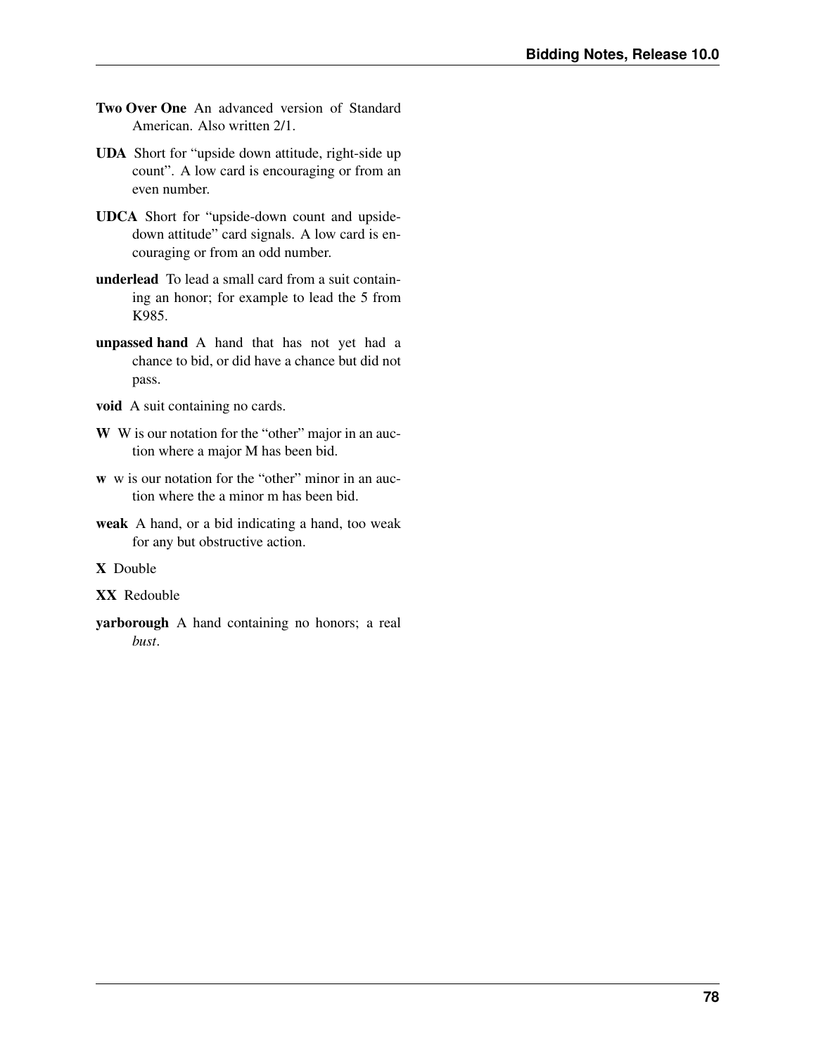**Two Over One** An advanced version of Standard American. Also written 2/1.

**UDA** Short for "upside down attitude, right-side up count". A low card is encouraging or from an even number.

**UDCA** Short for "upside-down count and upside-down attitude" card signals. A low card is encouraging or from an odd number.

**underlead** To lead a small card from a suit containing an honor; for example to lead the 5 from K985.

**unpassed hand** A hand that has not yet had a chance to bid, or did have a chance but did not pass.

**void** A suit containing no cards.

**W** W is our notation for the "other" major in an auction where a major M has been bid.

**w** w is our notation for the "other" minor in an auction where the a minor m has been bid.

**weak** A hand, or a bid indicating a hand, too weak for any but obstructive action.

**X** Double

**XX** Redouble

**yarborough** A hand containing no honors; a real *bust*.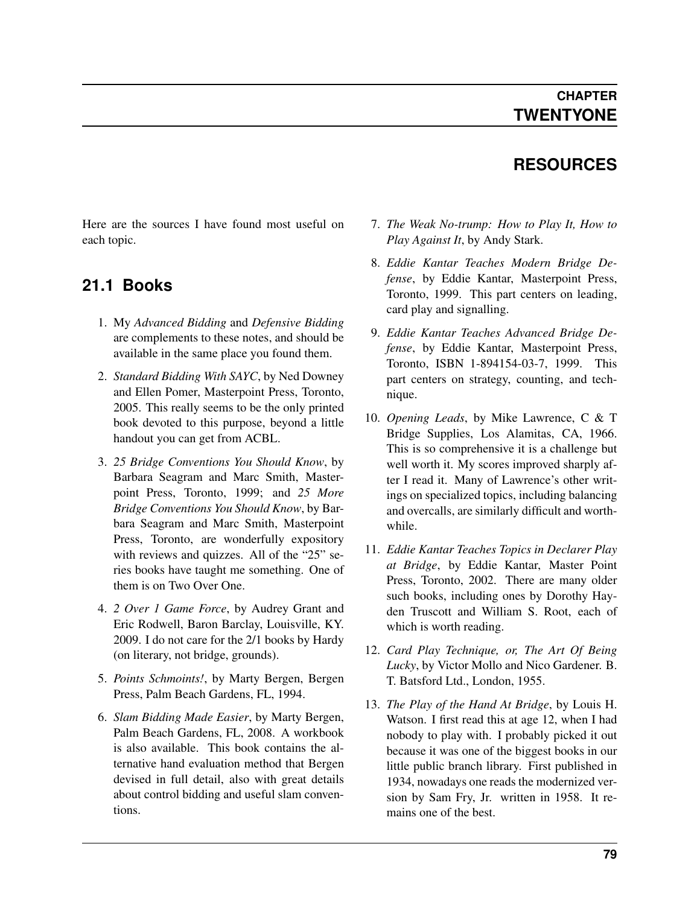# CHAPTER TWENTYONE

# RESOURCES

Here are the sources I have found most useful on each topic.

## 21.1 Books

1. My *Advanced Bidding* and *Defensive Bidding* are complements to these notes, and should be available in the same place you found them.
2. *Standard Bidding With SAYC*, by Ned Downey and Ellen Pomer, Masterpoint Press, Toronto, 2005. This really seems to be the only printed book devoted to this purpose, beyond a little handout you can get from ACBL.
3. *25 Bridge Conventions You Should Know*, by Barbara Seagram and Marc Smith, Masterpoint Press, Toronto, 1999; and *25 More Bridge Conventions You Should Know*, by Barbara Seagram and Marc Smith, Masterpoint Press, Toronto, are wonderfully expository with reviews and quizzes. All of the "25" series books have taught me something. One of them is on Two Over One.
4. *2 Over 1 Game Force*, by Audrey Grant and Eric Rodwell, Baron Barclay, Louisville, KY. 2009. I do not care for the 2/1 books by Hardy (on literary, not bridge, grounds).
5. *Points Schmoints!*, by Marty Bergen, Bergen Press, Palm Beach Gardens, FL, 1994.
6. *Slam Bidding Made Easier*, by Marty Bergen, Palm Beach Gardens, FL, 2008. A workbook is also available. This book contains the alternative hand evaluation method that Bergen devised in full detail, also with great details about control bidding and useful slam conventions.
7. *The Weak No-trump: How to Play It, How to Play Against It*, by Andy Stark.
8. *Eddie Kantar Teaches Modern Bridge Defense*, by Eddie Kantar, Masterpoint Press, Toronto, 1999. This part centers on leading, card play and signalling.
9. *Eddie Kantar Teaches Advanced Bridge Defense*, by Eddie Kantar, Masterpoint Press, Toronto, ISBN 1-894154-03-7, 1999. This part centers on strategy, counting, and technique.
10. *Opening Leads*, by Mike Lawrence, C & T Bridge Supplies, Los Alamitas, CA, 1966. This is so comprehensive it is a challenge but well worth it. My scores improved sharply after I read it. Many of Lawrence's other writings on specialized topics, including balancing and overcalls, are similarly difficult and worthwhile.
11. *Eddie Kantar Teaches Topics in Declarer Play at Bridge*, by Eddie Kantar, Master Point Press, Toronto, 2002. There are many older such books, including ones by Dorothy Hayden Truscott and William S. Root, each of which is worth reading.
12. *Card Play Technique, or, The Art Of Being Lucky*, by Victor Mollo and Nico Gardener. B. T. Batsford Ltd., London, 1955.
13. *The Play of the Hand At Bridge*, by Louis H. Watson. I first read this at age 12, when I had nobody to play with. I probably picked it out because it was one of the biggest books in our little public branch library. First published in 1934, nowadays one reads the modernized version by Sam Fry, Jr. written in 1958. It remains one of the best.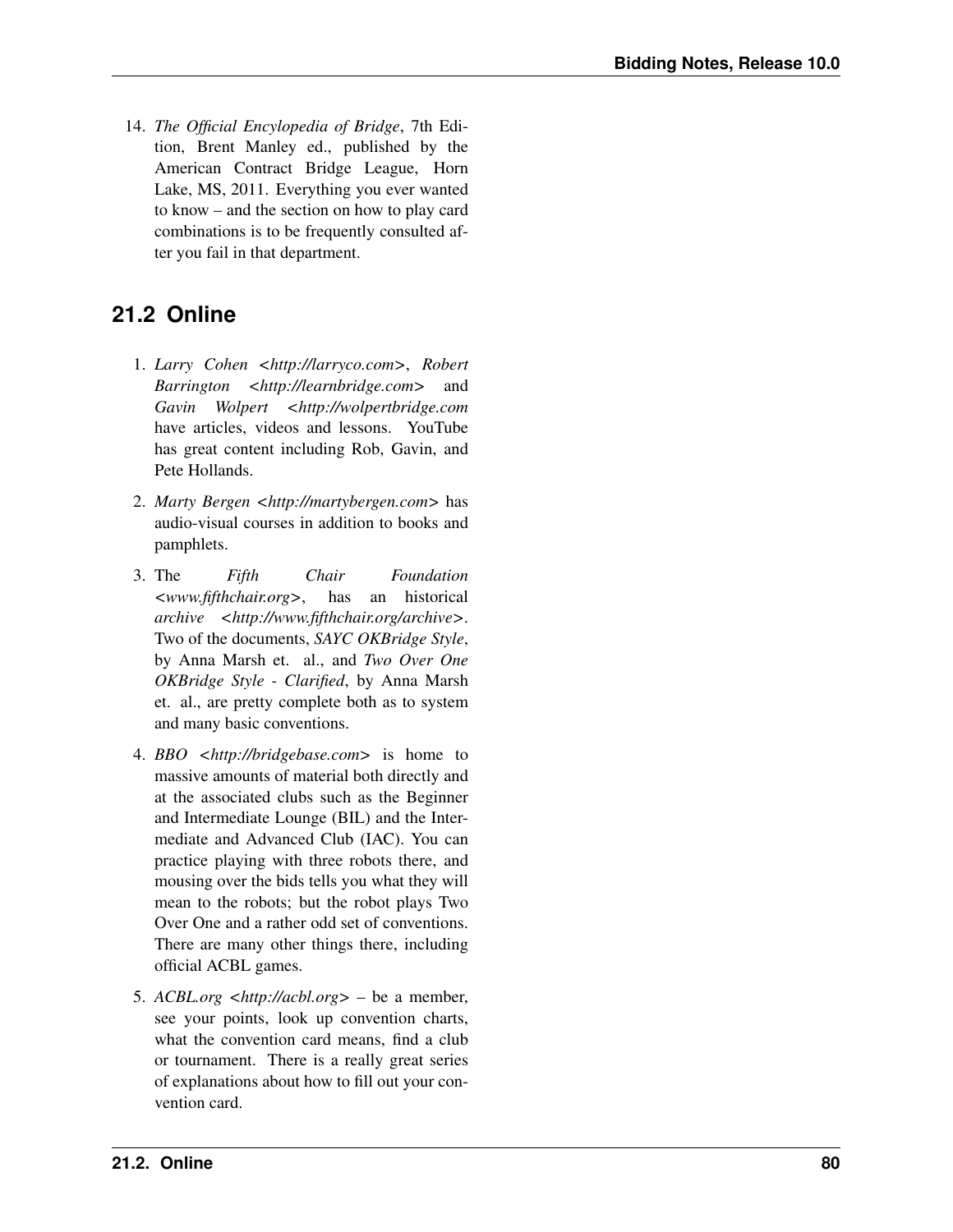14. *The Official Encyclopedia of Bridge*, 7th Edition, Brent Manley ed., published by the American Contract Bridge League, Horn Lake, MS, 2011. Everything you ever wanted to know – and the section on how to play card combinations is to be frequently consulted after you fail in that department.

## 21.2 Online

1. *Larry Cohen <http://larryco.com>*, *Robert Barrington <http://learnbridge.com>* and *Gavin Wolpert <http://wolpertbridge.com* have articles, videos and lessons. YouTube has great content including Rob, Gavin, and Pete Hollands.
2. *Marty Bergen <http://martybergen.com>* has audio-visual courses in addition to books and pamphlets.
3. The *Fifth Chair Foundation <www.fifthchair.org>*, has an historical *archive <http://www.fifthchair.org/archive>*. Two of the documents, *SAYC OKBridge Style*, by Anna Marsh et. al., and *Two Over One OKBridge Style - Clarified*, by Anna Marsh et. al., are pretty complete both as to system and many basic conventions.
4. *BBO <http://bridgebase.com>* is home to massive amounts of material both directly and at the associated clubs such as the Beginner and Intermediate Lounge (BIL) and the Intermediate and Advanced Club (IAC). You can practice playing with three robots there, and mousing over the bids tells you what they will mean to the robots; but the robot plays Two Over One and a rather odd set of conventions. There are many other things there, including official ACBL games.
5. *ACBL.org <http://acbl.org>* – be a member, see your points, look up convention charts, what the convention card means, find a club or tournament. There is a really great series of explanations about how to fill out your convention card.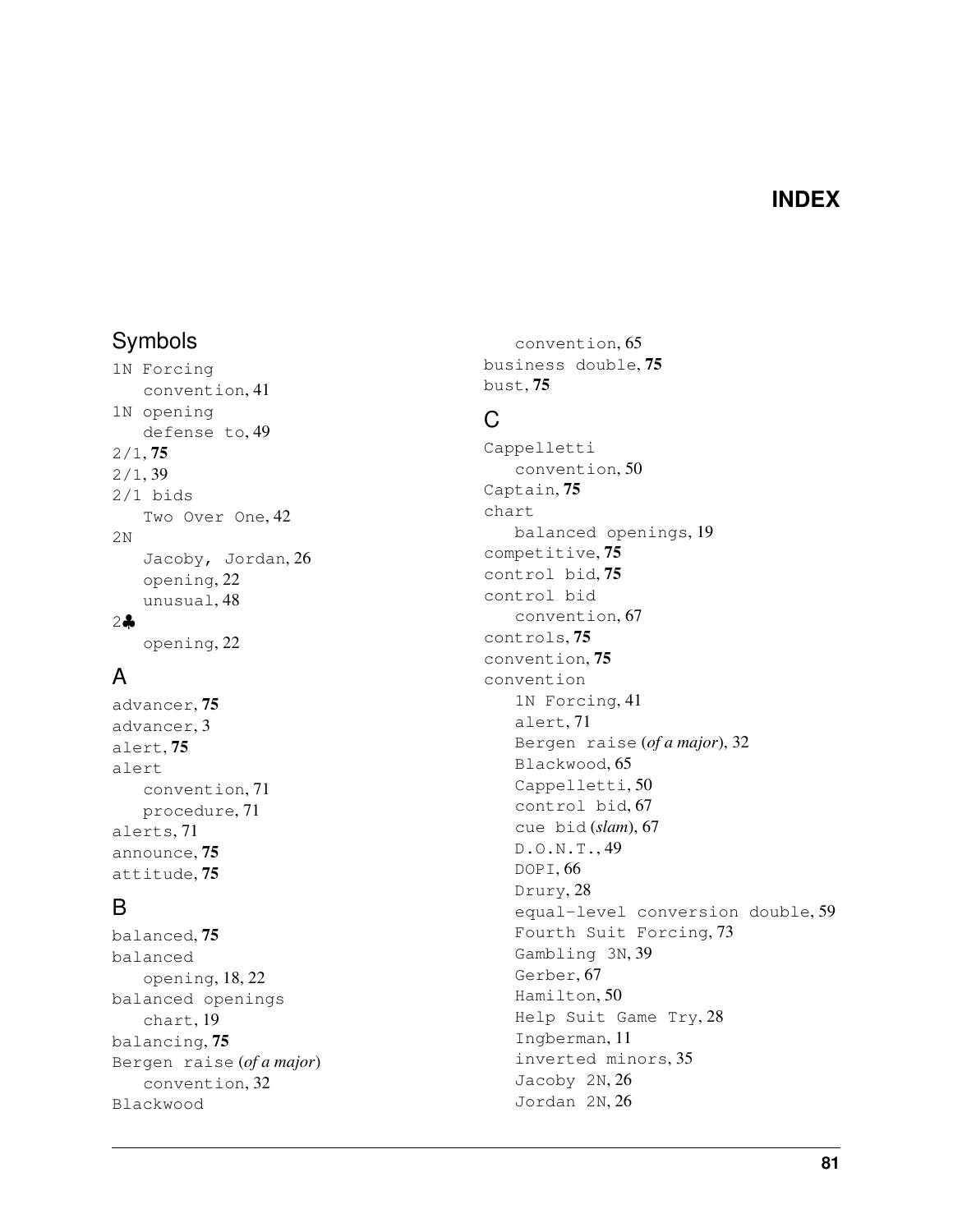# INDEX

## Symbols

1N Forcing
- convention, 41

1N opening
- defense to, 49

2/1, **75**
2/1, 39
2/1 bids
- Two Over One, 42

2N
- Jacoby, Jordan, 26
- opening, 22
- unusual, 48

2♣
- opening, 22

## A

advancer, **75**
advancer, 3
alert, **75**
alert
- convention, 71
- procedure, 71

alerts, 71
announce, **75**
attitude, **75**

## B

balanced, **75**
balanced
- opening, 18, 22

balanced openings
- chart, 19

balancing, **75**
Bergen raise (*of a major*)
- convention, 32

Blackwood
- convention, 65

business double, **75**
bust, **75**

## C

Cappelletti
- convention, 50

Captain, **75**
chart
- balanced openings, 19

competitive, **75**
control bid, **75**
control bid
- convention, 67

controls, **75**
convention, **75**
convention
- 1N Forcing, 41
- alert, 71
- Bergen raise (*of a major*), 32
- Blackwood, 65
- Cappelletti, 50
- control bid, 67
- cue bid (*slam*), 67
- D.O.N.T., 49
- DOPI, 66
- Drury, 28
- equal-level conversion double, 59
- Fourth Suit Forcing, 73
- Gambling 3N, 39
- Gerber, 67
- Hamilton, 50
- Help Suit Game Try, 28
- Ingberman, 11
- inverted minors, 35
- Jacoby 2N, 26
- Jordan 2N, 26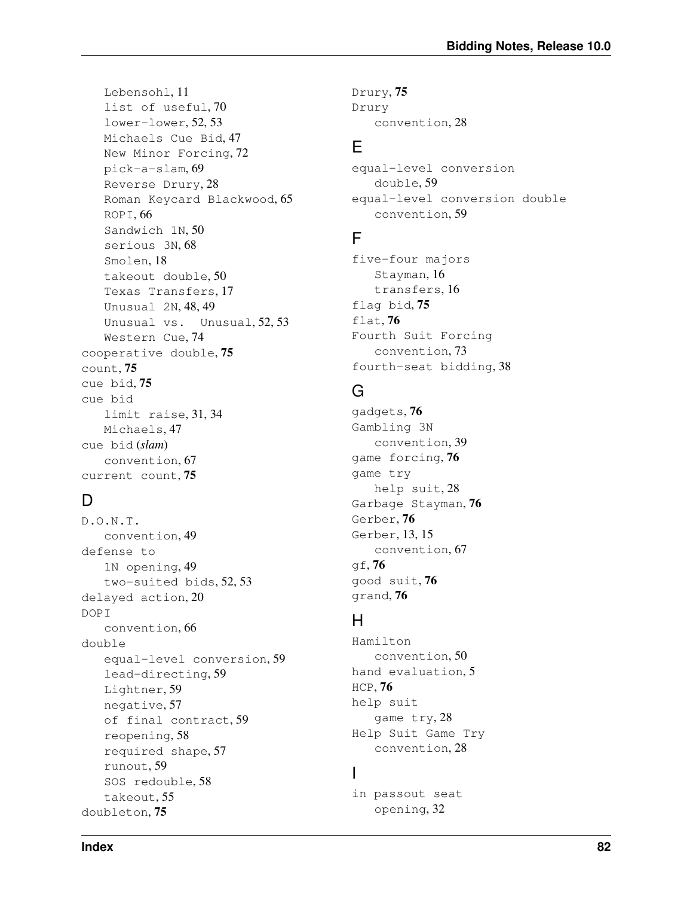Lebensohl, 11
    list of useful, 70
    lower-lower, 52, 53
    Michaels Cue Bid, 47
    New Minor Forcing, 72
    pick-a-slam, 69
    Reverse Drury, 28
    Roman Keycard Blackwood, 65
    ROPI, 66
    Sandwich 1N, 50
    serious 3N, 68
    Smolen, 18
    takeout double, 50
    Texas Transfers, 17
    Unusual 2N, 48, 49
    Unusual vs. Unusual, 52, 53
    Western Cue, 74

cooperative double, **75**
count, **75**
cue bid, **75**
cue bid
    limit raise, 31, 34
    Michaels, 47
cue bid (*slam*)
    convention, 67
current count, **75**

## D

D.O.N.T.
    convention, 49
defense to
    1N opening, 49
    two-suited bids, 52, 53
delayed action, 20
DOPI
    convention, 66
double
    equal-level conversion, 59
    lead-directing, 59
    Lightner, 59
    negative, 57
    of final contract, 59
    reopening, 58
    required shape, 57
    runout, 59
    SOS redouble, 58
    takeout, 55
doubleton, **75**
Drury, **75**
Drury
    convention, 28

## E

equal-level conversion
    double, 59
equal-level conversion double
    convention, 59

## F

five-four majors
    Stayman, 16
    transfers, 16
flag bid, **75**
flat, **76**
Fourth Suit Forcing
    convention, 73
fourth-seat bidding, 38

## G

gadgets, **76**
Gambling 3N
    convention, 39
game forcing, **76**
game try
    help suit, 28
Garbage Stayman, **76**
Gerber, **76**
Gerber, 13, 15
    convention, 67
gf, **76**
good suit, **76**
grand, **76**

## H

Hamilton
    convention, 50
hand evaluation, 5
HCP, **76**
help suit
    game try, 28
Help Suit Game Try
    convention, 28

## I

in passout seat
    opening, 32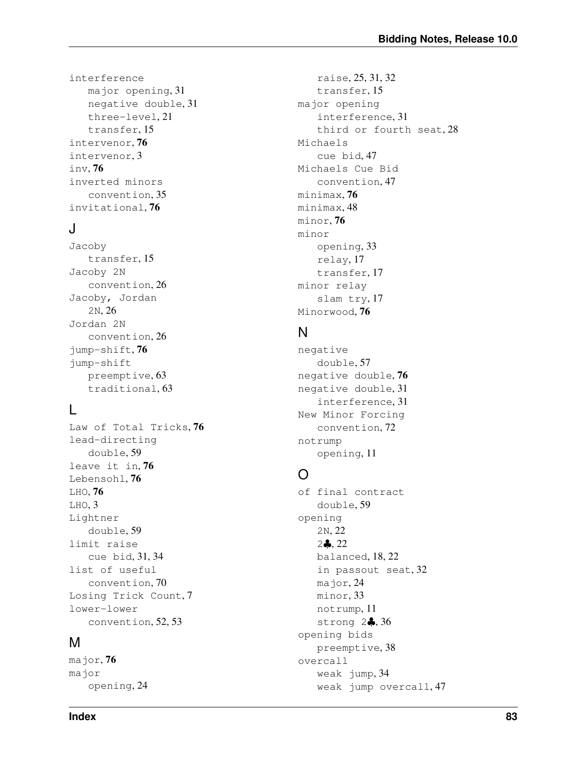interference
- major opening, 31
- negative double, 31
- three-level, 21
- transfer, 15

intervenor, **76**

intervenor, 3

inv, **76**

inverted minors
- convention, 35

invitational, **76**

## J

Jacoby
- transfer, 15

Jacoby 2N
- convention, 26

Jacoby, Jordan
- 2N, 26

Jordan 2N
- convention, 26

jump-shift, **76**

jump-shift
- preemptive, 63
- traditional, 63

## L

Law of Total Tricks, **76**

lead-directing
- double, 59

leave it in, **76**

Lebensohl, **76**

LHO, **76**

LHO, 3

Lightner
- double, 59

limit raise
- cue bid, 31, 34

list of useful
- convention, 70

Losing Trick Count, 7

lower-lower
- convention, 52, 53

## M

major, **76**

major
- opening, 24
- raise, 25, 31, 32
- transfer, 15

major opening
- interference, 31
- third or fourth seat, 28

Michaels
- cue bid, 47

Michaels Cue Bid
- convention, 47

minimax, **76**

minimax, 48

minor, **76**

minor
- opening, 33
- relay, 17
- transfer, 17

minor relay
- slam try, 17

Minorwood, **76**

## N

negative
- double, 57

negative double, **76**

negative double, 31
- interference, 31

New Minor Forcing
- convention, 72

notrump
- opening, 11

## O

of final contract
- double, 59

opening
- 2N, 22
- 2♣, 22
- balanced, 18, 22
- in passout seat, 32
- major, 24
- minor, 33
- notrump, 11
- strong 2♣, 36

opening bids
- preemptive, 38

overcall
- weak jump, 34
- weak jump overcall, 47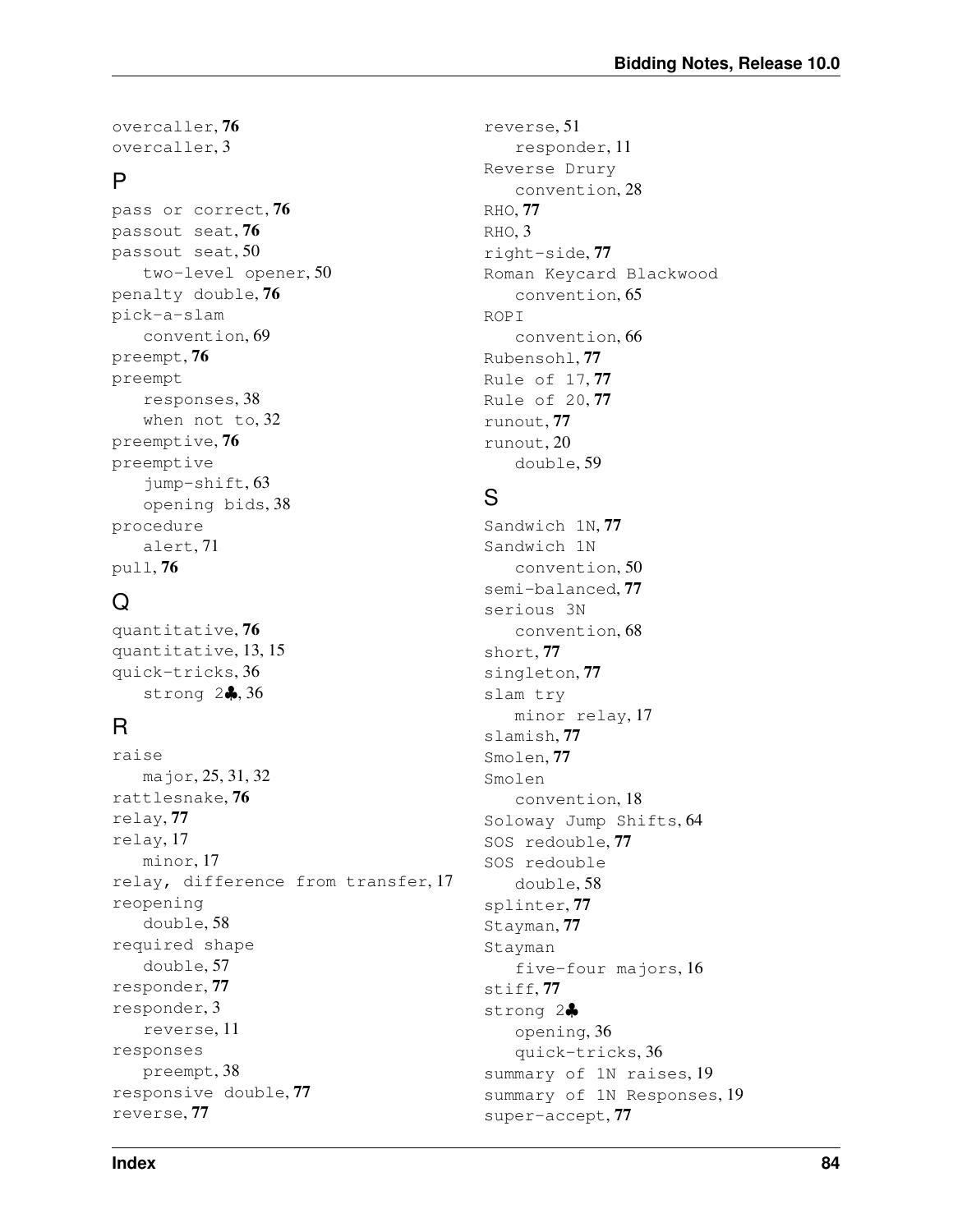overcaller, **76**
overcaller, 3

## P

pass or correct, **76**
passout seat, **76**
passout seat, 50
  two-level opener, 50
penalty double, **76**
pick-a-slam
  convention, 69
preempt, **76**
preempt
  responses, 38
  when not to, 32
preemptive, **76**
preemptive
  jump-shift, 63
  opening bids, 38
procedure
  alert, 71
pull, **76**

## Q

quantitative, **76**
quantitative, 13, 15
quick-tricks, 36
  strong 2♣, 36

## R

raise
  major, 25, 31, 32
rattlesnake, **76**
relay, **77**
relay, 17
  minor, 17
relay, difference from transfer, 17
reopening
  double, 58
required shape
  double, 57
responder, **77**
responder, 3
  reverse, 11
responses
  preempt, 38
responsive double, **77**
reverse, **77**
reverse, 51
  responder, 11
Reverse Drury
  convention, 28
RHO, **77**
RHO, 3
right-side, **77**
Roman Keycard Blackwood
  convention, 65
ROPI
  convention, 66
Rubensohl, **77**
Rule of 17, **77**
Rule of 20, **77**
runout, **77**
runout, 20
  double, 59

## S

Sandwich 1N, **77**
Sandwich 1N
  convention, 50
semi-balanced, **77**
serious 3N
  convention, 68
short, **77**
singleton, **77**
slam try
  minor relay, 17
slamish, **77**
Smolen, **77**
Smolen
  convention, 18
Soloway Jump Shifts, 64
SOS redouble, **77**
SOS redouble
  double, 58
splinter, **77**
Stayman, **77**
Stayman
  five-four majors, 16
stiff, **77**
strong 2♣
  opening, 36
  quick-tricks, 36
summary of 1N raises, 19
summary of 1N Responses, 19
super-accept, **77**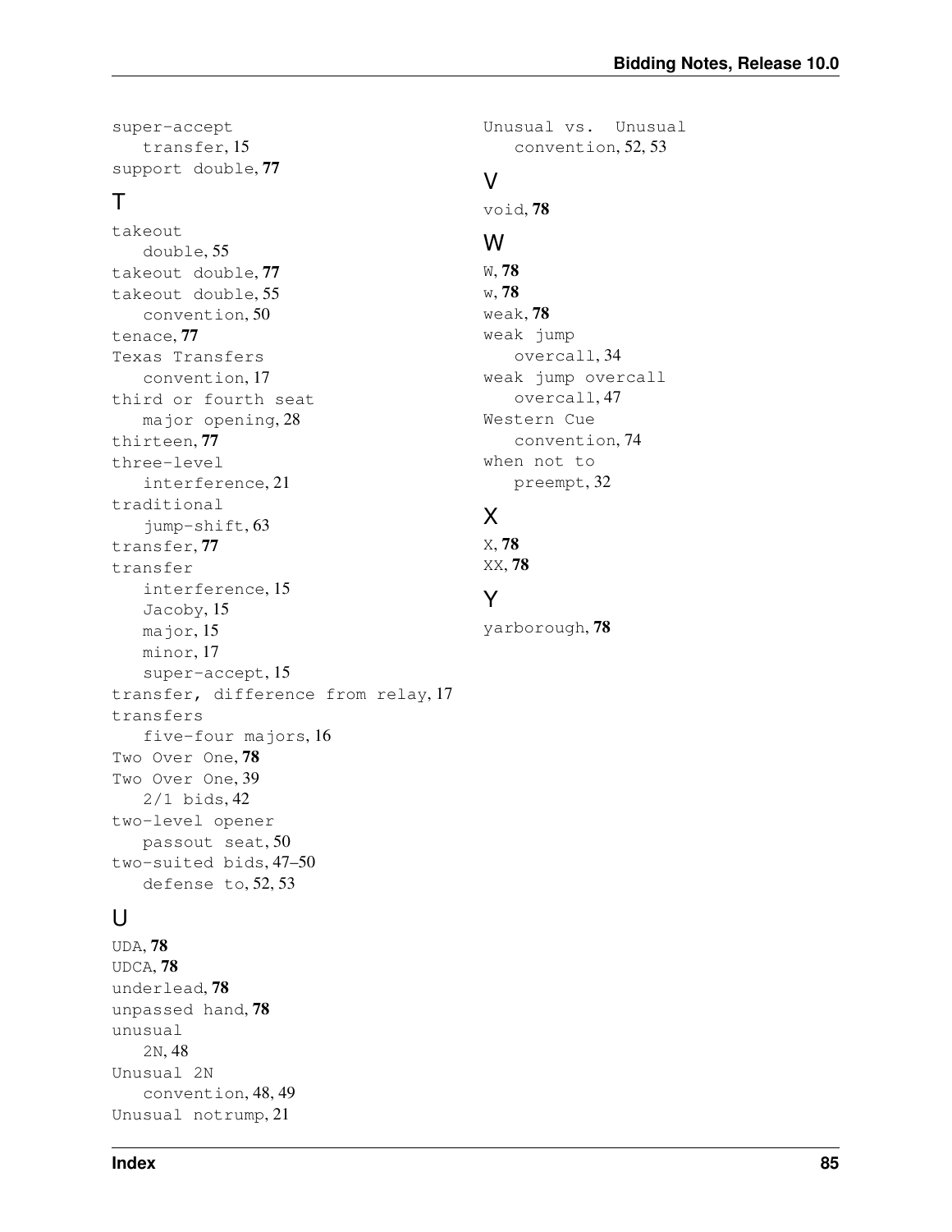super-accept
  transfer, 15
support double, **77**

## T

takeout
  double, 55
takeout double, **77**
takeout double, 55
  convention, 50
tenace, **77**
Texas Transfers
  convention, 17
third or fourth seat
  major opening, 28
thirteen, **77**
three-level
  interference, 21
traditional
  jump-shift, 63
transfer, **77**
transfer
  interference, 15
  Jacoby, 15
  major, 15
  minor, 17
  super-accept, 15
transfer, difference from relay, 17
transfers
  five-four majors, 16
Two Over One, **78**
Two Over One, 39
  2/1 bids, 42
two-level opener
  passout seat, 50
two-suited bids, 47–50
  defense to, 52, 53

## U

UDA, **78**
UDCA, **78**
underlead, **78**
unpassed hand, **78**
unusual
  2N, 48
Unusual 2N
  convention, 48, 49
Unusual notrump, 21
Unusual vs. Unusual
  convention, 52, 53

## V

void, **78**

## W

W, **78**
w, **78**
weak, **78**
weak jump
  overcall, 34
weak jump overcall
  overcall, 47
Western Cue
  convention, 74
when not to
  preempt, 32

## X

X, **78**
XX, **78**

## Y

yarborough, **78**